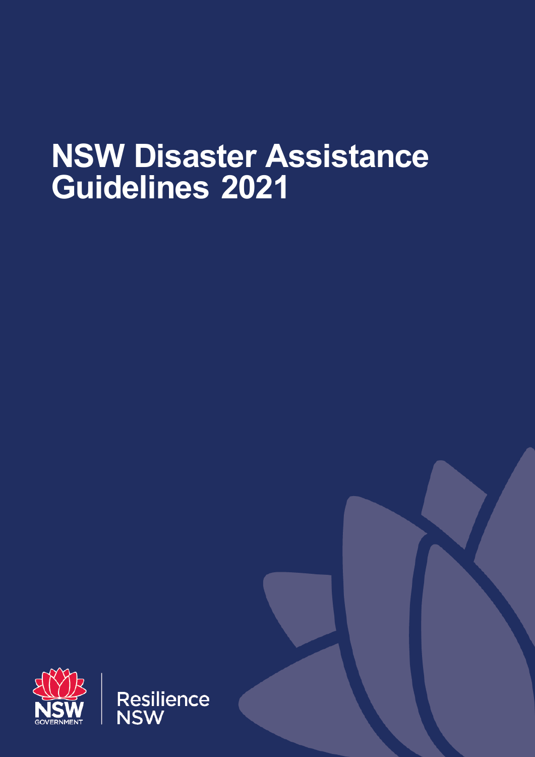# NSW Disaster Assistance Guidelines 2021

NSW GOVERNMENT

Resilience NSW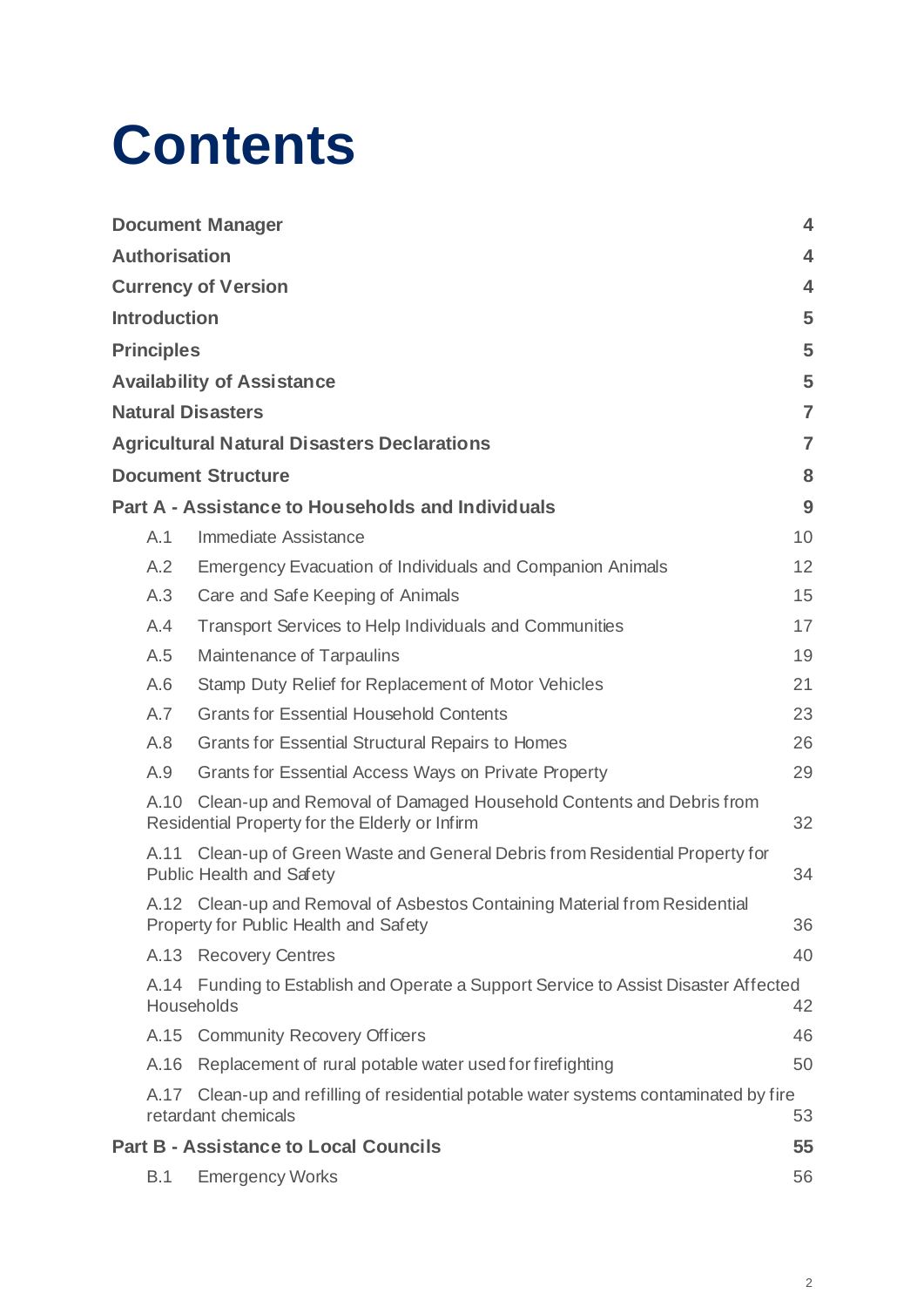# Contents

| | |
|---|---|
| **Document Manager** | **4** |
| **Authorisation** | **4** |
| **Currency of Version** | **4** |
| **Introduction** | **5** |
| **Principles** | **5** |
| **Availability of Assistance** | **5** |
| **Natural Disasters** | **7** |
| **Agricultural Natural Disasters Declarations** | **7** |
| **Document Structure** | **8** |
| **Part A - Assistance to Households and Individuals** | **9** |
| A.1 Immediate Assistance | 10 |
| A.2 Emergency Evacuation of Individuals and Companion Animals | 12 |
| A.3 Care and Safe Keeping of Animals | 15 |
| A.4 Transport Services to Help Individuals and Communities | 17 |
| A.5 Maintenance of Tarpaulins | 19 |
| A.6 Stamp Duty Relief for Replacement of Motor Vehicles | 21 |
| A.7 Grants for Essential Household Contents | 23 |
| A.8 Grants for Essential Structural Repairs to Homes | 26 |
| A.9 Grants for Essential Access Ways on Private Property | 29 |
| A.10 Clean-up and Removal of Damaged Household Contents and Debris from Residential Property for the Elderly or Infirm | 32 |
| A.11 Clean-up of Green Waste and General Debris from Residential Property for Public Health and Safety | 34 |
| A.12 Clean-up and Removal of Asbestos Containing Material from Residential Property for Public Health and Safety | 36 |
| A.13 Recovery Centres | 40 |
| A.14 Funding to Establish and Operate a Support Service to Assist Disaster Affected Households | 42 |
| A.15 Community Recovery Officers | 46 |
| A.16 Replacement of rural potable water used for firefighting | 50 |
| A.17 Clean-up and refilling of residential potable water systems contaminated by fire retardant chemicals | 53 |
| **Part B - Assistance to Local Councils** | **55** |
| B.1 Emergency Works | 56 |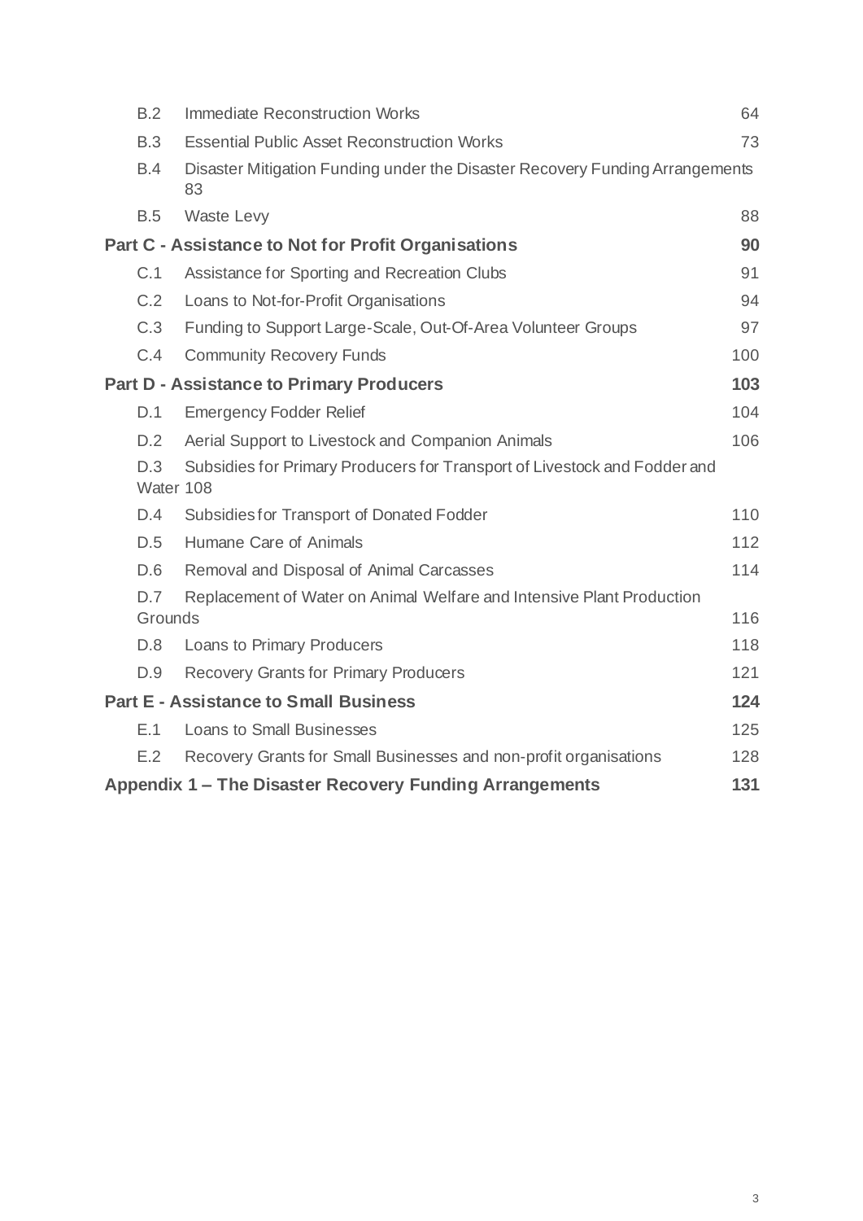| | | |
|---|---|---|
| B.2 | Immediate Reconstruction Works | 64 |
| B.3 | Essential Public Asset Reconstruction Works | 73 |
| B.4 | Disaster Mitigation Funding under the Disaster Recovery Funding Arrangements | 83 |
| B.5 | Waste Levy | 88 |
| **Part C - Assistance to Not for Profit Organisations** | | **90** |
| C.1 | Assistance for Sporting and Recreation Clubs | 91 |
| C.2 | Loans to Not-for-Profit Organisations | 94 |
| C.3 | Funding to Support Large-Scale, Out-Of-Area Volunteer Groups | 97 |
| C.4 | Community Recovery Funds | 100 |
| **Part D - Assistance to Primary Producers** | | **103** |
| D.1 | Emergency Fodder Relief | 104 |
| D.2 | Aerial Support to Livestock and Companion Animals | 106 |
| D.3 | Subsidies for Primary Producers for Transport of Livestock and Fodder and Water | 108 |
| D.4 | Subsidies for Transport of Donated Fodder | 110 |
| D.5 | Humane Care of Animals | 112 |
| D.6 | Removal and Disposal of Animal Carcasses | 114 |
| D.7 | Replacement of Water on Animal Welfare and Intensive Plant Production Grounds | 116 |
| D.8 | Loans to Primary Producers | 118 |
| D.9 | Recovery Grants for Primary Producers | 121 |
| **Part E - Assistance to Small Business** | | **124** |
| E.1 | Loans to Small Businesses | 125 |
| E.2 | Recovery Grants for Small Businesses and non-profit organisations | 128 |
| **Appendix 1 – The Disaster Recovery Funding Arrangements** | | **131** |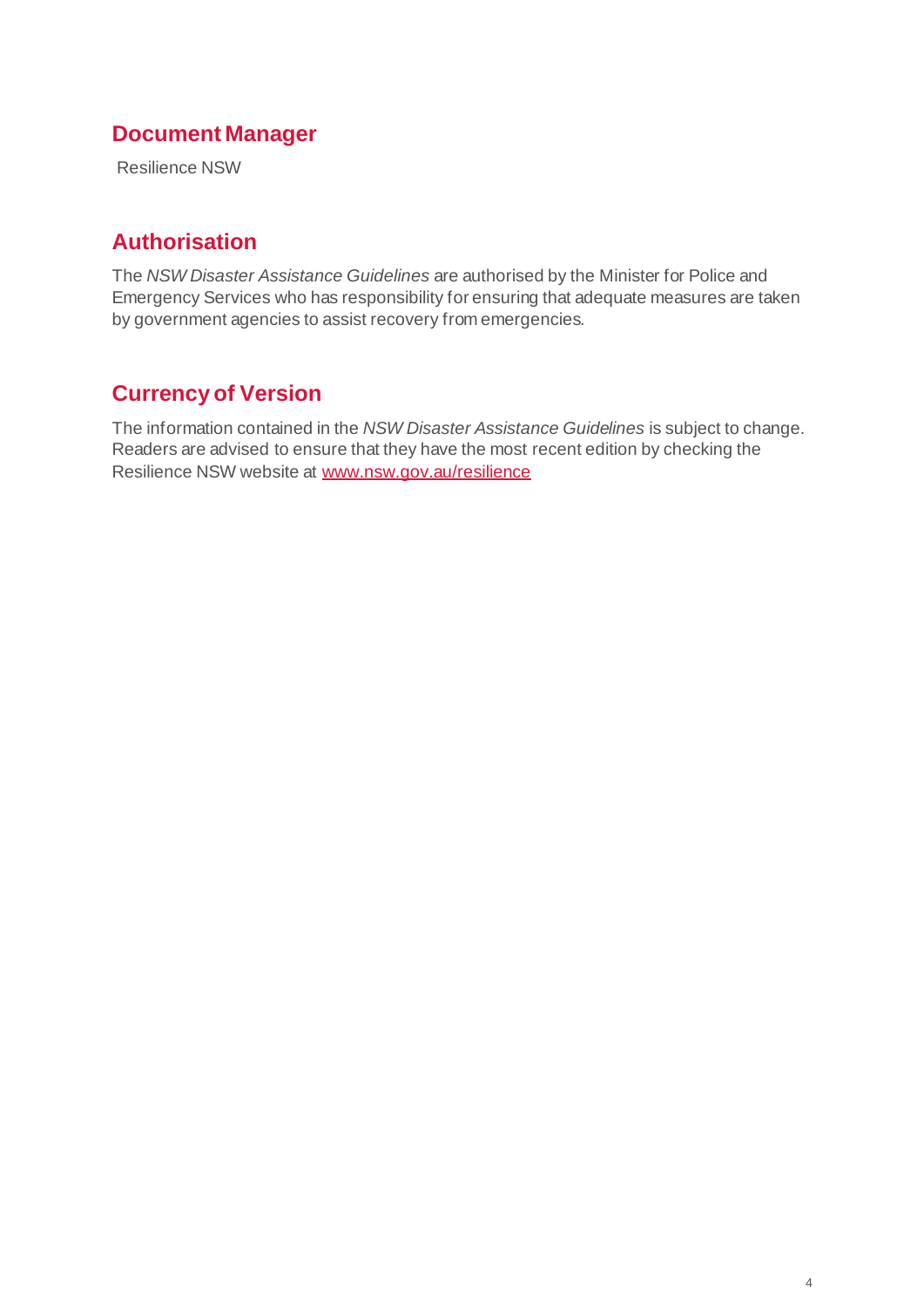## Document Manager

Resilience NSW

## Authorisation

The *NSW Disaster Assistance Guidelines* are authorised by the Minister for Police and Emergency Services who has responsibility for ensuring that adequate measures are taken by government agencies to assist recovery from emergencies.

## Currency of Version

The information contained in the *NSW Disaster Assistance Guidelines* is subject to change. Readers are advised to ensure that they have the most recent edition by checking the Resilience NSW website at [www.nsw.gov.au/resilience](http://www.nsw.gov.au/resilience)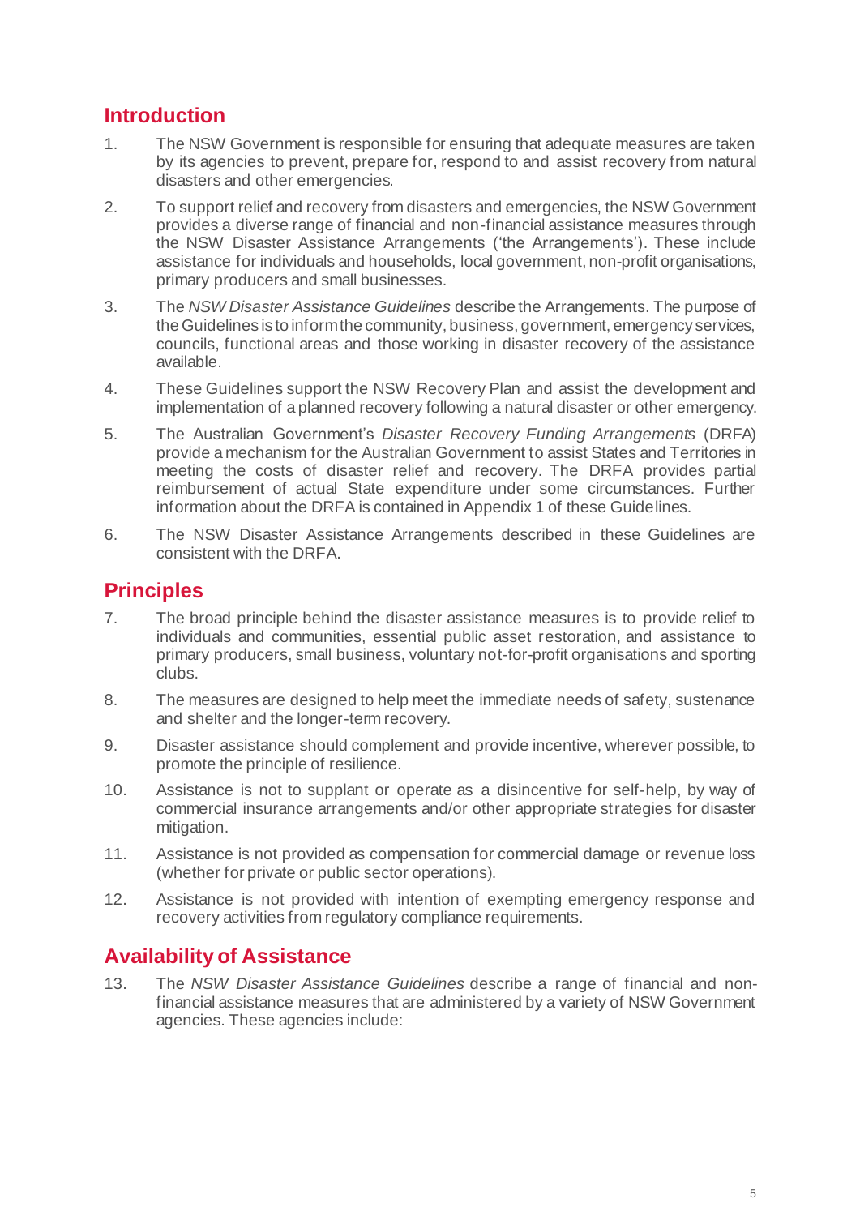## Introduction

1. The NSW Government is responsible for ensuring that adequate measures are taken by its agencies to prevent, prepare for, respond to and assist recovery from natural disasters and other emergencies.

2. To support relief and recovery from disasters and emergencies, the NSW Government provides a diverse range of financial and non-financial assistance measures through the NSW Disaster Assistance Arrangements ('the Arrangements'). These include assistance for individuals and households, local government, non-profit organisations, primary producers and small businesses.

3. The *NSW Disaster Assistance Guidelines* describe the Arrangements. The purpose of the Guidelines is to inform the community, business, government, emergency services, councils, functional areas and those working in disaster recovery of the assistance available.

4. These Guidelines support the NSW Recovery Plan and assist the development and implementation of a planned recovery following a natural disaster or other emergency.

5. The Australian Government's *Disaster Recovery Funding Arrangements* (DRFA) provide a mechanism for the Australian Government to assist States and Territories in meeting the costs of disaster relief and recovery. The DRFA provides partial reimbursement of actual State expenditure under some circumstances. Further information about the DRFA is contained in Appendix 1 of these Guidelines.

6. The NSW Disaster Assistance Arrangements described in these Guidelines are consistent with the DRFA.

## Principles

7. The broad principle behind the disaster assistance measures is to provide relief to individuals and communities, essential public asset restoration, and assistance to primary producers, small business, voluntary not-for-profit organisations and sporting clubs.

8. The measures are designed to help meet the immediate needs of safety, sustenance and shelter and the longer-term recovery.

9. Disaster assistance should complement and provide incentive, wherever possible, to promote the principle of resilience.

10. Assistance is not to supplant or operate as a disincentive for self-help, by way of commercial insurance arrangements and/or other appropriate strategies for disaster mitigation.

11. Assistance is not provided as compensation for commercial damage or revenue loss (whether for private or public sector operations).

12. Assistance is not provided with intention of exempting emergency response and recovery activities from regulatory compliance requirements.

## Availability of Assistance

13. The *NSW Disaster Assistance Guidelines* describe a range of financial and non-financial assistance measures that are administered by a variety of NSW Government agencies. These agencies include: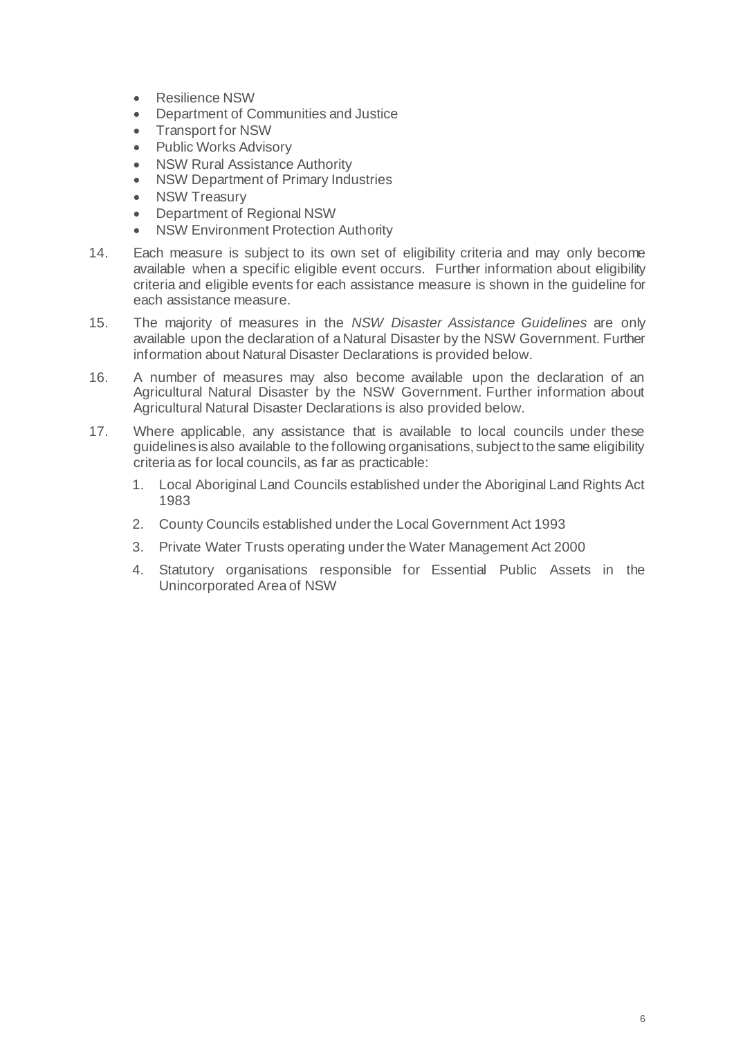- Resilience NSW
- Department of Communities and Justice
- Transport for NSW
- Public Works Advisory
- NSW Rural Assistance Authority
- NSW Department of Primary Industries
- NSW Treasury
- Department of Regional NSW
- NSW Environment Protection Authority

14. Each measure is subject to its own set of eligibility criteria and may only become available when a specific eligible event occurs. Further information about eligibility criteria and eligible events for each assistance measure is shown in the guideline for each assistance measure.

15. The majority of measures in the *NSW Disaster Assistance Guidelines* are only available upon the declaration of a Natural Disaster by the NSW Government. Further information about Natural Disaster Declarations is provided below.

16. A number of measures may also become available upon the declaration of an Agricultural Natural Disaster by the NSW Government. Further information about Agricultural Natural Disaster Declarations is also provided below.

17. Where applicable, any assistance that is available to local councils under these guidelines is also available to the following organisations, subject to the same eligibility criteria as for local councils, as far as practicable:

    1. Local Aboriginal Land Councils established under the Aboriginal Land Rights Act 1983
    2. County Councils established under the Local Government Act 1993
    3. Private Water Trusts operating under the Water Management Act 2000
    4. Statutory organisations responsible for Essential Public Assets in the Unincorporated Area of NSW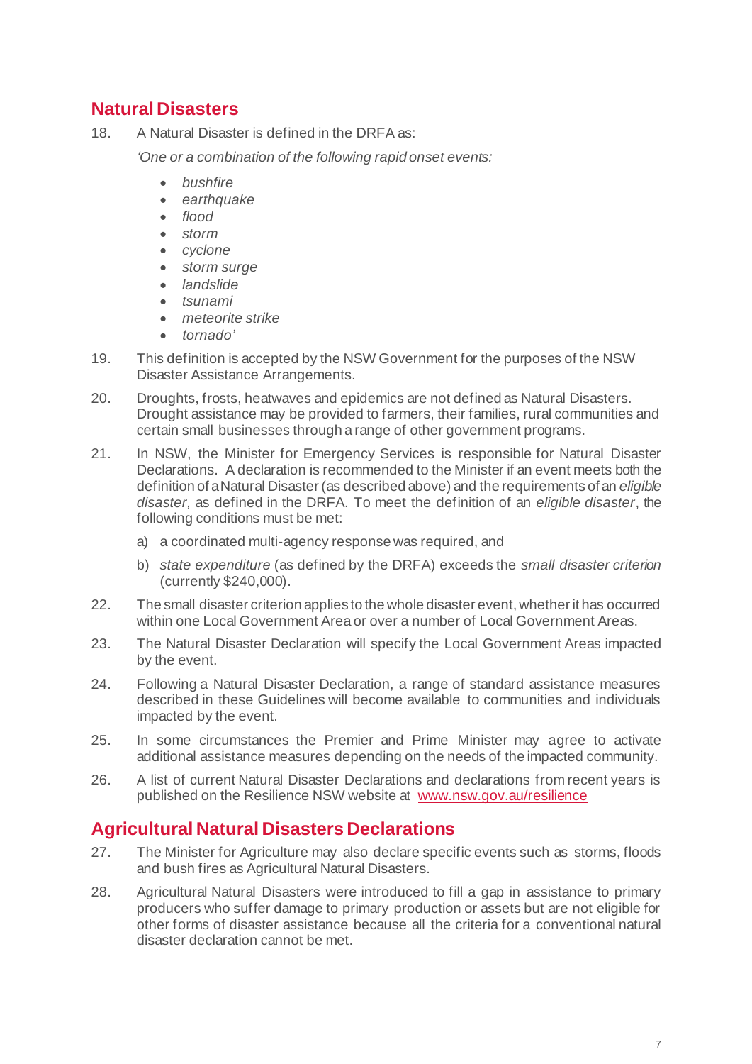## Natural Disasters

18. A Natural Disaster is defined in the DRFA as:

    *'One or a combination of the following rapid onset events:*

    - *bushfire*
    - *earthquake*
    - *flood*
    - *storm*
    - *cyclone*
    - *storm surge*
    - *landslide*
    - *tsunami*
    - *meteorite strike*
    - *tornado'*

19. This definition is accepted by the NSW Government for the purposes of the NSW Disaster Assistance Arrangements.

20. Droughts, frosts, heatwaves and epidemics are not defined as Natural Disasters. Drought assistance may be provided to farmers, their families, rural communities and certain small businesses through a range of other government programs.

21. In NSW, the Minister for Emergency Services is responsible for Natural Disaster Declarations. A declaration is recommended to the Minister if an event meets both the definition of a Natural Disaster (as described above) and the requirements of an *eligible disaster,* as defined in the DRFA. To meet the definition of an *eligible disaster*, the following conditions must be met:

    a) a coordinated multi-agency response was required, and

    b) *state expenditure* (as defined by the DRFA) exceeds the *small disaster criterion* (currently $240,000).

22. The small disaster criterion applies to the whole disaster event, whether it has occurred within one Local Government Area or over a number of Local Government Areas.

23. The Natural Disaster Declaration will specify the Local Government Areas impacted by the event.

24. Following a Natural Disaster Declaration, a range of standard assistance measures described in these Guidelines will become available to communities and individuals impacted by the event.

25. In some circumstances the Premier and Prime Minister may agree to activate additional assistance measures depending on the needs of the impacted community.

26. A list of current Natural Disaster Declarations and declarations from recent years is published on the Resilience NSW website at [www.nsw.gov.au/resilience](www.nsw.gov.au/resilience)

## Agricultural Natural Disasters Declarations

27. The Minister for Agriculture may also declare specific events such as storms, floods and bush fires as Agricultural Natural Disasters.

28. Agricultural Natural Disasters were introduced to fill a gap in assistance to primary producers who suffer damage to primary production or assets but are not eligible for other forms of disaster assistance because all the criteria for a conventional natural disaster declaration cannot be met.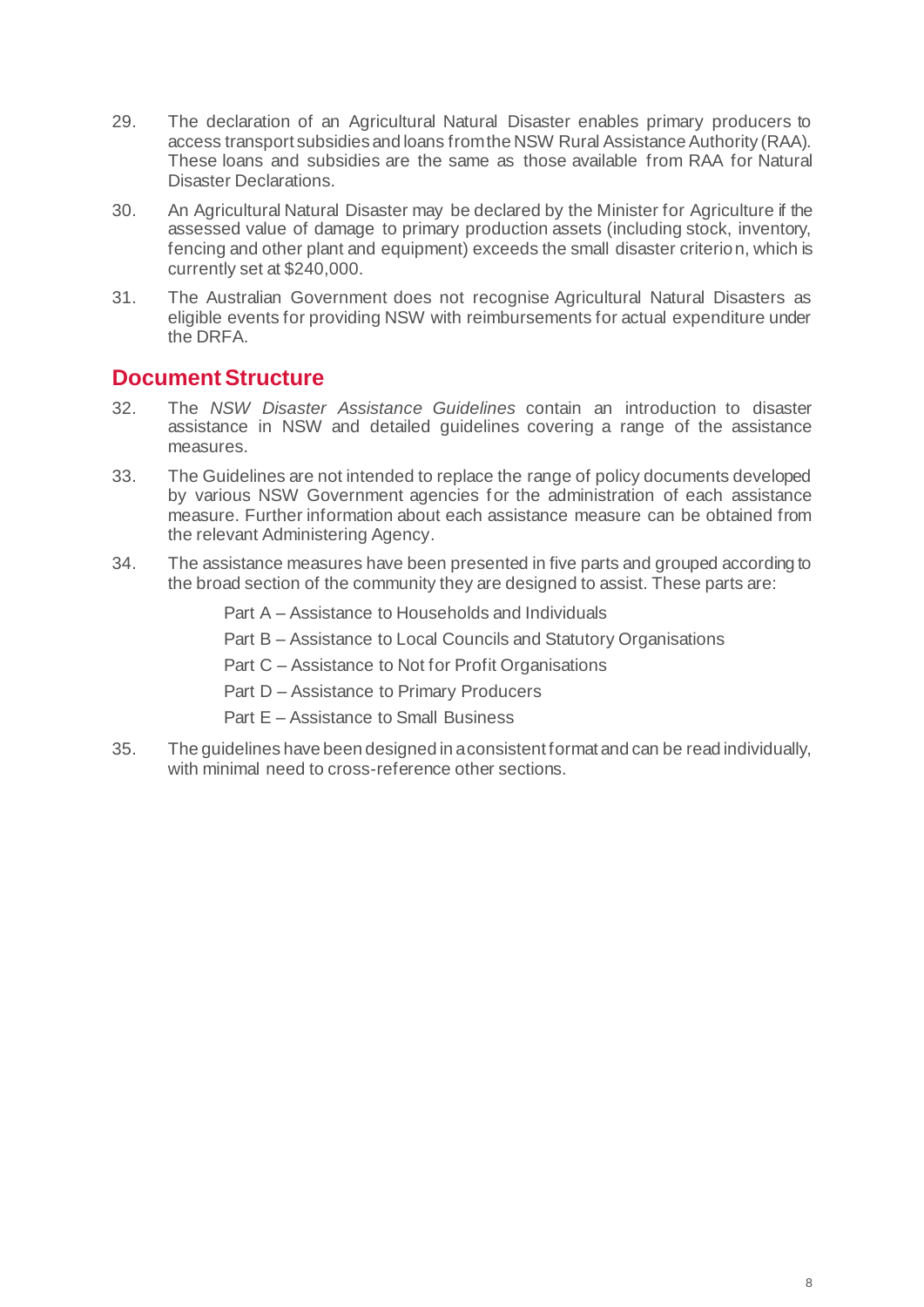29. The declaration of an Agricultural Natural Disaster enables primary producers to access transport subsidies and loans from the NSW Rural Assistance Authority (RAA). These loans and subsidies are the same as those available from RAA for Natural Disaster Declarations.

30. An Agricultural Natural Disaster may be declared by the Minister for Agriculture if the assessed value of damage to primary production assets (including stock, inventory, fencing and other plant and equipment) exceeds the small disaster criterion, which is currently set at $240,000.

31. The Australian Government does not recognise Agricultural Natural Disasters as eligible events for providing NSW with reimbursements for actual expenditure under the DRFA.

## Document Structure

32. The *NSW Disaster Assistance Guidelines* contain an introduction to disaster assistance in NSW and detailed guidelines covering a range of the assistance measures.

33. The Guidelines are not intended to replace the range of policy documents developed by various NSW Government agencies for the administration of each assistance measure. Further information about each assistance measure can be obtained from the relevant Administering Agency.

34. The assistance measures have been presented in five parts and grouped according to the broad section of the community they are designed to assist. These parts are:

    Part A – Assistance to Households and Individuals

    Part B – Assistance to Local Councils and Statutory Organisations

    Part C – Assistance to Not for Profit Organisations

    Part D – Assistance to Primary Producers

    Part E – Assistance to Small Business

35. The guidelines have been designed in a consistent format and can be read individually, with minimal need to cross-reference other sections.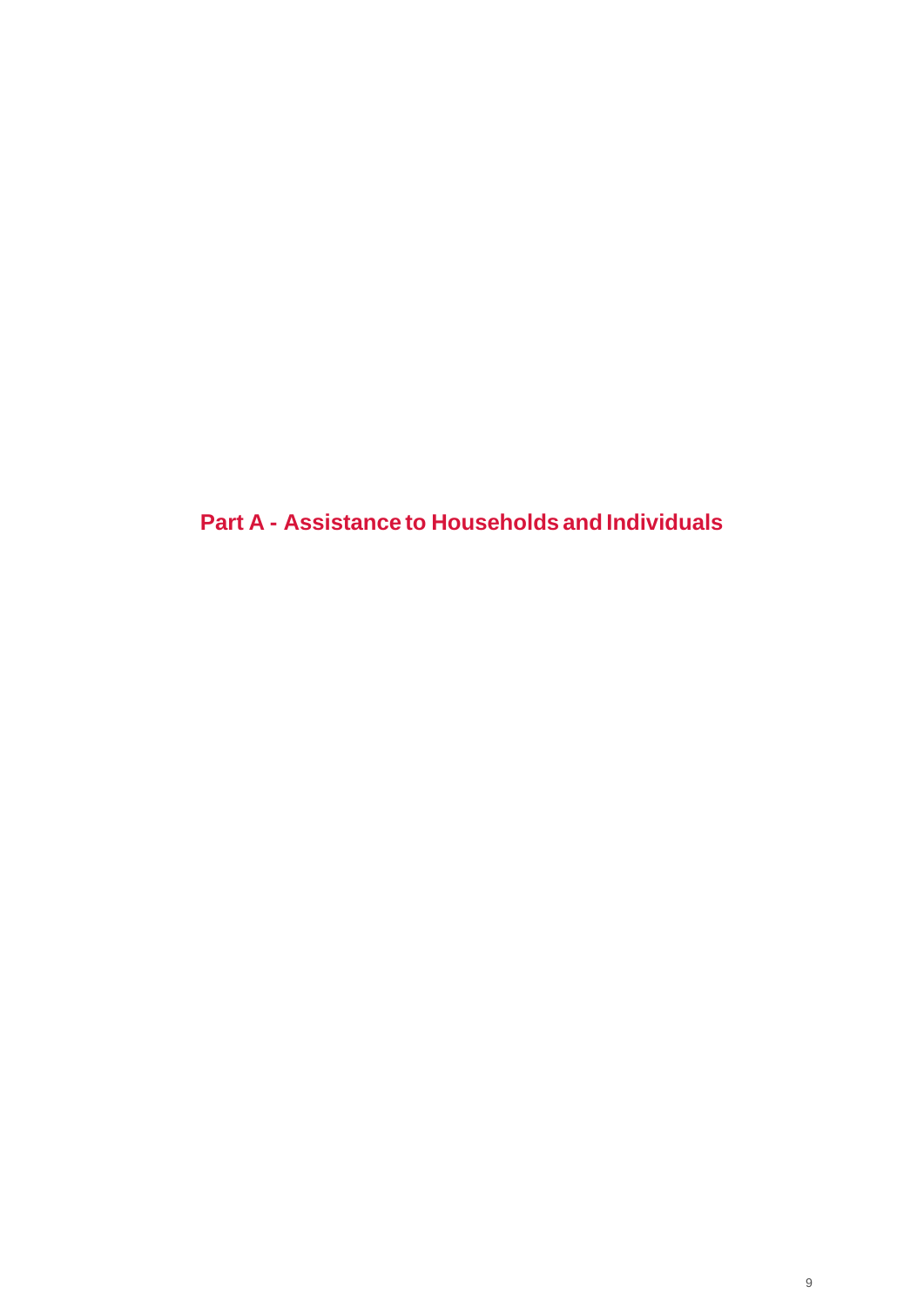# Part A - Assistance to Households and Individuals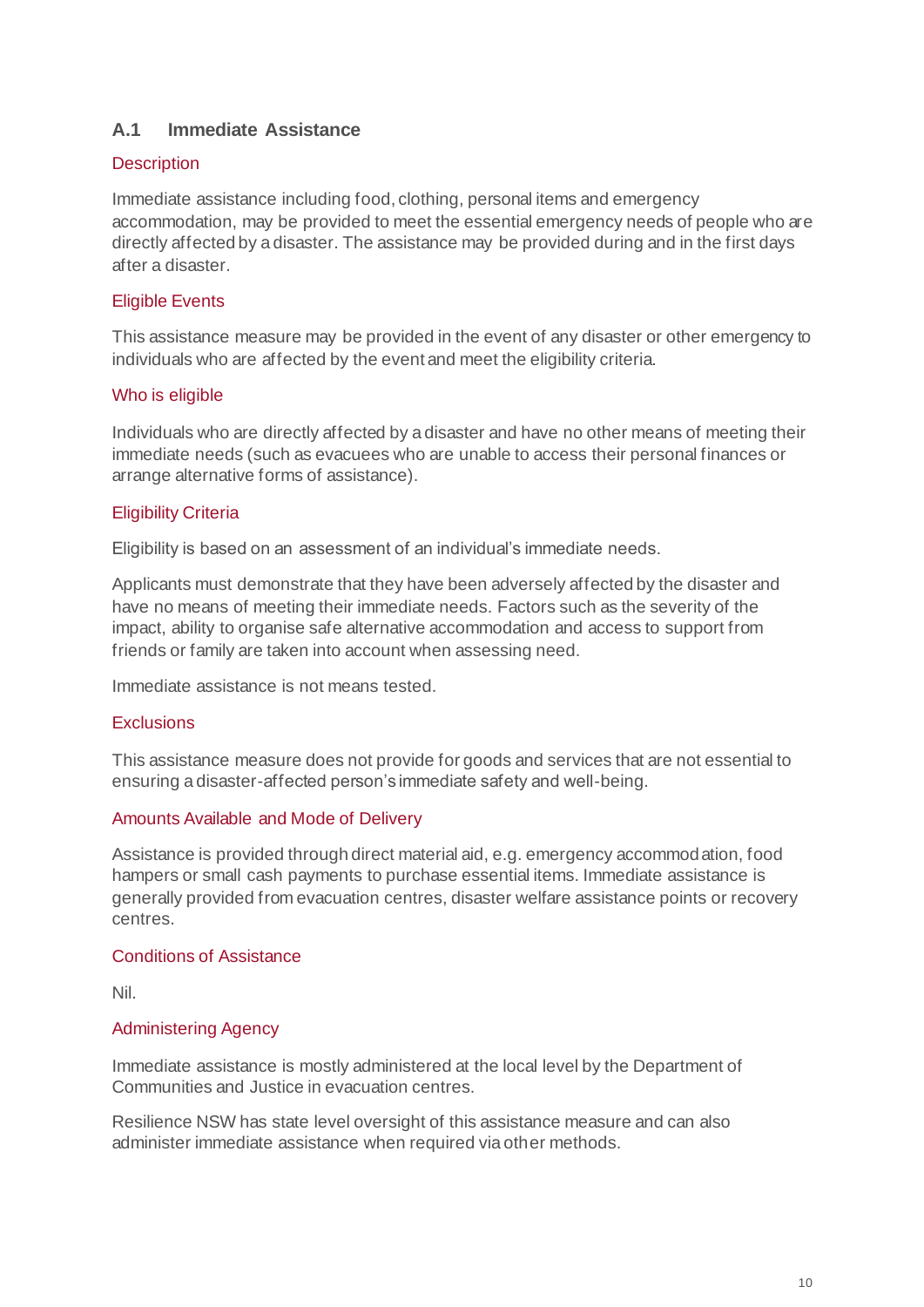## A.1 Immediate Assistance

### Description

Immediate assistance including food, clothing, personal items and emergency accommodation, may be provided to meet the essential emergency needs of people who are directly affected by a disaster. The assistance may be provided during and in the first days after a disaster.

### Eligible Events

This assistance measure may be provided in the event of any disaster or other emergency to individuals who are affected by the event and meet the eligibility criteria.

### Who is eligible

Individuals who are directly affected by a disaster and have no other means of meeting their immediate needs (such as evacuees who are unable to access their personal finances or arrange alternative forms of assistance).

### Eligibility Criteria

Eligibility is based on an assessment of an individual's immediate needs.

Applicants must demonstrate that they have been adversely affected by the disaster and have no means of meeting their immediate needs. Factors such as the severity of the impact, ability to organise safe alternative accommodation and access to support from friends or family are taken into account when assessing need.

Immediate assistance is not means tested.

### Exclusions

This assistance measure does not provide for goods and services that are not essential to ensuring a disaster-affected person's immediate safety and well-being.

### Amounts Available and Mode of Delivery

Assistance is provided through direct material aid, e.g. emergency accommodation, food hampers or small cash payments to purchase essential items. Immediate assistance is generally provided from evacuation centres, disaster welfare assistance points or recovery centres.

### Conditions of Assistance

Nil.

### Administering Agency

Immediate assistance is mostly administered at the local level by the Department of Communities and Justice in evacuation centres.

Resilience NSW has state level oversight of this assistance measure and can also administer immediate assistance when required via other methods.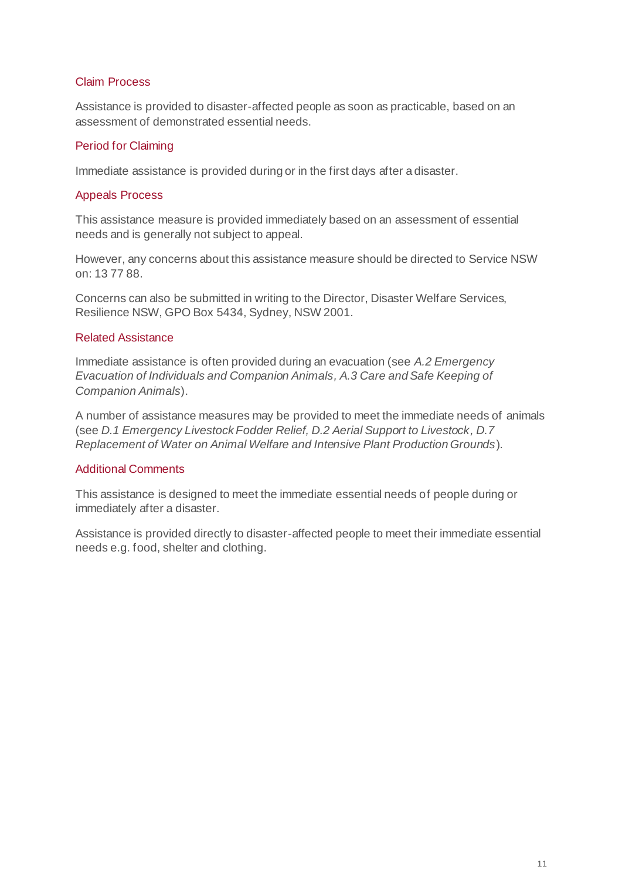### Claim Process

Assistance is provided to disaster-affected people as soon as practicable, based on an assessment of demonstrated essential needs.

### Period for Claiming

Immediate assistance is provided during or in the first days after a disaster.

### Appeals Process

This assistance measure is provided immediately based on an assessment of essential needs and is generally not subject to appeal.

However, any concerns about this assistance measure should be directed to Service NSW on: 13 77 88.

Concerns can also be submitted in writing to the Director, Disaster Welfare Services, Resilience NSW, GPO Box 5434, Sydney, NSW 2001.

### Related Assistance

Immediate assistance is often provided during an evacuation (see *A.2 Emergency Evacuation of Individuals and Companion Animals*, *A.3 Care and Safe Keeping of Companion Animals*).

A number of assistance measures may be provided to meet the immediate needs of animals (see *D.1 Emergency Livestock Fodder Relief, D.2 Aerial Support to Livestock*, *D.7 Replacement of Water on Animal Welfare and Intensive Plant Production Grounds*).

### Additional Comments

This assistance is designed to meet the immediate essential needs of people during or immediately after a disaster.

Assistance is provided directly to disaster-affected people to meet their immediate essential needs e.g. food, shelter and clothing.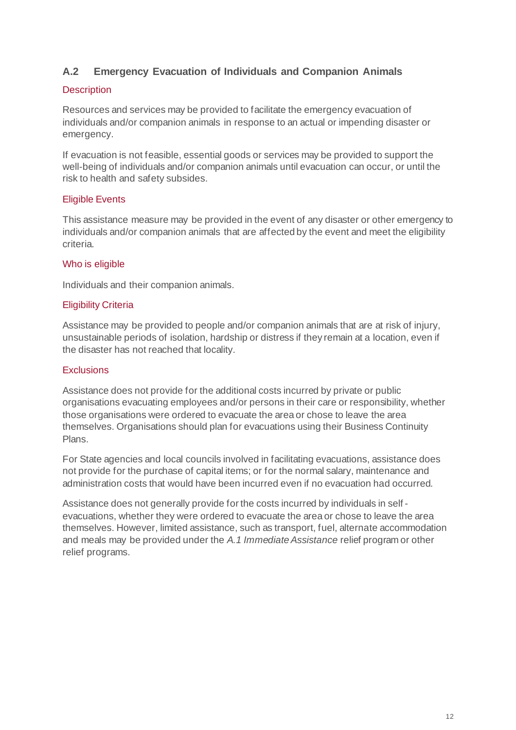## A.2 Emergency Evacuation of Individuals and Companion Animals

### Description

Resources and services may be provided to facilitate the emergency evacuation of individuals and/or companion animals in response to an actual or impending disaster or emergency.

If evacuation is not feasible, essential goods or services may be provided to support the well-being of individuals and/or companion animals until evacuation can occur, or until the risk to health and safety subsides.

### Eligible Events

This assistance measure may be provided in the event of any disaster or other emergency to individuals and/or companion animals that are affected by the event and meet the eligibility criteria.

### Who is eligible

Individuals and their companion animals.

### Eligibility Criteria

Assistance may be provided to people and/or companion animals that are at risk of injury, unsustainable periods of isolation, hardship or distress if they remain at a location, even if the disaster has not reached that locality.

### Exclusions

Assistance does not provide for the additional costs incurred by private or public organisations evacuating employees and/or persons in their care or responsibility, whether those organisations were ordered to evacuate the area or chose to leave the area themselves. Organisations should plan for evacuations using their Business Continuity Plans.

For State agencies and local councils involved in facilitating evacuations, assistance does not provide for the purchase of capital items; or for the normal salary, maintenance and administration costs that would have been incurred even if no evacuation had occurred.

Assistance does not generally provide for the costs incurred by individuals in self-evacuations, whether they were ordered to evacuate the area or chose to leave the area themselves. However, limited assistance, such as transport, fuel, alternate accommodation and meals may be provided under the *A.1 Immediate Assistance* relief program or other relief programs.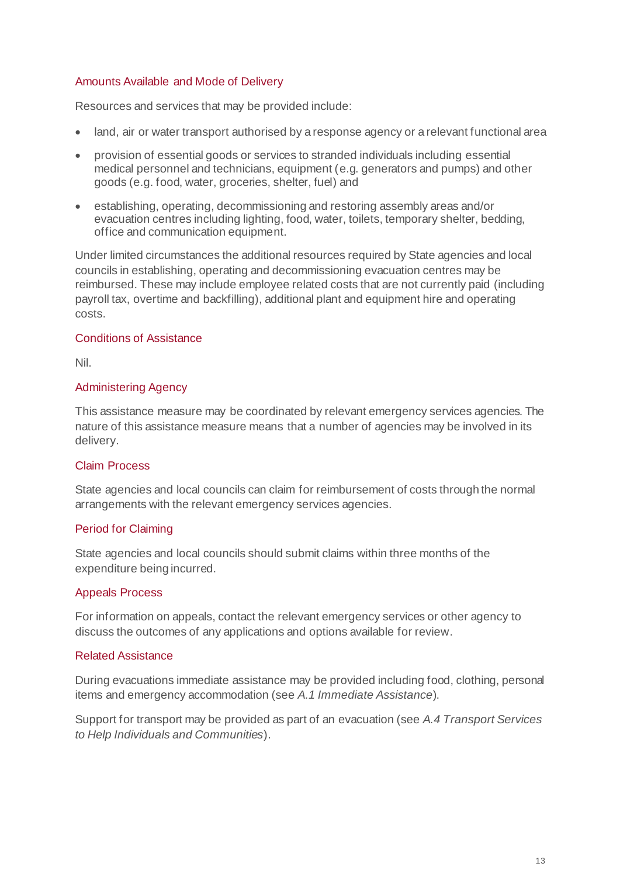### Amounts Available and Mode of Delivery

Resources and services that may be provided include:

- land, air or water transport authorised by a response agency or a relevant functional area
- provision of essential goods or services to stranded individuals including essential medical personnel and technicians, equipment (e.g. generators and pumps) and other goods (e.g. food, water, groceries, shelter, fuel) and
- establishing, operating, decommissioning and restoring assembly areas and/or evacuation centres including lighting, food, water, toilets, temporary shelter, bedding, office and communication equipment.

Under limited circumstances the additional resources required by State agencies and local councils in establishing, operating and decommissioning evacuation centres may be reimbursed. These may include employee related costs that are not currently paid (including payroll tax, overtime and backfilling), additional plant and equipment hire and operating costs.

### Conditions of Assistance

Nil.

### Administering Agency

This assistance measure may be coordinated by relevant emergency services agencies. The nature of this assistance measure means that a number of agencies may be involved in its delivery.

### Claim Process

State agencies and local councils can claim for reimbursement of costs through the normal arrangements with the relevant emergency services agencies.

### Period for Claiming

State agencies and local councils should submit claims within three months of the expenditure being incurred.

### Appeals Process

For information on appeals, contact the relevant emergency services or other agency to discuss the outcomes of any applications and options available for review.

### Related Assistance

During evacuations immediate assistance may be provided including food, clothing, personal items and emergency accommodation (see *A.1 Immediate Assistance*).

Support for transport may be provided as part of an evacuation (see *A.4 Transport Services to Help Individuals and Communities*).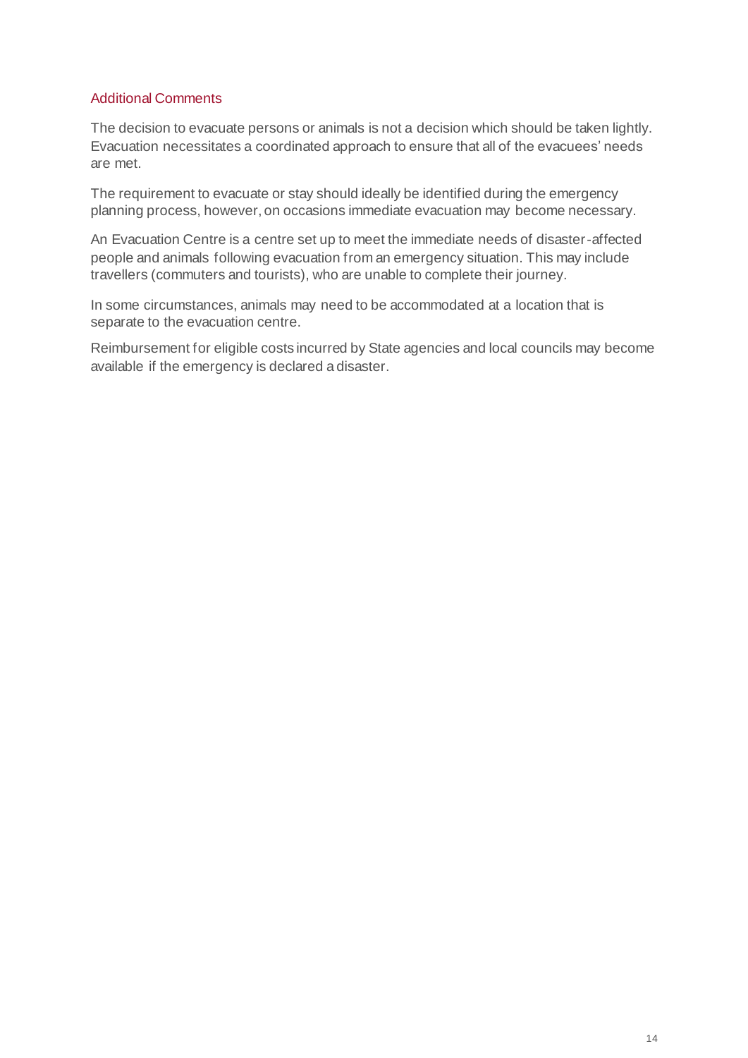### Additional Comments

The decision to evacuate persons or animals is not a decision which should be taken lightly. Evacuation necessitates a coordinated approach to ensure that all of the evacuees' needs are met.

The requirement to evacuate or stay should ideally be identified during the emergency planning process, however, on occasions immediate evacuation may become necessary.

An Evacuation Centre is a centre set up to meet the immediate needs of disaster-affected people and animals following evacuation from an emergency situation. This may include travellers (commuters and tourists), who are unable to complete their journey.

In some circumstances, animals may need to be accommodated at a location that is separate to the evacuation centre.

Reimbursement for eligible costs incurred by State agencies and local councils may become available if the emergency is declared a disaster.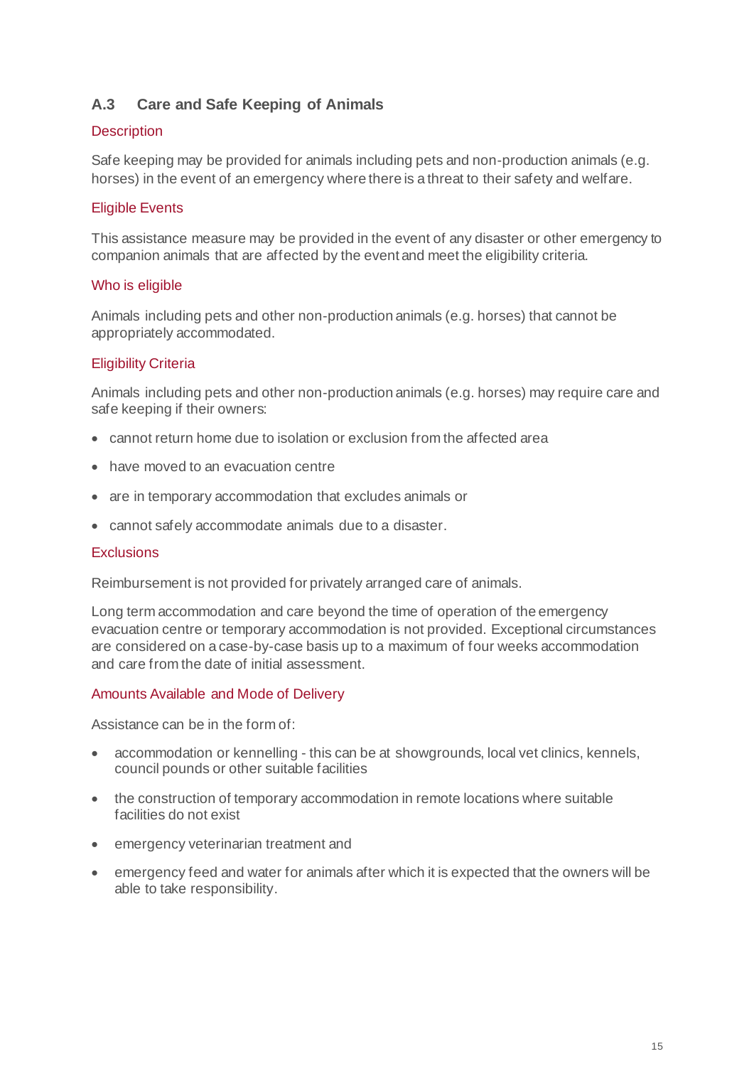## A.3 Care and Safe Keeping of Animals

### Description

Safe keeping may be provided for animals including pets and non-production animals (e.g. horses) in the event of an emergency where there is a threat to their safety and welfare.

### Eligible Events

This assistance measure may be provided in the event of any disaster or other emergency to companion animals that are affected by the event and meet the eligibility criteria.

### Who is eligible

Animals including pets and other non-production animals (e.g. horses) that cannot be appropriately accommodated.

### Eligibility Criteria

Animals including pets and other non-production animals (e.g. horses) may require care and safe keeping if their owners:

- cannot return home due to isolation or exclusion from the affected area
- have moved to an evacuation centre
- are in temporary accommodation that excludes animals or
- cannot safely accommodate animals due to a disaster.

### Exclusions

Reimbursement is not provided for privately arranged care of animals.

Long term accommodation and care beyond the time of operation of the emergency evacuation centre or temporary accommodation is not provided. Exceptional circumstances are considered on a case-by-case basis up to a maximum of four weeks accommodation and care from the date of initial assessment.

### Amounts Available and Mode of Delivery

Assistance can be in the form of:

- accommodation or kennelling - this can be at showgrounds, local vet clinics, kennels, council pounds or other suitable facilities
- the construction of temporary accommodation in remote locations where suitable facilities do not exist
- emergency veterinarian treatment and
- emergency feed and water for animals after which it is expected that the owners will be able to take responsibility.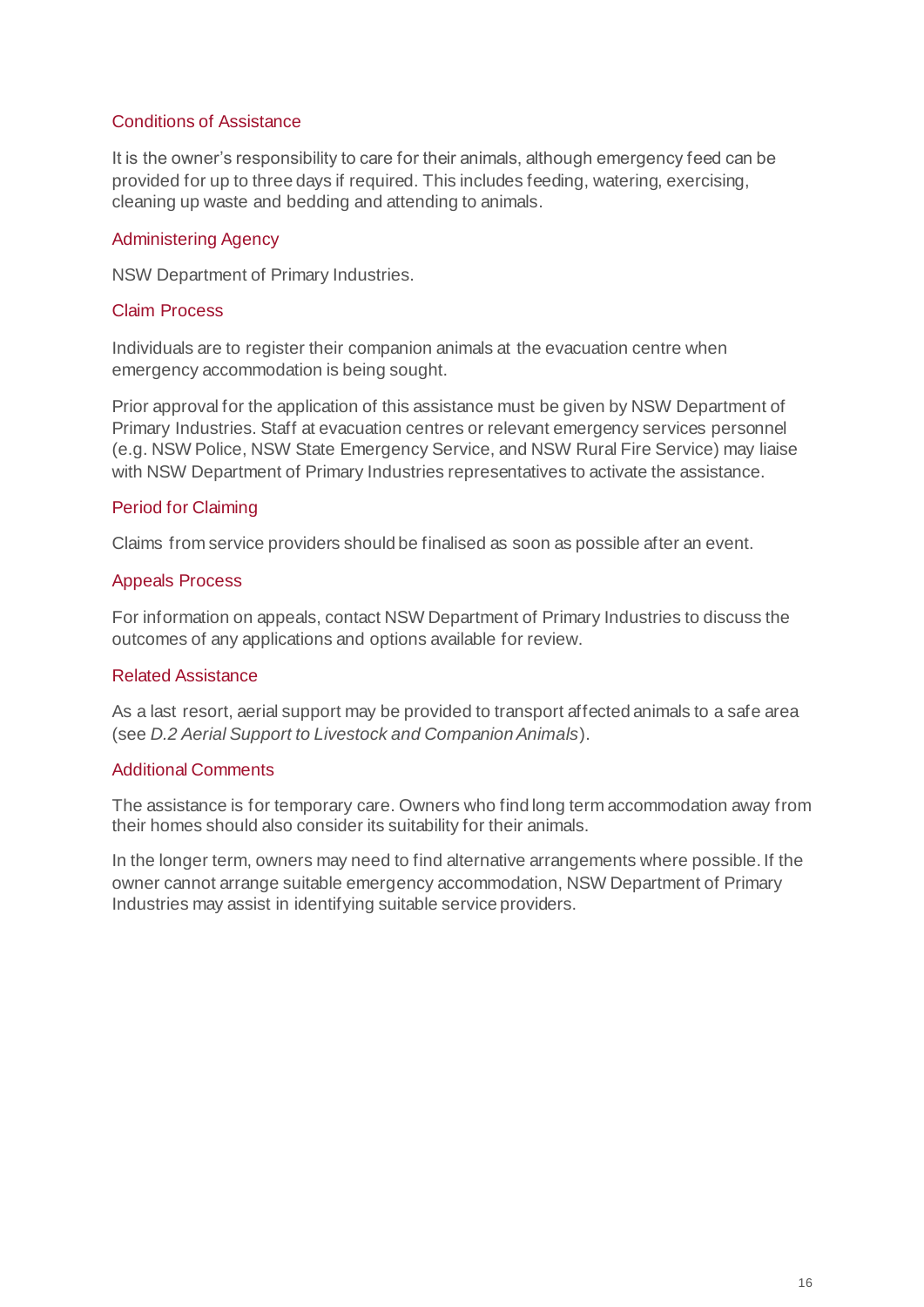#### Conditions of Assistance

It is the owner's responsibility to care for their animals, although emergency feed can be provided for up to three days if required. This includes feeding, watering, exercising, cleaning up waste and bedding and attending to animals.

#### Administering Agency

NSW Department of Primary Industries.

#### Claim Process

Individuals are to register their companion animals at the evacuation centre when emergency accommodation is being sought.

Prior approval for the application of this assistance must be given by NSW Department of Primary Industries. Staff at evacuation centres or relevant emergency services personnel (e.g. NSW Police, NSW State Emergency Service, and NSW Rural Fire Service) may liaise with NSW Department of Primary Industries representatives to activate the assistance.

#### Period for Claiming

Claims from service providers should be finalised as soon as possible after an event.

#### Appeals Process

For information on appeals, contact NSW Department of Primary Industries to discuss the outcomes of any applications and options available for review.

#### Related Assistance

As a last resort, aerial support may be provided to transport affected animals to a safe area (see *D.2 Aerial Support to Livestock and Companion Animals*).

#### Additional Comments

The assistance is for temporary care. Owners who find long term accommodation away from their homes should also consider its suitability for their animals.

In the longer term, owners may need to find alternative arrangements where possible. If the owner cannot arrange suitable emergency accommodation, NSW Department of Primary Industries may assist in identifying suitable service providers.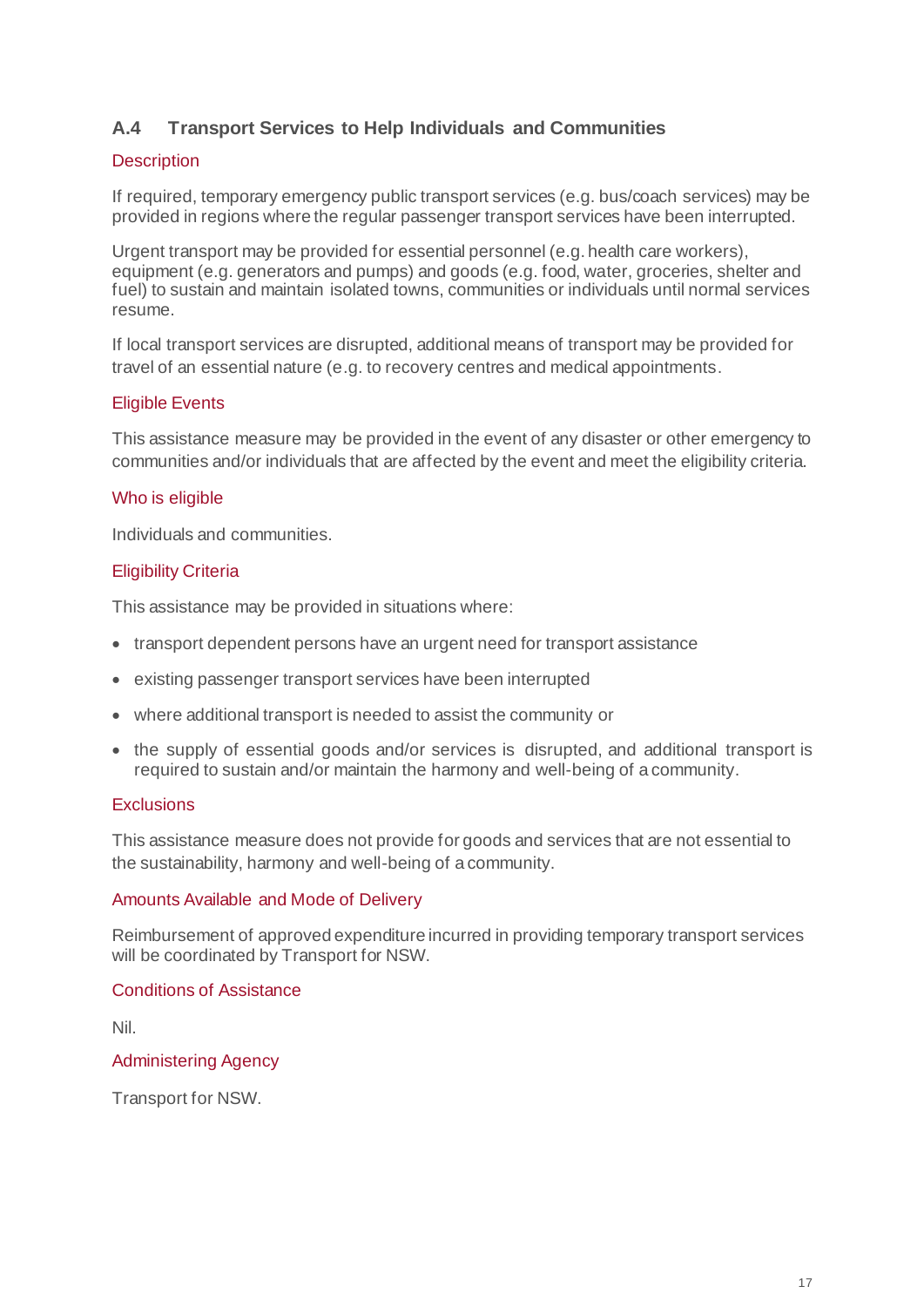## A.4 Transport Services to Help Individuals and Communities

### Description

If required, temporary emergency public transport services (e.g. bus/coach services) may be provided in regions where the regular passenger transport services have been interrupted.

Urgent transport may be provided for essential personnel (e.g. health care workers), equipment (e.g. generators and pumps) and goods (e.g. food, water, groceries, shelter and fuel) to sustain and maintain isolated towns, communities or individuals until normal services resume.

If local transport services are disrupted, additional means of transport may be provided for travel of an essential nature (e.g. to recovery centres and medical appointments.

### Eligible Events

This assistance measure may be provided in the event of any disaster or other emergency to communities and/or individuals that are affected by the event and meet the eligibility criteria.

### Who is eligible

Individuals and communities.

### Eligibility Criteria

This assistance may be provided in situations where:

- transport dependent persons have an urgent need for transport assistance
- existing passenger transport services have been interrupted
- where additional transport is needed to assist the community or
- the supply of essential goods and/or services is disrupted, and additional transport is required to sustain and/or maintain the harmony and well-being of a community.

### Exclusions

This assistance measure does not provide for goods and services that are not essential to the sustainability, harmony and well-being of a community.

### Amounts Available and Mode of Delivery

Reimbursement of approved expenditure incurred in providing temporary transport services will be coordinated by Transport for NSW.

### Conditions of Assistance

Nil.

### Administering Agency

Transport for NSW.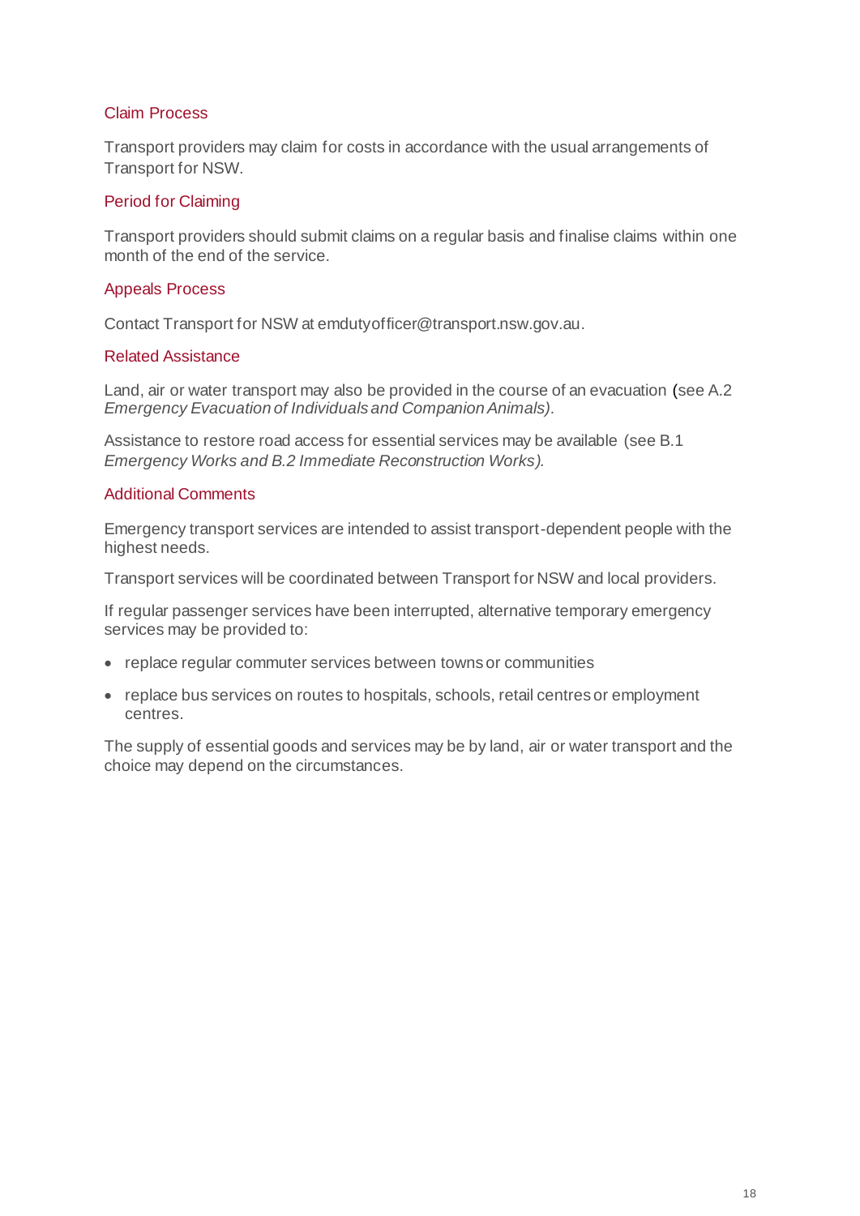### Claim Process

Transport providers may claim for costs in accordance with the usual arrangements of Transport for NSW.

### Period for Claiming

Transport providers should submit claims on a regular basis and finalise claims within one month of the end of the service.

### Appeals Process

Contact Transport for NSW at emdutyofficer@transport.nsw.gov.au.

### Related Assistance

Land, air or water transport may also be provided in the course of an evacuation (see A.2 *Emergency Evacuation of Individuals and Companion Animals).*

Assistance to restore road access for essential services may be available (see B.1 *Emergency Works and B.2 Immediate Reconstruction Works).*

### Additional Comments

Emergency transport services are intended to assist transport-dependent people with the highest needs.

Transport services will be coordinated between Transport for NSW and local providers.

If regular passenger services have been interrupted, alternative temporary emergency services may be provided to:

- replace regular commuter services between towns or communities
- replace bus services on routes to hospitals, schools, retail centres or employment centres.

The supply of essential goods and services may be by land, air or water transport and the choice may depend on the circumstances.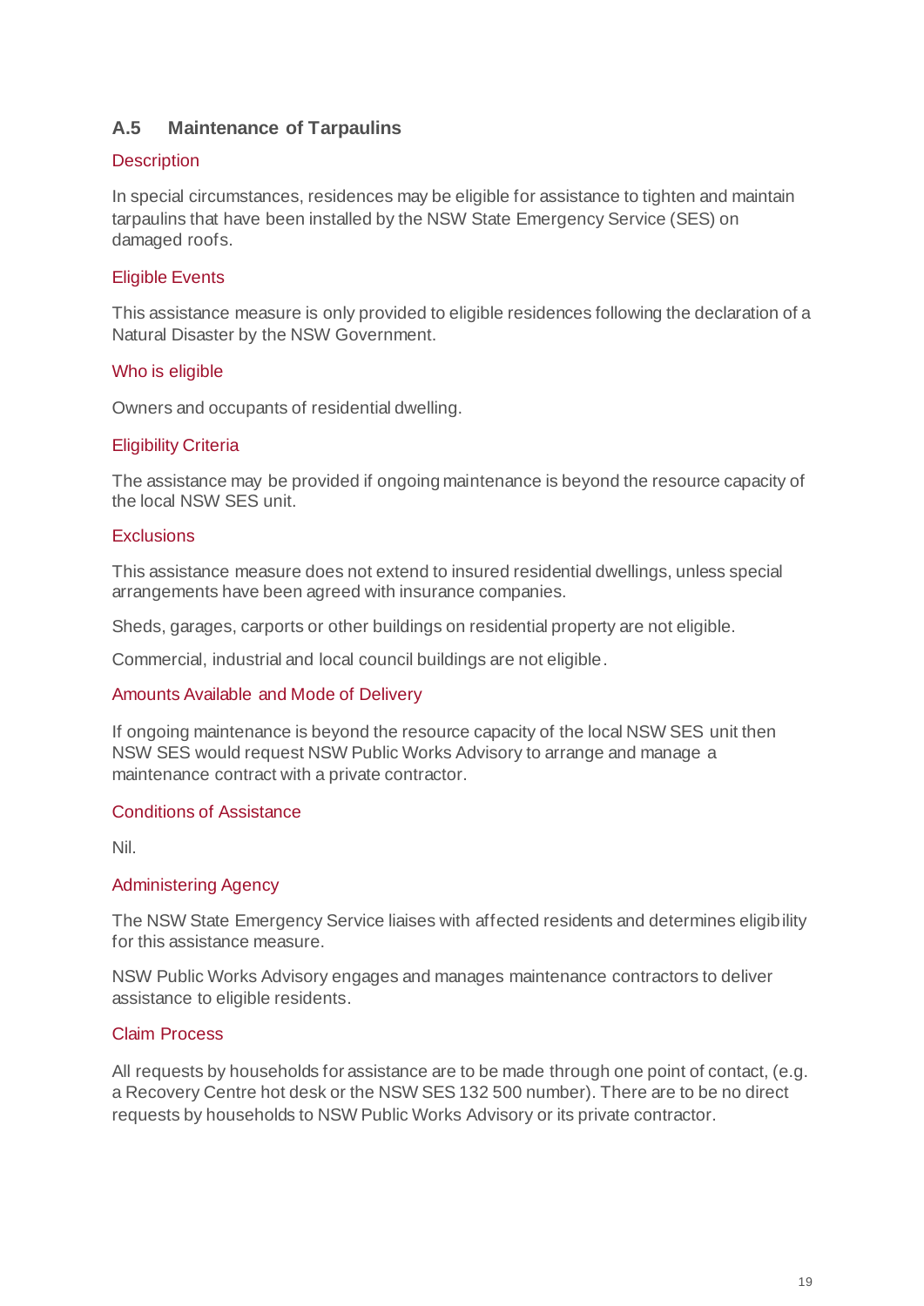## A.5 Maintenance of Tarpaulins

### Description

In special circumstances, residences may be eligible for assistance to tighten and maintain tarpaulins that have been installed by the NSW State Emergency Service (SES) on damaged roofs.

### Eligible Events

This assistance measure is only provided to eligible residences following the declaration of a Natural Disaster by the NSW Government.

### Who is eligible

Owners and occupants of residential dwelling.

### Eligibility Criteria

The assistance may be provided if ongoing maintenance is beyond the resource capacity of the local NSW SES unit.

### Exclusions

This assistance measure does not extend to insured residential dwellings, unless special arrangements have been agreed with insurance companies.

Sheds, garages, carports or other buildings on residential property are not eligible.

Commercial, industrial and local council buildings are not eligible.

### Amounts Available and Mode of Delivery

If ongoing maintenance is beyond the resource capacity of the local NSW SES unit then NSW SES would request NSW Public Works Advisory to arrange and manage a maintenance contract with a private contractor.

### Conditions of Assistance

Nil.

### Administering Agency

The NSW State Emergency Service liaises with affected residents and determines eligibility for this assistance measure.

NSW Public Works Advisory engages and manages maintenance contractors to deliver assistance to eligible residents.

### Claim Process

All requests by households for assistance are to be made through one point of contact, (e.g. a Recovery Centre hot desk or the NSW SES 132 500 number). There are to be no direct requests by households to NSW Public Works Advisory or its private contractor.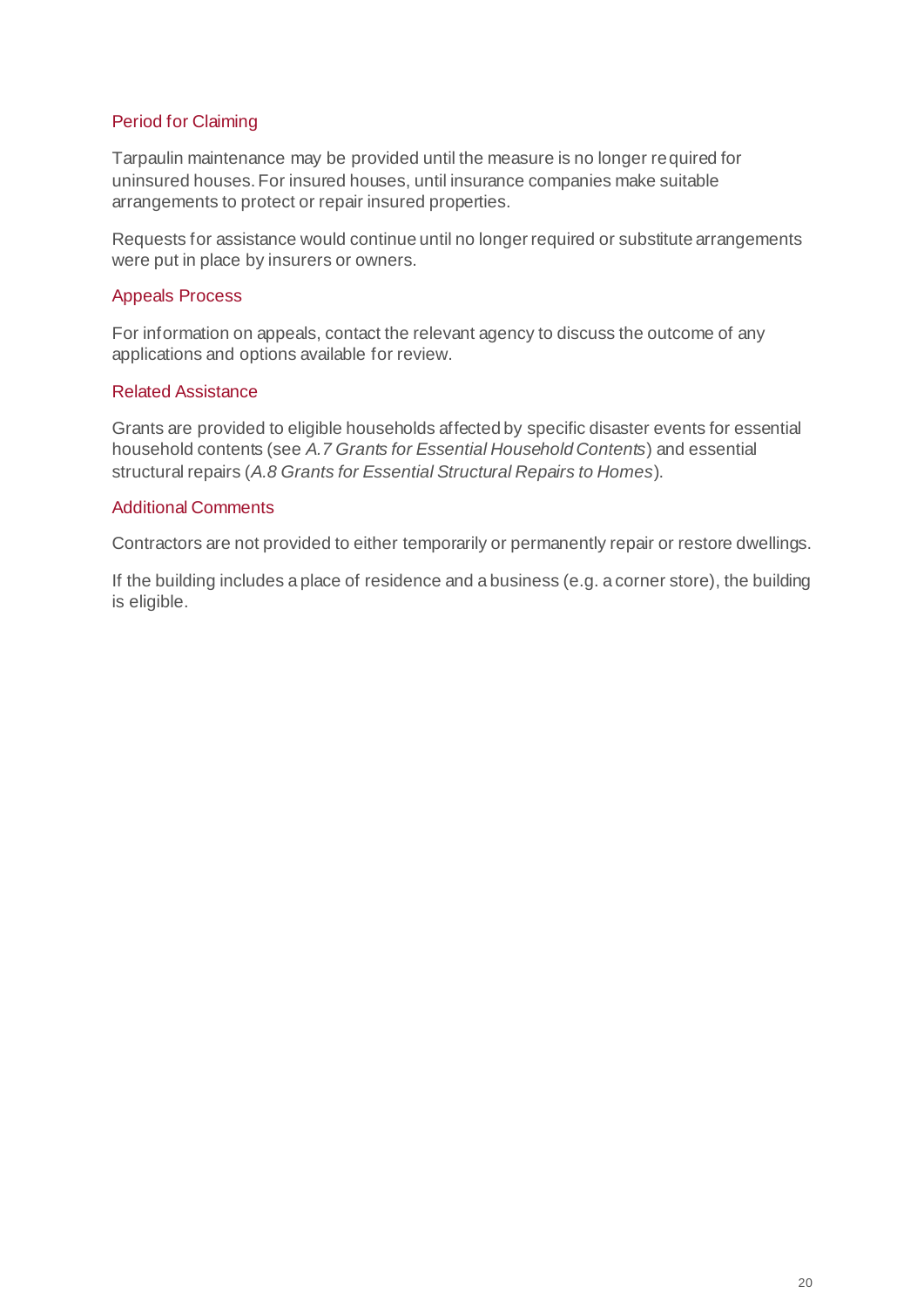### Period for Claiming

Tarpaulin maintenance may be provided until the measure is no longer required for uninsured houses. For insured houses, until insurance companies make suitable arrangements to protect or repair insured properties.

Requests for assistance would continue until no longer required or substitute arrangements were put in place by insurers or owners.

### Appeals Process

For information on appeals, contact the relevant agency to discuss the outcome of any applications and options available for review.

### Related Assistance

Grants are provided to eligible households affected by specific disaster events for essential household contents (see *A.7 Grants for Essential Household Contents*) and essential structural repairs (*A.8 Grants for Essential Structural Repairs to Homes*).

### Additional Comments

Contractors are not provided to either temporarily or permanently repair or restore dwellings.

If the building includes a place of residence and a business (e.g. a corner store), the building is eligible.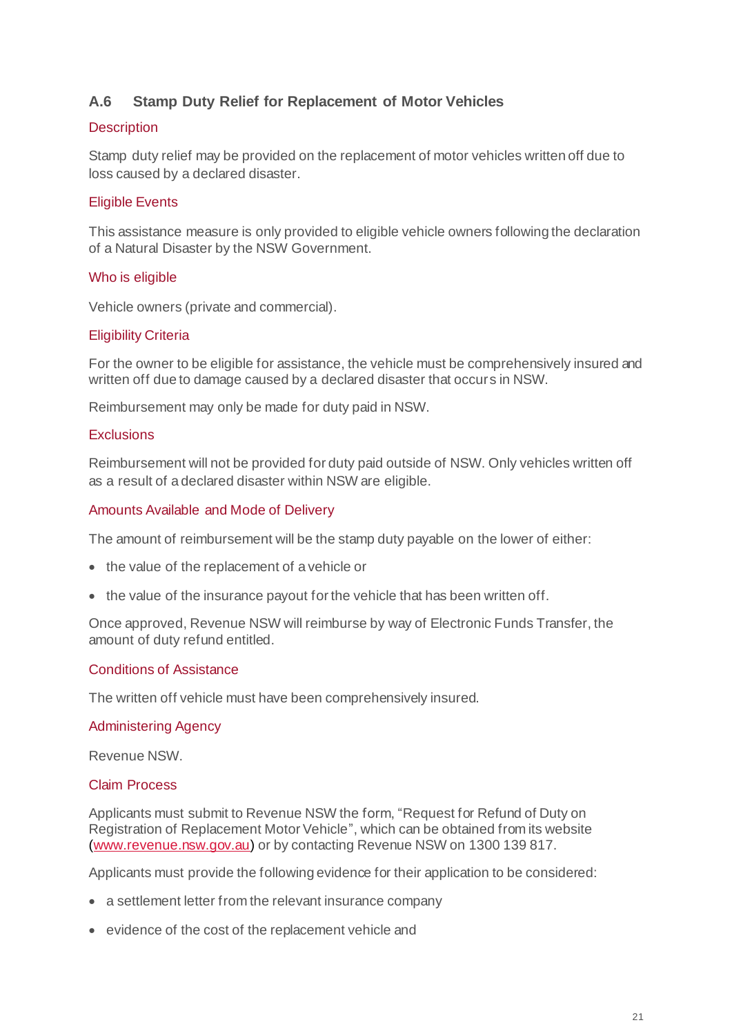## A.6 Stamp Duty Relief for Replacement of Motor Vehicles

### Description

Stamp duty relief may be provided on the replacement of motor vehicles written off due to loss caused by a declared disaster.

### Eligible Events

This assistance measure is only provided to eligible vehicle owners following the declaration of a Natural Disaster by the NSW Government.

### Who is eligible

Vehicle owners (private and commercial).

### Eligibility Criteria

For the owner to be eligible for assistance, the vehicle must be comprehensively insured and written off due to damage caused by a declared disaster that occurs in NSW.

Reimbursement may only be made for duty paid in NSW.

### Exclusions

Reimbursement will not be provided for duty paid outside of NSW. Only vehicles written off as a result of a declared disaster within NSW are eligible.

### Amounts Available and Mode of Delivery

The amount of reimbursement will be the stamp duty payable on the lower of either:

- the value of the replacement of a vehicle or
- the value of the insurance payout for the vehicle that has been written off.

Once approved, Revenue NSW will reimburse by way of Electronic Funds Transfer, the amount of duty refund entitled.

### Conditions of Assistance

The written off vehicle must have been comprehensively insured.

### Administering Agency

Revenue NSW.

### Claim Process

Applicants must submit to Revenue NSW the form, "Request for Refund of Duty on Registration of Replacement Motor Vehicle", which can be obtained from its website (www.revenue.nsw.gov.au) or by contacting Revenue NSW on 1300 139 817.

Applicants must provide the following evidence for their application to be considered:

- a settlement letter from the relevant insurance company
- evidence of the cost of the replacement vehicle and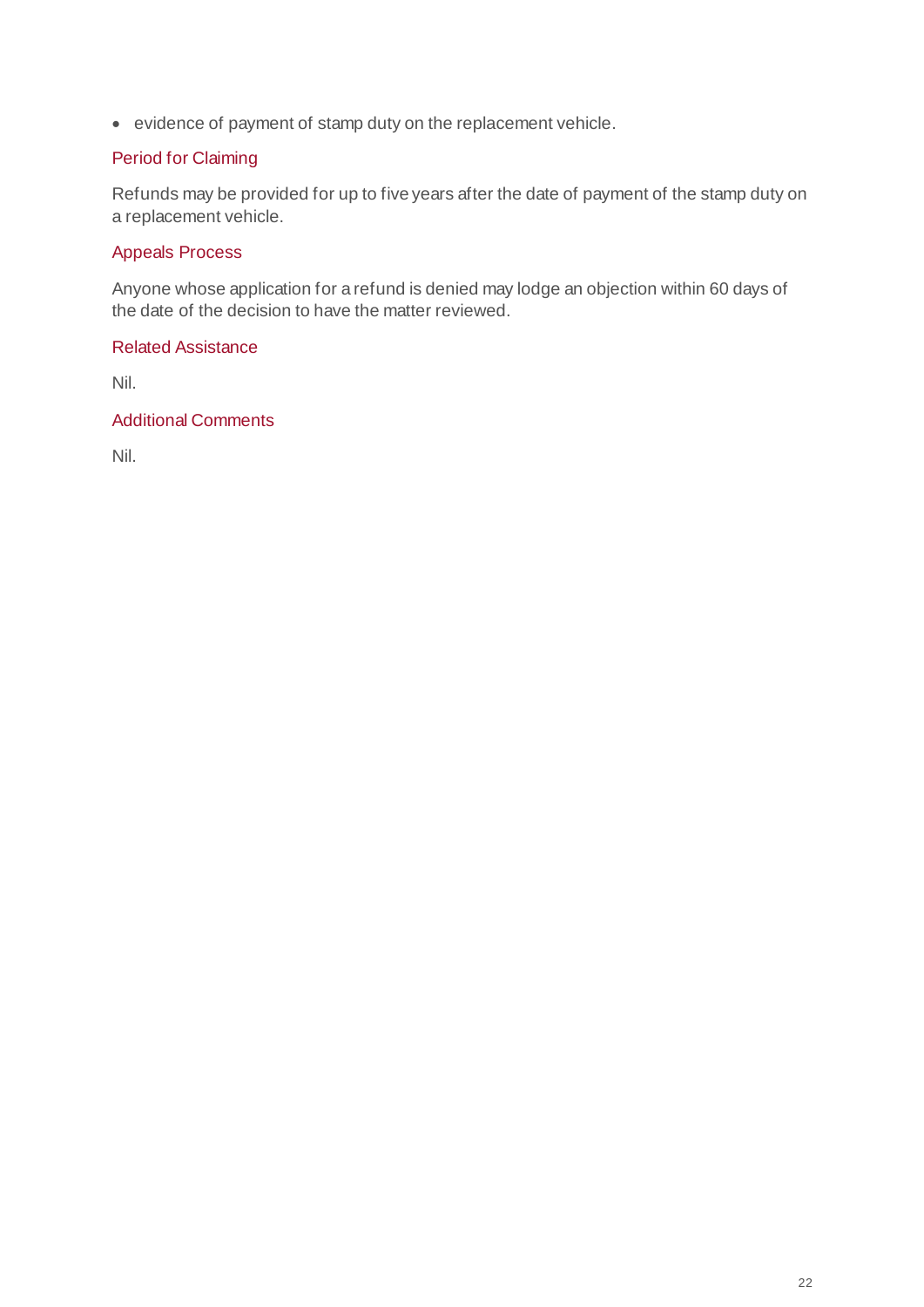- evidence of payment of stamp duty on the replacement vehicle.

### Period for Claiming

Refunds may be provided for up to five years after the date of payment of the stamp duty on a replacement vehicle.

### Appeals Process

Anyone whose application for a refund is denied may lodge an objection within 60 days of the date of the decision to have the matter reviewed.

### Related Assistance

Nil.

### Additional Comments

Nil.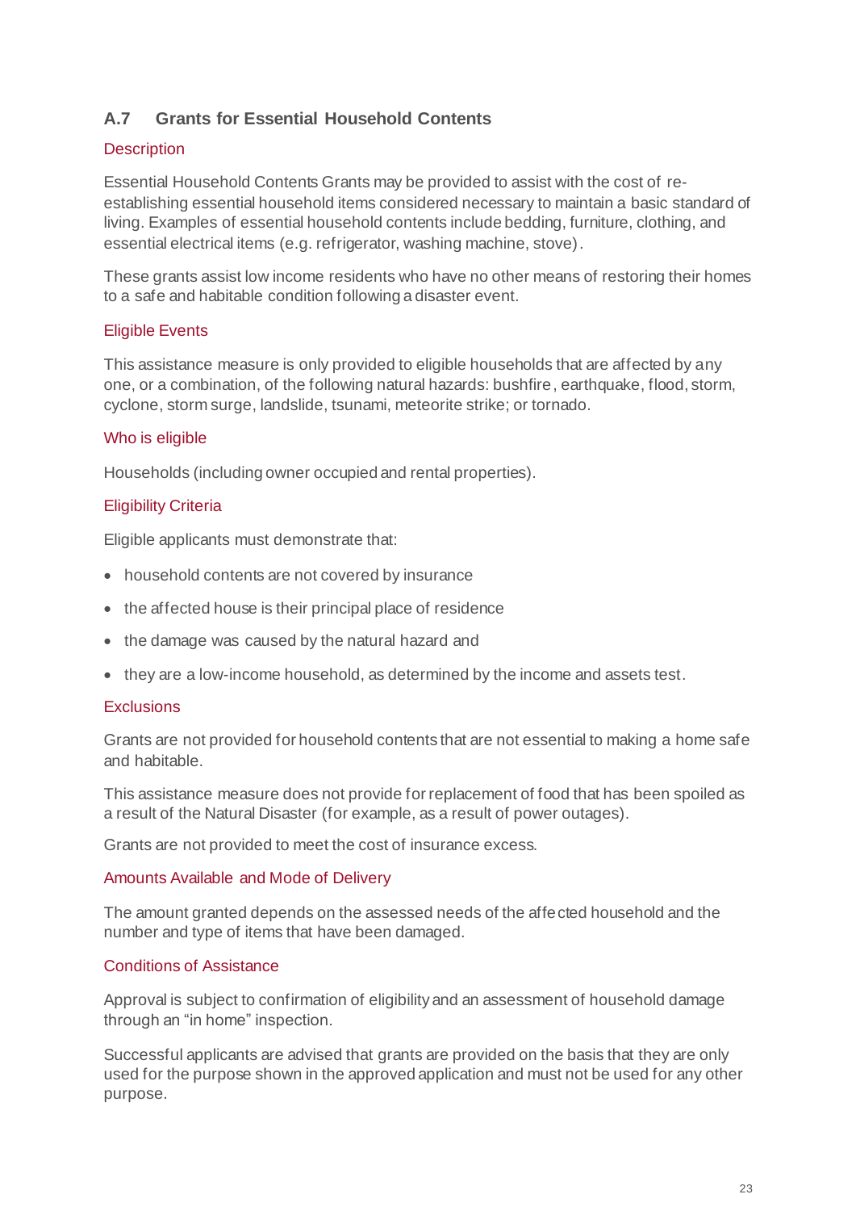## A.7 Grants for Essential Household Contents

### Description

Essential Household Contents Grants may be provided to assist with the cost of re-establishing essential household items considered necessary to maintain a basic standard of living. Examples of essential household contents include bedding, furniture, clothing, and essential electrical items (e.g. refrigerator, washing machine, stove).

These grants assist low income residents who have no other means of restoring their homes to a safe and habitable condition following a disaster event.

### Eligible Events

This assistance measure is only provided to eligible households that are affected by any one, or a combination, of the following natural hazards: bushfire, earthquake, flood, storm, cyclone, storm surge, landslide, tsunami, meteorite strike; or tornado.

### Who is eligible

Households (including owner occupied and rental properties).

### Eligibility Criteria

Eligible applicants must demonstrate that:

- household contents are not covered by insurance
- the affected house is their principal place of residence
- the damage was caused by the natural hazard and
- they are a low-income household, as determined by the income and assets test.

### Exclusions

Grants are not provided for household contents that are not essential to making a home safe and habitable.

This assistance measure does not provide for replacement of food that has been spoiled as a result of the Natural Disaster (for example, as a result of power outages).

Grants are not provided to meet the cost of insurance excess.

### Amounts Available and Mode of Delivery

The amount granted depends on the assessed needs of the affected household and the number and type of items that have been damaged.

### Conditions of Assistance

Approval is subject to confirmation of eligibility and an assessment of household damage through an "in home" inspection.

Successful applicants are advised that grants are provided on the basis that they are only used for the purpose shown in the approved application and must not be used for any other purpose.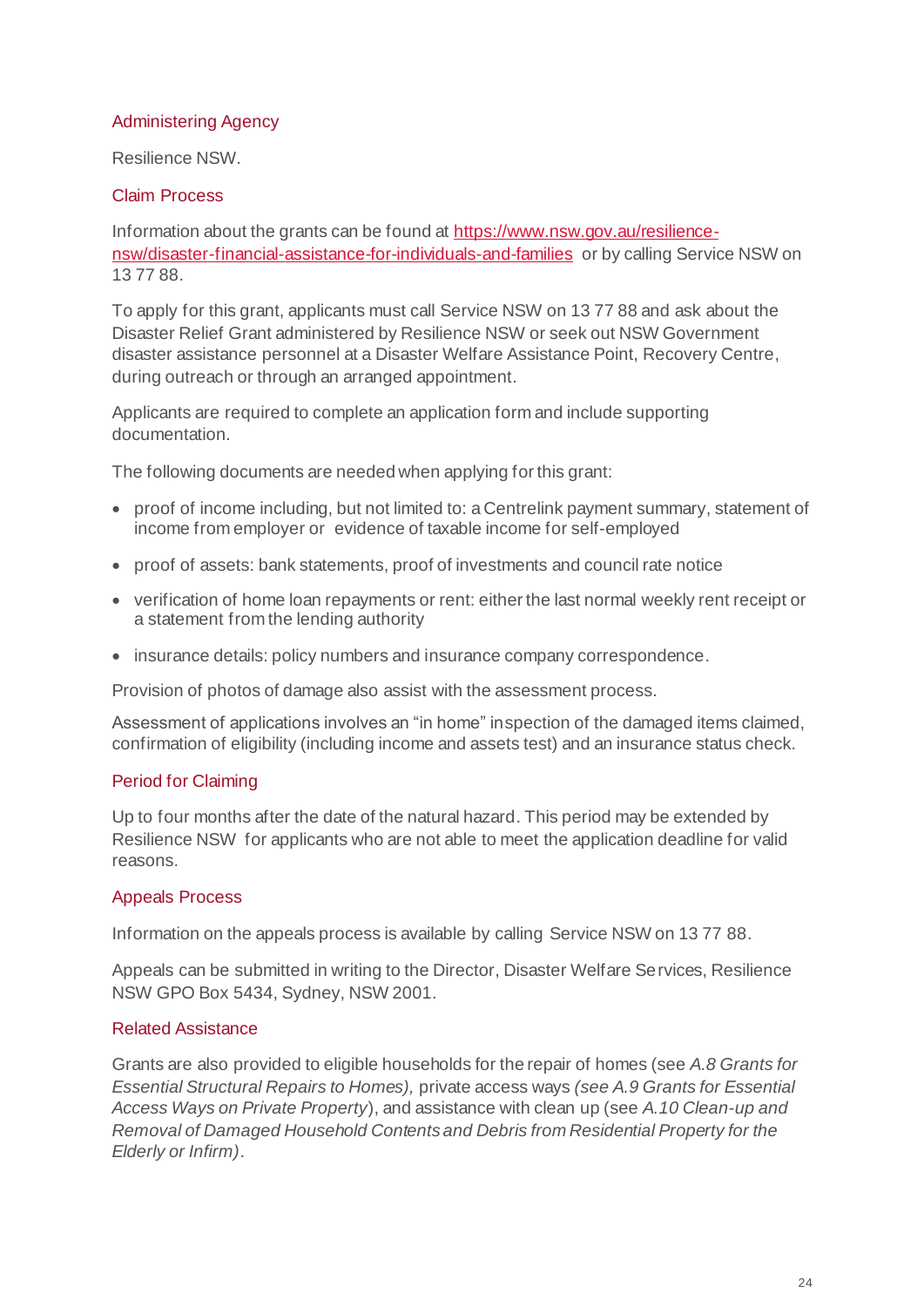### Administering Agency

Resilience NSW.

### Claim Process

Information about the grants can be found at [https://www.nsw.gov.au/resilience-nsw/disaster-financial-assistance-for-individuals-and-families](https://www.nsw.gov.au/resilience-nsw/disaster-financial-assistance-for-individuals-and-families) or by calling Service NSW on 13 77 88.

To apply for this grant, applicants must call Service NSW on 13 77 88 and ask about the Disaster Relief Grant administered by Resilience NSW or seek out NSW Government disaster assistance personnel at a Disaster Welfare Assistance Point, Recovery Centre, during outreach or through an arranged appointment.

Applicants are required to complete an application form and include supporting documentation.

The following documents are needed when applying for this grant:

- proof of income including, but not limited to: a Centrelink payment summary, statement of income from employer or evidence of taxable income for self-employed
- proof of assets: bank statements, proof of investments and council rate notice
- verification of home loan repayments or rent: either the last normal weekly rent receipt or a statement from the lending authority
- insurance details: policy numbers and insurance company correspondence.

Provision of photos of damage also assist with the assessment process.

Assessment of applications involves an "in home" inspection of the damaged items claimed, confirmation of eligibility (including income and assets test) and an insurance status check.

### Period for Claiming

Up to four months after the date of the natural hazard. This period may be extended by Resilience NSW for applicants who are not able to meet the application deadline for valid reasons.

### Appeals Process

Information on the appeals process is available by calling Service NSW on 13 77 88.

Appeals can be submitted in writing to the Director, Disaster Welfare Services, Resilience NSW GPO Box 5434, Sydney, NSW 2001.

### Related Assistance

Grants are also provided to eligible households for the repair of homes (see *A.8 Grants for Essential Structural Repairs to Homes),* private access ways *(see A.9 Grants for Essential Access Ways on Private Property*), and assistance with clean up (see *A.10 Clean-up and Removal of Damaged Household Contents and Debris from Residential Property for the Elderly or Infirm)*.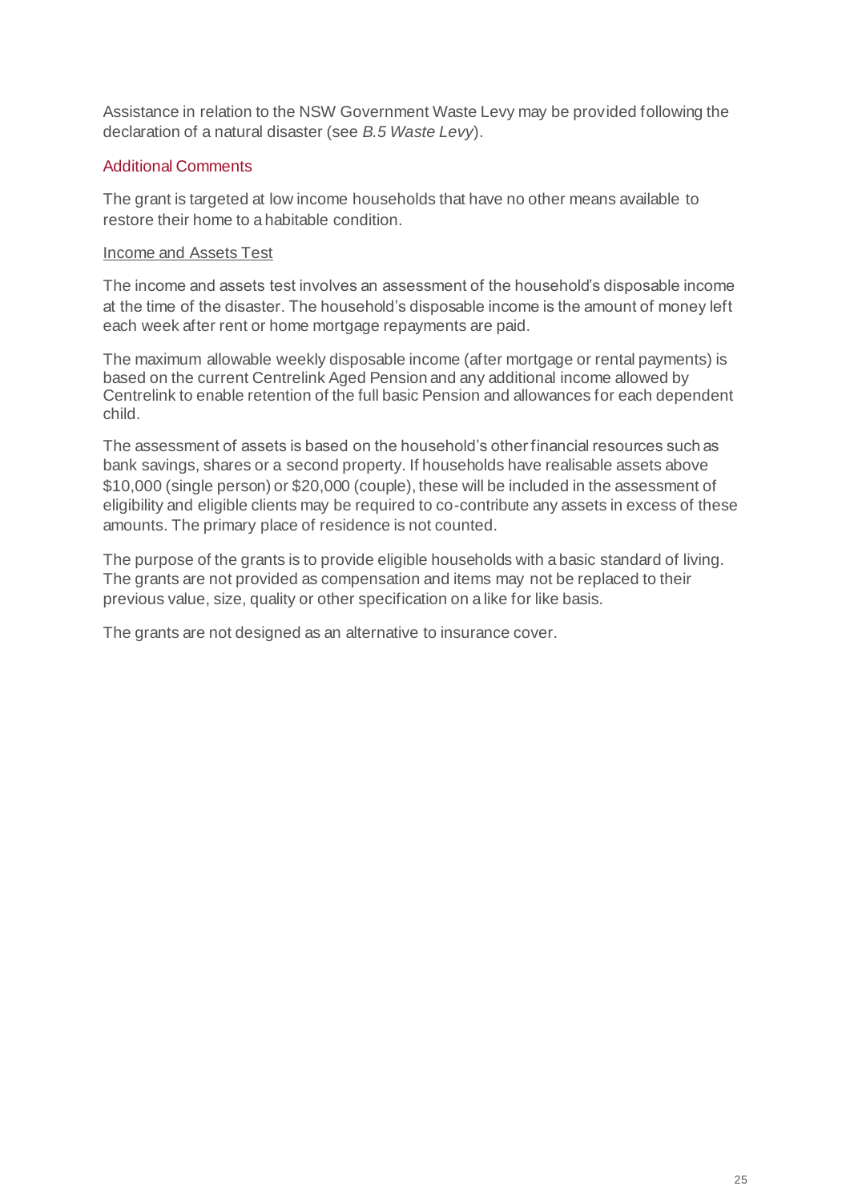Assistance in relation to the NSW Government Waste Levy may be provided following the declaration of a natural disaster (see *B.5 Waste Levy*).

### Additional Comments

The grant is targeted at low income households that have no other means available to restore their home to a habitable condition.

#### Income and Assets Test

The income and assets test involves an assessment of the household's disposable income at the time of the disaster. The household's disposable income is the amount of money left each week after rent or home mortgage repayments are paid.

The maximum allowable weekly disposable income (after mortgage or rental payments) is based on the current Centrelink Aged Pension and any additional income allowed by Centrelink to enable retention of the full basic Pension and allowances for each dependent child.

The assessment of assets is based on the household's other financial resources such as bank savings, shares or a second property. If households have realisable assets above $10,000 (single person) or $20,000 (couple), these will be included in the assessment of eligibility and eligible clients may be required to co-contribute any assets in excess of these amounts. The primary place of residence is not counted.

The purpose of the grants is to provide eligible households with a basic standard of living. The grants are not provided as compensation and items may not be replaced to their previous value, size, quality or other specification on a like for like basis.

The grants are not designed as an alternative to insurance cover.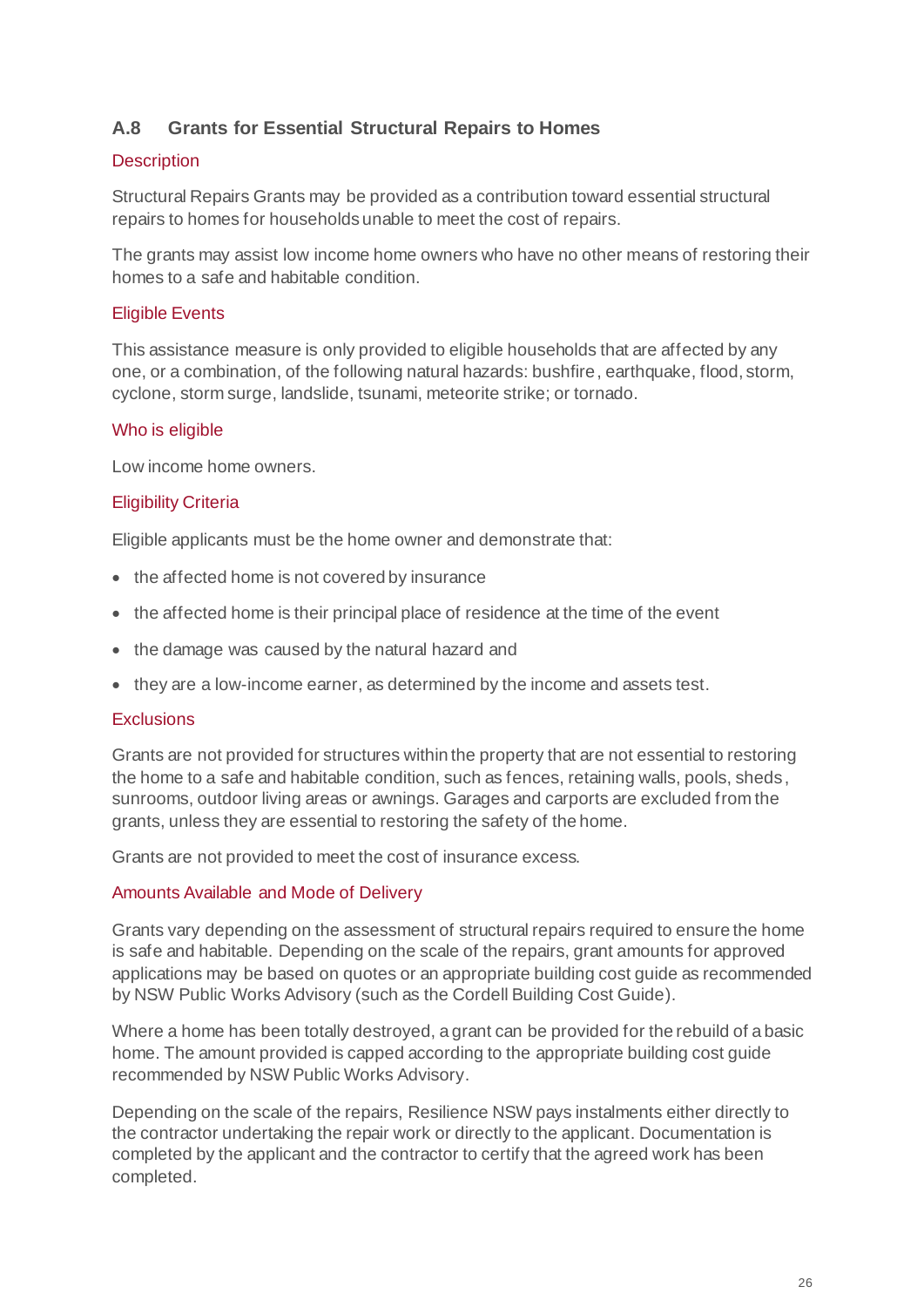## A.8 Grants for Essential Structural Repairs to Homes

### Description

Structural Repairs Grants may be provided as a contribution toward essential structural repairs to homes for households unable to meet the cost of repairs.

The grants may assist low income home owners who have no other means of restoring their homes to a safe and habitable condition.

### Eligible Events

This assistance measure is only provided to eligible households that are affected by any one, or a combination, of the following natural hazards: bushfire, earthquake, flood, storm, cyclone, storm surge, landslide, tsunami, meteorite strike; or tornado.

### Who is eligible

Low income home owners.

### Eligibility Criteria

Eligible applicants must be the home owner and demonstrate that:

- the affected home is not covered by insurance
- the affected home is their principal place of residence at the time of the event
- the damage was caused by the natural hazard and
- they are a low-income earner, as determined by the income and assets test.

### Exclusions

Grants are not provided for structures within the property that are not essential to restoring the home to a safe and habitable condition, such as fences, retaining walls, pools, sheds, sunrooms, outdoor living areas or awnings. Garages and carports are excluded from the grants, unless they are essential to restoring the safety of the home.

Grants are not provided to meet the cost of insurance excess.

### Amounts Available and Mode of Delivery

Grants vary depending on the assessment of structural repairs required to ensure the home is safe and habitable. Depending on the scale of the repairs, grant amounts for approved applications may be based on quotes or an appropriate building cost guide as recommended by NSW Public Works Advisory (such as the Cordell Building Cost Guide).

Where a home has been totally destroyed, a grant can be provided for the rebuild of a basic home. The amount provided is capped according to the appropriate building cost guide recommended by NSW Public Works Advisory.

Depending on the scale of the repairs, Resilience NSW pays instalments either directly to the contractor undertaking the repair work or directly to the applicant. Documentation is completed by the applicant and the contractor to certify that the agreed work has been completed.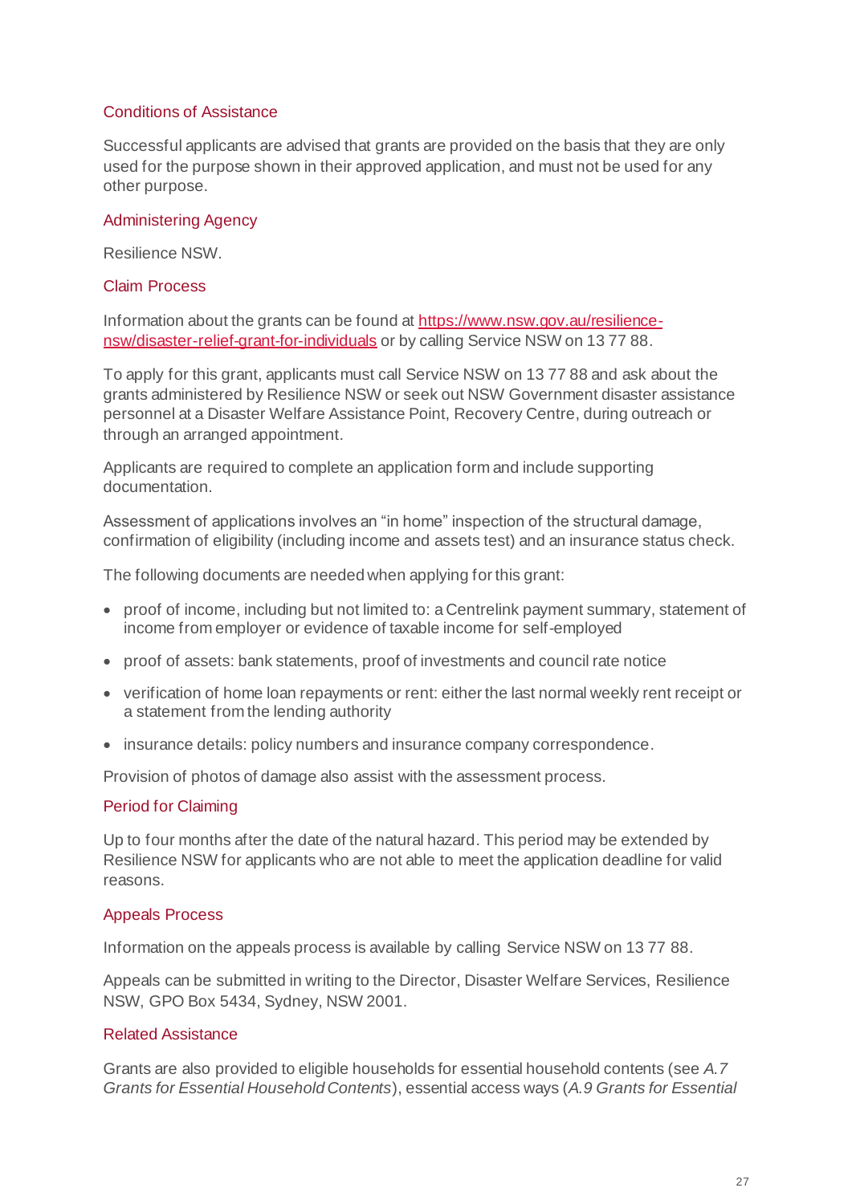### Conditions of Assistance

Successful applicants are advised that grants are provided on the basis that they are only used for the purpose shown in their approved application, and must not be used for any other purpose.

### Administering Agency

Resilience NSW.

### Claim Process

Information about the grants can be found at [https://www.nsw.gov.au/resilience-nsw/disaster-relief-grant-for-individuals](https://www.nsw.gov.au/resilience-nsw/disaster-relief-grant-for-individuals) or by calling Service NSW on 13 77 88.

To apply for this grant, applicants must call Service NSW on 13 77 88 and ask about the grants administered by Resilience NSW or seek out NSW Government disaster assistance personnel at a Disaster Welfare Assistance Point, Recovery Centre, during outreach or through an arranged appointment.

Applicants are required to complete an application form and include supporting documentation.

Assessment of applications involves an "in home" inspection of the structural damage, confirmation of eligibility (including income and assets test) and an insurance status check.

The following documents are needed when applying for this grant:

- proof of income, including but not limited to: a Centrelink payment summary, statement of income from employer or evidence of taxable income for self-employed
- proof of assets: bank statements, proof of investments and council rate notice
- verification of home loan repayments or rent: either the last normal weekly rent receipt or a statement from the lending authority
- insurance details: policy numbers and insurance company correspondence.

Provision of photos of damage also assist with the assessment process.

### Period for Claiming

Up to four months after the date of the natural hazard. This period may be extended by Resilience NSW for applicants who are not able to meet the application deadline for valid reasons.

### Appeals Process

Information on the appeals process is available by calling Service NSW on 13 77 88.

Appeals can be submitted in writing to the Director, Disaster Welfare Services, Resilience NSW, GPO Box 5434, Sydney, NSW 2001.

### Related Assistance

Grants are also provided to eligible households for essential household contents (see *A.7 Grants for Essential Household Contents*), essential access ways (*A.9 Grants for Essential*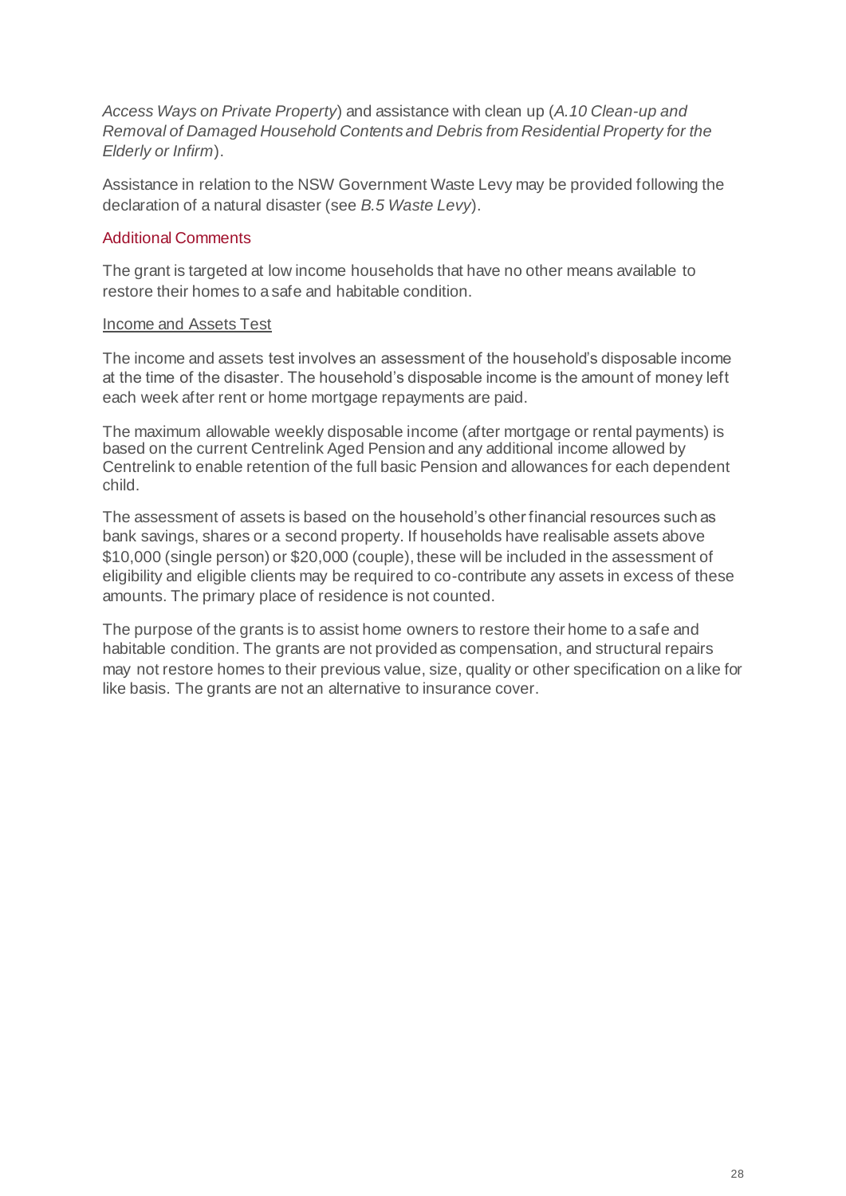*Access Ways on Private Property*) and assistance with clean up (*A.10 Clean-up and Removal of Damaged Household Contents and Debris from Residential Property for the Elderly or Infirm*).

Assistance in relation to the NSW Government Waste Levy may be provided following the declaration of a natural disaster (see *B.5 Waste Levy*).

### Additional Comments

The grant is targeted at low income households that have no other means available to restore their homes to a safe and habitable condition.

Income and Assets Test

The income and assets test involves an assessment of the household's disposable income at the time of the disaster. The household's disposable income is the amount of money left each week after rent or home mortgage repayments are paid.

The maximum allowable weekly disposable income (after mortgage or rental payments) is based on the current Centrelink Aged Pension and any additional income allowed by Centrelink to enable retention of the full basic Pension and allowances for each dependent child.

The assessment of assets is based on the household's other financial resources such as bank savings, shares or a second property. If households have realisable assets above $10,000 (single person) or $20,000 (couple), these will be included in the assessment of eligibility and eligible clients may be required to co-contribute any assets in excess of these amounts. The primary place of residence is not counted.

The purpose of the grants is to assist home owners to restore their home to a safe and habitable condition. The grants are not provided as compensation, and structural repairs may not restore homes to their previous value, size, quality or other specification on a like for like basis. The grants are not an alternative to insurance cover.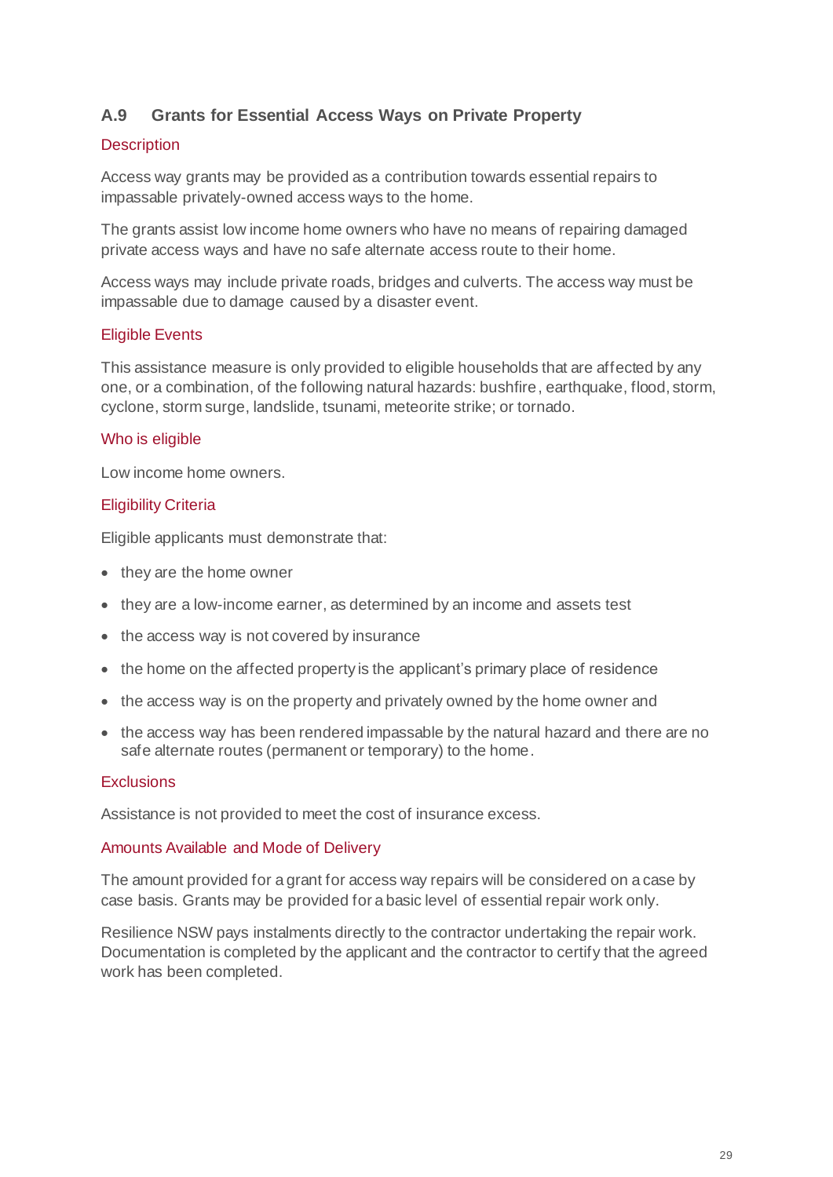## A.9 Grants for Essential Access Ways on Private Property

### Description

Access way grants may be provided as a contribution towards essential repairs to impassable privately-owned access ways to the home.

The grants assist low income home owners who have no means of repairing damaged private access ways and have no safe alternate access route to their home.

Access ways may include private roads, bridges and culverts. The access way must be impassable due to damage caused by a disaster event.

### Eligible Events

This assistance measure is only provided to eligible households that are affected by any one, or a combination, of the following natural hazards: bushfire, earthquake, flood, storm, cyclone, storm surge, landslide, tsunami, meteorite strike; or tornado.

### Who is eligible

Low income home owners.

### Eligibility Criteria

Eligible applicants must demonstrate that:

- they are the home owner
- they are a low-income earner, as determined by an income and assets test
- the access way is not covered by insurance
- the home on the affected property is the applicant's primary place of residence
- the access way is on the property and privately owned by the home owner and
- the access way has been rendered impassable by the natural hazard and there are no safe alternate routes (permanent or temporary) to the home.

### Exclusions

Assistance is not provided to meet the cost of insurance excess.

### Amounts Available and Mode of Delivery

The amount provided for a grant for access way repairs will be considered on a case by case basis. Grants may be provided for a basic level of essential repair work only.

Resilience NSW pays instalments directly to the contractor undertaking the repair work. Documentation is completed by the applicant and the contractor to certify that the agreed work has been completed.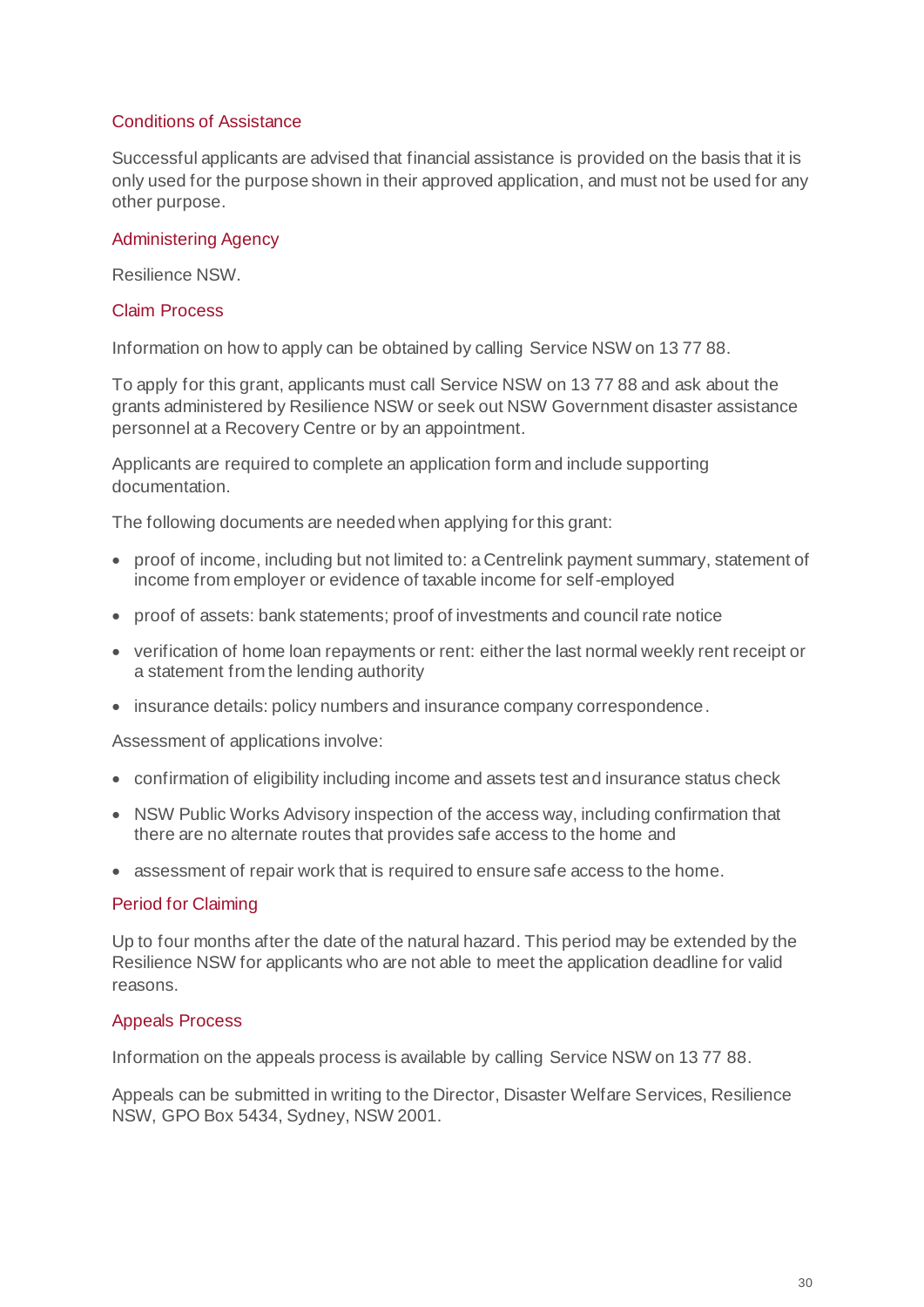### Conditions of Assistance

Successful applicants are advised that financial assistance is provided on the basis that it is only used for the purpose shown in their approved application, and must not be used for any other purpose.

### Administering Agency

Resilience NSW.

### Claim Process

Information on how to apply can be obtained by calling Service NSW on 13 77 88.

To apply for this grant, applicants must call Service NSW on 13 77 88 and ask about the grants administered by Resilience NSW or seek out NSW Government disaster assistance personnel at a Recovery Centre or by an appointment.

Applicants are required to complete an application form and include supporting documentation.

The following documents are needed when applying for this grant:

- proof of income, including but not limited to: a Centrelink payment summary, statement of income from employer or evidence of taxable income for self-employed
- proof of assets: bank statements; proof of investments and council rate notice
- verification of home loan repayments or rent: either the last normal weekly rent receipt or a statement from the lending authority
- insurance details: policy numbers and insurance company correspondence.

Assessment of applications involve:

- confirmation of eligibility including income and assets test and insurance status check
- NSW Public Works Advisory inspection of the access way, including confirmation that there are no alternate routes that provides safe access to the home and
- assessment of repair work that is required to ensure safe access to the home.

### Period for Claiming

Up to four months after the date of the natural hazard. This period may be extended by the Resilience NSW for applicants who are not able to meet the application deadline for valid reasons.

### Appeals Process

Information on the appeals process is available by calling Service NSW on 13 77 88.

Appeals can be submitted in writing to the Director, Disaster Welfare Services, Resilience NSW, GPO Box 5434, Sydney, NSW 2001.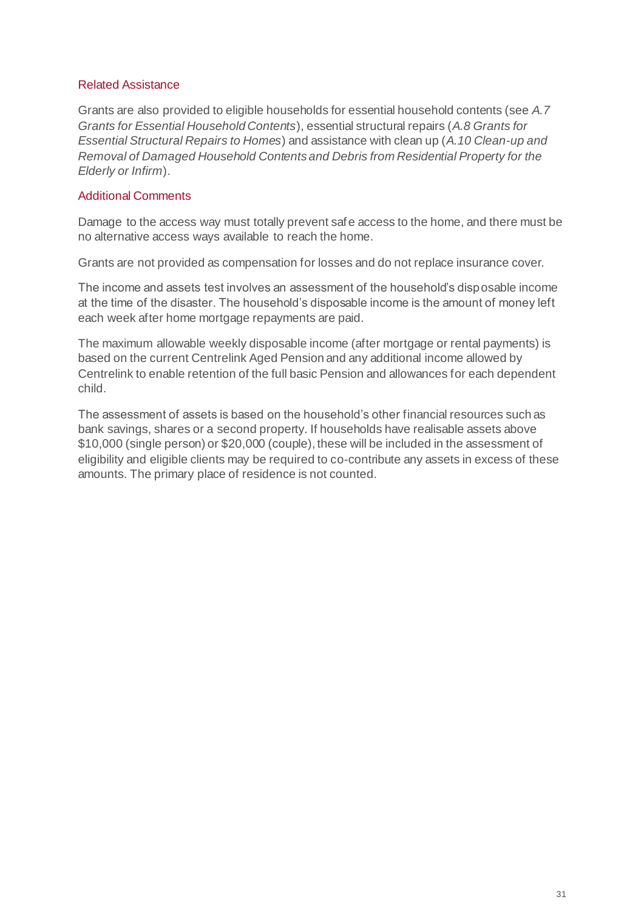### Related Assistance

Grants are also provided to eligible households for essential household contents (see *A.7 Grants for Essential Household Contents*), essential structural repairs (*A.8 Grants for Essential Structural Repairs to Homes*) and assistance with clean up (*A.10 Clean-up and Removal of Damaged Household Contents and Debris from Residential Property for the Elderly or Infirm*).

### Additional Comments

Damage to the access way must totally prevent safe access to the home, and there must be no alternative access ways available to reach the home.

Grants are not provided as compensation for losses and do not replace insurance cover.

The income and assets test involves an assessment of the household's disposable income at the time of the disaster. The household's disposable income is the amount of money left each week after home mortgage repayments are paid.

The maximum allowable weekly disposable income (after mortgage or rental payments) is based on the current Centrelink Aged Pension and any additional income allowed by Centrelink to enable retention of the full basic Pension and allowances for each dependent child.

The assessment of assets is based on the household's other financial resources such as bank savings, shares or a second property. If households have realisable assets above $10,000 (single person) or $20,000 (couple), these will be included in the assessment of eligibility and eligible clients may be required to co-contribute any assets in excess of these amounts. The primary place of residence is not counted.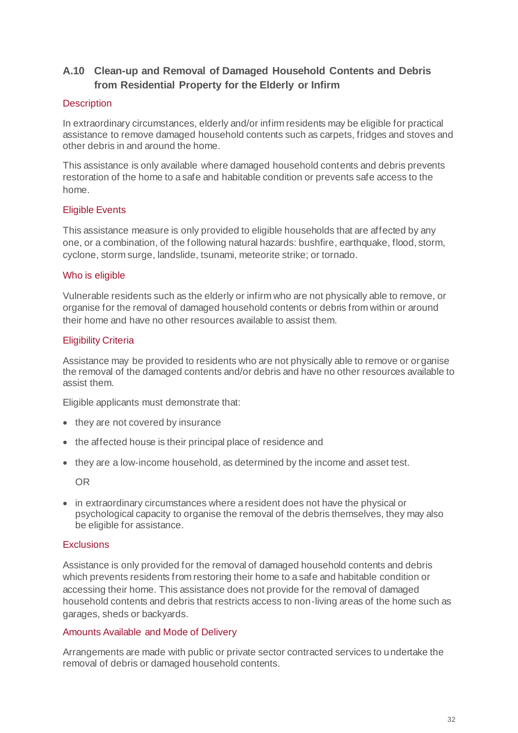## A.10 Clean-up and Removal of Damaged Household Contents and Debris from Residential Property for the Elderly or Infirm

### Description

In extraordinary circumstances, elderly and/or infirm residents may be eligible for practical assistance to remove damaged household contents such as carpets, fridges and stoves and other debris in and around the home.

This assistance is only available where damaged household contents and debris prevents restoration of the home to a safe and habitable condition or prevents safe access to the home.

### Eligible Events

This assistance measure is only provided to eligible households that are affected by any one, or a combination, of the following natural hazards: bushfire, earthquake, flood, storm, cyclone, storm surge, landslide, tsunami, meteorite strike; or tornado.

### Who is eligible

Vulnerable residents such as the elderly or infirm who are not physically able to remove, or organise for the removal of damaged household contents or debris from within or around their home and have no other resources available to assist them.

### Eligibility Criteria

Assistance may be provided to residents who are not physically able to remove or organise the removal of the damaged contents and/or debris and have no other resources available to assist them.

Eligible applicants must demonstrate that:

- they are not covered by insurance
- the affected house is their principal place of residence and
- they are a low-income household, as determined by the income and asset test.

  OR

- in extraordinary circumstances where a resident does not have the physical or psychological capacity to organise the removal of the debris themselves, they may also be eligible for assistance.

### Exclusions

Assistance is only provided for the removal of damaged household contents and debris which prevents residents from restoring their home to a safe and habitable condition or accessing their home. This assistance does not provide for the removal of damaged household contents and debris that restricts access to non-living areas of the home such as garages, sheds or backyards.

### Amounts Available and Mode of Delivery

Arrangements are made with public or private sector contracted services to undertake the removal of debris or damaged household contents.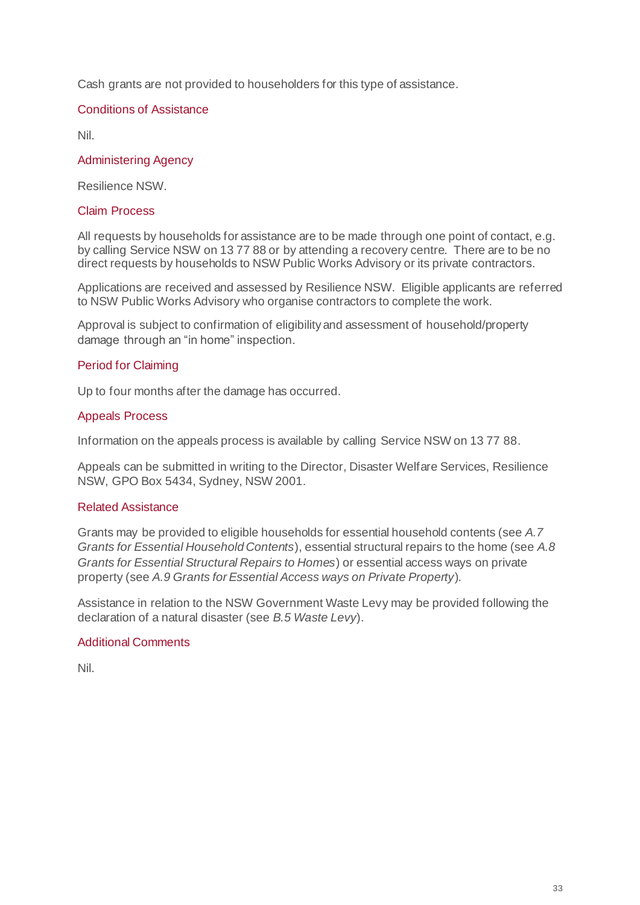Cash grants are not provided to householders for this type of assistance.

### Conditions of Assistance

Nil.

### Administering Agency

Resilience NSW.

### Claim Process

All requests by households for assistance are to be made through one point of contact, e.g. by calling Service NSW on 13 77 88 or by attending a recovery centre. There are to be no direct requests by households to NSW Public Works Advisory or its private contractors.

Applications are received and assessed by Resilience NSW. Eligible applicants are referred to NSW Public Works Advisory who organise contractors to complete the work.

Approval is subject to confirmation of eligibility and assessment of household/property damage through an "in home" inspection.

### Period for Claiming

Up to four months after the damage has occurred.

### Appeals Process

Information on the appeals process is available by calling Service NSW on 13 77 88.

Appeals can be submitted in writing to the Director, Disaster Welfare Services, Resilience NSW, GPO Box 5434, Sydney, NSW 2001.

### Related Assistance

Grants may be provided to eligible households for essential household contents (see *A.7 Grants for Essential Household Contents*), essential structural repairs to the home (see *A.8 Grants for Essential Structural Repairs to Homes*) or essential access ways on private property (see *A.9 Grants for Essential Access ways on Private Property*).

Assistance in relation to the NSW Government Waste Levy may be provided following the declaration of a natural disaster (see *B.5 Waste Levy*).

### Additional Comments

Nil.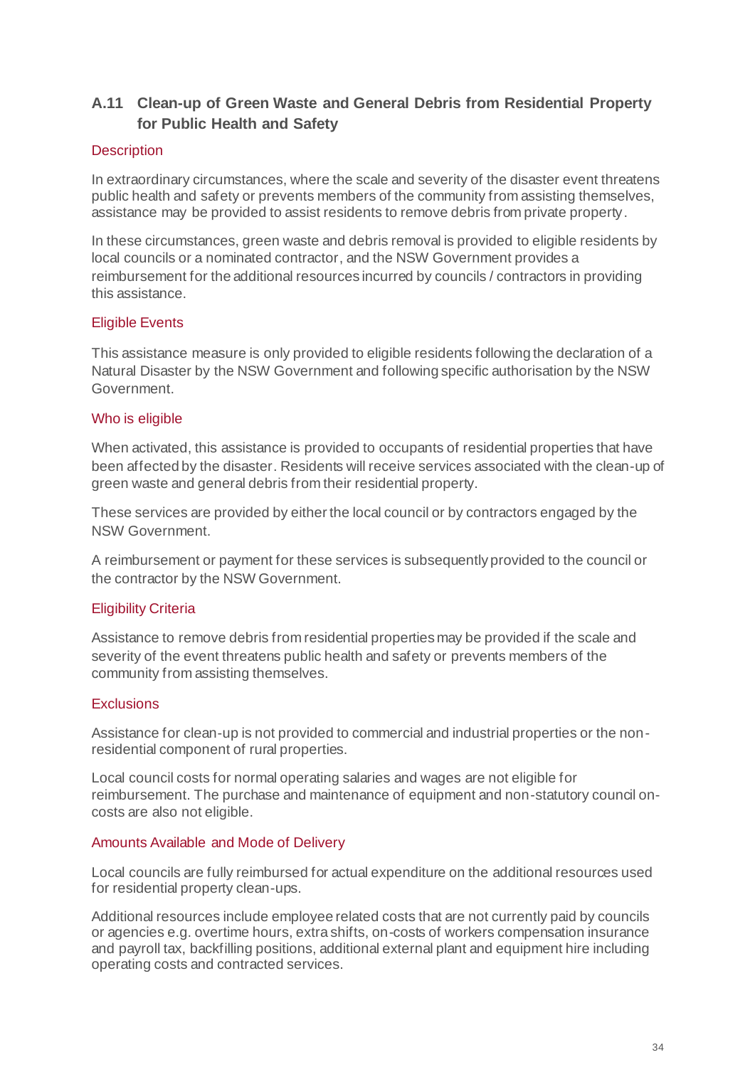## A.11 Clean-up of Green Waste and General Debris from Residential Property for Public Health and Safety

### Description

In extraordinary circumstances, where the scale and severity of the disaster event threatens public health and safety or prevents members of the community from assisting themselves, assistance may be provided to assist residents to remove debris from private property.

In these circumstances, green waste and debris removal is provided to eligible residents by local councils or a nominated contractor, and the NSW Government provides a reimbursement for the additional resources incurred by councils / contractors in providing this assistance.

### Eligible Events

This assistance measure is only provided to eligible residents following the declaration of a Natural Disaster by the NSW Government and following specific authorisation by the NSW Government.

### Who is eligible

When activated, this assistance is provided to occupants of residential properties that have been affected by the disaster. Residents will receive services associated with the clean-up of green waste and general debris from their residential property.

These services are provided by either the local council or by contractors engaged by the NSW Government.

A reimbursement or payment for these services is subsequently provided to the council or the contractor by the NSW Government.

### Eligibility Criteria

Assistance to remove debris from residential properties may be provided if the scale and severity of the event threatens public health and safety or prevents members of the community from assisting themselves.

### Exclusions

Assistance for clean-up is not provided to commercial and industrial properties or the non-residential component of rural properties.

Local council costs for normal operating salaries and wages are not eligible for reimbursement. The purchase and maintenance of equipment and non-statutory council on-costs are also not eligible.

### Amounts Available and Mode of Delivery

Local councils are fully reimbursed for actual expenditure on the additional resources used for residential property clean-ups.

Additional resources include employee related costs that are not currently paid by councils or agencies e.g. overtime hours, extra shifts, on-costs of workers compensation insurance and payroll tax, backfilling positions, additional external plant and equipment hire including operating costs and contracted services.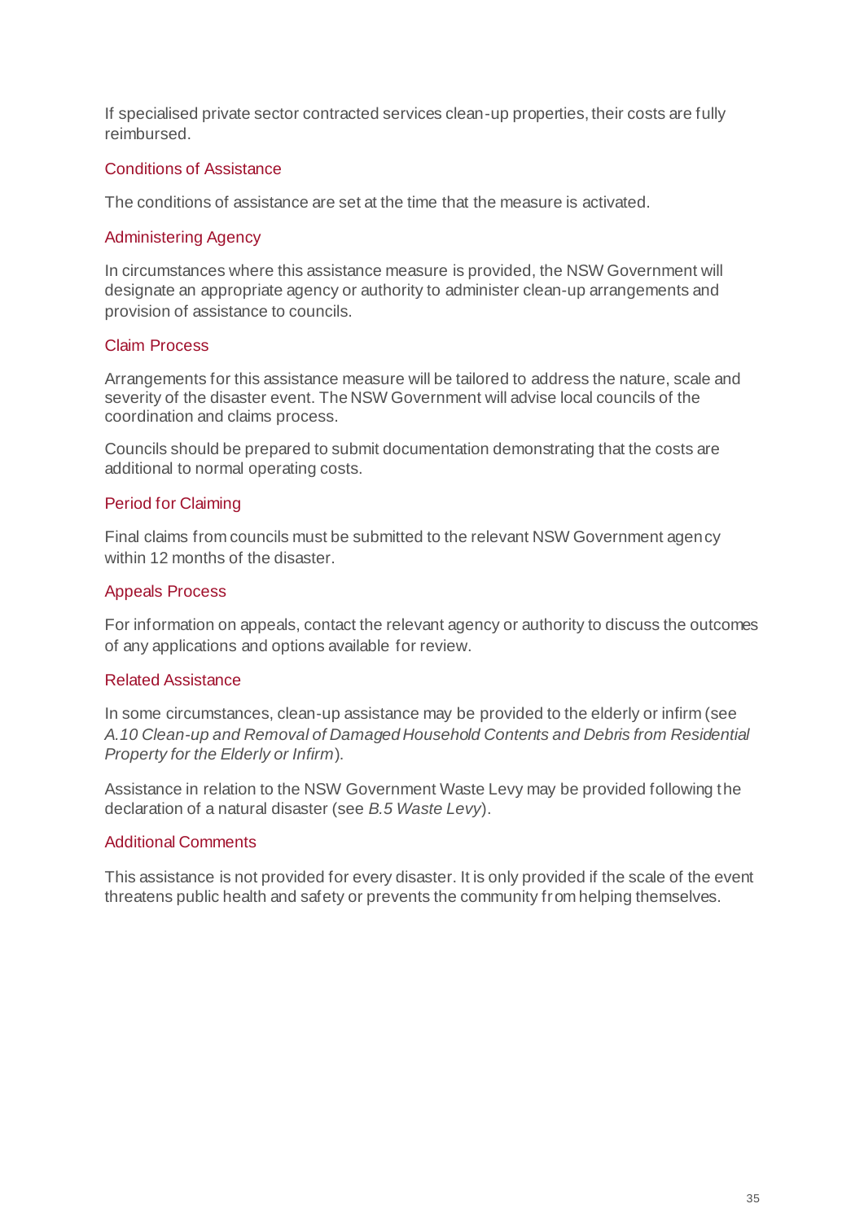If specialised private sector contracted services clean-up properties, their costs are fully reimbursed.

### Conditions of Assistance

The conditions of assistance are set at the time that the measure is activated.

### Administering Agency

In circumstances where this assistance measure is provided, the NSW Government will designate an appropriate agency or authority to administer clean-up arrangements and provision of assistance to councils.

### Claim Process

Arrangements for this assistance measure will be tailored to address the nature, scale and severity of the disaster event. The NSW Government will advise local councils of the coordination and claims process.

Councils should be prepared to submit documentation demonstrating that the costs are additional to normal operating costs.

### Period for Claiming

Final claims from councils must be submitted to the relevant NSW Government agency within 12 months of the disaster.

### Appeals Process

For information on appeals, contact the relevant agency or authority to discuss the outcomes of any applications and options available for review.

### Related Assistance

In some circumstances, clean-up assistance may be provided to the elderly or infirm (see *A.10 Clean-up and Removal of Damaged Household Contents and Debris from Residential Property for the Elderly or Infirm*).

Assistance in relation to the NSW Government Waste Levy may be provided following the declaration of a natural disaster (see *B.5 Waste Levy*).

### Additional Comments

This assistance is not provided for every disaster. It is only provided if the scale of the event threatens public health and safety or prevents the community from helping themselves.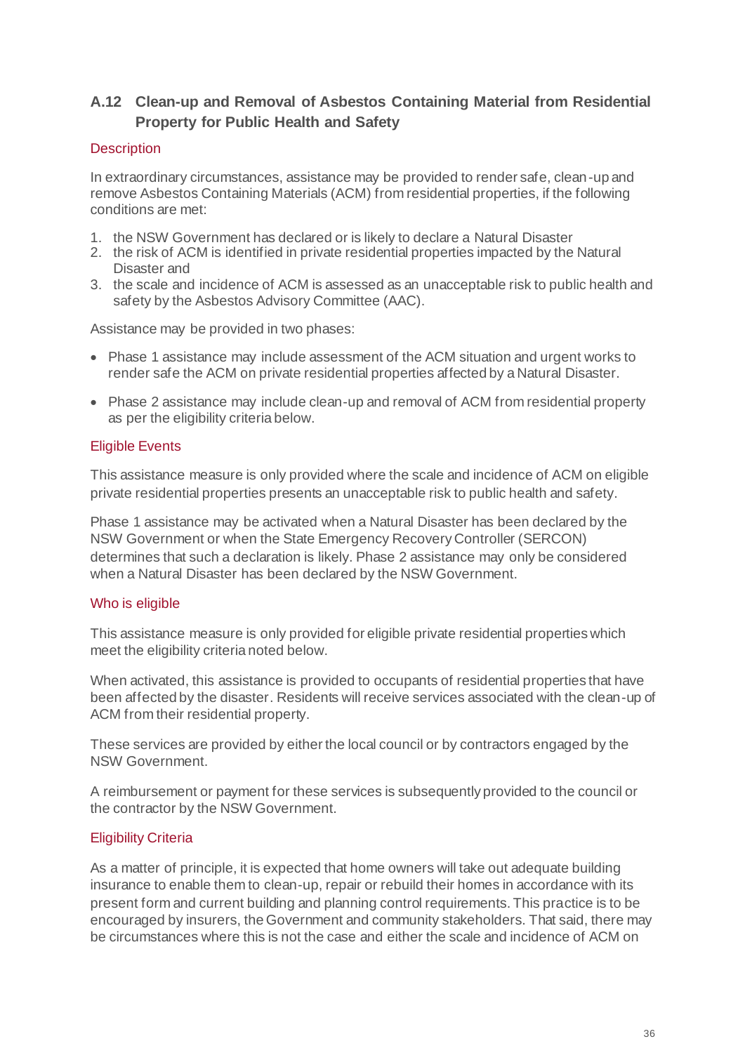## A.12 Clean-up and Removal of Asbestos Containing Material from Residential Property for Public Health and Safety

### Description

In extraordinary circumstances, assistance may be provided to render safe, clean-up and remove Asbestos Containing Materials (ACM) from residential properties, if the following conditions are met:

1. the NSW Government has declared or is likely to declare a Natural Disaster
2. the risk of ACM is identified in private residential properties impacted by the Natural Disaster and
3. the scale and incidence of ACM is assessed as an unacceptable risk to public health and safety by the Asbestos Advisory Committee (AAC).

Assistance may be provided in two phases:

- Phase 1 assistance may include assessment of the ACM situation and urgent works to render safe the ACM on private residential properties affected by a Natural Disaster.
- Phase 2 assistance may include clean-up and removal of ACM from residential property as per the eligibility criteria below.

### Eligible Events

This assistance measure is only provided where the scale and incidence of ACM on eligible private residential properties presents an unacceptable risk to public health and safety.

Phase 1 assistance may be activated when a Natural Disaster has been declared by the NSW Government or when the State Emergency Recovery Controller (SERCON) determines that such a declaration is likely. Phase 2 assistance may only be considered when a Natural Disaster has been declared by the NSW Government.

### Who is eligible

This assistance measure is only provided for eligible private residential properties which meet the eligibility criteria noted below.

When activated, this assistance is provided to occupants of residential properties that have been affected by the disaster. Residents will receive services associated with the clean-up of ACM from their residential property.

These services are provided by either the local council or by contractors engaged by the NSW Government.

A reimbursement or payment for these services is subsequently provided to the council or the contractor by the NSW Government.

### Eligibility Criteria

As a matter of principle, it is expected that home owners will take out adequate building insurance to enable them to clean-up, repair or rebuild their homes in accordance with its present form and current building and planning control requirements. This practice is to be encouraged by insurers, the Government and community stakeholders. That said, there may be circumstances where this is not the case and either the scale and incidence of ACM on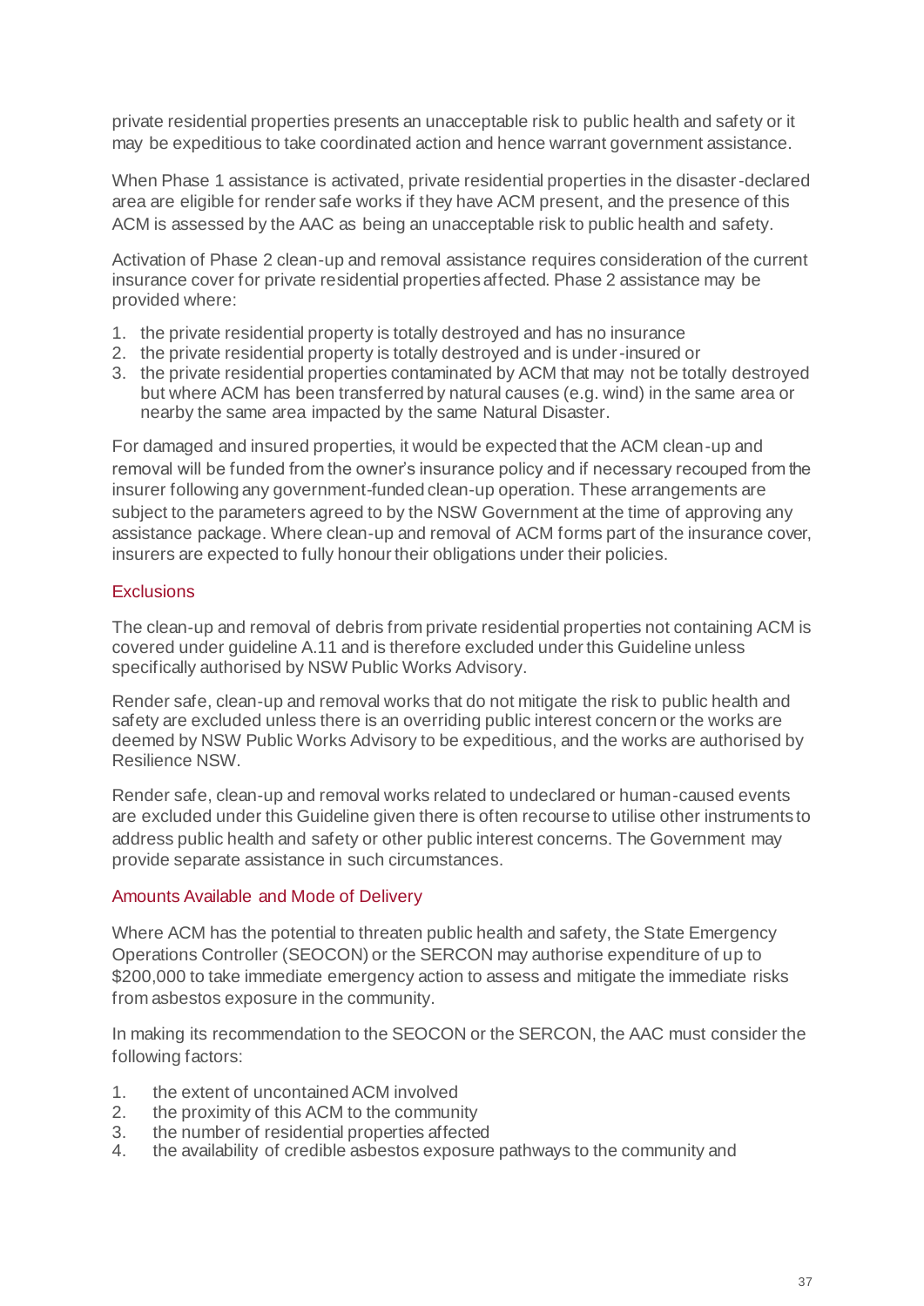private residential properties presents an unacceptable risk to public health and safety or it may be expeditious to take coordinated action and hence warrant government assistance.

When Phase 1 assistance is activated, private residential properties in the disaster-declared area are eligible for render safe works if they have ACM present, and the presence of this ACM is assessed by the AAC as being an unacceptable risk to public health and safety.

Activation of Phase 2 clean-up and removal assistance requires consideration of the current insurance cover for private residential properties affected. Phase 2 assistance may be provided where:

1. the private residential property is totally destroyed and has no insurance
2. the private residential property is totally destroyed and is under-insured or
3. the private residential properties contaminated by ACM that may not be totally destroyed but where ACM has been transferred by natural causes (e.g. wind) in the same area or nearby the same area impacted by the same Natural Disaster.

For damaged and insured properties, it would be expected that the ACM clean-up and removal will be funded from the owner's insurance policy and if necessary recouped from the insurer following any government-funded clean-up operation. These arrangements are subject to the parameters agreed to by the NSW Government at the time of approving any assistance package. Where clean-up and removal of ACM forms part of the insurance cover, insurers are expected to fully honour their obligations under their policies.

### Exclusions

The clean-up and removal of debris from private residential properties not containing ACM is covered under guideline A.11 and is therefore excluded under this Guideline unless specifically authorised by NSW Public Works Advisory.

Render safe, clean-up and removal works that do not mitigate the risk to public health and safety are excluded unless there is an overriding public interest concern or the works are deemed by NSW Public Works Advisory to be expeditious, and the works are authorised by Resilience NSW.

Render safe, clean-up and removal works related to undeclared or human-caused events are excluded under this Guideline given there is often recourse to utilise other instruments to address public health and safety or other public interest concerns. The Government may provide separate assistance in such circumstances.

### Amounts Available and Mode of Delivery

Where ACM has the potential to threaten public health and safety, the State Emergency Operations Controller (SEOCON) or the SERCON may authorise expenditure of up to $200,000 to take immediate emergency action to assess and mitigate the immediate risks from asbestos exposure in the community.

In making its recommendation to the SEOCON or the SERCON, the AAC must consider the following factors:

1. the extent of uncontained ACM involved
2. the proximity of this ACM to the community
3. the number of residential properties affected
4. the availability of credible asbestos exposure pathways to the community and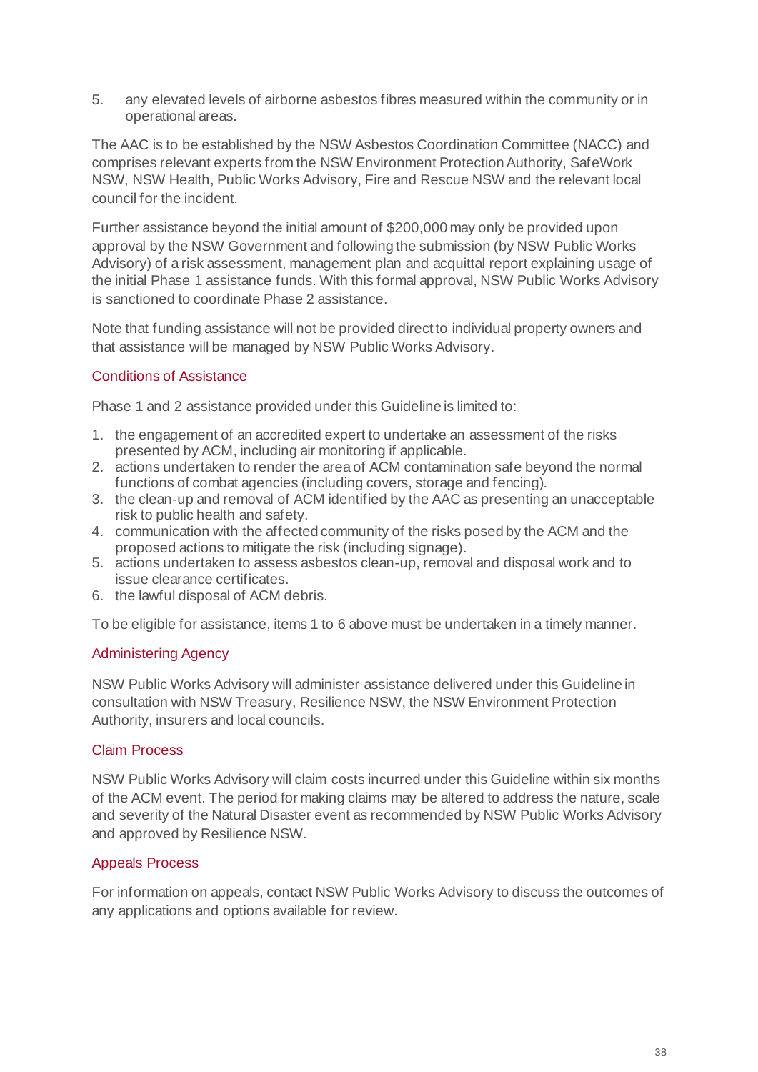5. any elevated levels of airborne asbestos fibres measured within the community or in operational areas.

The AAC is to be established by the NSW Asbestos Coordination Committee (NACC) and comprises relevant experts from the NSW Environment Protection Authority, SafeWork NSW, NSW Health, Public Works Advisory, Fire and Rescue NSW and the relevant local council for the incident.

Further assistance beyond the initial amount of $200,000 may only be provided upon approval by the NSW Government and following the submission (by NSW Public Works Advisory) of a risk assessment, management plan and acquittal report explaining usage of the initial Phase 1 assistance funds. With this formal approval, NSW Public Works Advisory is sanctioned to coordinate Phase 2 assistance.

Note that funding assistance will not be provided direct to individual property owners and that assistance will be managed by NSW Public Works Advisory.

### Conditions of Assistance

Phase 1 and 2 assistance provided under this Guideline is limited to:

1. the engagement of an accredited expert to undertake an assessment of the risks presented by ACM, including air monitoring if applicable.
2. actions undertaken to render the area of ACM contamination safe beyond the normal functions of combat agencies (including covers, storage and fencing).
3. the clean-up and removal of ACM identified by the AAC as presenting an unacceptable risk to public health and safety.
4. communication with the affected community of the risks posed by the ACM and the proposed actions to mitigate the risk (including signage).
5. actions undertaken to assess asbestos clean-up, removal and disposal work and to issue clearance certificates.
6. the lawful disposal of ACM debris.

To be eligible for assistance, items 1 to 6 above must be undertaken in a timely manner.

### Administering Agency

NSW Public Works Advisory will administer assistance delivered under this Guideline in consultation with NSW Treasury, Resilience NSW, the NSW Environment Protection Authority, insurers and local councils.

### Claim Process

NSW Public Works Advisory will claim costs incurred under this Guideline within six months of the ACM event. The period for making claims may be altered to address the nature, scale and severity of the Natural Disaster event as recommended by NSW Public Works Advisory and approved by Resilience NSW.

### Appeals Process

For information on appeals, contact NSW Public Works Advisory to discuss the outcomes of any applications and options available for review.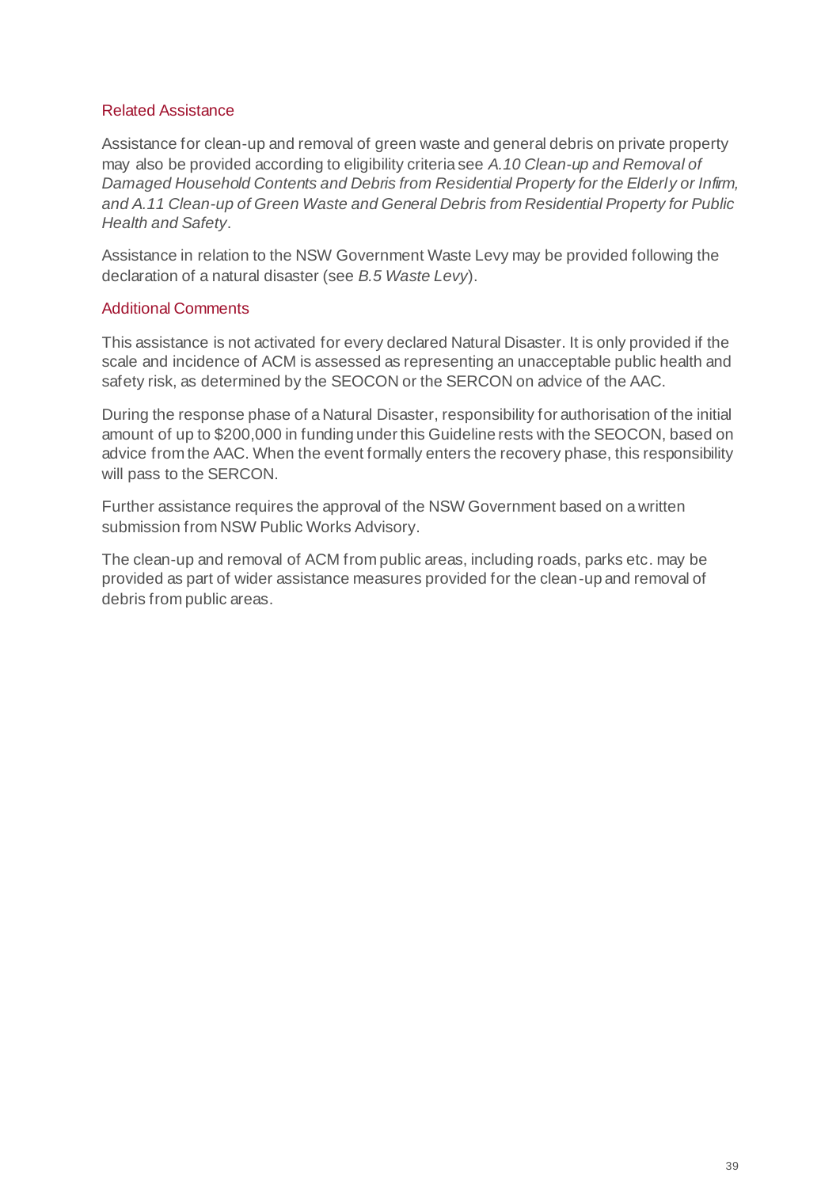### Related Assistance

Assistance for clean-up and removal of green waste and general debris on private property may also be provided according to eligibility criteria see *A.10 Clean-up and Removal of Damaged Household Contents and Debris from Residential Property for the Elderly or Infirm, and A.11 Clean-up of Green Waste and General Debris from Residential Property for Public Health and Safety*.

Assistance in relation to the NSW Government Waste Levy may be provided following the declaration of a natural disaster (see *B.5 Waste Levy*).

### Additional Comments

This assistance is not activated for every declared Natural Disaster. It is only provided if the scale and incidence of ACM is assessed as representing an unacceptable public health and safety risk, as determined by the SEOCON or the SERCON on advice of the AAC.

During the response phase of a Natural Disaster, responsibility for authorisation of the initial amount of up to $200,000 in funding under this Guideline rests with the SEOCON, based on advice from the AAC. When the event formally enters the recovery phase, this responsibility will pass to the SERCON.

Further assistance requires the approval of the NSW Government based on a written submission from NSW Public Works Advisory.

The clean-up and removal of ACM from public areas, including roads, parks etc. may be provided as part of wider assistance measures provided for the clean-up and removal of debris from public areas.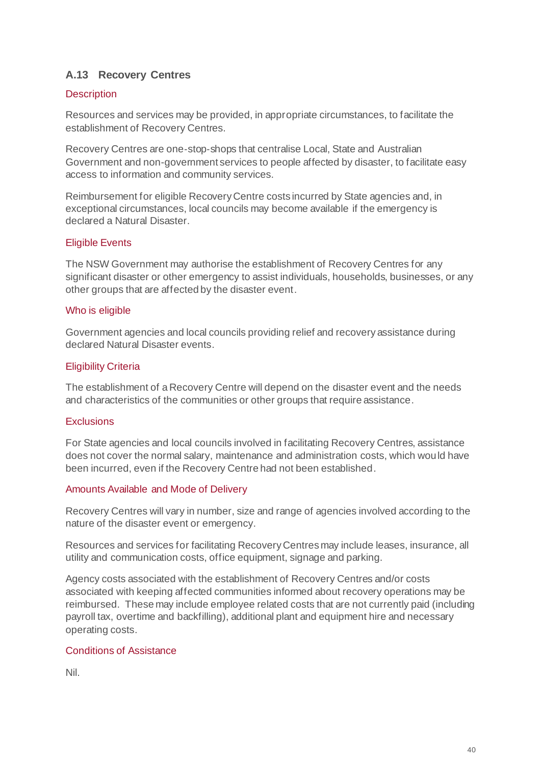## A.13 Recovery Centres

### Description

Resources and services may be provided, in appropriate circumstances, to facilitate the establishment of Recovery Centres.

Recovery Centres are one-stop-shops that centralise Local, State and Australian Government and non-government services to people affected by disaster, to facilitate easy access to information and community services.

Reimbursement for eligible Recovery Centre costs incurred by State agencies and, in exceptional circumstances, local councils may become available if the emergency is declared a Natural Disaster.

### Eligible Events

The NSW Government may authorise the establishment of Recovery Centres for any significant disaster or other emergency to assist individuals, households, businesses, or any other groups that are affected by the disaster event.

### Who is eligible

Government agencies and local councils providing relief and recovery assistance during declared Natural Disaster events.

### Eligibility Criteria

The establishment of a Recovery Centre will depend on the disaster event and the needs and characteristics of the communities or other groups that require assistance.

### Exclusions

For State agencies and local councils involved in facilitating Recovery Centres, assistance does not cover the normal salary, maintenance and administration costs, which would have been incurred, even if the Recovery Centre had not been established.

### Amounts Available and Mode of Delivery

Recovery Centres will vary in number, size and range of agencies involved according to the nature of the disaster event or emergency.

Resources and services for facilitating Recovery Centres may include leases, insurance, all utility and communication costs, office equipment, signage and parking.

Agency costs associated with the establishment of Recovery Centres and/or costs associated with keeping affected communities informed about recovery operations may be reimbursed. These may include employee related costs that are not currently paid (including payroll tax, overtime and backfilling), additional plant and equipment hire and necessary operating costs.

### Conditions of Assistance

Nil.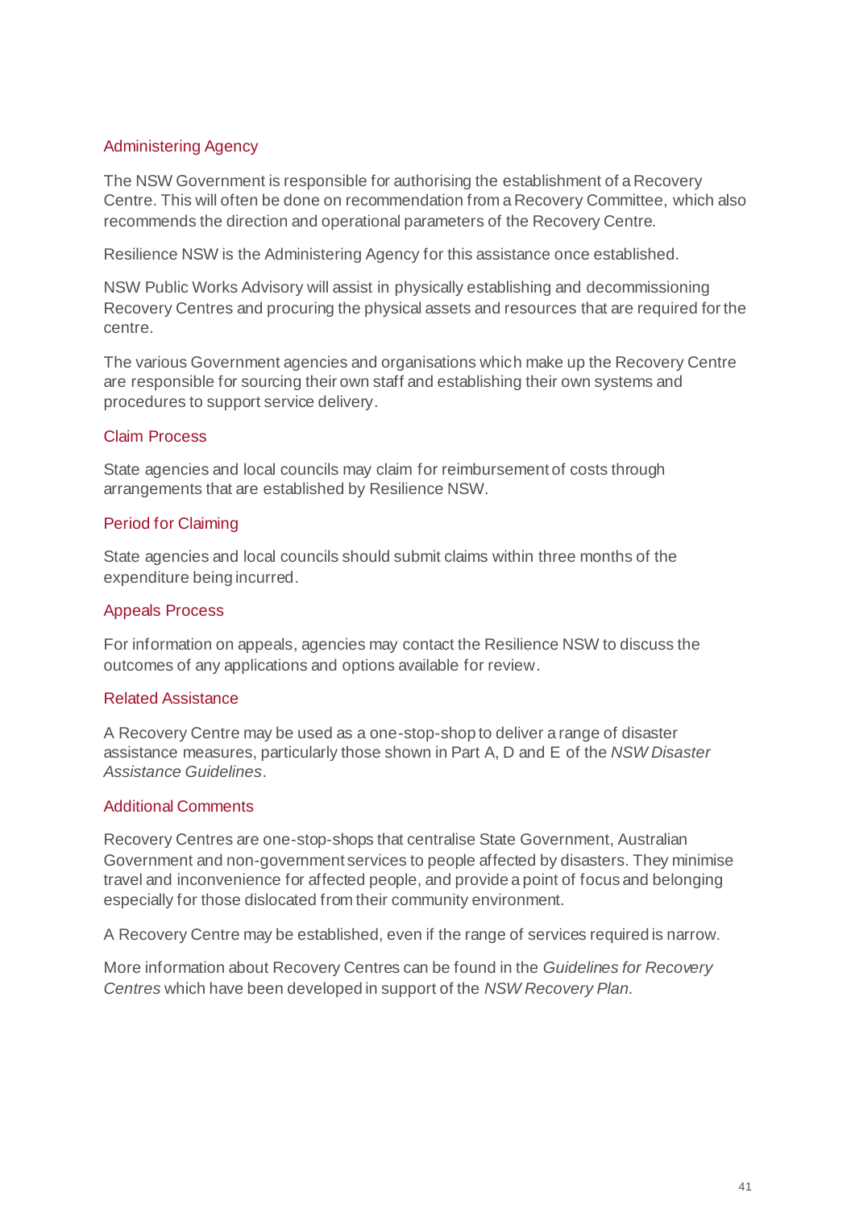### Administering Agency

The NSW Government is responsible for authorising the establishment of a Recovery Centre. This will often be done on recommendation from a Recovery Committee, which also recommends the direction and operational parameters of the Recovery Centre.

Resilience NSW is the Administering Agency for this assistance once established.

NSW Public Works Advisory will assist in physically establishing and decommissioning Recovery Centres and procuring the physical assets and resources that are required for the centre.

The various Government agencies and organisations which make up the Recovery Centre are responsible for sourcing their own staff and establishing their own systems and procedures to support service delivery.

### Claim Process

State agencies and local councils may claim for reimbursement of costs through arrangements that are established by Resilience NSW.

### Period for Claiming

State agencies and local councils should submit claims within three months of the expenditure being incurred.

### Appeals Process

For information on appeals, agencies may contact the Resilience NSW to discuss the outcomes of any applications and options available for review.

### Related Assistance

A Recovery Centre may be used as a one-stop-shop to deliver a range of disaster assistance measures, particularly those shown in Part A, D and E of the *NSW Disaster Assistance Guidelines*.

### Additional Comments

Recovery Centres are one-stop-shops that centralise State Government, Australian Government and non-government services to people affected by disasters. They minimise travel and inconvenience for affected people, and provide a point of focus and belonging especially for those dislocated from their community environment.

A Recovery Centre may be established, even if the range of services required is narrow.

More information about Recovery Centres can be found in the *Guidelines for Recovery Centres* which have been developed in support of the *NSW Recovery Plan.*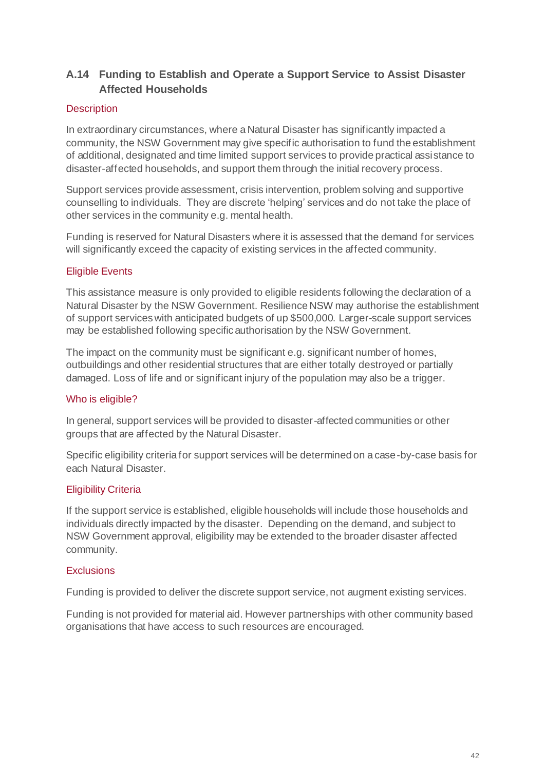## A.14 Funding to Establish and Operate a Support Service to Assist Disaster Affected Households

### Description

In extraordinary circumstances, where a Natural Disaster has significantly impacted a community, the NSW Government may give specific authorisation to fund the establishment of additional, designated and time limited support services to provide practical assistance to disaster-affected households, and support them through the initial recovery process.

Support services provide assessment, crisis intervention, problem solving and supportive counselling to individuals. They are discrete 'helping' services and do not take the place of other services in the community e.g. mental health.

Funding is reserved for Natural Disasters where it is assessed that the demand for services will significantly exceed the capacity of existing services in the affected community.

### Eligible Events

This assistance measure is only provided to eligible residents following the declaration of a Natural Disaster by the NSW Government. Resilience NSW may authorise the establishment of support services with anticipated budgets of up $500,000. Larger-scale support services may be established following specific authorisation by the NSW Government.

The impact on the community must be significant e.g. significant number of homes, outbuildings and other residential structures that are either totally destroyed or partially damaged. Loss of life and or significant injury of the population may also be a trigger.

### Who is eligible?

In general, support services will be provided to disaster-affected communities or other groups that are affected by the Natural Disaster.

Specific eligibility criteria for support services will be determined on a case-by-case basis for each Natural Disaster.

### Eligibility Criteria

If the support service is established, eligible households will include those households and individuals directly impacted by the disaster. Depending on the demand, and subject to NSW Government approval, eligibility may be extended to the broader disaster affected community.

### Exclusions

Funding is provided to deliver the discrete support service, not augment existing services.

Funding is not provided for material aid. However partnerships with other community based organisations that have access to such resources are encouraged.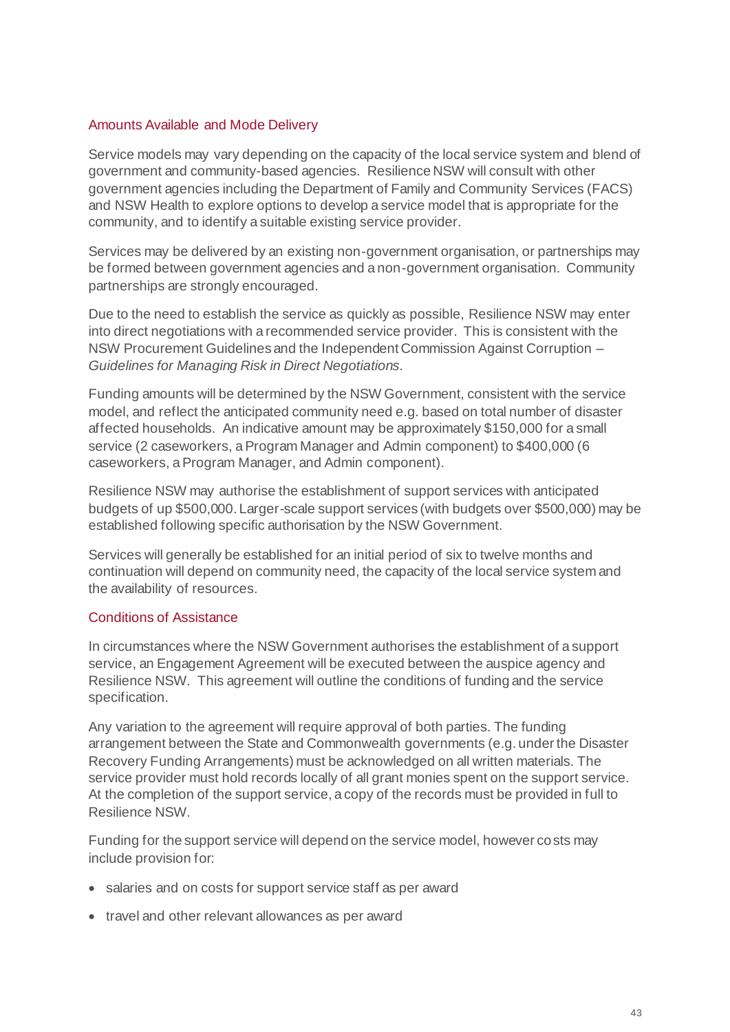### Amounts Available and Mode Delivery

Service models may vary depending on the capacity of the local service system and blend of government and community-based agencies. Resilience NSW will consult with other government agencies including the Department of Family and Community Services (FACS) and NSW Health to explore options to develop a service model that is appropriate for the community, and to identify a suitable existing service provider.

Services may be delivered by an existing non-government organisation, or partnerships may be formed between government agencies and a non-government organisation. Community partnerships are strongly encouraged.

Due to the need to establish the service as quickly as possible, Resilience NSW may enter into direct negotiations with a recommended service provider. This is consistent with the NSW Procurement Guidelines and the Independent Commission Against Corruption – *Guidelines for Managing Risk in Direct Negotiations.*

Funding amounts will be determined by the NSW Government, consistent with the service model, and reflect the anticipated community need e.g. based on total number of disaster affected households. An indicative amount may be approximately $150,000 for a small service (2 caseworkers, a Program Manager and Admin component) to $400,000 (6 caseworkers, a Program Manager, and Admin component).

Resilience NSW may authorise the establishment of support services with anticipated budgets of up $500,000. Larger-scale support services (with budgets over $500,000) may be established following specific authorisation by the NSW Government.

Services will generally be established for an initial period of six to twelve months and continuation will depend on community need, the capacity of the local service system and the availability of resources.

### Conditions of Assistance

In circumstances where the NSW Government authorises the establishment of a support service, an Engagement Agreement will be executed between the auspice agency and Resilience NSW. This agreement will outline the conditions of funding and the service specification.

Any variation to the agreement will require approval of both parties. The funding arrangement between the State and Commonwealth governments (e.g. under the Disaster Recovery Funding Arrangements) must be acknowledged on all written materials. The service provider must hold records locally of all grant monies spent on the support service. At the completion of the support service, a copy of the records must be provided in full to Resilience NSW.

Funding for the support service will depend on the service model, however costs may include provision for:

- salaries and on costs for support service staff as per award
- travel and other relevant allowances as per award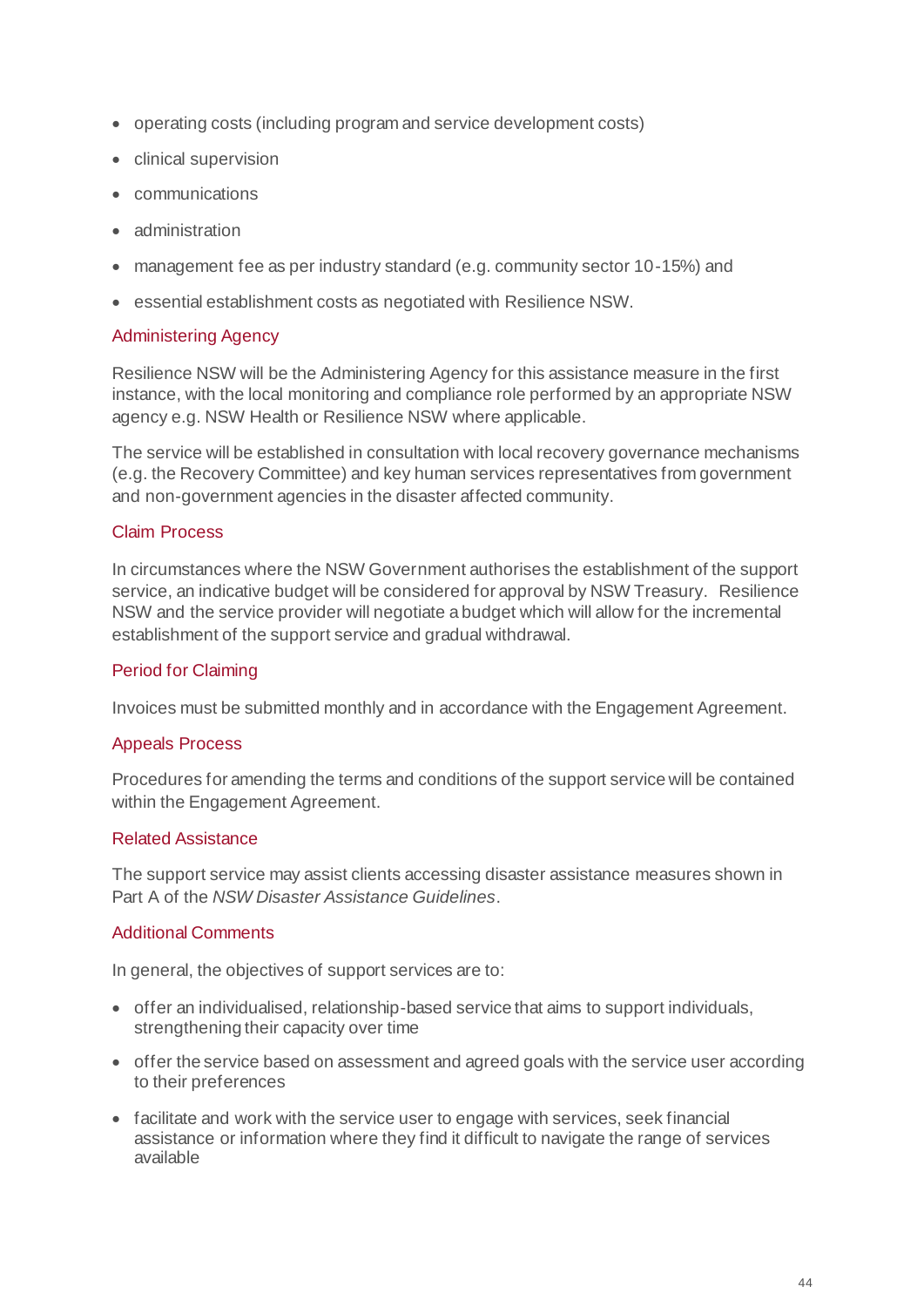- operating costs (including program and service development costs)
- clinical supervision
- communications
- administration
- management fee as per industry standard (e.g. community sector 10-15%) and
- essential establishment costs as negotiated with Resilience NSW.

### Administering Agency

Resilience NSW will be the Administering Agency for this assistance measure in the first instance, with the local monitoring and compliance role performed by an appropriate NSW agency e.g. NSW Health or Resilience NSW where applicable.

The service will be established in consultation with local recovery governance mechanisms (e.g. the Recovery Committee) and key human services representatives from government and non-government agencies in the disaster affected community.

### Claim Process

In circumstances where the NSW Government authorises the establishment of the support service, an indicative budget will be considered for approval by NSW Treasury. Resilience NSW and the service provider will negotiate a budget which will allow for the incremental establishment of the support service and gradual withdrawal.

### Period for Claiming

Invoices must be submitted monthly and in accordance with the Engagement Agreement.

### Appeals Process

Procedures for amending the terms and conditions of the support service will be contained within the Engagement Agreement.

### Related Assistance

The support service may assist clients accessing disaster assistance measures shown in Part A of the *NSW Disaster Assistance Guidelines*.

### Additional Comments

In general, the objectives of support services are to:

- offer an individualised, relationship-based service that aims to support individuals, strengthening their capacity over time
- offer the service based on assessment and agreed goals with the service user according to their preferences
- facilitate and work with the service user to engage with services, seek financial assistance or information where they find it difficult to navigate the range of services available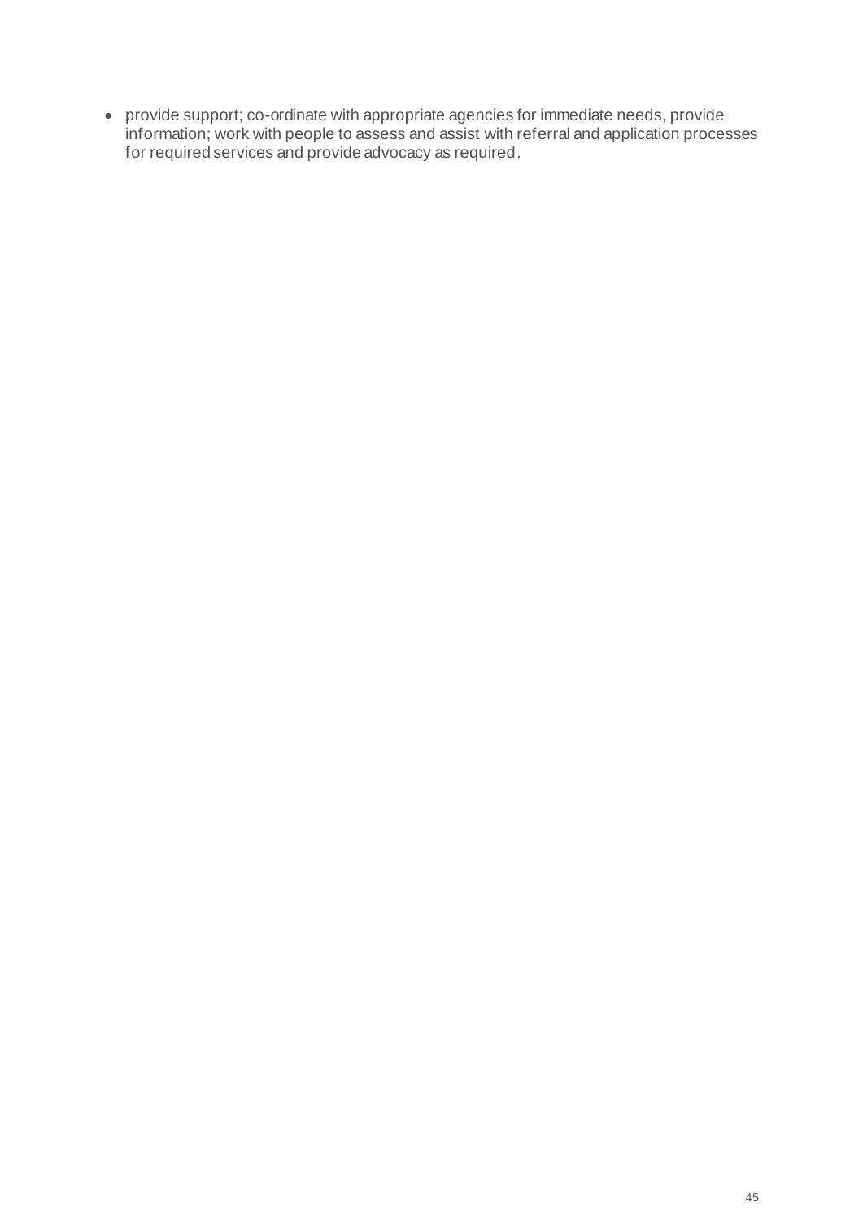- provide support; co-ordinate with appropriate agencies for immediate needs, provide information; work with people to assess and assist with referral and application processes for required services and provide advocacy as required.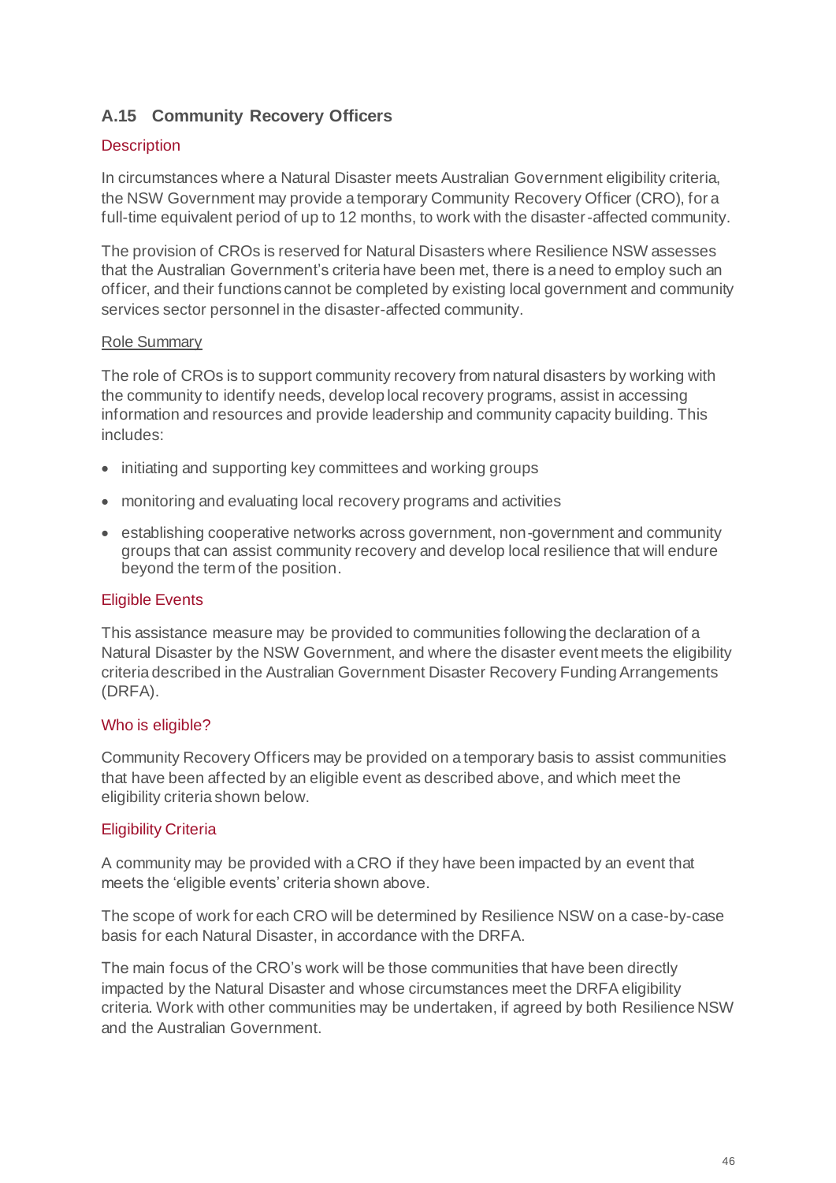## A.15 Community Recovery Officers

### Description

In circumstances where a Natural Disaster meets Australian Government eligibility criteria, the NSW Government may provide a temporary Community Recovery Officer (CRO), for a full-time equivalent period of up to 12 months, to work with the disaster-affected community.

The provision of CROs is reserved for Natural Disasters where Resilience NSW assesses that the Australian Government's criteria have been met, there is a need to employ such an officer, and their functions cannot be completed by existing local government and community services sector personnel in the disaster-affected community.

<u>Role Summary</u>

The role of CROs is to support community recovery from natural disasters by working with the community to identify needs, develop local recovery programs, assist in accessing information and resources and provide leadership and community capacity building. This includes:

- initiating and supporting key committees and working groups
- monitoring and evaluating local recovery programs and activities
- establishing cooperative networks across government, non-government and community groups that can assist community recovery and develop local resilience that will endure beyond the term of the position.

### Eligible Events

This assistance measure may be provided to communities following the declaration of a Natural Disaster by the NSW Government, and where the disaster event meets the eligibility criteria described in the Australian Government Disaster Recovery Funding Arrangements (DRFA).

### Who is eligible?

Community Recovery Officers may be provided on a temporary basis to assist communities that have been affected by an eligible event as described above, and which meet the eligibility criteria shown below.

### Eligibility Criteria

A community may be provided with a CRO if they have been impacted by an event that meets the 'eligible events' criteria shown above.

The scope of work for each CRO will be determined by Resilience NSW on a case-by-case basis for each Natural Disaster, in accordance with the DRFA.

The main focus of the CRO's work will be those communities that have been directly impacted by the Natural Disaster and whose circumstances meet the DRFA eligibility criteria. Work with other communities may be undertaken, if agreed by both Resilience NSW and the Australian Government.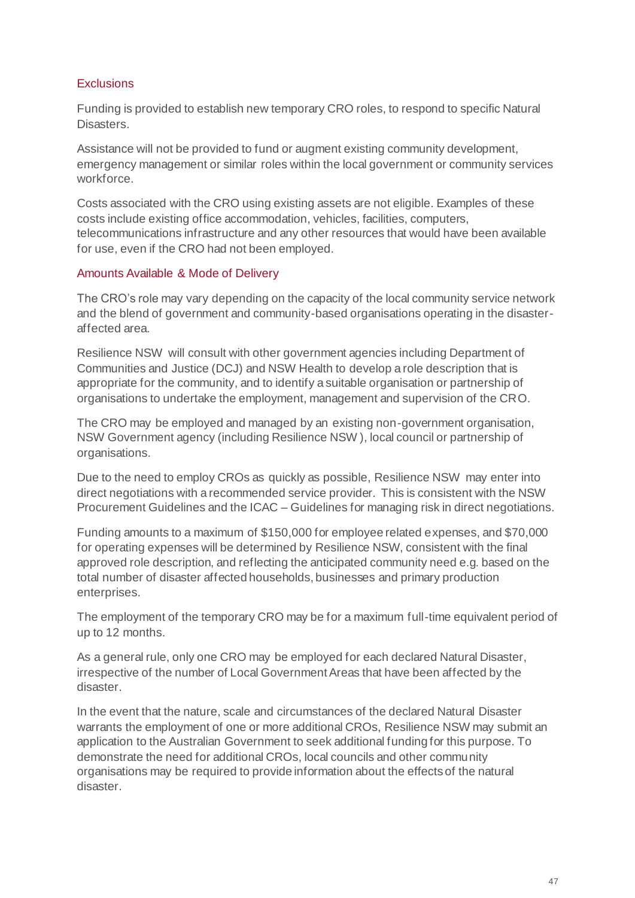### Exclusions

Funding is provided to establish new temporary CRO roles, to respond to specific Natural Disasters.

Assistance will not be provided to fund or augment existing community development, emergency management or similar roles within the local government or community services workforce.

Costs associated with the CRO using existing assets are not eligible. Examples of these costs include existing office accommodation, vehicles, facilities, computers, telecommunications infrastructure and any other resources that would have been available for use, even if the CRO had not been employed.

### Amounts Available & Mode of Delivery

The CRO's role may vary depending on the capacity of the local community service network and the blend of government and community-based organisations operating in the disaster-affected area.

Resilience NSW will consult with other government agencies including Department of Communities and Justice (DCJ) and NSW Health to develop a role description that is appropriate for the community, and to identify a suitable organisation or partnership of organisations to undertake the employment, management and supervision of the CRO.

The CRO may be employed and managed by an existing non-government organisation, NSW Government agency (including Resilience NSW), local council or partnership of organisations.

Due to the need to employ CROs as quickly as possible, Resilience NSW may enter into direct negotiations with a recommended service provider. This is consistent with the NSW Procurement Guidelines and the ICAC – Guidelines for managing risk in direct negotiations.

Funding amounts to a maximum of $150,000 for employee related expenses, and $70,000 for operating expenses will be determined by Resilience NSW, consistent with the final approved role description, and reflecting the anticipated community need e.g. based on the total number of disaster affected households, businesses and primary production enterprises.

The employment of the temporary CRO may be for a maximum full-time equivalent period of up to 12 months.

As a general rule, only one CRO may be employed for each declared Natural Disaster, irrespective of the number of Local Government Areas that have been affected by the disaster.

In the event that the nature, scale and circumstances of the declared Natural Disaster warrants the employment of one or more additional CROs, Resilience NSW may submit an application to the Australian Government to seek additional funding for this purpose. To demonstrate the need for additional CROs, local councils and other community organisations may be required to provide information about the effects of the natural disaster.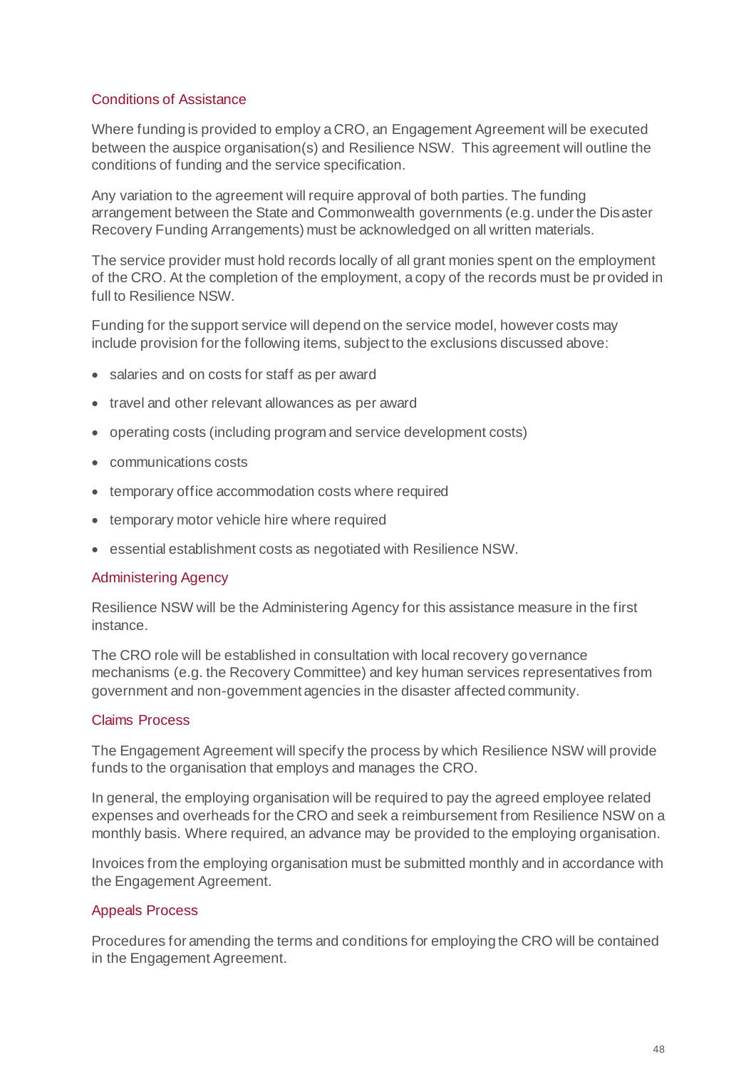### Conditions of Assistance

Where funding is provided to employ a CRO, an Engagement Agreement will be executed between the auspice organisation(s) and Resilience NSW. This agreement will outline the conditions of funding and the service specification.

Any variation to the agreement will require approval of both parties. The funding arrangement between the State and Commonwealth governments (e.g. under the Disaster Recovery Funding Arrangements) must be acknowledged on all written materials.

The service provider must hold records locally of all grant monies spent on the employment of the CRO. At the completion of the employment, a copy of the records must be provided in full to Resilience NSW.

Funding for the support service will depend on the service model, however costs may include provision for the following items, subject to the exclusions discussed above:

- salaries and on costs for staff as per award
- travel and other relevant allowances as per award
- operating costs (including program and service development costs)
- communications costs
- temporary office accommodation costs where required
- temporary motor vehicle hire where required
- essential establishment costs as negotiated with Resilience NSW.

### Administering Agency

Resilience NSW will be the Administering Agency for this assistance measure in the first instance.

The CRO role will be established in consultation with local recovery governance mechanisms (e.g. the Recovery Committee) and key human services representatives from government and non-government agencies in the disaster affected community.

### Claims Process

The Engagement Agreement will specify the process by which Resilience NSW will provide funds to the organisation that employs and manages the CRO.

In general, the employing organisation will be required to pay the agreed employee related expenses and overheads for the CRO and seek a reimbursement from Resilience NSW on a monthly basis. Where required, an advance may be provided to the employing organisation.

Invoices from the employing organisation must be submitted monthly and in accordance with the Engagement Agreement.

### Appeals Process

Procedures for amending the terms and conditions for employing the CRO will be contained in the Engagement Agreement.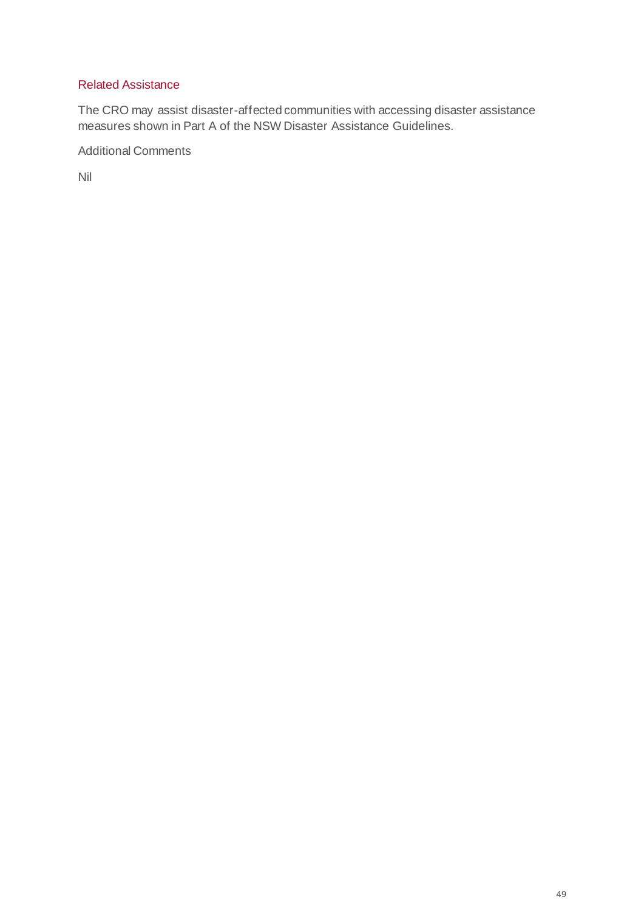### Related Assistance

The CRO may assist disaster-affected communities with accessing disaster assistance measures shown in Part A of the NSW Disaster Assistance Guidelines.

Additional Comments

Nil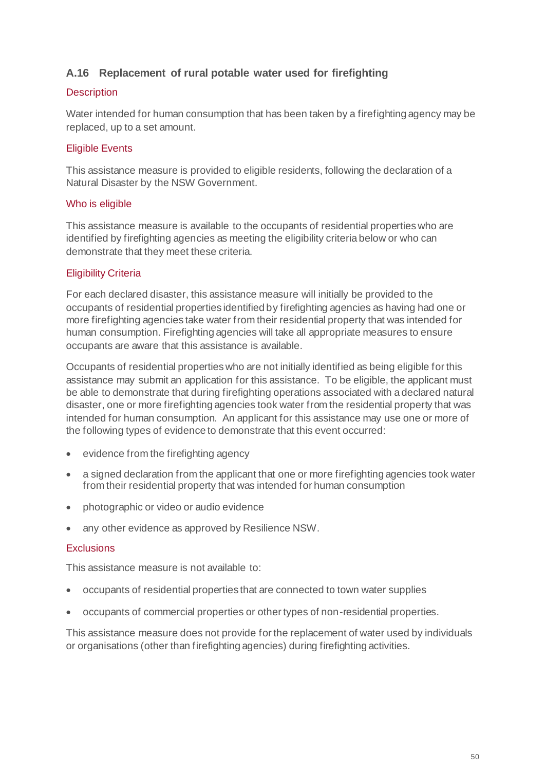### A.16 Replacement of rural potable water used for firefighting

#### Description

Water intended for human consumption that has been taken by a firefighting agency may be replaced, up to a set amount.

#### Eligible Events

This assistance measure is provided to eligible residents, following the declaration of a Natural Disaster by the NSW Government.

#### Who is eligible

This assistance measure is available to the occupants of residential properties who are identified by firefighting agencies as meeting the eligibility criteria below or who can demonstrate that they meet these criteria.

#### Eligibility Criteria

For each declared disaster, this assistance measure will initially be provided to the occupants of residential properties identified by firefighting agencies as having had one or more firefighting agencies take water from their residential property that was intended for human consumption. Firefighting agencies will take all appropriate measures to ensure occupants are aware that this assistance is available.

Occupants of residential properties who are not initially identified as being eligible for this assistance may submit an application for this assistance. To be eligible, the applicant must be able to demonstrate that during firefighting operations associated with a declared natural disaster, one or more firefighting agencies took water from the residential property that was intended for human consumption. An applicant for this assistance may use one or more of the following types of evidence to demonstrate that this event occurred:

- evidence from the firefighting agency
- a signed declaration from the applicant that one or more firefighting agencies took water from their residential property that was intended for human consumption
- photographic or video or audio evidence
- any other evidence as approved by Resilience NSW.

#### Exclusions

This assistance measure is not available to:

- occupants of residential properties that are connected to town water supplies
- occupants of commercial properties or other types of non-residential properties.

This assistance measure does not provide for the replacement of water used by individuals or organisations (other than firefighting agencies) during firefighting activities.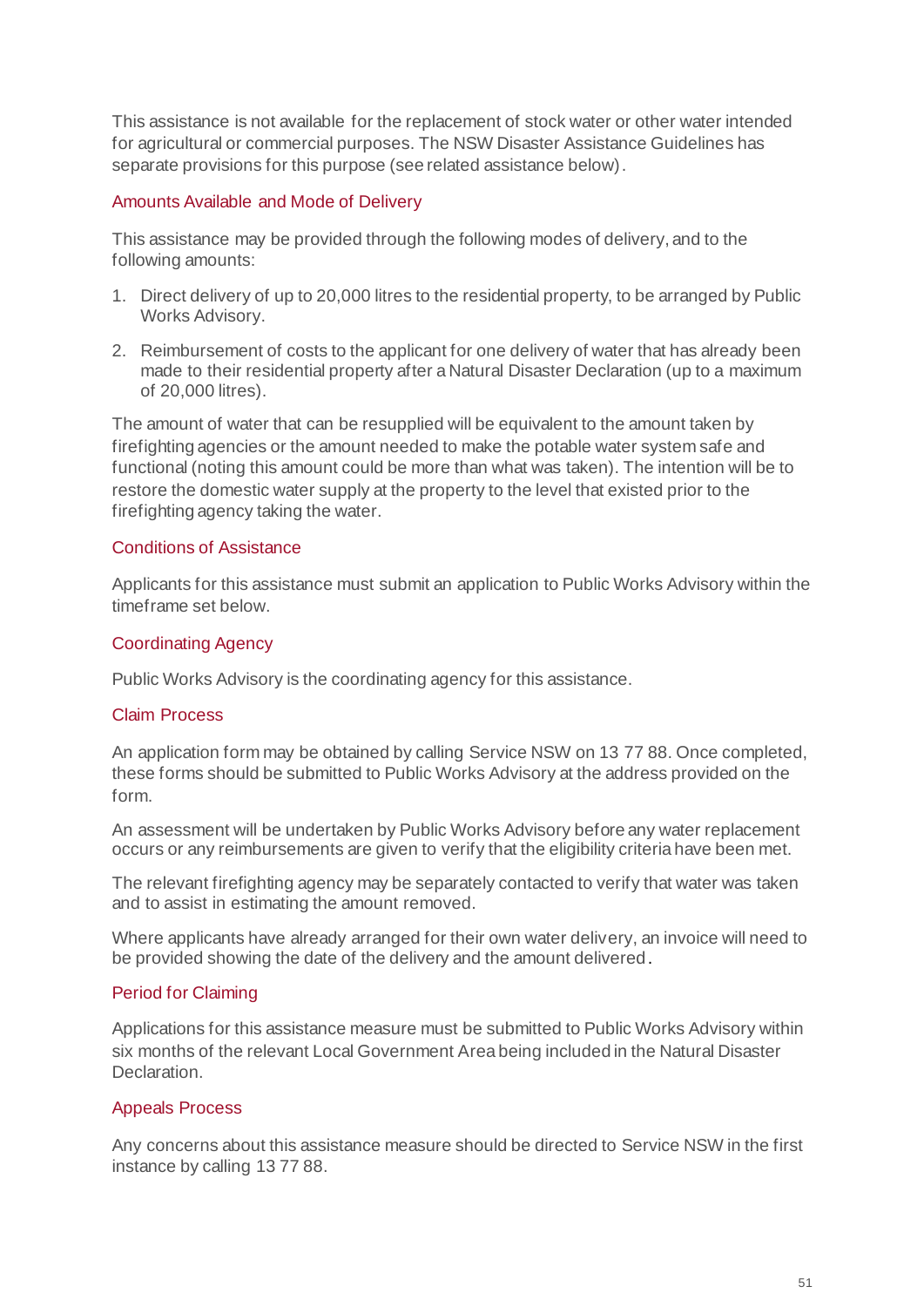This assistance is not available for the replacement of stock water or other water intended for agricultural or commercial purposes. The NSW Disaster Assistance Guidelines has separate provisions for this purpose (see related assistance below).

### Amounts Available and Mode of Delivery

This assistance may be provided through the following modes of delivery, and to the following amounts:

1. Direct delivery of up to 20,000 litres to the residential property, to be arranged by Public Works Advisory.
2. Reimbursement of costs to the applicant for one delivery of water that has already been made to their residential property after a Natural Disaster Declaration (up to a maximum of 20,000 litres).

The amount of water that can be resupplied will be equivalent to the amount taken by firefighting agencies or the amount needed to make the potable water system safe and functional (noting this amount could be more than what was taken). The intention will be to restore the domestic water supply at the property to the level that existed prior to the firefighting agency taking the water.

### Conditions of Assistance

Applicants for this assistance must submit an application to Public Works Advisory within the timeframe set below.

### Coordinating Agency

Public Works Advisory is the coordinating agency for this assistance.

### Claim Process

An application form may be obtained by calling Service NSW on 13 77 88. Once completed, these forms should be submitted to Public Works Advisory at the address provided on the form.

An assessment will be undertaken by Public Works Advisory before any water replacement occurs or any reimbursements are given to verify that the eligibility criteria have been met.

The relevant firefighting agency may be separately contacted to verify that water was taken and to assist in estimating the amount removed.

Where applicants have already arranged for their own water delivery, an invoice will need to be provided showing the date of the delivery and the amount delivered.

### Period for Claiming

Applications for this assistance measure must be submitted to Public Works Advisory within six months of the relevant Local Government Area being included in the Natural Disaster Declaration.

### Appeals Process

Any concerns about this assistance measure should be directed to Service NSW in the first instance by calling 13 77 88.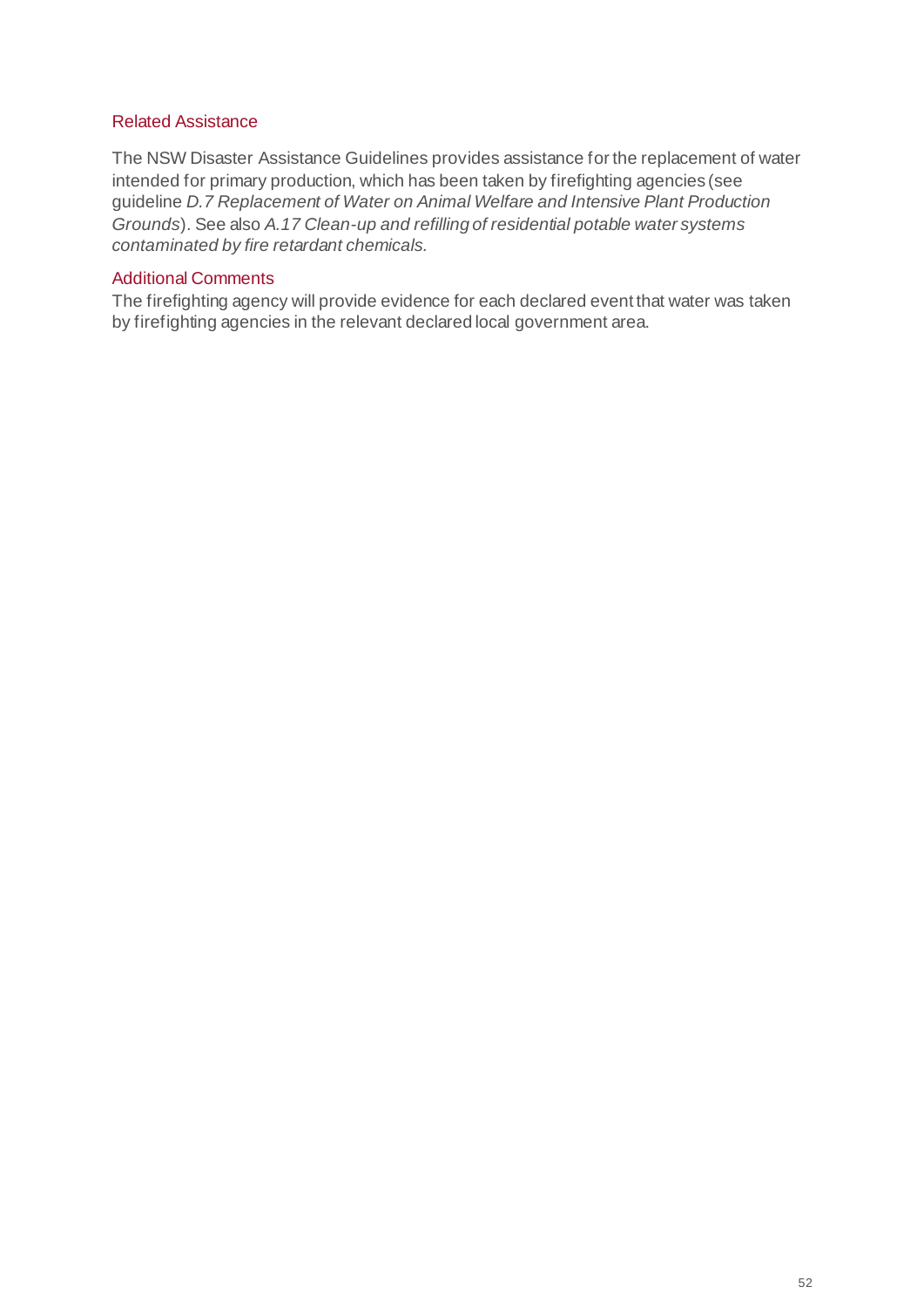### Related Assistance

The NSW Disaster Assistance Guidelines provides assistance for the replacement of water intended for primary production, which has been taken by firefighting agencies (see guideline *D.7 Replacement of Water on Animal Welfare and Intensive Plant Production Grounds*). See also *A.17 Clean-up and refilling of residential potable water systems contaminated by fire retardant chemicals.*

### Additional Comments

The firefighting agency will provide evidence for each declared event that water was taken by firefighting agencies in the relevant declared local government area.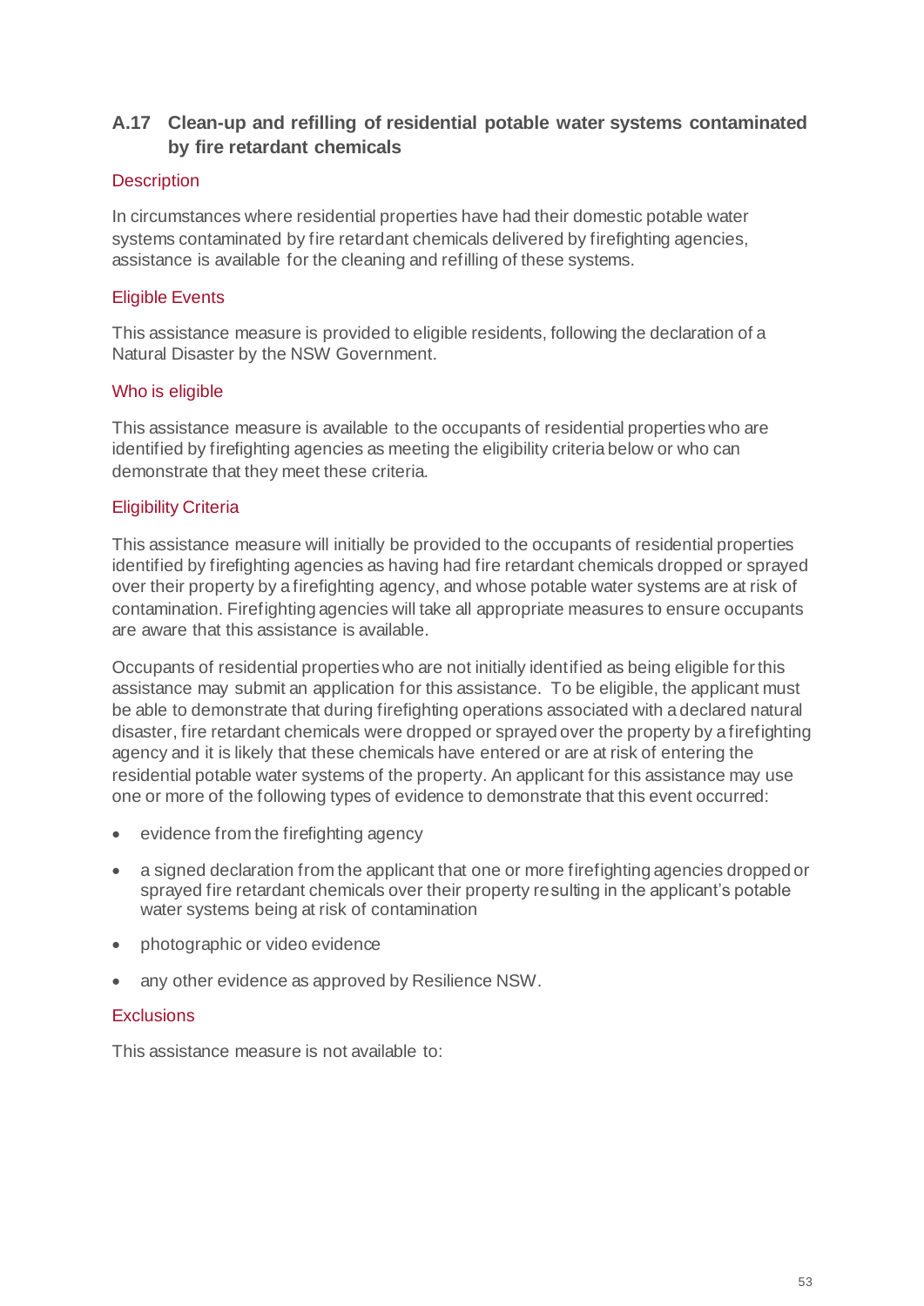## A.17 Clean-up and refilling of residential potable water systems contaminated by fire retardant chemicals

### Description

In circumstances where residential properties have had their domestic potable water systems contaminated by fire retardant chemicals delivered by firefighting agencies, assistance is available for the cleaning and refilling of these systems.

### Eligible Events

This assistance measure is provided to eligible residents, following the declaration of a Natural Disaster by the NSW Government.

### Who is eligible

This assistance measure is available to the occupants of residential properties who are identified by firefighting agencies as meeting the eligibility criteria below or who can demonstrate that they meet these criteria.

### Eligibility Criteria

This assistance measure will initially be provided to the occupants of residential properties identified by firefighting agencies as having had fire retardant chemicals dropped or sprayed over their property by a firefighting agency, and whose potable water systems are at risk of contamination. Firefighting agencies will take all appropriate measures to ensure occupants are aware that this assistance is available.

Occupants of residential properties who are not initially identified as being eligible for this assistance may submit an application for this assistance. To be eligible, the applicant must be able to demonstrate that during firefighting operations associated with a declared natural disaster, fire retardant chemicals were dropped or sprayed over the property by a firefighting agency and it is likely that these chemicals have entered or are at risk of entering the residential potable water systems of the property. An applicant for this assistance may use one or more of the following types of evidence to demonstrate that this event occurred:

- evidence from the firefighting agency
- a signed declaration from the applicant that one or more firefighting agencies dropped or sprayed fire retardant chemicals over their property resulting in the applicant's potable water systems being at risk of contamination
- photographic or video evidence
- any other evidence as approved by Resilience NSW.

### Exclusions

This assistance measure is not available to: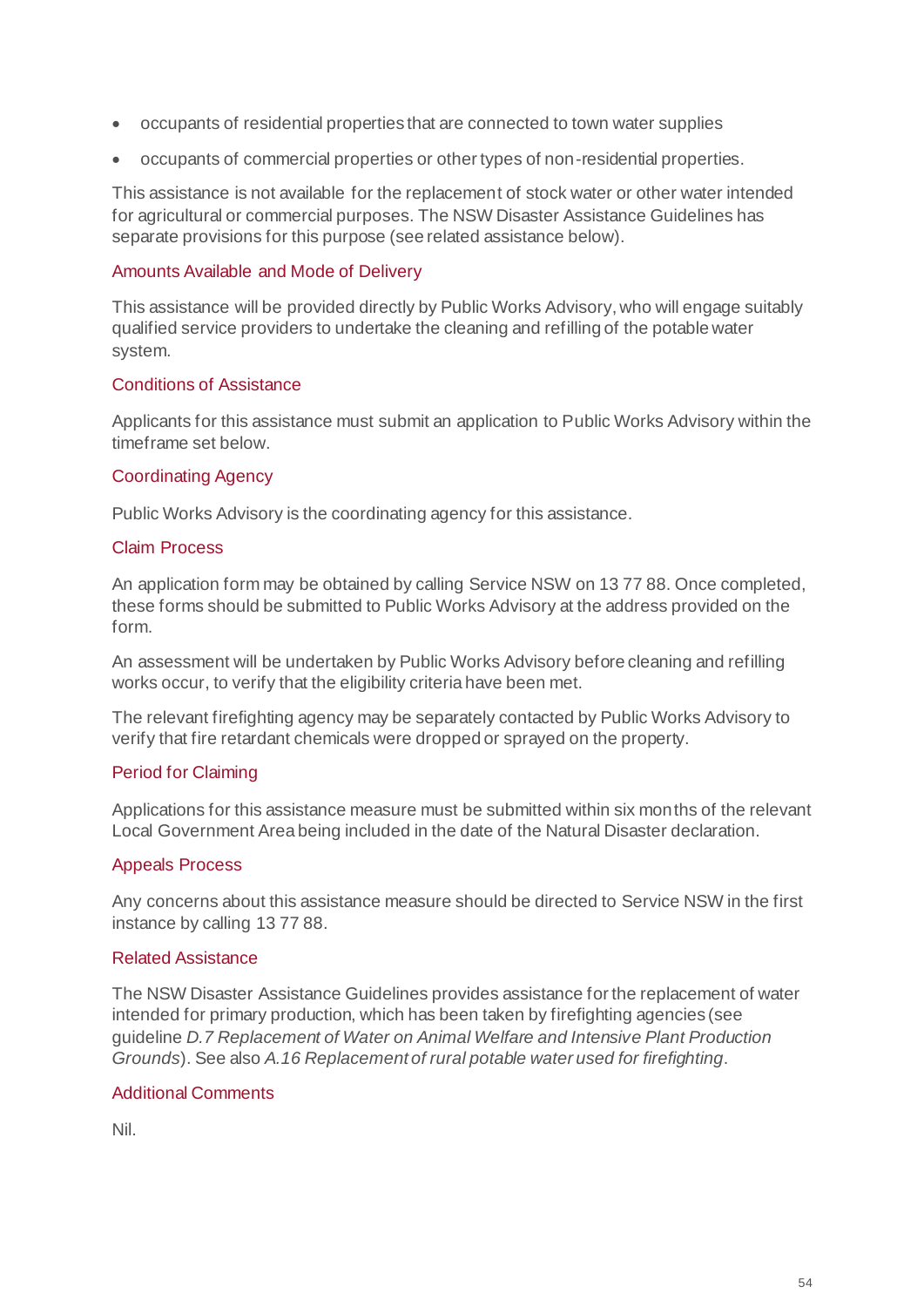- occupants of residential properties that are connected to town water supplies
- occupants of commercial properties or other types of non-residential properties.

This assistance is not available for the replacement of stock water or other water intended for agricultural or commercial purposes. The NSW Disaster Assistance Guidelines has separate provisions for this purpose (see related assistance below).

### Amounts Available and Mode of Delivery

This assistance will be provided directly by Public Works Advisory, who will engage suitably qualified service providers to undertake the cleaning and refilling of the potable water system.

### Conditions of Assistance

Applicants for this assistance must submit an application to Public Works Advisory within the timeframe set below.

### Coordinating Agency

Public Works Advisory is the coordinating agency for this assistance.

### Claim Process

An application form may be obtained by calling Service NSW on 13 77 88. Once completed, these forms should be submitted to Public Works Advisory at the address provided on the form.

An assessment will be undertaken by Public Works Advisory before cleaning and refilling works occur, to verify that the eligibility criteria have been met.

The relevant firefighting agency may be separately contacted by Public Works Advisory to verify that fire retardant chemicals were dropped or sprayed on the property.

### Period for Claiming

Applications for this assistance measure must be submitted within six months of the relevant Local Government Area being included in the date of the Natural Disaster declaration.

### Appeals Process

Any concerns about this assistance measure should be directed to Service NSW in the first instance by calling 13 77 88.

### Related Assistance

The NSW Disaster Assistance Guidelines provides assistance for the replacement of water intended for primary production, which has been taken by firefighting agencies (see guideline *D.7 Replacement of Water on Animal Welfare and Intensive Plant Production Grounds*). See also *A.16 Replacement of rural potable water used for firefighting*.

### Additional Comments

Nil.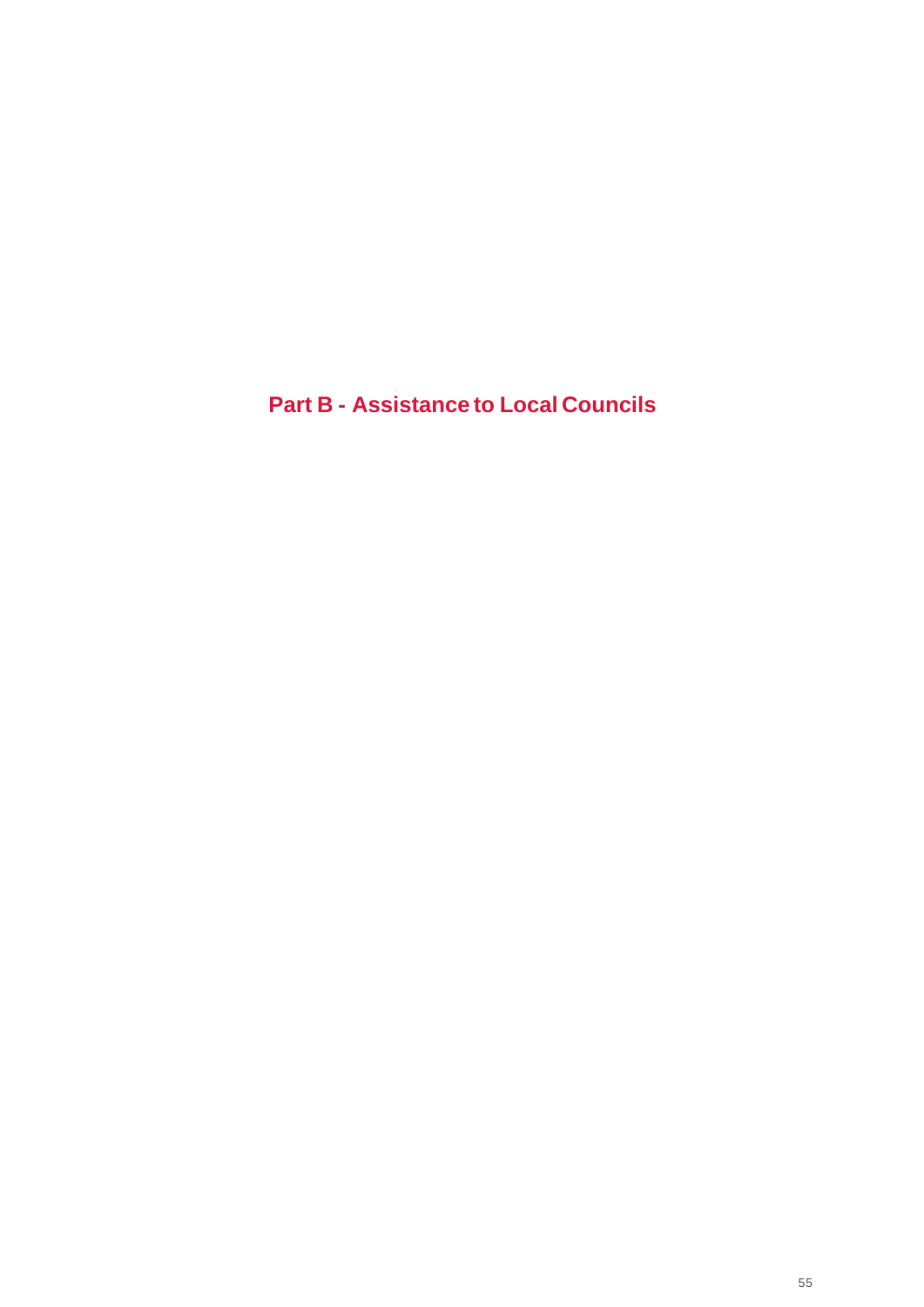# Part B - Assistance to Local Councils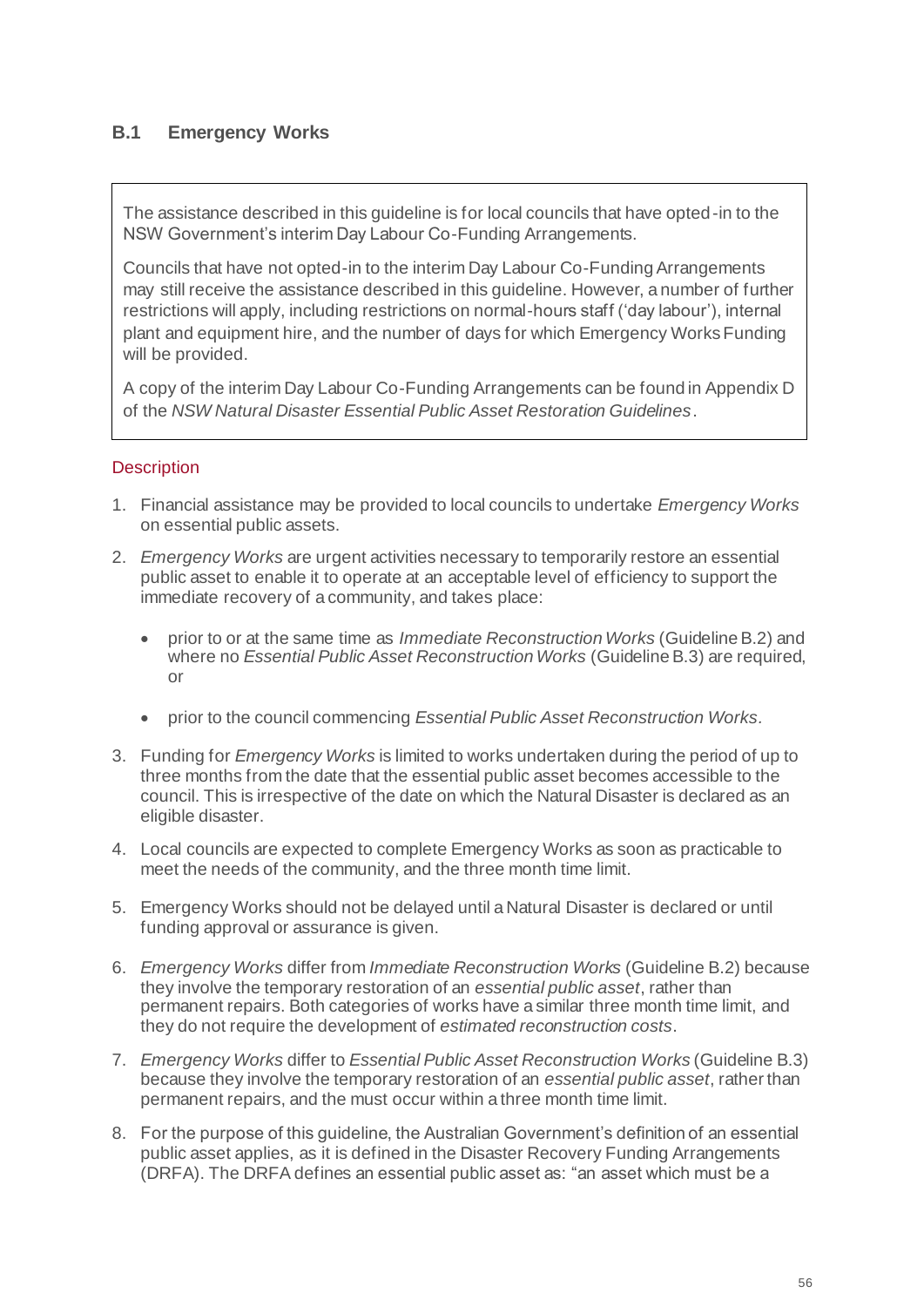## B.1 Emergency Works

> The assistance described in this guideline is for local councils that have opted-in to the NSW Government's interim Day Labour Co-Funding Arrangements.
>
> Councils that have not opted-in to the interim Day Labour Co-Funding Arrangements may still receive the assistance described in this guideline. However, a number of further restrictions will apply, including restrictions on normal-hours staff ('day labour'), internal plant and equipment hire, and the number of days for which Emergency Works Funding will be provided.
>
> A copy of the interim Day Labour Co-Funding Arrangements can be found in Appendix D of the *NSW Natural Disaster Essential Public Asset Restoration Guidelines*.

### Description

1. Financial assistance may be provided to local councils to undertake *Emergency Works* on essential public assets.
2. *Emergency Works* are urgent activities necessary to temporarily restore an essential public asset to enable it to operate at an acceptable level of efficiency to support the immediate recovery of a community, and takes place:
   - prior to or at the same time as *Immediate Reconstruction Works* (Guideline B.2) and where no *Essential Public Asset Reconstruction Works* (Guideline B.3) are required, or
   - prior to the council commencing *Essential Public Asset Reconstruction Works*.
3. Funding for *Emergency Works* is limited to works undertaken during the period of up to three months from the date that the essential public asset becomes accessible to the council. This is irrespective of the date on which the Natural Disaster is declared as an eligible disaster.
4. Local councils are expected to complete Emergency Works as soon as practicable to meet the needs of the community, and the three month time limit.
5. Emergency Works should not be delayed until a Natural Disaster is declared or until funding approval or assurance is given.
6. *Emergency Works* differ from *Immediate Reconstruction Works* (Guideline B.2) because they involve the temporary restoration of an *essential public asset*, rather than permanent repairs. Both categories of works have a similar three month time limit, and they do not require the development of *estimated reconstruction costs*.
7. *Emergency Works* differ to *Essential Public Asset Reconstruction Works* (Guideline B.3) because they involve the temporary restoration of an *essential public asset*, rather than permanent repairs, and the must occur within a three month time limit.
8. For the purpose of this guideline, the Australian Government's definition of an essential public asset applies, as it is defined in the Disaster Recovery Funding Arrangements (DRFA). The DRFA defines an essential public asset as: "an asset which must be a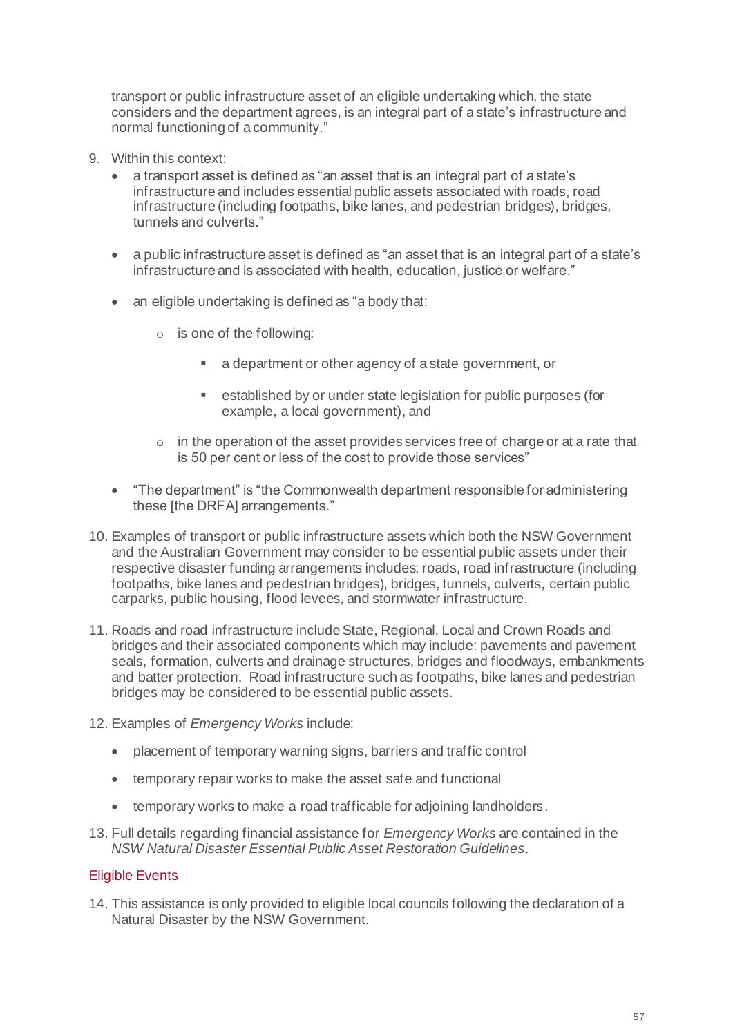transport or public infrastructure asset of an eligible undertaking which, the state considers and the department agrees, is an integral part of a state's infrastructure and normal functioning of a community."

9. Within this context:
   - a transport asset is defined as "an asset that is an integral part of a state's infrastructure and includes essential public assets associated with roads, road infrastructure (including footpaths, bike lanes, and pedestrian bridges), bridges, tunnels and culverts."
   - a public infrastructure asset is defined as "an asset that is an integral part of a state's infrastructure and is associated with health, education, justice or welfare."
   - an eligible undertaking is defined as "a body that:
     - is one of the following:
       - a department or other agency of a state government, or
       - established by or under state legislation for public purposes (for example, a local government), and
     - in the operation of the asset provides services free of charge or at a rate that is 50 per cent or less of the cost to provide those services"
   - "The department" is "the Commonwealth department responsible for administering these [the DRFA] arrangements."

10. Examples of transport or public infrastructure assets which both the NSW Government and the Australian Government may consider to be essential public assets under their respective disaster funding arrangements includes: roads, road infrastructure (including footpaths, bike lanes and pedestrian bridges), bridges, tunnels, culverts, certain public carparks, public housing, flood levees, and stormwater infrastructure.

11. Roads and road infrastructure include State, Regional, Local and Crown Roads and bridges and their associated components which may include: pavements and pavement seals, formation, culverts and drainage structures, bridges and floodways, embankments and batter protection. Road infrastructure such as footpaths, bike lanes and pedestrian bridges may be considered to be essential public assets.

12. Examples of *Emergency Works* include:
    - placement of temporary warning signs, barriers and traffic control
    - temporary repair works to make the asset safe and functional
    - temporary works to make a road trafficable for adjoining landholders.

13. Full details regarding financial assistance for *Emergency Works* are contained in the *NSW Natural Disaster Essential Public Asset Restoration Guidelines*.

### Eligible Events

14. This assistance is only provided to eligible local councils following the declaration of a Natural Disaster by the NSW Government.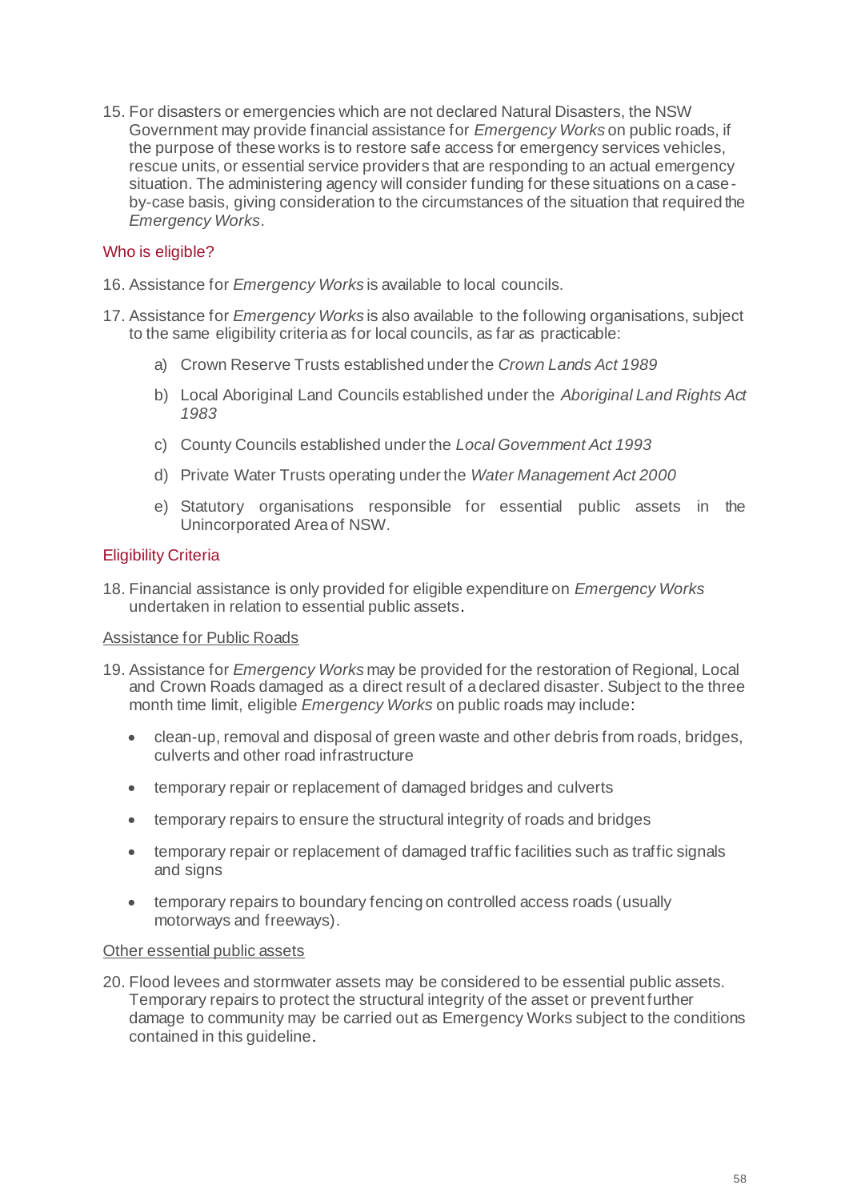15. For disasters or emergencies which are not declared Natural Disasters, the NSW Government may provide financial assistance for *Emergency Works* on public roads, if the purpose of these works is to restore safe access for emergency services vehicles, rescue units, or essential service providers that are responding to an actual emergency situation. The administering agency will consider funding for these situations on a case-by-case basis, giving consideration to the circumstances of the situation that required the *Emergency Works*.

### Who is eligible?

16. Assistance for *Emergency Works* is available to local councils.

17. Assistance for *Emergency Works* is also available to the following organisations, subject to the same eligibility criteria as for local councils, as far as practicable:

    a) Crown Reserve Trusts established under the *Crown Lands Act 1989*

    b) Local Aboriginal Land Councils established under the *Aboriginal Land Rights Act 1983*

    c) County Councils established under the *Local Government Act 1993*

    d) Private Water Trusts operating under the *Water Management Act 2000*

    e) Statutory organisations responsible for essential public assets in the Unincorporated Area of NSW.

### Eligibility Criteria

18. Financial assistance is only provided for eligible expenditure on *Emergency Works* undertaken in relation to essential public assets.

<u>Assistance for Public Roads</u>

19. Assistance for *Emergency Works* may be provided for the restoration of Regional, Local and Crown Roads damaged as a direct result of a declared disaster. Subject to the three month time limit, eligible *Emergency Works* on public roads may include:

    - clean-up, removal and disposal of green waste and other debris from roads, bridges, culverts and other road infrastructure
    - temporary repair or replacement of damaged bridges and culverts
    - temporary repairs to ensure the structural integrity of roads and bridges
    - temporary repair or replacement of damaged traffic facilities such as traffic signals and signs
    - temporary repairs to boundary fencing on controlled access roads (usually motorways and freeways).

<u>Other essential public assets</u>

20. Flood levees and stormwater assets may be considered to be essential public assets. Temporary repairs to protect the structural integrity of the asset or prevent further damage to community may be carried out as Emergency Works subject to the conditions contained in this guideline.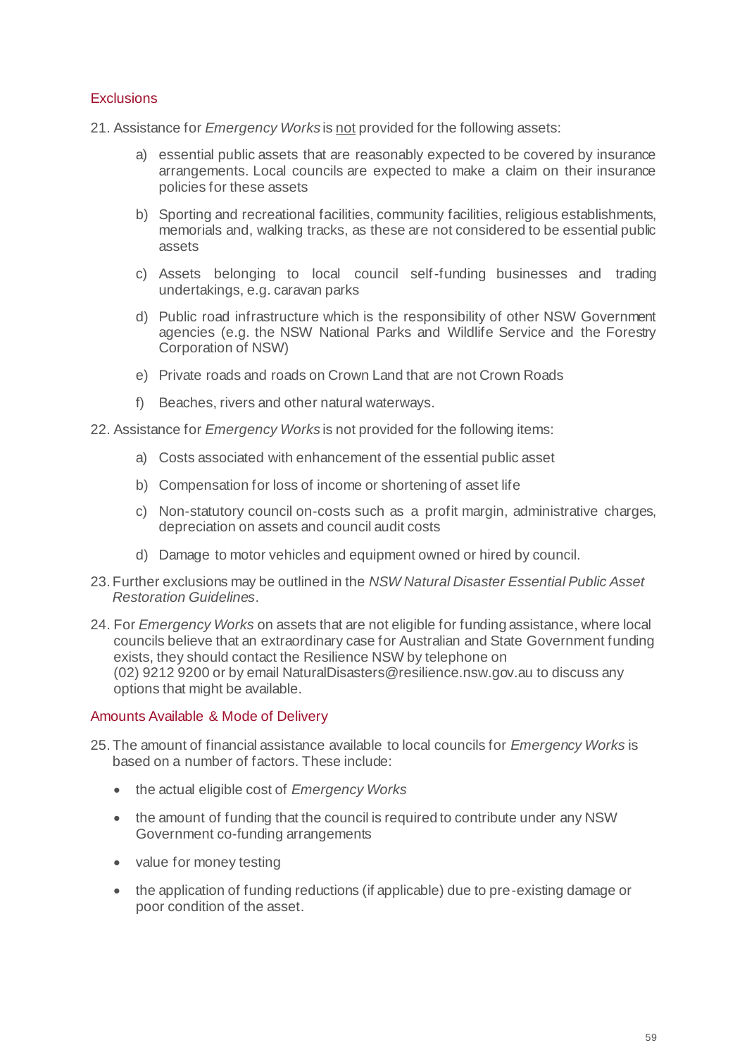## Exclusions

21. Assistance for *Emergency Works* is <u>not</u> provided for the following assets:

    a) essential public assets that are reasonably expected to be covered by insurance arrangements. Local councils are expected to make a claim on their insurance policies for these assets

    b) Sporting and recreational facilities, community facilities, religious establishments, memorials and, walking tracks, as these are not considered to be essential public assets

    c) Assets belonging to local council self-funding businesses and trading undertakings, e.g. caravan parks

    d) Public road infrastructure which is the responsibility of other NSW Government agencies (e.g. the NSW National Parks and Wildlife Service and the Forestry Corporation of NSW)

    e) Private roads and roads on Crown Land that are not Crown Roads

    f) Beaches, rivers and other natural waterways.

22. Assistance for *Emergency Works* is not provided for the following items:

    a) Costs associated with enhancement of the essential public asset

    b) Compensation for loss of income or shortening of asset life

    c) Non-statutory council on-costs such as a profit margin, administrative charges, depreciation on assets and council audit costs

    d) Damage to motor vehicles and equipment owned or hired by council.

23. Further exclusions may be outlined in the *NSW Natural Disaster Essential Public Asset Restoration Guidelines*.

24. For *Emergency Works* on assets that are not eligible for funding assistance, where local councils believe that an extraordinary case for Australian and State Government funding exists, they should contact the Resilience NSW by telephone on (02) 9212 9200 or by email NaturalDisasters@resilience.nsw.gov.au to discuss any options that might be available.

## Amounts Available & Mode of Delivery

25. The amount of financial assistance available to local councils for *Emergency Works* is based on a number of factors. These include:

    - the actual eligible cost of *Emergency Works*
    - the amount of funding that the council is required to contribute under any NSW Government co-funding arrangements
    - value for money testing
    - the application of funding reductions (if applicable) due to pre-existing damage or poor condition of the asset.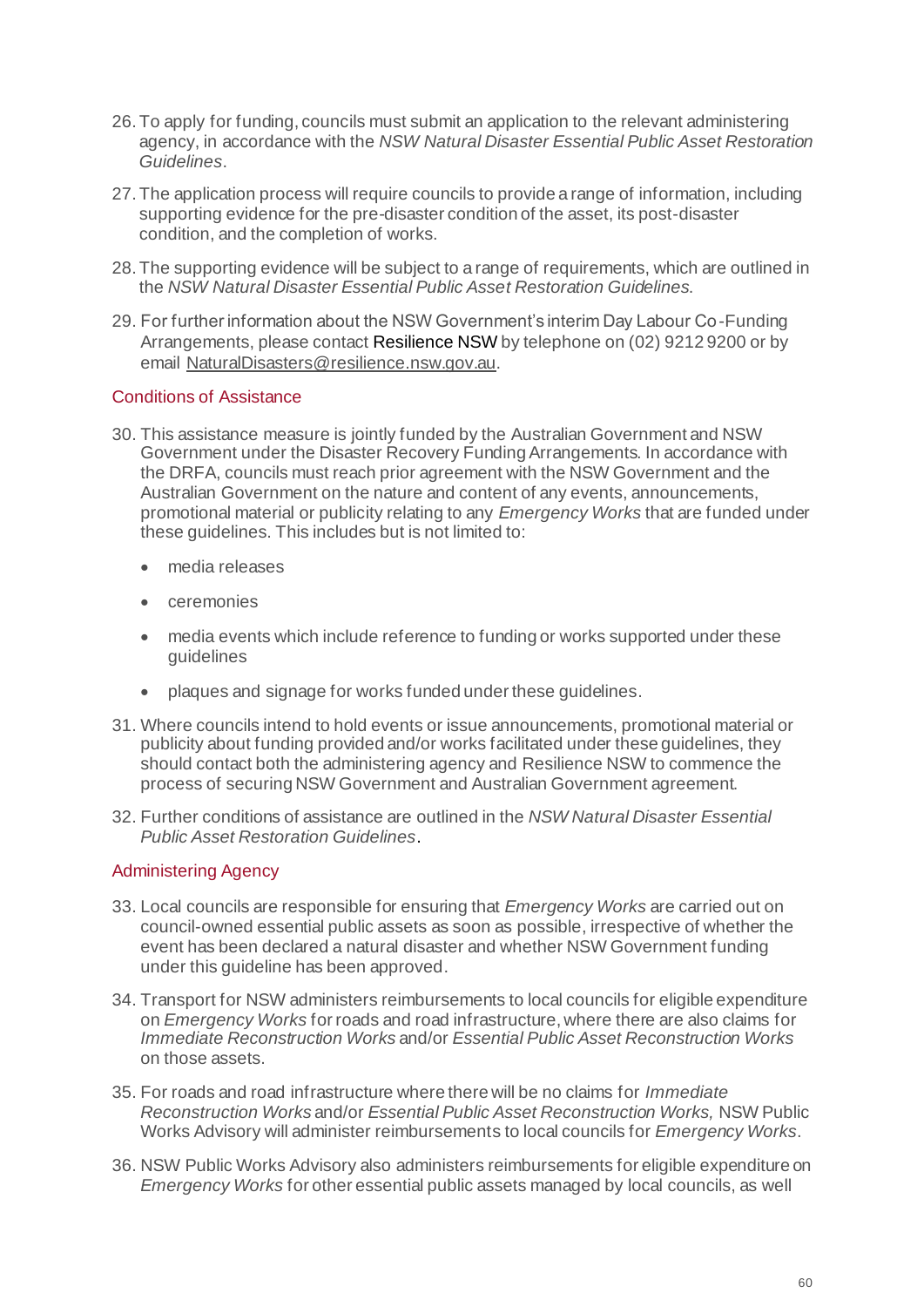26. To apply for funding, councils must submit an application to the relevant administering agency, in accordance with the *NSW Natural Disaster Essential Public Asset Restoration Guidelines*.

27. The application process will require councils to provide a range of information, including supporting evidence for the pre-disaster condition of the asset, its post-disaster condition, and the completion of works.

28. The supporting evidence will be subject to a range of requirements, which are outlined in the *NSW Natural Disaster Essential Public Asset Restoration Guidelines*.

29. For further information about the NSW Government's interim Day Labour Co-Funding Arrangements, please contact Resilience NSW by telephone on (02) 9212 9200 or by email NaturalDisasters@resilience.nsw.gov.au.

## Conditions of Assistance

30. This assistance measure is jointly funded by the Australian Government and NSW Government under the Disaster Recovery Funding Arrangements. In accordance with the DRFA, councils must reach prior agreement with the NSW Government and the Australian Government on the nature and content of any events, announcements, promotional material or publicity relating to any *Emergency Works* that are funded under these guidelines. This includes but is not limited to:

    - media releases
    - ceremonies
    - media events which include reference to funding or works supported under these guidelines
    - plaques and signage for works funded under these guidelines.

31. Where councils intend to hold events or issue announcements, promotional material or publicity about funding provided and/or works facilitated under these guidelines, they should contact both the administering agency and Resilience NSW to commence the process of securing NSW Government and Australian Government agreement.

32. Further conditions of assistance are outlined in the *NSW Natural Disaster Essential Public Asset Restoration Guidelines*.

## Administering Agency

33. Local councils are responsible for ensuring that *Emergency Works* are carried out on council-owned essential public assets as soon as possible, irrespective of whether the event has been declared a natural disaster and whether NSW Government funding under this guideline has been approved.

34. Transport for NSW administers reimbursements to local councils for eligible expenditure on *Emergency Works* for roads and road infrastructure, where there are also claims for *Immediate Reconstruction Works* and/or *Essential Public Asset Reconstruction Works* on those assets.

35. For roads and road infrastructure where there will be no claims for *Immediate Reconstruction Works* and/or *Essential Public Asset Reconstruction Works,* NSW Public Works Advisory will administer reimbursements to local councils for *Emergency Works*.

36. NSW Public Works Advisory also administers reimbursements for eligible expenditure on *Emergency Works* for other essential public assets managed by local councils, as well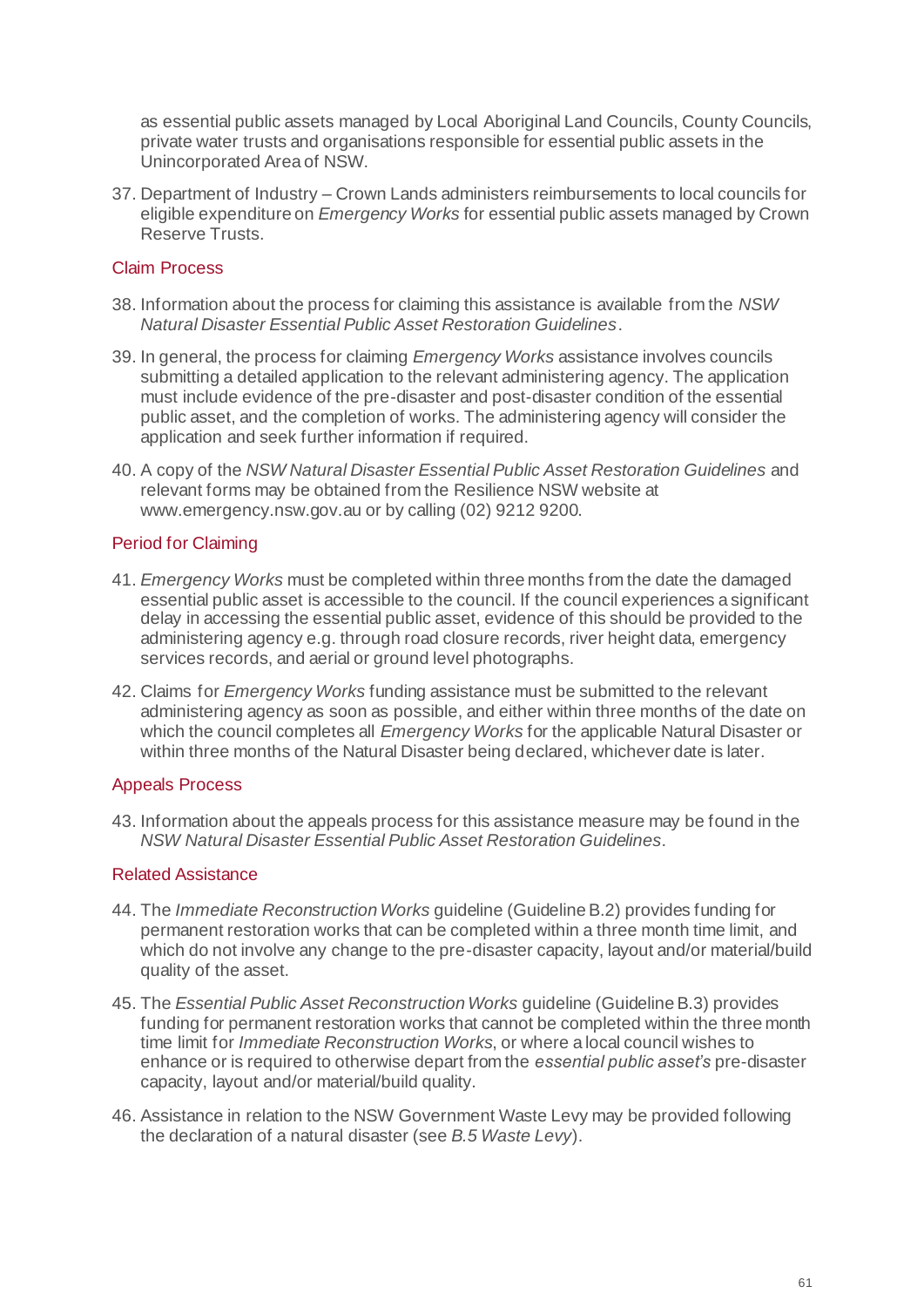as essential public assets managed by Local Aboriginal Land Councils, County Councils, private water trusts and organisations responsible for essential public assets in the Unincorporated Area of NSW.

37. Department of Industry – Crown Lands administers reimbursements to local councils for eligible expenditure on *Emergency Works* for essential public assets managed by Crown Reserve Trusts.

### Claim Process

38. Information about the process for claiming this assistance is available from the *NSW Natural Disaster Essential Public Asset Restoration Guidelines*.

39. In general, the process for claiming *Emergency Works* assistance involves councils submitting a detailed application to the relevant administering agency. The application must include evidence of the pre-disaster and post-disaster condition of the essential public asset, and the completion of works. The administering agency will consider the application and seek further information if required.

40. A copy of the *NSW Natural Disaster Essential Public Asset Restoration Guidelines* and relevant forms may be obtained from the Resilience NSW website at www.emergency.nsw.gov.au or by calling (02) 9212 9200.

### Period for Claiming

41. *Emergency Works* must be completed within three months from the date the damaged essential public asset is accessible to the council. If the council experiences a significant delay in accessing the essential public asset, evidence of this should be provided to the administering agency e.g. through road closure records, river height data, emergency services records, and aerial or ground level photographs.

42. Claims for *Emergency Works* funding assistance must be submitted to the relevant administering agency as soon as possible, and either within three months of the date on which the council completes all *Emergency Works* for the applicable Natural Disaster or within three months of the Natural Disaster being declared, whichever date is later.

### Appeals Process

43. Information about the appeals process for this assistance measure may be found in the *NSW Natural Disaster Essential Public Asset Restoration Guidelines*.

### Related Assistance

44. The *Immediate Reconstruction Works* guideline (Guideline B.2) provides funding for permanent restoration works that can be completed within a three month time limit, and which do not involve any change to the pre-disaster capacity, layout and/or material/build quality of the asset.

45. The *Essential Public Asset Reconstruction Works* guideline (Guideline B.3) provides funding for permanent restoration works that cannot be completed within the three month time limit for *Immediate Reconstruction Works*, or where a local council wishes to enhance or is required to otherwise depart from the *essential public asset's* pre-disaster capacity, layout and/or material/build quality.

46. Assistance in relation to the NSW Government Waste Levy may be provided following the declaration of a natural disaster (see *B.5 Waste Levy*).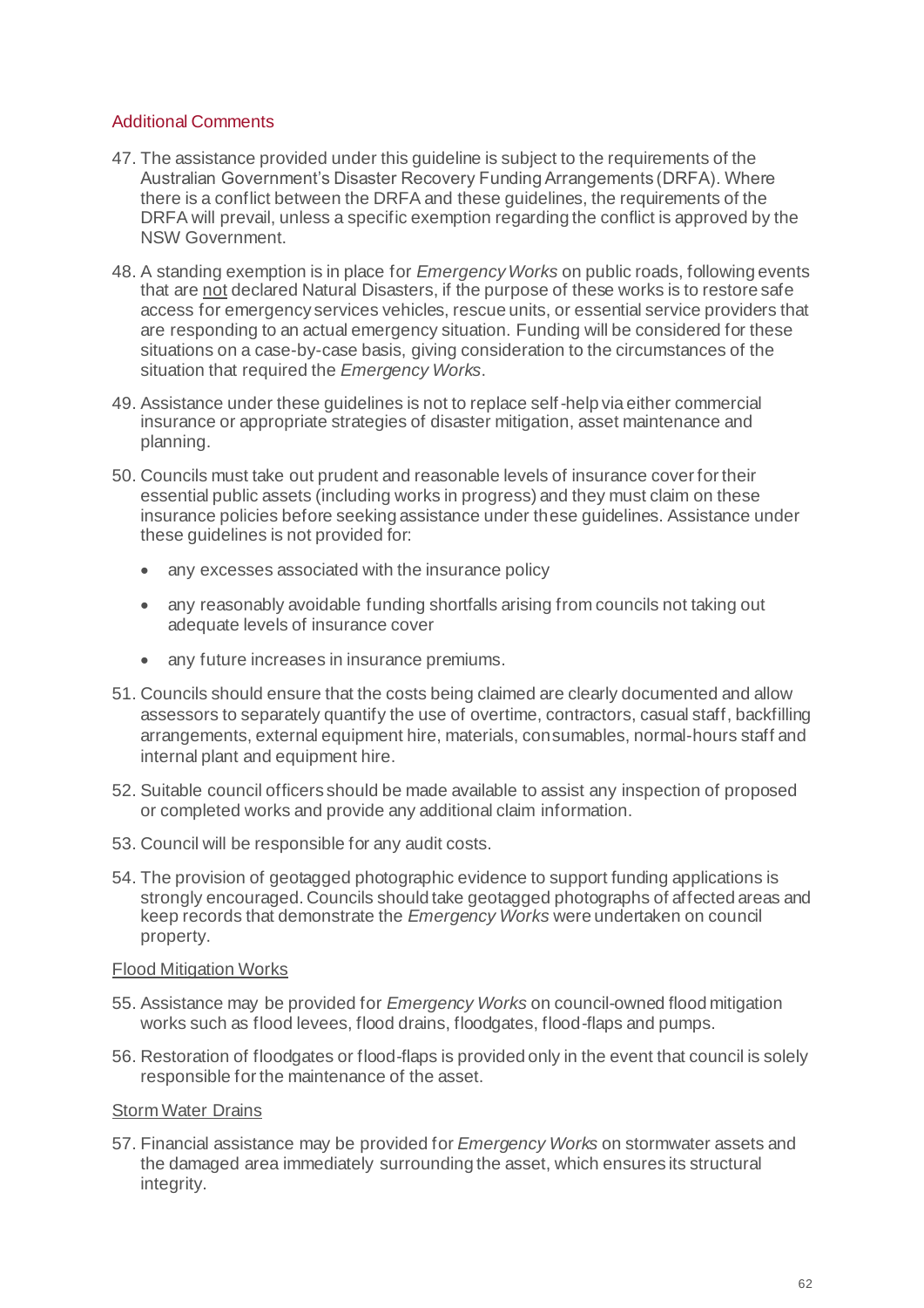## Additional Comments

47. The assistance provided under this guideline is subject to the requirements of the Australian Government's Disaster Recovery Funding Arrangements (DRFA). Where there is a conflict between the DRFA and these guidelines, the requirements of the DRFA will prevail, unless a specific exemption regarding the conflict is approved by the NSW Government.

48. A standing exemption is in place for *Emergency Works* on public roads, following events that are <u>not</u> declared Natural Disasters, if the purpose of these works is to restore safe access for emergency services vehicles, rescue units, or essential service providers that are responding to an actual emergency situation. Funding will be considered for these situations on a case-by-case basis, giving consideration to the circumstances of the situation that required the *Emergency Works*.

49. Assistance under these guidelines is not to replace self-help via either commercial insurance or appropriate strategies of disaster mitigation, asset maintenance and planning.

50. Councils must take out prudent and reasonable levels of insurance cover for their essential public assets (including works in progress) and they must claim on these insurance policies before seeking assistance under these guidelines. Assistance under these guidelines is not provided for:

    - any excesses associated with the insurance policy
    - any reasonably avoidable funding shortfalls arising from councils not taking out adequate levels of insurance cover
    - any future increases in insurance premiums.

51. Councils should ensure that the costs being claimed are clearly documented and allow assessors to separately quantify the use of overtime, contractors, casual staff, backfilling arrangements, external equipment hire, materials, consumables, normal-hours staff and internal plant and equipment hire.

52. Suitable council officers should be made available to assist any inspection of proposed or completed works and provide any additional claim information.

53. Council will be responsible for any audit costs.

54. The provision of geotagged photographic evidence to support funding applications is strongly encouraged. Councils should take geotagged photographs of affected areas and keep records that demonstrate the *Emergency Works* were undertaken on council property.

### <u>Flood Mitigation Works</u>

55. Assistance may be provided for *Emergency Works* on council-owned flood mitigation works such as flood levees, flood drains, floodgates, flood-flaps and pumps.

56. Restoration of floodgates or flood-flaps is provided only in the event that council is solely responsible for the maintenance of the asset.

### <u>Storm Water Drains</u>

57. Financial assistance may be provided for *Emergency Works* on stormwater assets and the damaged area immediately surrounding the asset, which ensures its structural integrity.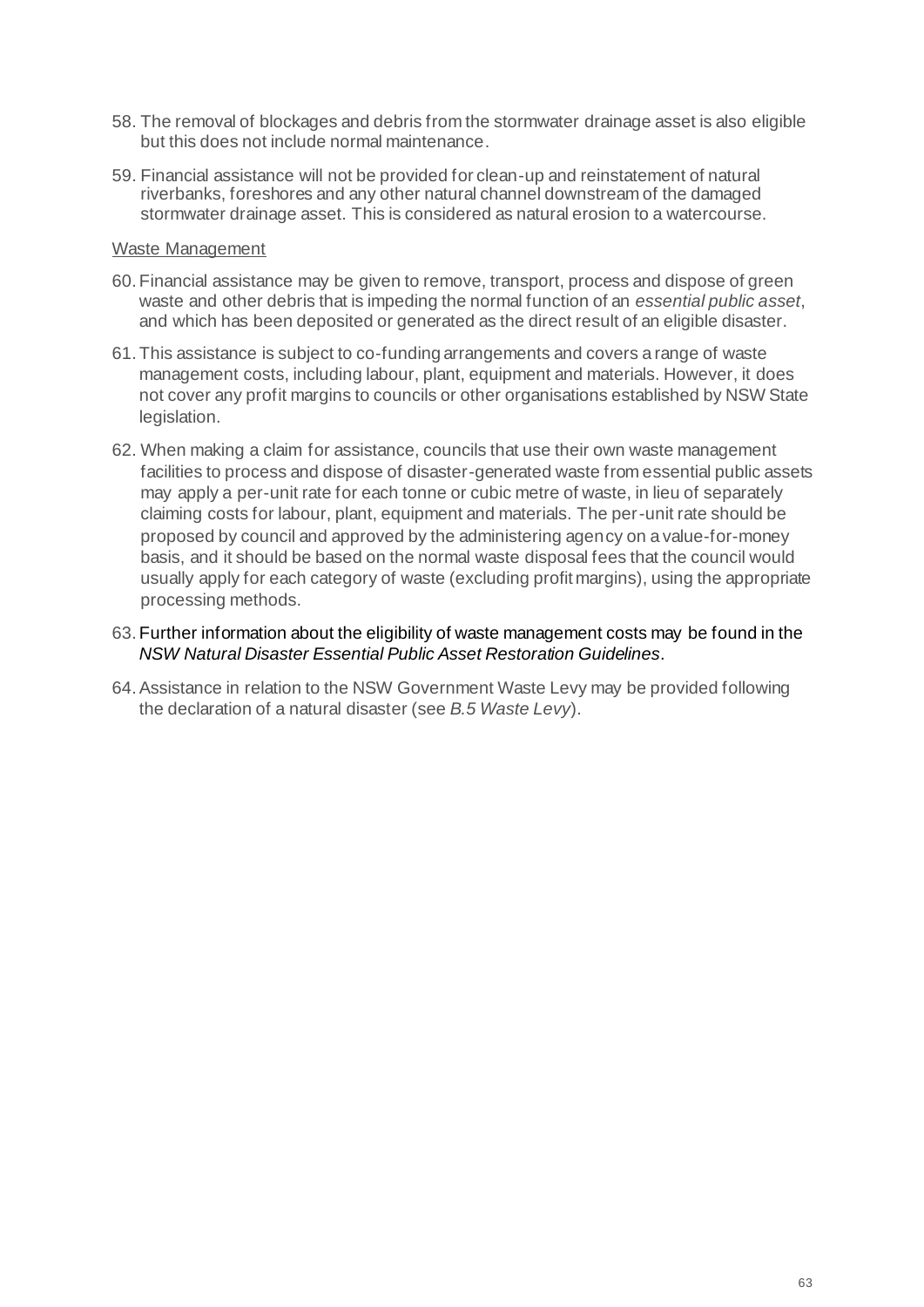58. The removal of blockages and debris from the stormwater drainage asset is also eligible but this does not include normal maintenance.

59. Financial assistance will not be provided for clean-up and reinstatement of natural riverbanks, foreshores and any other natural channel downstream of the damaged stormwater drainage asset. This is considered as natural erosion to a watercourse.

<u>Waste Management</u>

60. Financial assistance may be given to remove, transport, process and dispose of green waste and other debris that is impeding the normal function of an *essential public asset*, and which has been deposited or generated as the direct result of an eligible disaster.

61. This assistance is subject to co-funding arrangements and covers a range of waste management costs, including labour, plant, equipment and materials. However, it does not cover any profit margins to councils or other organisations established by NSW State legislation.

62. When making a claim for assistance, councils that use their own waste management facilities to process and dispose of disaster-generated waste from essential public assets may apply a per-unit rate for each tonne or cubic metre of waste, in lieu of separately claiming costs for labour, plant, equipment and materials. The per-unit rate should be proposed by council and approved by the administering agency on a value-for-money basis, and it should be based on the normal waste disposal fees that the council would usually apply for each category of waste (excluding profit margins), using the appropriate processing methods.

63. Further information about the eligibility of waste management costs may be found in the *NSW Natural Disaster Essential Public Asset Restoration Guidelines*.

64. Assistance in relation to the NSW Government Waste Levy may be provided following the declaration of a natural disaster (see *B.5 Waste Levy*).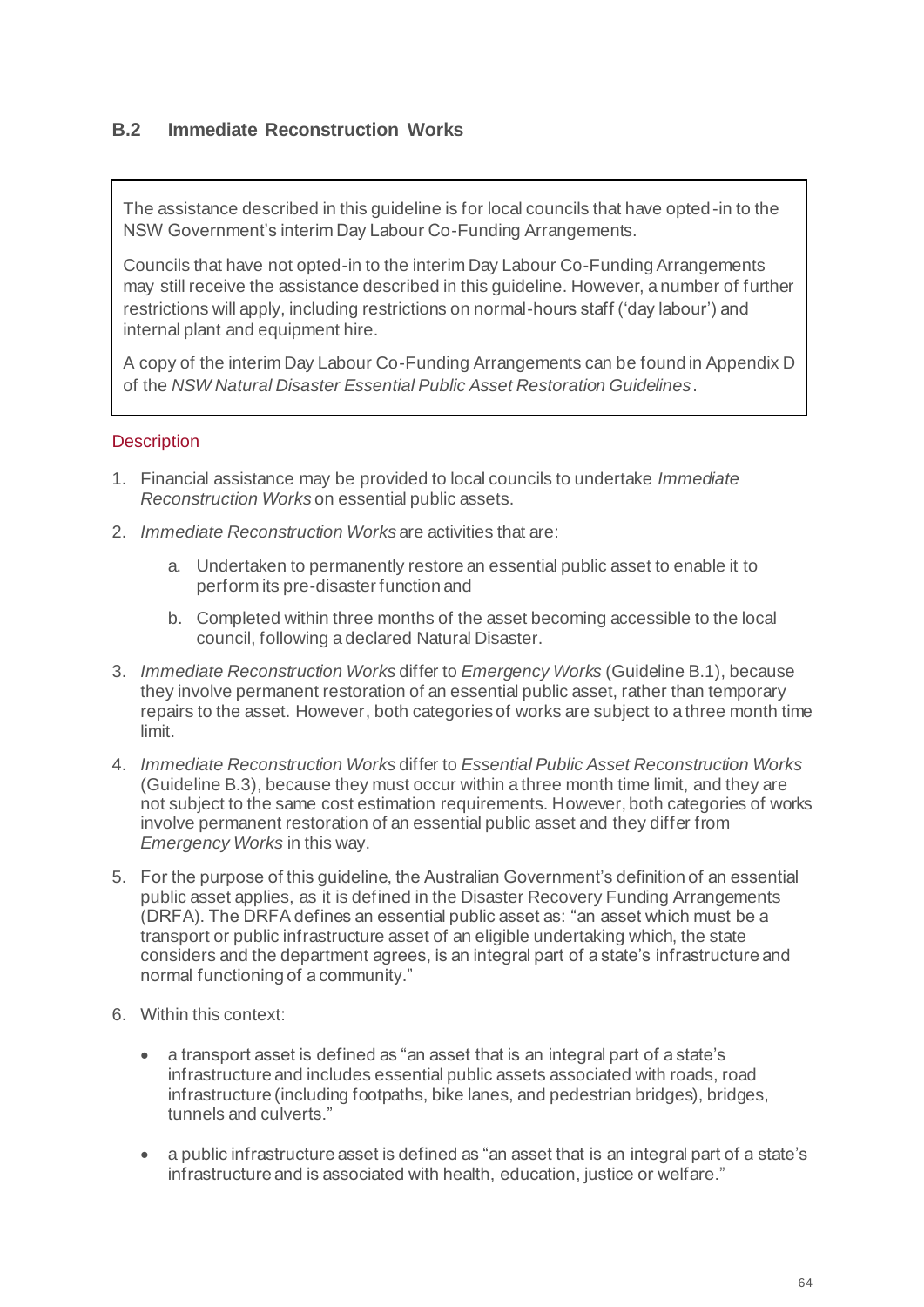## B.2 Immediate Reconstruction Works

> The assistance described in this guideline is for local councils that have opted-in to the NSW Government's interim Day Labour Co-Funding Arrangements.
>
> Councils that have not opted-in to the interim Day Labour Co-Funding Arrangements may still receive the assistance described in this guideline. However, a number of further restrictions will apply, including restrictions on normal-hours staff ('day labour') and internal plant and equipment hire.
>
> A copy of the interim Day Labour Co-Funding Arrangements can be found in Appendix D of the *NSW Natural Disaster Essential Public Asset Restoration Guidelines*.

### Description

1. Financial assistance may be provided to local councils to undertake *Immediate Reconstruction Works* on essential public assets.
2. *Immediate Reconstruction Works* are activities that are:
   a. Undertaken to permanently restore an essential public asset to enable it to perform its pre-disaster function and
   b. Completed within three months of the asset becoming accessible to the local council, following a declared Natural Disaster.
3. *Immediate Reconstruction Works* differ to *Emergency Works* (Guideline B.1), because they involve permanent restoration of an essential public asset, rather than temporary repairs to the asset. However, both categories of works are subject to a three month time limit.
4. *Immediate Reconstruction Works* differ to *Essential Public Asset Reconstruction Works* (Guideline B.3), because they must occur within a three month time limit, and they are not subject to the same cost estimation requirements. However, both categories of works involve permanent restoration of an essential public asset and they differ from *Emergency Works* in this way.
5. For the purpose of this guideline, the Australian Government's definition of an essential public asset applies, as it is defined in the Disaster Recovery Funding Arrangements (DRFA). The DRFA defines an essential public asset as: "an asset which must be a transport or public infrastructure asset of an eligible undertaking which, the state considers and the department agrees, is an integral part of a state's infrastructure and normal functioning of a community."
6. Within this context:
   - a transport asset is defined as "an asset that is an integral part of a state's infrastructure and includes essential public assets associated with roads, road infrastructure (including footpaths, bike lanes, and pedestrian bridges), bridges, tunnels and culverts."
   - a public infrastructure asset is defined as "an asset that is an integral part of a state's infrastructure and is associated with health, education, justice or welfare."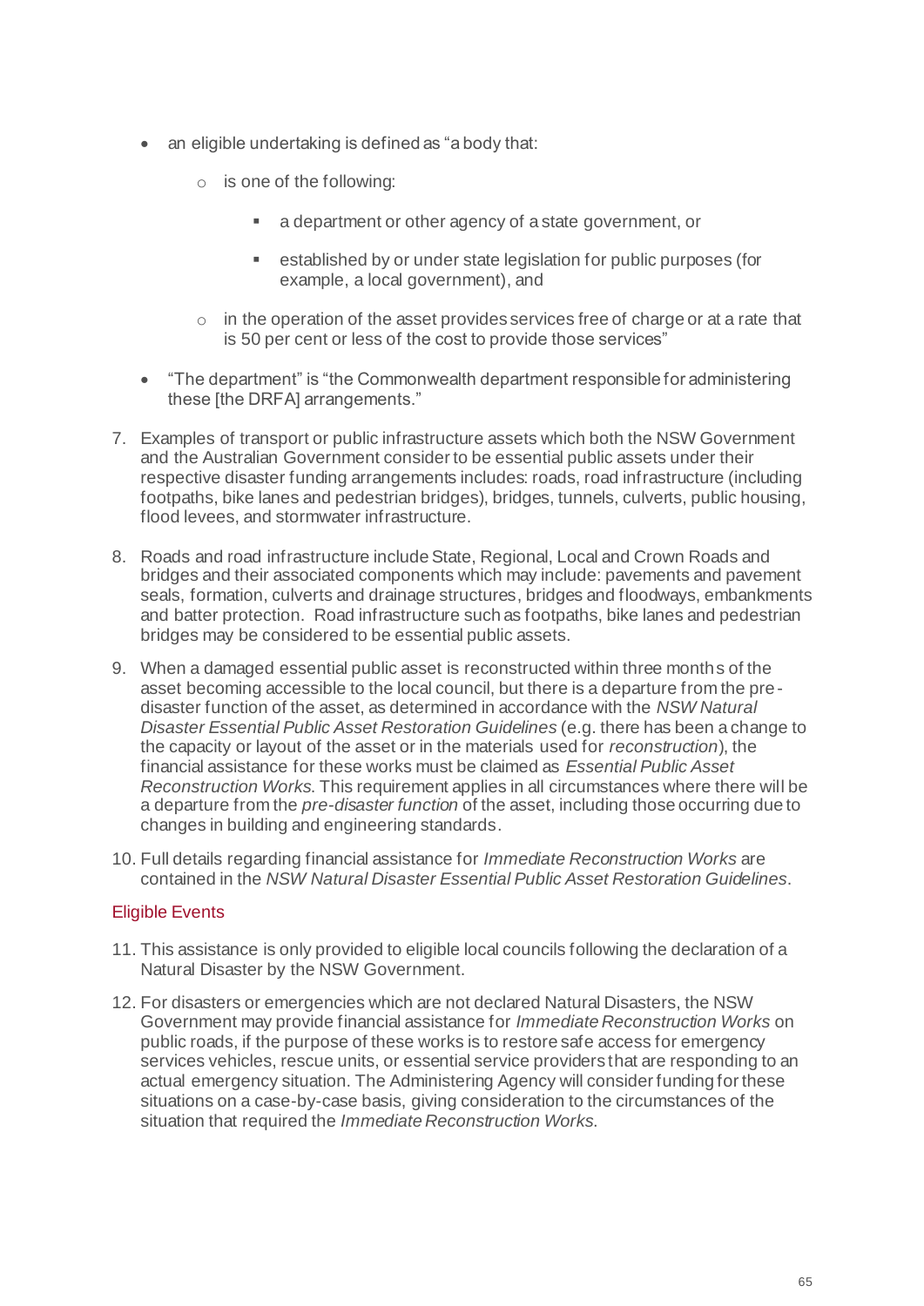- an eligible undertaking is defined as "a body that:
  - is one of the following:
    - a department or other agency of a state government, or
    - established by or under state legislation for public purposes (for example, a local government), and
  - in the operation of the asset provides services free of charge or at a rate that is 50 per cent or less of the cost to provide those services"
- "The department" is "the Commonwealth department responsible for administering these [the DRFA] arrangements."

7. Examples of transport or public infrastructure assets which both the NSW Government and the Australian Government consider to be essential public assets under their respective disaster funding arrangements includes: roads, road infrastructure (including footpaths, bike lanes and pedestrian bridges), bridges, tunnels, culverts, public housing, flood levees, and stormwater infrastructure.

8. Roads and road infrastructure include State, Regional, Local and Crown Roads and bridges and their associated components which may include: pavements and pavement seals, formation, culverts and drainage structures, bridges and floodways, embankments and batter protection. Road infrastructure such as footpaths, bike lanes and pedestrian bridges may be considered to be essential public assets.

9. When a damaged essential public asset is reconstructed within three months of the asset becoming accessible to the local council, but there is a departure from the pre-disaster function of the asset, as determined in accordance with the *NSW Natural Disaster Essential Public Asset Restoration Guidelines* (e.g. there has been a change to the capacity or layout of the asset or in the materials used for *reconstruction*), the financial assistance for these works must be claimed as *Essential Public Asset Reconstruction Works*. This requirement applies in all circumstances where there will be a departure from the *pre-disaster function* of the asset, including those occurring due to changes in building and engineering standards.

10. Full details regarding financial assistance for *Immediate Reconstruction Works* are contained in the *NSW Natural Disaster Essential Public Asset Restoration Guidelines*.

## Eligible Events

11. This assistance is only provided to eligible local councils following the declaration of a Natural Disaster by the NSW Government.

12. For disasters or emergencies which are not declared Natural Disasters, the NSW Government may provide financial assistance for *Immediate Reconstruction Works* on public roads, if the purpose of these works is to restore safe access for emergency services vehicles, rescue units, or essential service providers that are responding to an actual emergency situation. The Administering Agency will consider funding for these situations on a case-by-case basis, giving consideration to the circumstances of the situation that required the *Immediate Reconstruction Works*.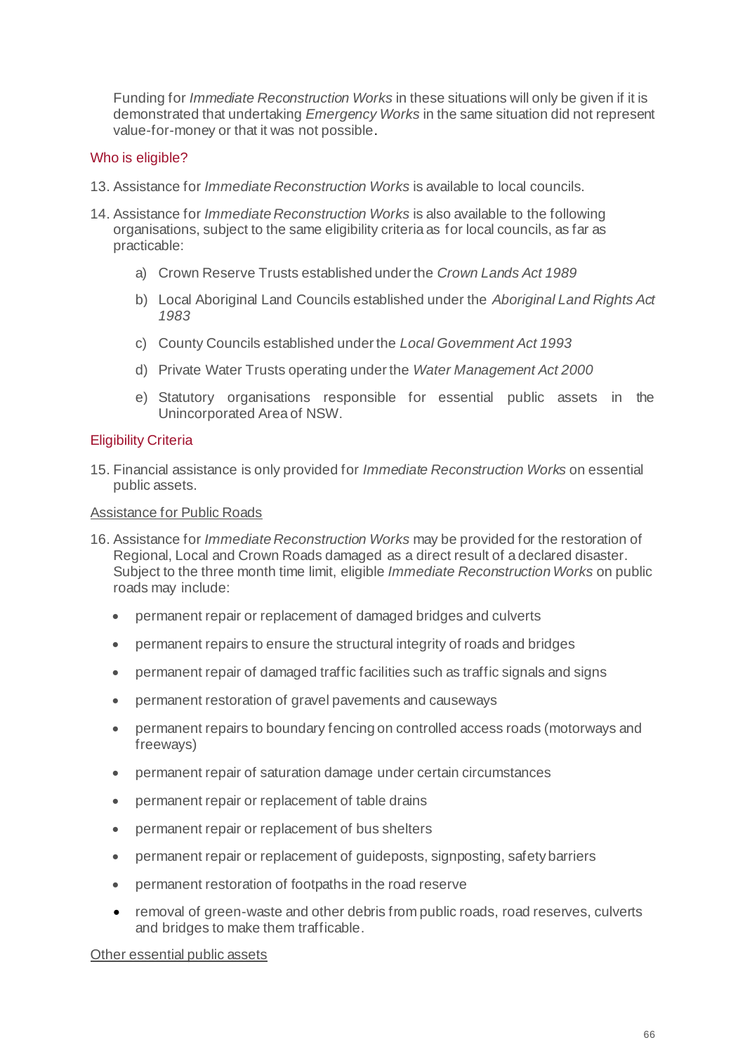Funding for *Immediate Reconstruction Works* in these situations will only be given if it is demonstrated that undertaking *Emergency Works* in the same situation did not represent value-for-money or that it was not possible.

### Who is eligible?

13. Assistance for *Immediate Reconstruction Works* is available to local councils.

14. Assistance for *Immediate Reconstruction Works* is also available to the following organisations, subject to the same eligibility criteria as for local councils, as far as practicable:

    a) Crown Reserve Trusts established under the *Crown Lands Act 1989*

    b) Local Aboriginal Land Councils established under the *Aboriginal Land Rights Act 1983*

    c) County Councils established under the *Local Government Act 1993*

    d) Private Water Trusts operating under the *Water Management Act 2000*

    e) Statutory organisations responsible for essential public assets in the Unincorporated Area of NSW.

### Eligibility Criteria

15. Financial assistance is only provided for *Immediate Reconstruction Works* on essential public assets.

<u>Assistance for Public Roads</u>

16. Assistance for *Immediate Reconstruction Works* may be provided for the restoration of Regional, Local and Crown Roads damaged as a direct result of a declared disaster. Subject to the three month time limit, eligible *Immediate Reconstruction Works* on public roads may include:

    - permanent repair or replacement of damaged bridges and culverts
    - permanent repairs to ensure the structural integrity of roads and bridges
    - permanent repair of damaged traffic facilities such as traffic signals and signs
    - permanent restoration of gravel pavements and causeways
    - permanent repairs to boundary fencing on controlled access roads (motorways and freeways)
    - permanent repair of saturation damage under certain circumstances
    - permanent repair or replacement of table drains
    - permanent repair or replacement of bus shelters
    - permanent repair or replacement of guideposts, signposting, safety barriers
    - permanent restoration of footpaths in the road reserve
    - removal of green-waste and other debris from public roads, road reserves, culverts and bridges to make them trafficable.

<u>Other essential public assets</u>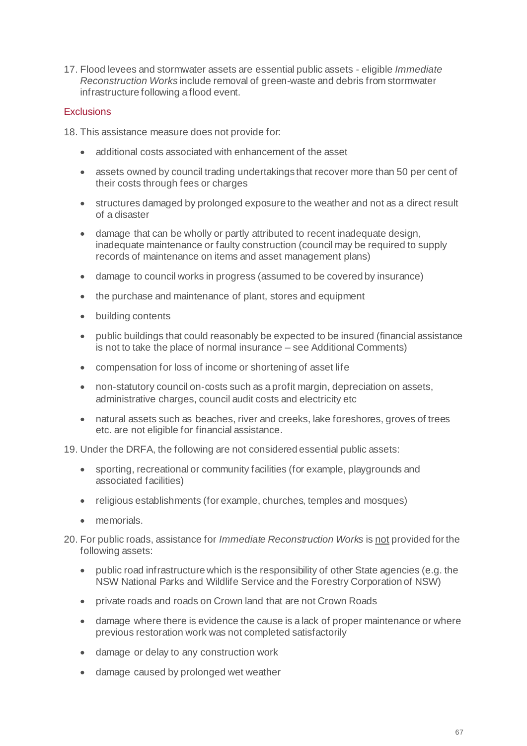17. Flood levees and stormwater assets are essential public assets - eligible *Immediate Reconstruction Works* include removal of green-waste and debris from stormwater infrastructure following a flood event.

### Exclusions

18. This assistance measure does not provide for:
    - additional costs associated with enhancement of the asset
    - assets owned by council trading undertakings that recover more than 50 per cent of their costs through fees or charges
    - structures damaged by prolonged exposure to the weather and not as a direct result of a disaster
    - damage that can be wholly or partly attributed to recent inadequate design, inadequate maintenance or faulty construction (council may be required to supply records of maintenance on items and asset management plans)
    - damage to council works in progress (assumed to be covered by insurance)
    - the purchase and maintenance of plant, stores and equipment
    - building contents
    - public buildings that could reasonably be expected to be insured (financial assistance is not to take the place of normal insurance – see Additional Comments)
    - compensation for loss of income or shortening of asset life
    - non-statutory council on-costs such as a profit margin, depreciation on assets, administrative charges, council audit costs and electricity etc
    - natural assets such as beaches, river and creeks, lake foreshores, groves of trees etc. are not eligible for financial assistance.
19. Under the DRFA, the following are not considered essential public assets:
    - sporting, recreational or community facilities (for example, playgrounds and associated facilities)
    - religious establishments (for example, churches, temples and mosques)
    - memorials.
20. For public roads, assistance for *Immediate Reconstruction Works* is <u>not</u> provided for the following assets:
    - public road infrastructure which is the responsibility of other State agencies (e.g. the NSW National Parks and Wildlife Service and the Forestry Corporation of NSW)
    - private roads and roads on Crown land that are not Crown Roads
    - damage where there is evidence the cause is a lack of proper maintenance or where previous restoration work was not completed satisfactorily
    - damage or delay to any construction work
    - damage caused by prolonged wet weather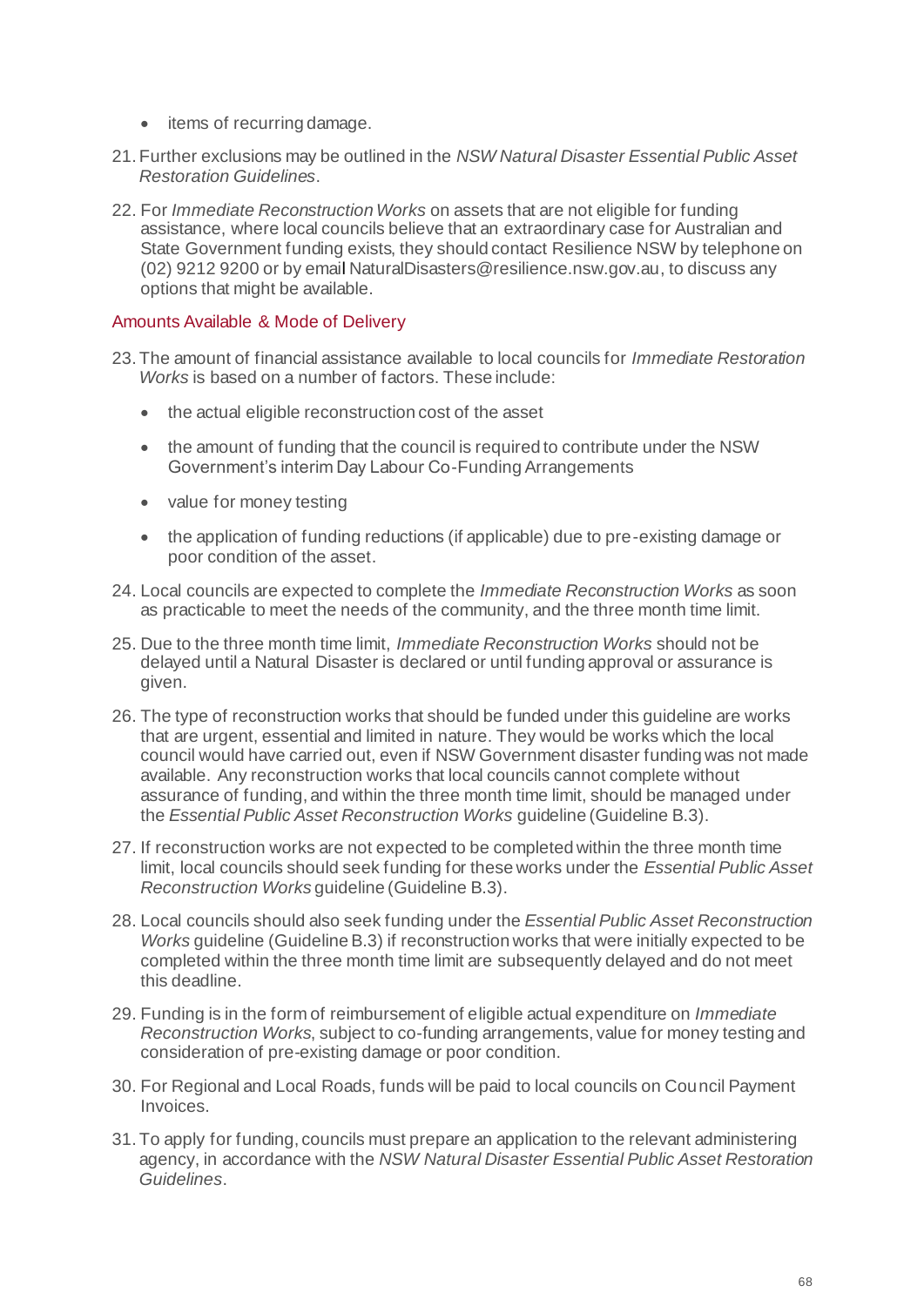- items of recurring damage.

21. Further exclusions may be outlined in the *NSW Natural Disaster Essential Public Asset Restoration Guidelines*.

22. For *Immediate Reconstruction Works* on assets that are not eligible for funding assistance, where local councils believe that an extraordinary case for Australian and State Government funding exists, they should contact Resilience NSW by telephone on (02) 9212 9200 or by email NaturalDisasters@resilience.nsw.gov.au, to discuss any options that might be available.

### Amounts Available & Mode of Delivery

23. The amount of financial assistance available to local councils for *Immediate Restoration Works* is based on a number of factors. These include:

    - the actual eligible reconstruction cost of the asset
    - the amount of funding that the council is required to contribute under the NSW Government's interim Day Labour Co-Funding Arrangements
    - value for money testing
    - the application of funding reductions (if applicable) due to pre-existing damage or poor condition of the asset.

24. Local councils are expected to complete the *Immediate Reconstruction Works* as soon as practicable to meet the needs of the community, and the three month time limit.

25. Due to the three month time limit, *Immediate Reconstruction Works* should not be delayed until a Natural Disaster is declared or until funding approval or assurance is given.

26. The type of reconstruction works that should be funded under this guideline are works that are urgent, essential and limited in nature. They would be works which the local council would have carried out, even if NSW Government disaster funding was not made available. Any reconstruction works that local councils cannot complete without assurance of funding, and within the three month time limit, should be managed under the *Essential Public Asset Reconstruction Works* guideline (Guideline B.3).

27. If reconstruction works are not expected to be completed within the three month time limit, local councils should seek funding for these works under the *Essential Public Asset Reconstruction Works* guideline (Guideline B.3).

28. Local councils should also seek funding under the *Essential Public Asset Reconstruction Works* guideline (Guideline B.3) if reconstruction works that were initially expected to be completed within the three month time limit are subsequently delayed and do not meet this deadline.

29. Funding is in the form of reimbursement of eligible actual expenditure on *Immediate Reconstruction Works*, subject to co-funding arrangements, value for money testing and consideration of pre-existing damage or poor condition.

30. For Regional and Local Roads, funds will be paid to local councils on Council Payment Invoices.

31. To apply for funding, councils must prepare an application to the relevant administering agency, in accordance with the *NSW Natural Disaster Essential Public Asset Restoration Guidelines*.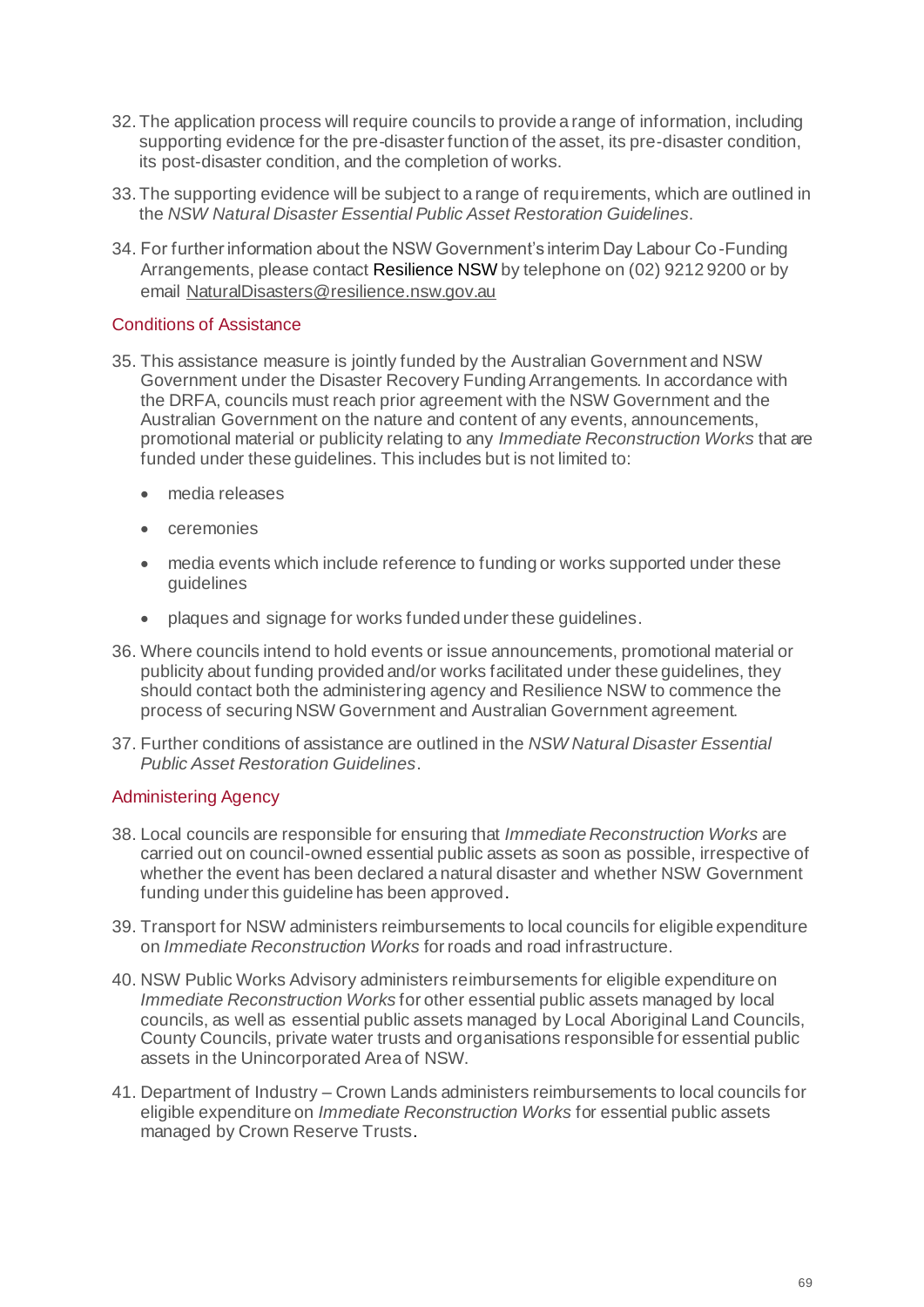32. The application process will require councils to provide a range of information, including supporting evidence for the pre-disaster function of the asset, its pre-disaster condition, its post-disaster condition, and the completion of works.

33. The supporting evidence will be subject to a range of requirements, which are outlined in the *NSW Natural Disaster Essential Public Asset Restoration Guidelines*.

34. For further information about the NSW Government's interim Day Labour Co-Funding Arrangements, please contact Resilience NSW by telephone on (02) 9212 9200 or by email NaturalDisasters@resilience.nsw.gov.au

### Conditions of Assistance

35. This assistance measure is jointly funded by the Australian Government and NSW Government under the Disaster Recovery Funding Arrangements. In accordance with the DRFA, councils must reach prior agreement with the NSW Government and the Australian Government on the nature and content of any events, announcements, promotional material or publicity relating to any *Immediate Reconstruction Works* that are funded under these guidelines. This includes but is not limited to:

    - media releases
    - ceremonies
    - media events which include reference to funding or works supported under these guidelines
    - plaques and signage for works funded under these guidelines.

36. Where councils intend to hold events or issue announcements, promotional material or publicity about funding provided and/or works facilitated under these guidelines, they should contact both the administering agency and Resilience NSW to commence the process of securing NSW Government and Australian Government agreement.

37. Further conditions of assistance are outlined in the *NSW Natural Disaster Essential Public Asset Restoration Guidelines*.

### Administering Agency

38. Local councils are responsible for ensuring that *Immediate Reconstruction Works* are carried out on council-owned essential public assets as soon as possible, irrespective of whether the event has been declared a natural disaster and whether NSW Government funding under this guideline has been approved.

39. Transport for NSW administers reimbursements to local councils for eligible expenditure on *Immediate Reconstruction Works* for roads and road infrastructure.

40. NSW Public Works Advisory administers reimbursements for eligible expenditure on *Immediate Reconstruction Works* for other essential public assets managed by local councils, as well as essential public assets managed by Local Aboriginal Land Councils, County Councils, private water trusts and organisations responsible for essential public assets in the Unincorporated Area of NSW.

41. Department of Industry – Crown Lands administers reimbursements to local councils for eligible expenditure on *Immediate Reconstruction Works* for essential public assets managed by Crown Reserve Trusts.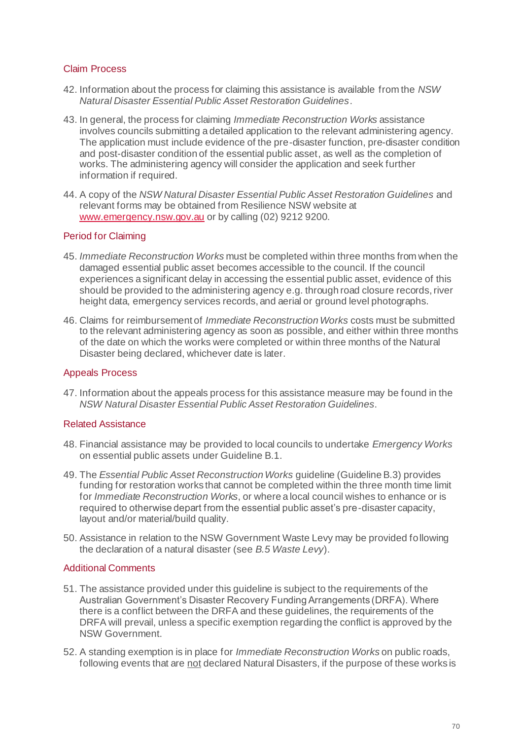### Claim Process

42. Information about the process for claiming this assistance is available from the *NSW Natural Disaster Essential Public Asset Restoration Guidelines*.

43. In general, the process for claiming *Immediate Reconstruction Works* assistance involves councils submitting a detailed application to the relevant administering agency. The application must include evidence of the pre-disaster function, pre-disaster condition and post-disaster condition of the essential public asset, as well as the completion of works. The administering agency will consider the application and seek further information if required.

44. A copy of the *NSW Natural Disaster Essential Public Asset Restoration Guidelines* and relevant forms may be obtained from Resilience NSW website at [www.emergency.nsw.gov.au](http://www.emergency.nsw.gov.au) or by calling (02) 9212 9200.

### Period for Claiming

45. *Immediate Reconstruction Works* must be completed within three months from when the damaged essential public asset becomes accessible to the council. If the council experiences a significant delay in accessing the essential public asset, evidence of this should be provided to the administering agency e.g. through road closure records, river height data, emergency services records, and aerial or ground level photographs.

46. Claims for reimbursement of *Immediate Reconstruction Works* costs must be submitted to the relevant administering agency as soon as possible, and either within three months of the date on which the works were completed or within three months of the Natural Disaster being declared, whichever date is later.

### Appeals Process

47. Information about the appeals process for this assistance measure may be found in the *NSW Natural Disaster Essential Public Asset Restoration Guidelines*.

### Related Assistance

48. Financial assistance may be provided to local councils to undertake *Emergency Works* on essential public assets under Guideline B.1.

49. The *Essential Public Asset Reconstruction Works* guideline (Guideline B.3) provides funding for restoration works that cannot be completed within the three month time limit for *Immediate Reconstruction Works*, or where a local council wishes to enhance or is required to otherwise depart from the essential public asset's pre-disaster capacity, layout and/or material/build quality.

50. Assistance in relation to the NSW Government Waste Levy may be provided following the declaration of a natural disaster (see *B.5 Waste Levy*).

### Additional Comments

51. The assistance provided under this guideline is subject to the requirements of the Australian Government's Disaster Recovery Funding Arrangements (DRFA). Where there is a conflict between the DRFA and these guidelines, the requirements of the DRFA will prevail, unless a specific exemption regarding the conflict is approved by the NSW Government.

52. A standing exemption is in place for *Immediate Reconstruction Works* on public roads, following events that are <u>not</u> declared Natural Disasters, if the purpose of these works is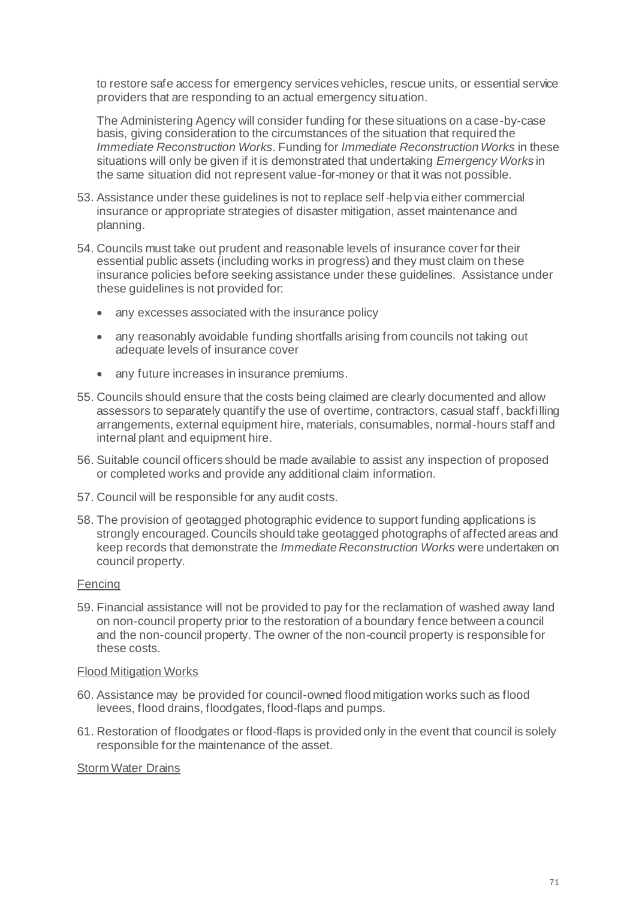to restore safe access for emergency services vehicles, rescue units, or essential service providers that are responding to an actual emergency situation.

The Administering Agency will consider funding for these situations on a case-by-case basis, giving consideration to the circumstances of the situation that required the *Immediate Reconstruction Works*. Funding for *Immediate Reconstruction Works* in these situations will only be given if it is demonstrated that undertaking *Emergency Works* in the same situation did not represent value-for-money or that it was not possible.

53. Assistance under these guidelines is not to replace self-help via either commercial insurance or appropriate strategies of disaster mitigation, asset maintenance and planning.

54. Councils must take out prudent and reasonable levels of insurance cover for their essential public assets (including works in progress) and they must claim on these insurance policies before seeking assistance under these guidelines. Assistance under these guidelines is not provided for:

    - any excesses associated with the insurance policy
    - any reasonably avoidable funding shortfalls arising from councils not taking out adequate levels of insurance cover
    - any future increases in insurance premiums.

55. Councils should ensure that the costs being claimed are clearly documented and allow assessors to separately quantify the use of overtime, contractors, casual staff, backfilling arrangements, external equipment hire, materials, consumables, normal-hours staff and internal plant and equipment hire.

56. Suitable council officers should be made available to assist any inspection of proposed or completed works and provide any additional claim information.

57. Council will be responsible for any audit costs.

58. The provision of geotagged photographic evidence to support funding applications is strongly encouraged. Councils should take geotagged photographs of affected areas and keep records that demonstrate the *Immediate Reconstruction Works* were undertaken on council property.

<u>Fencing</u>

59. Financial assistance will not be provided to pay for the reclamation of washed away land on non-council property prior to the restoration of a boundary fence between a council and the non-council property. The owner of the non-council property is responsible for these costs.

<u>Flood Mitigation Works</u>

60. Assistance may be provided for council-owned flood mitigation works such as flood levees, flood drains, floodgates, flood-flaps and pumps.

61. Restoration of floodgates or flood-flaps is provided only in the event that council is solely responsible for the maintenance of the asset.

<u>Storm Water Drains</u>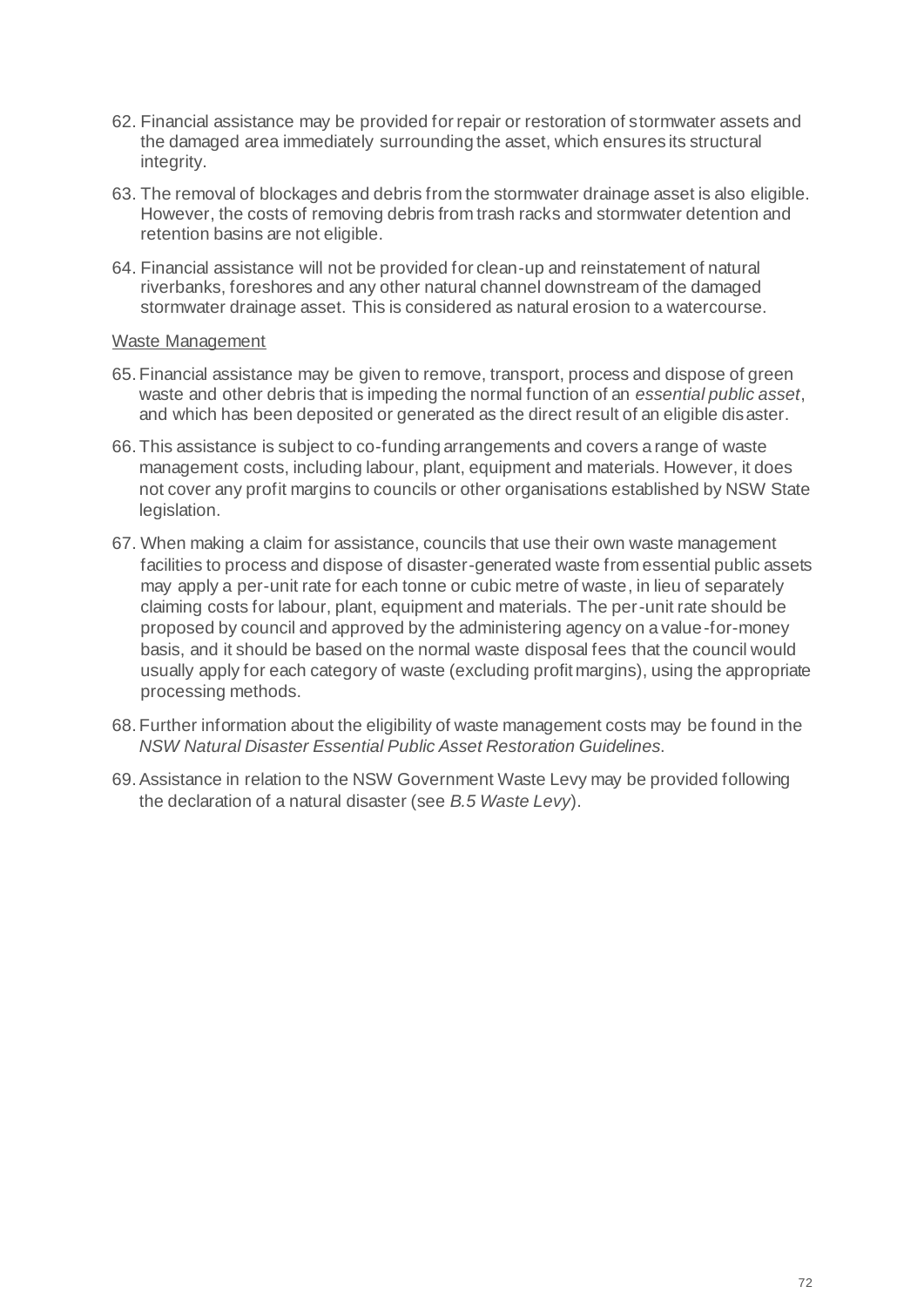62. Financial assistance may be provided for repair or restoration of stormwater assets and the damaged area immediately surrounding the asset, which ensures its structural integrity.

63. The removal of blockages and debris from the stormwater drainage asset is also eligible. However, the costs of removing debris from trash racks and stormwater detention and retention basins are not eligible.

64. Financial assistance will not be provided for clean-up and reinstatement of natural riverbanks, foreshores and any other natural channel downstream of the damaged stormwater drainage asset. This is considered as natural erosion to a watercourse.

<u>Waste Management</u>

65. Financial assistance may be given to remove, transport, process and dispose of green waste and other debris that is impeding the normal function of an *essential public asset*, and which has been deposited or generated as the direct result of an eligible disaster.

66. This assistance is subject to co-funding arrangements and covers a range of waste management costs, including labour, plant, equipment and materials. However, it does not cover any profit margins to councils or other organisations established by NSW State legislation.

67. When making a claim for assistance, councils that use their own waste management facilities to process and dispose of disaster-generated waste from essential public assets may apply a per-unit rate for each tonne or cubic metre of waste, in lieu of separately claiming costs for labour, plant, equipment and materials. The per-unit rate should be proposed by council and approved by the administering agency on a value-for-money basis, and it should be based on the normal waste disposal fees that the council would usually apply for each category of waste (excluding profit margins), using the appropriate processing methods.

68. Further information about the eligibility of waste management costs may be found in the *NSW Natural Disaster Essential Public Asset Restoration Guidelines*.

69. Assistance in relation to the NSW Government Waste Levy may be provided following the declaration of a natural disaster (see *B.5 Waste Levy*).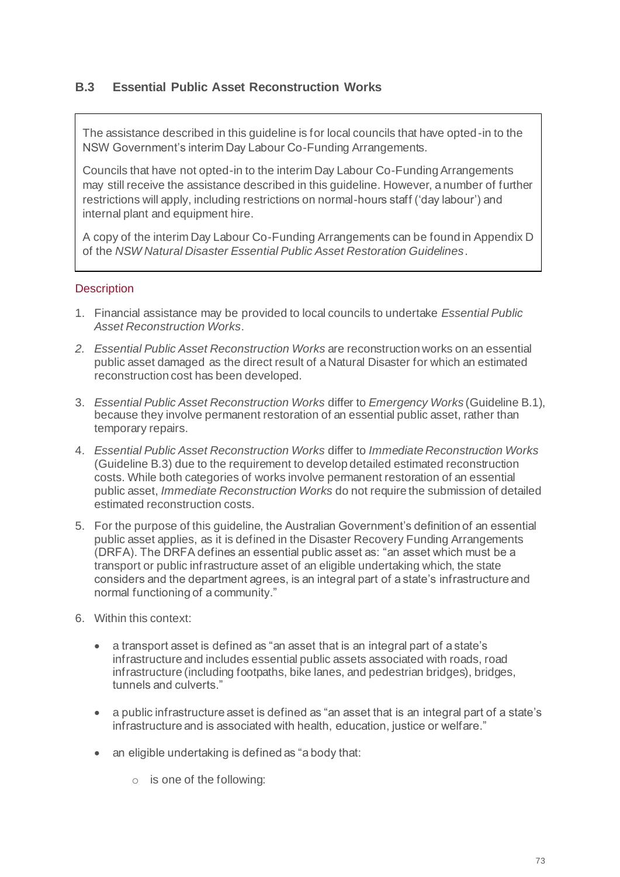## B.3 Essential Public Asset Reconstruction Works

The assistance described in this guideline is for local councils that have opted-in to the NSW Government's interim Day Labour Co-Funding Arrangements.

Councils that have not opted-in to the interim Day Labour Co-Funding Arrangements may still receive the assistance described in this guideline. However, a number of further restrictions will apply, including restrictions on normal-hours staff ('day labour') and internal plant and equipment hire.

A copy of the interim Day Labour Co-Funding Arrangements can be found in Appendix D of the *NSW Natural Disaster Essential Public Asset Restoration Guidelines*.

### Description

1. Financial assistance may be provided to local councils to undertake *Essential Public Asset Reconstruction Works*.
2. *Essential Public Asset Reconstruction Works* are reconstruction works on an essential public asset damaged as the direct result of a Natural Disaster for which an estimated reconstruction cost has been developed.
3. *Essential Public Asset Reconstruction Works* differ to *Emergency Works* (Guideline B.1), because they involve permanent restoration of an essential public asset, rather than temporary repairs.
4. *Essential Public Asset Reconstruction Works* differ to *Immediate Reconstruction Works* (Guideline B.3) due to the requirement to develop detailed estimated reconstruction costs. While both categories of works involve permanent restoration of an essential public asset, *Immediate Reconstruction Works* do not require the submission of detailed estimated reconstruction costs.
5. For the purpose of this guideline, the Australian Government's definition of an essential public asset applies, as it is defined in the Disaster Recovery Funding Arrangements (DRFA). The DRFA defines an essential public asset as: "an asset which must be a transport or public infrastructure asset of an eligible undertaking which, the state considers and the department agrees, is an integral part of a state's infrastructure and normal functioning of a community."
6. Within this context:
   - a transport asset is defined as "an asset that is an integral part of a state's infrastructure and includes essential public assets associated with roads, road infrastructure (including footpaths, bike lanes, and pedestrian bridges), bridges, tunnels and culverts."
   - a public infrastructure asset is defined as "an asset that is an integral part of a state's infrastructure and is associated with health, education, justice or welfare."
   - an eligible undertaking is defined as "a body that:
     - is one of the following: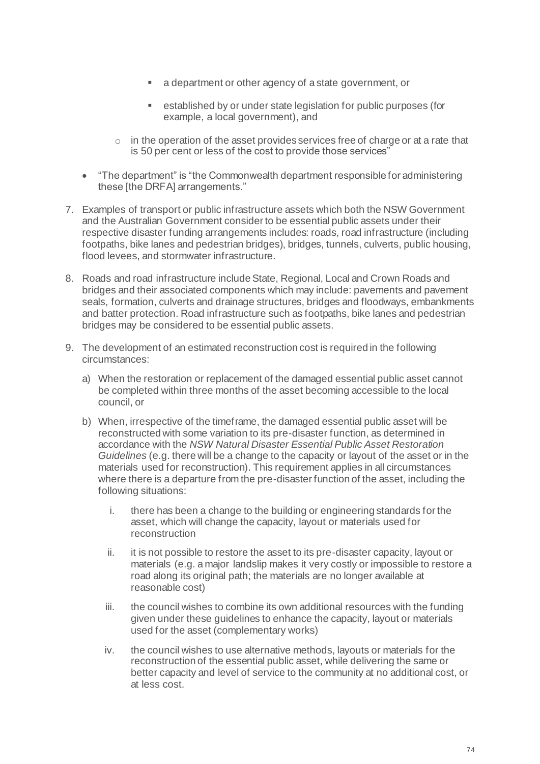- a department or other agency of a state government, or
    - established by or under state legislation for public purposes (for example, a local government), and
  - in the operation of the asset provides services free of charge or at a rate that is 50 per cent or less of the cost to provide those services"
- "The department" is "the Commonwealth department responsible for administering these [the DRFA] arrangements."

7. Examples of transport or public infrastructure assets which both the NSW Government and the Australian Government consider to be essential public assets under their respective disaster funding arrangements includes: roads, road infrastructure (including footpaths, bike lanes and pedestrian bridges), bridges, tunnels, culverts, public housing, flood levees, and stormwater infrastructure.

8. Roads and road infrastructure include State, Regional, Local and Crown Roads and bridges and their associated components which may include: pavements and pavement seals, formation, culverts and drainage structures, bridges and floodways, embankments and batter protection. Road infrastructure such as footpaths, bike lanes and pedestrian bridges may be considered to be essential public assets.

9. The development of an estimated reconstruction cost is required in the following circumstances:

   a) When the restoration or replacement of the damaged essential public asset cannot be completed within three months of the asset becoming accessible to the local council, or

   b) When, irrespective of the timeframe, the damaged essential public asset will be reconstructed with some variation to its pre-disaster function, as determined in accordance with the *NSW Natural Disaster Essential Public Asset Restoration Guidelines* (e.g. there will be a change to the capacity or layout of the asset or in the materials used for reconstruction). This requirement applies in all circumstances where there is a departure from the pre-disaster function of the asset, including the following situations:

      i. there has been a change to the building or engineering standards for the asset, which will change the capacity, layout or materials used for reconstruction

      ii. it is not possible to restore the asset to its pre-disaster capacity, layout or materials (e.g. a major landslip makes it very costly or impossible to restore a road along its original path; the materials are no longer available at reasonable cost)

      iii. the council wishes to combine its own additional resources with the funding given under these guidelines to enhance the capacity, layout or materials used for the asset (complementary works)

      iv. the council wishes to use alternative methods, layouts or materials for the reconstruction of the essential public asset, while delivering the same or better capacity and level of service to the community at no additional cost, or at less cost.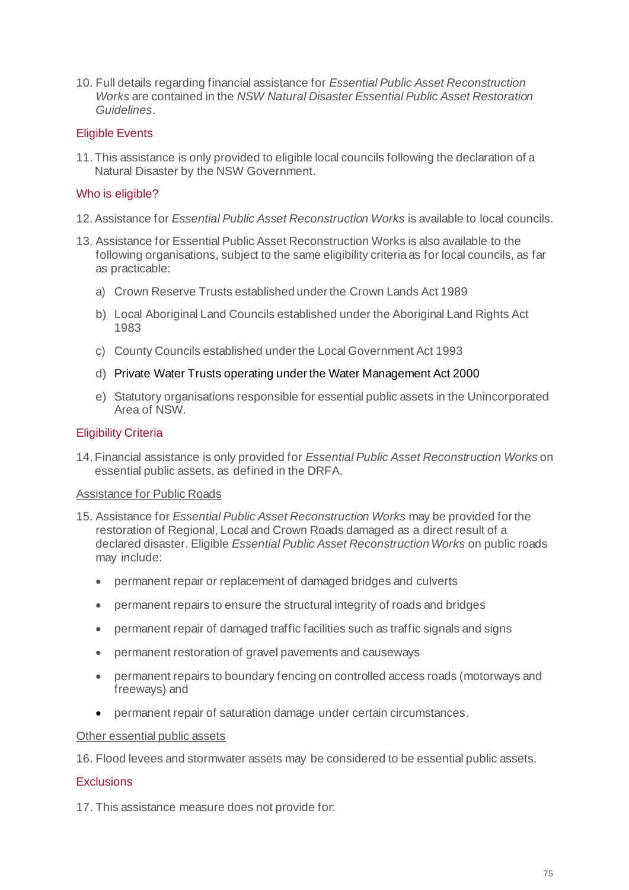10. Full details regarding financial assistance for *Essential Public Asset Reconstruction Works* are contained in the *NSW Natural Disaster Essential Public Asset Restoration Guidelines*.

## Eligible Events

11. This assistance is only provided to eligible local councils following the declaration of a Natural Disaster by the NSW Government.

## Who is eligible?

12. Assistance for *Essential Public Asset Reconstruction Works* is available to local councils.

13. Assistance for Essential Public Asset Reconstruction Works is also available to the following organisations, subject to the same eligibility criteria as for local councils, as far as practicable:

    a) Crown Reserve Trusts established under the Crown Lands Act 1989

    b) Local Aboriginal Land Councils established under the Aboriginal Land Rights Act 1983

    c) County Councils established under the Local Government Act 1993

    d) Private Water Trusts operating under the Water Management Act 2000

    e) Statutory organisations responsible for essential public assets in the Unincorporated Area of NSW.

## Eligibility Criteria

14. Financial assistance is only provided for *Essential Public Asset Reconstruction Works* on essential public assets, as defined in the DRFA.

### Assistance for Public Roads

15. Assistance for *Essential Public Asset Reconstruction Works* may be provided for the restoration of Regional, Local and Crown Roads damaged as a direct result of a declared disaster. Eligible *Essential Public Asset Reconstruction Works* on public roads may include:

    - permanent repair or replacement of damaged bridges and culverts
    - permanent repairs to ensure the structural integrity of roads and bridges
    - permanent repair of damaged traffic facilities such as traffic signals and signs
    - permanent restoration of gravel pavements and causeways
    - permanent repairs to boundary fencing on controlled access roads (motorways and freeways) and
    - permanent repair of saturation damage under certain circumstances.

### Other essential public assets

16. Flood levees and stormwater assets may be considered to be essential public assets.

## Exclusions

17. This assistance measure does not provide for: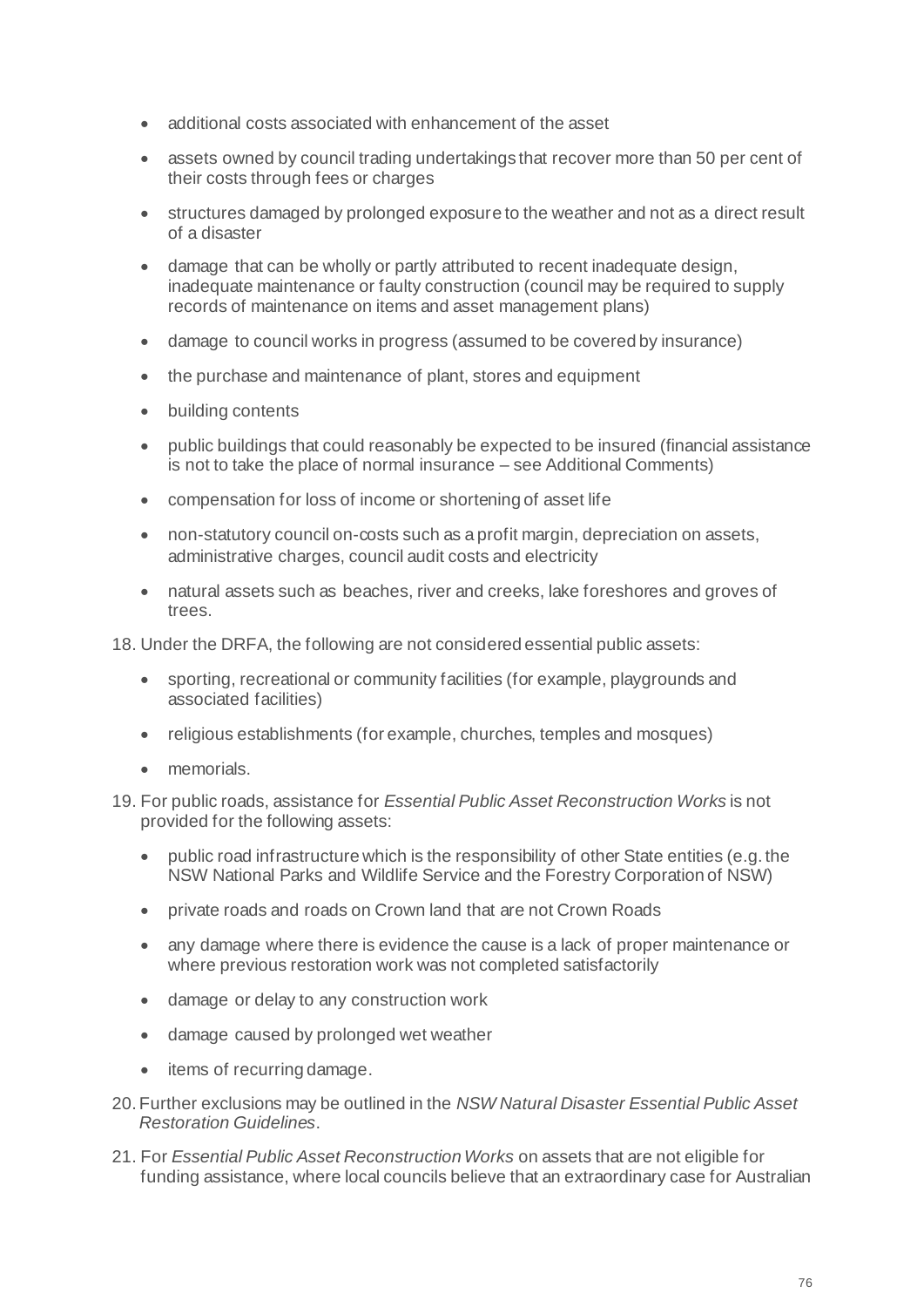- additional costs associated with enhancement of the asset
- assets owned by council trading undertakings that recover more than 50 per cent of their costs through fees or charges
- structures damaged by prolonged exposure to the weather and not as a direct result of a disaster
- damage that can be wholly or partly attributed to recent inadequate design, inadequate maintenance or faulty construction (council may be required to supply records of maintenance on items and asset management plans)
- damage to council works in progress (assumed to be covered by insurance)
- the purchase and maintenance of plant, stores and equipment
- building contents
- public buildings that could reasonably be expected to be insured (financial assistance is not to take the place of normal insurance – see Additional Comments)
- compensation for loss of income or shortening of asset life
- non-statutory council on-costs such as a profit margin, depreciation on assets, administrative charges, council audit costs and electricity
- natural assets such as beaches, river and creeks, lake foreshores and groves of trees.

18. Under the DRFA, the following are not considered essential public assets:
    - sporting, recreational or community facilities (for example, playgrounds and associated facilities)
    - religious establishments (for example, churches, temples and mosques)
    - memorials.

19. For public roads, assistance for *Essential Public Asset Reconstruction Works* is not provided for the following assets:
    - public road infrastructure which is the responsibility of other State entities (e.g. the NSW National Parks and Wildlife Service and the Forestry Corporation of NSW)
    - private roads and roads on Crown land that are not Crown Roads
    - any damage where there is evidence the cause is a lack of proper maintenance or where previous restoration work was not completed satisfactorily
    - damage or delay to any construction work
    - damage caused by prolonged wet weather
    - items of recurring damage.

20. Further exclusions may be outlined in the *NSW Natural Disaster Essential Public Asset Restoration Guidelines*.

21. For *Essential Public Asset Reconstruction Works* on assets that are not eligible for funding assistance, where local councils believe that an extraordinary case for Australian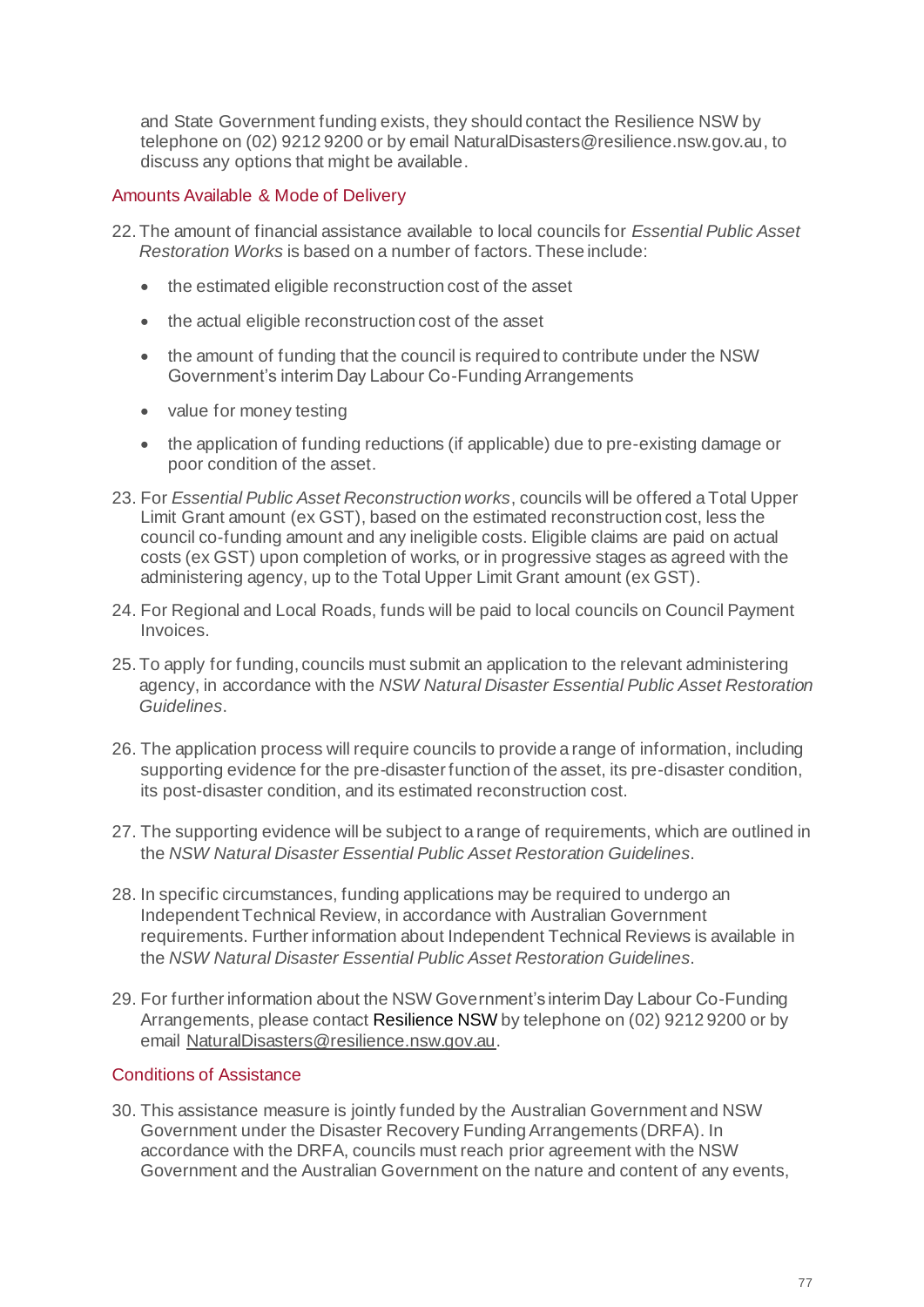and State Government funding exists, they should contact the Resilience NSW by telephone on (02) 9212 9200 or by email NaturalDisasters@resilience.nsw.gov.au, to discuss any options that might be available.

### Amounts Available & Mode of Delivery

22. The amount of financial assistance available to local councils for *Essential Public Asset Restoration Works* is based on a number of factors. These include:
    - the estimated eligible reconstruction cost of the asset
    - the actual eligible reconstruction cost of the asset
    - the amount of funding that the council is required to contribute under the NSW Government's interim Day Labour Co-Funding Arrangements
    - value for money testing
    - the application of funding reductions (if applicable) due to pre-existing damage or poor condition of the asset.
23. For *Essential Public Asset Reconstruction works*, councils will be offered a Total Upper Limit Grant amount (ex GST), based on the estimated reconstruction cost, less the council co-funding amount and any ineligible costs. Eligible claims are paid on actual costs (ex GST) upon completion of works, or in progressive stages as agreed with the administering agency, up to the Total Upper Limit Grant amount (ex GST).
24. For Regional and Local Roads, funds will be paid to local councils on Council Payment Invoices.
25. To apply for funding, councils must submit an application to the relevant administering agency, in accordance with the *NSW Natural Disaster Essential Public Asset Restoration Guidelines*.
26. The application process will require councils to provide a range of information, including supporting evidence for the pre-disaster function of the asset, its pre-disaster condition, its post-disaster condition, and its estimated reconstruction cost.
27. The supporting evidence will be subject to a range of requirements, which are outlined in the *NSW Natural Disaster Essential Public Asset Restoration Guidelines*.
28. In specific circumstances, funding applications may be required to undergo an Independent Technical Review, in accordance with Australian Government requirements. Further information about Independent Technical Reviews is available in the *NSW Natural Disaster Essential Public Asset Restoration Guidelines*.
29. For further information about the NSW Government's interim Day Labour Co-Funding Arrangements, please contact Resilience NSW by telephone on (02) 9212 9200 or by email NaturalDisasters@resilience.nsw.gov.au.

### Conditions of Assistance

30. This assistance measure is jointly funded by the Australian Government and NSW Government under the Disaster Recovery Funding Arrangements (DRFA). In accordance with the DRFA, councils must reach prior agreement with the NSW Government and the Australian Government on the nature and content of any events,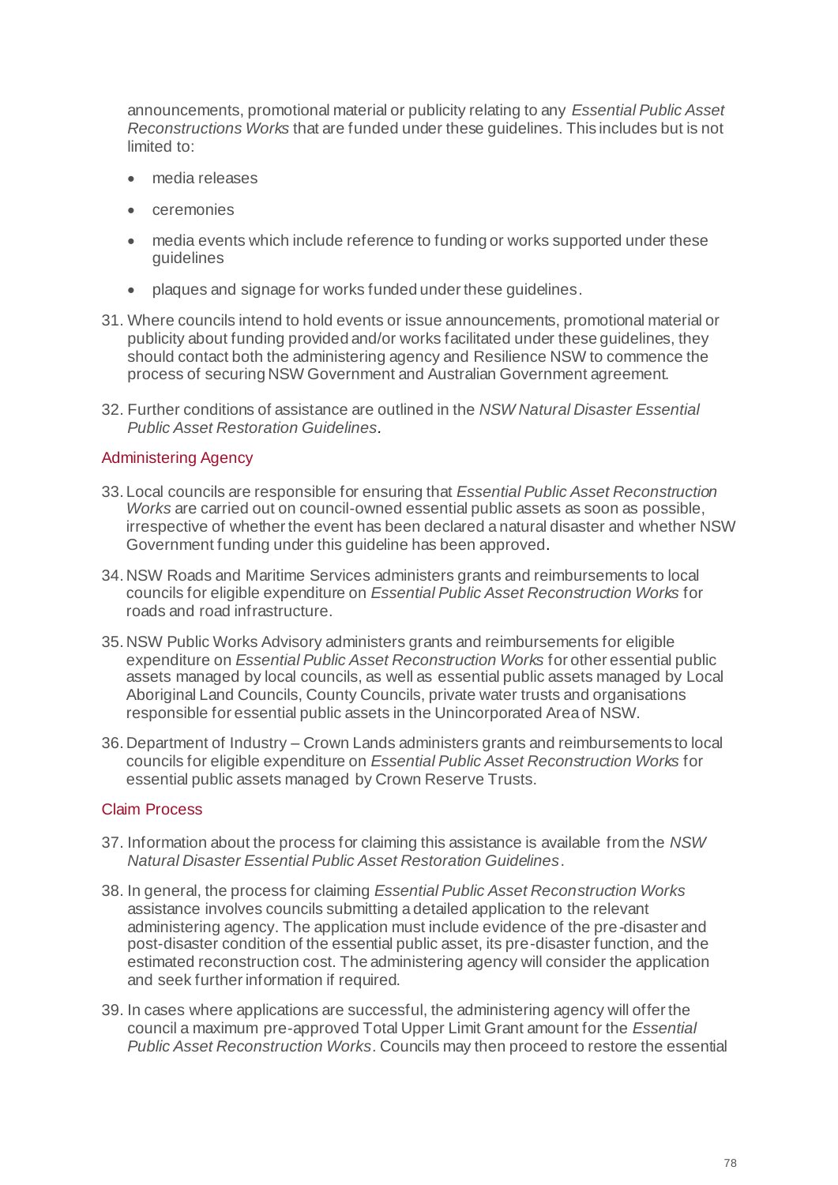announcements, promotional material or publicity relating to any *Essential Public Asset Reconstructions Works* that are funded under these guidelines. This includes but is not limited to:

- media releases
- ceremonies
- media events which include reference to funding or works supported under these guidelines
- plaques and signage for works funded under these guidelines.

31. Where councils intend to hold events or issue announcements, promotional material or publicity about funding provided and/or works facilitated under these guidelines, they should contact both the administering agency and Resilience NSW to commence the process of securing NSW Government and Australian Government agreement.

32. Further conditions of assistance are outlined in the *NSW Natural Disaster Essential Public Asset Restoration Guidelines*.

## Administering Agency

33. Local councils are responsible for ensuring that *Essential Public Asset Reconstruction Works* are carried out on council-owned essential public assets as soon as possible, irrespective of whether the event has been declared a natural disaster and whether NSW Government funding under this guideline has been approved.

34. NSW Roads and Maritime Services administers grants and reimbursements to local councils for eligible expenditure on *Essential Public Asset Reconstruction Works* for roads and road infrastructure.

35. NSW Public Works Advisory administers grants and reimbursements for eligible expenditure on *Essential Public Asset Reconstruction Works* for other essential public assets managed by local councils, as well as essential public assets managed by Local Aboriginal Land Councils, County Councils, private water trusts and organisations responsible for essential public assets in the Unincorporated Area of NSW.

36. Department of Industry – Crown Lands administers grants and reimbursements to local councils for eligible expenditure on *Essential Public Asset Reconstruction Works* for essential public assets managed by Crown Reserve Trusts.

## Claim Process

37. Information about the process for claiming this assistance is available from the *NSW Natural Disaster Essential Public Asset Restoration Guidelines*.

38. In general, the process for claiming *Essential Public Asset Reconstruction Works* assistance involves councils submitting a detailed application to the relevant administering agency. The application must include evidence of the pre-disaster and post-disaster condition of the essential public asset, its pre-disaster function, and the estimated reconstruction cost. The administering agency will consider the application and seek further information if required.

39. In cases where applications are successful, the administering agency will offer the council a maximum pre-approved Total Upper Limit Grant amount for the *Essential Public Asset Reconstruction Works*. Councils may then proceed to restore the essential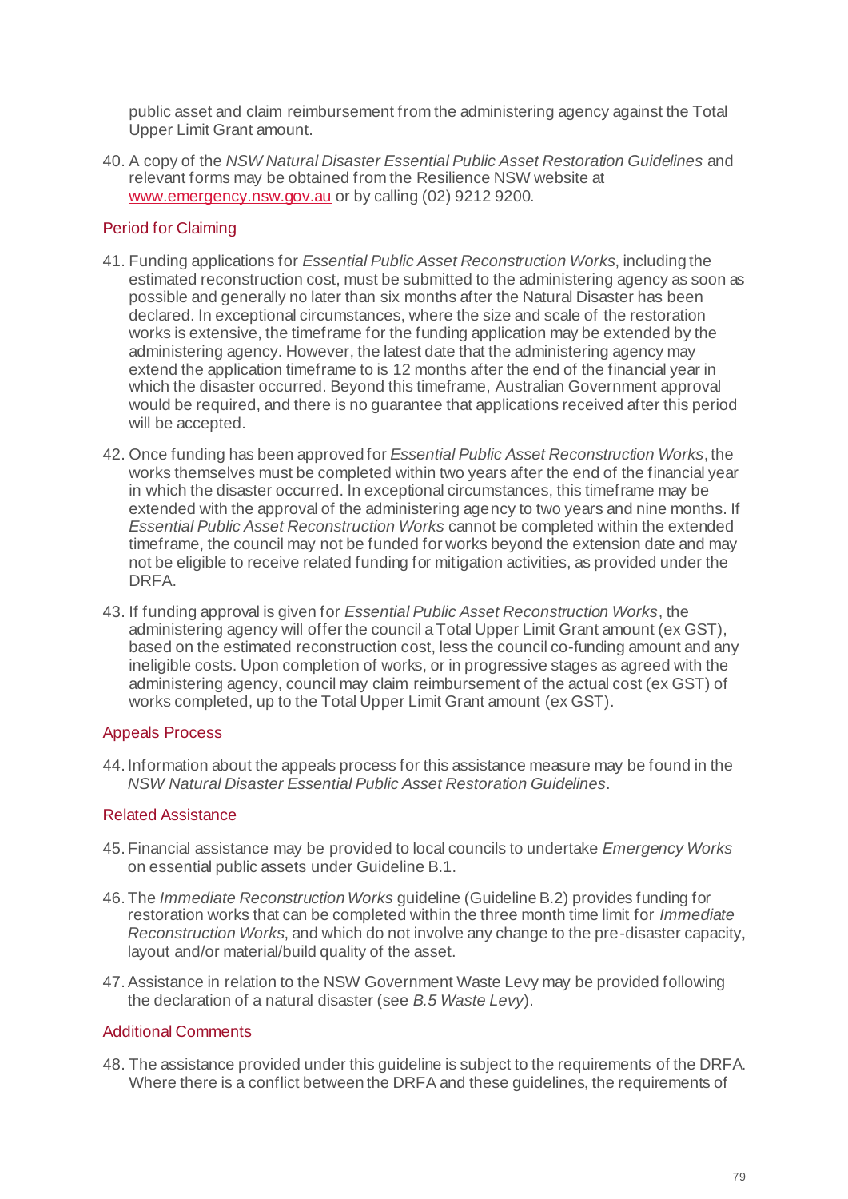public asset and claim reimbursement from the administering agency against the Total Upper Limit Grant amount.

40. A copy of the *NSW Natural Disaster Essential Public Asset Restoration Guidelines* and relevant forms may be obtained from the Resilience NSW website at [www.emergency.nsw.gov.au](http://www.emergency.nsw.gov.au) or by calling (02) 9212 9200.

### Period for Claiming

41. Funding applications for *Essential Public Asset Reconstruction Works*, including the estimated reconstruction cost, must be submitted to the administering agency as soon as possible and generally no later than six months after the Natural Disaster has been declared. In exceptional circumstances, where the size and scale of the restoration works is extensive, the timeframe for the funding application may be extended by the administering agency. However, the latest date that the administering agency may extend the application timeframe to is 12 months after the end of the financial year in which the disaster occurred. Beyond this timeframe, Australian Government approval would be required, and there is no guarantee that applications received after this period will be accepted.

42. Once funding has been approved for *Essential Public Asset Reconstruction Works*, the works themselves must be completed within two years after the end of the financial year in which the disaster occurred. In exceptional circumstances, this timeframe may be extended with the approval of the administering agency to two years and nine months. If *Essential Public Asset Reconstruction Works* cannot be completed within the extended timeframe, the council may not be funded for works beyond the extension date and may not be eligible to receive related funding for mitigation activities, as provided under the DRFA.

43. If funding approval is given for *Essential Public Asset Reconstruction Works*, the administering agency will offer the council a Total Upper Limit Grant amount (ex GST), based on the estimated reconstruction cost, less the council co-funding amount and any ineligible costs. Upon completion of works, or in progressive stages as agreed with the administering agency, council may claim reimbursement of the actual cost (ex GST) of works completed, up to the Total Upper Limit Grant amount (ex GST).

### Appeals Process

44. Information about the appeals process for this assistance measure may be found in the *NSW Natural Disaster Essential Public Asset Restoration Guidelines*.

### Related Assistance

45. Financial assistance may be provided to local councils to undertake *Emergency Works* on essential public assets under Guideline B.1.

46. The *Immediate Reconstruction Works* guideline (Guideline B.2) provides funding for restoration works that can be completed within the three month time limit for *Immediate Reconstruction Works*, and which do not involve any change to the pre-disaster capacity, layout and/or material/build quality of the asset.

47. Assistance in relation to the NSW Government Waste Levy may be provided following the declaration of a natural disaster (see *B.5 Waste Levy*).

### Additional Comments

48. The assistance provided under this guideline is subject to the requirements of the DRFA. Where there is a conflict between the DRFA and these guidelines, the requirements of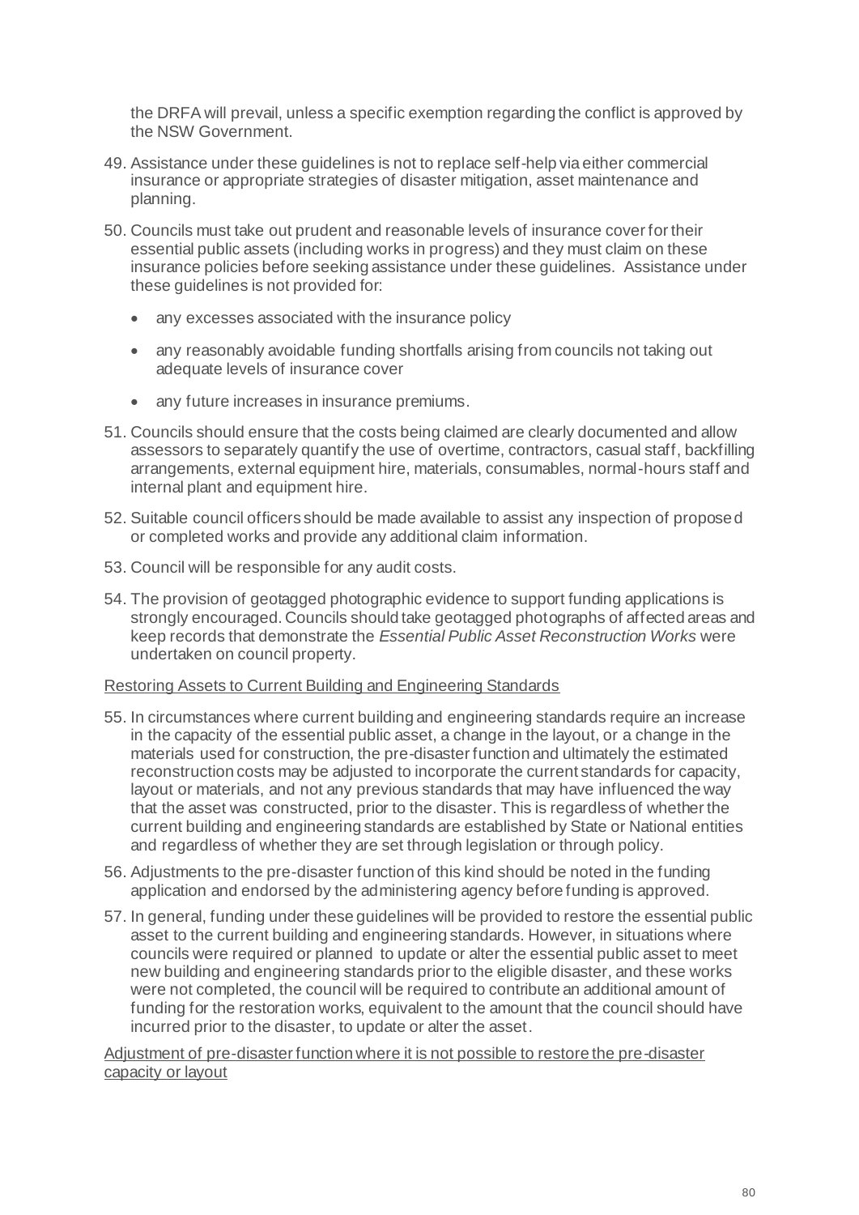the DRFA will prevail, unless a specific exemption regarding the conflict is approved by the NSW Government.

49. Assistance under these guidelines is not to replace self-help via either commercial insurance or appropriate strategies of disaster mitigation, asset maintenance and planning.

50. Councils must take out prudent and reasonable levels of insurance cover for their essential public assets (including works in progress) and they must claim on these insurance policies before seeking assistance under these guidelines. Assistance under these guidelines is not provided for:

    - any excesses associated with the insurance policy
    - any reasonably avoidable funding shortfalls arising from councils not taking out adequate levels of insurance cover
    - any future increases in insurance premiums.

51. Councils should ensure that the costs being claimed are clearly documented and allow assessors to separately quantify the use of overtime, contractors, casual staff, backfilling arrangements, external equipment hire, materials, consumables, normal-hours staff and internal plant and equipment hire.

52. Suitable council officers should be made available to assist any inspection of proposed or completed works and provide any additional claim information.

53. Council will be responsible for any audit costs.

54. The provision of geotagged photographic evidence to support funding applications is strongly encouraged. Councils should take geotagged photographs of affected areas and keep records that demonstrate the *Essential Public Asset Reconstruction Works* were undertaken on council property.

<u>Restoring Assets to Current Building and Engineering Standards</u>

55. In circumstances where current building and engineering standards require an increase in the capacity of the essential public asset, a change in the layout, or a change in the materials used for construction, the pre-disaster function and ultimately the estimated reconstruction costs may be adjusted to incorporate the current standards for capacity, layout or materials, and not any previous standards that may have influenced the way that the asset was constructed, prior to the disaster. This is regardless of whether the current building and engineering standards are established by State or National entities and regardless of whether they are set through legislation or through policy.

56. Adjustments to the pre-disaster function of this kind should be noted in the funding application and endorsed by the administering agency before funding is approved.

57. In general, funding under these guidelines will be provided to restore the essential public asset to the current building and engineering standards. However, in situations where councils were required or planned to update or alter the essential public asset to meet new building and engineering standards prior to the eligible disaster, and these works were not completed, the council will be required to contribute an additional amount of funding for the restoration works, equivalent to the amount that the council should have incurred prior to the disaster, to update or alter the asset.

<u>Adjustment of pre-disaster function where it is not possible to restore the pre-disaster capacity or layout</u>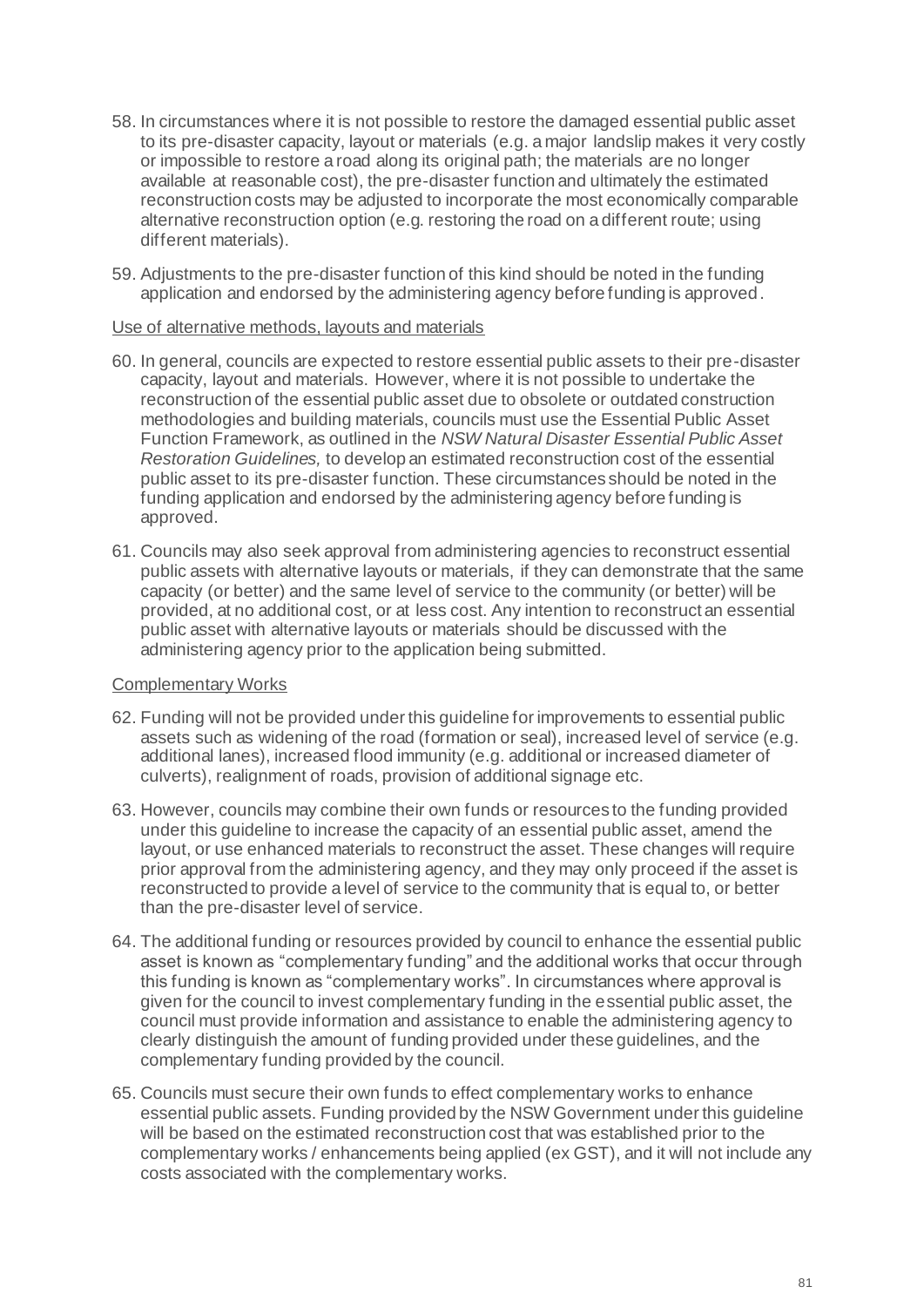58. In circumstances where it is not possible to restore the damaged essential public asset to its pre-disaster capacity, layout or materials (e.g. a major landslip makes it very costly or impossible to restore a road along its original path; the materials are no longer available at reasonable cost), the pre-disaster function and ultimately the estimated reconstruction costs may be adjusted to incorporate the most economically comparable alternative reconstruction option (e.g. restoring the road on a different route; using different materials).

59. Adjustments to the pre-disaster function of this kind should be noted in the funding application and endorsed by the administering agency before funding is approved.

Use of alternative methods, layouts and materials

60. In general, councils are expected to restore essential public assets to their pre-disaster capacity, layout and materials. However, where it is not possible to undertake the reconstruction of the essential public asset due to obsolete or outdated construction methodologies and building materials, councils must use the Essential Public Asset Function Framework, as outlined in the *NSW Natural Disaster Essential Public Asset Restoration Guidelines,* to develop an estimated reconstruction cost of the essential public asset to its pre-disaster function. These circumstances should be noted in the funding application and endorsed by the administering agency before funding is approved.

61. Councils may also seek approval from administering agencies to reconstruct essential public assets with alternative layouts or materials, if they can demonstrate that the same capacity (or better) and the same level of service to the community (or better) will be provided, at no additional cost, or at less cost. Any intention to reconstruct an essential public asset with alternative layouts or materials should be discussed with the administering agency prior to the application being submitted.

Complementary Works

62. Funding will not be provided under this guideline for improvements to essential public assets such as widening of the road (formation or seal), increased level of service (e.g. additional lanes), increased flood immunity (e.g. additional or increased diameter of culverts), realignment of roads, provision of additional signage etc.

63. However, councils may combine their own funds or resources to the funding provided under this guideline to increase the capacity of an essential public asset, amend the layout, or use enhanced materials to reconstruct the asset. These changes will require prior approval from the administering agency, and they may only proceed if the asset is reconstructed to provide a level of service to the community that is equal to, or better than the pre-disaster level of service.

64. The additional funding or resources provided by council to enhance the essential public asset is known as "complementary funding" and the additional works that occur through this funding is known as "complementary works". In circumstances where approval is given for the council to invest complementary funding in the essential public asset, the council must provide information and assistance to enable the administering agency to clearly distinguish the amount of funding provided under these guidelines, and the complementary funding provided by the council.

65. Councils must secure their own funds to effect complementary works to enhance essential public assets. Funding provided by the NSW Government under this guideline will be based on the estimated reconstruction cost that was established prior to the complementary works / enhancements being applied (ex GST), and it will not include any costs associated with the complementary works.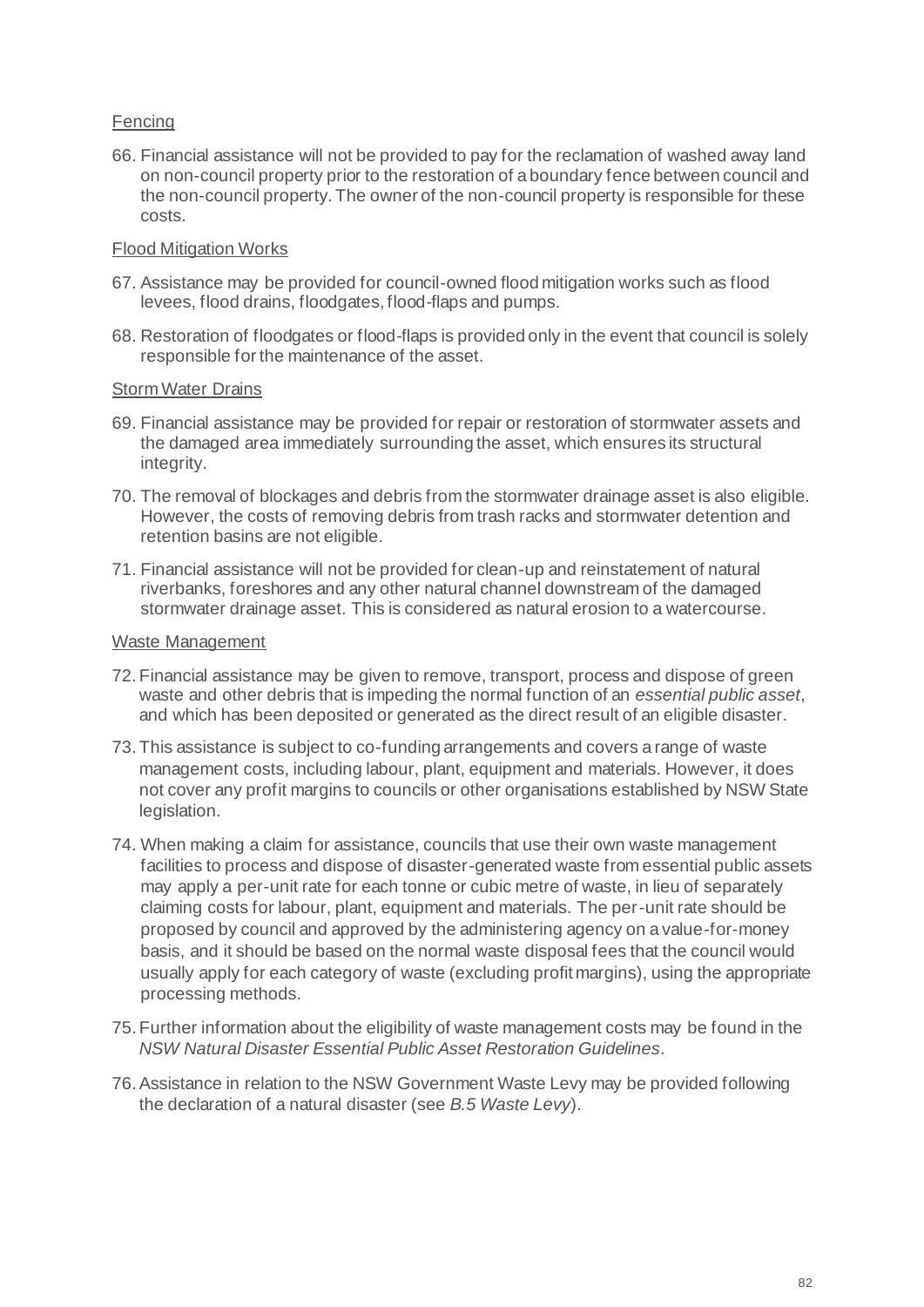Fencing

66. Financial assistance will not be provided to pay for the reclamation of washed away land on non-council property prior to the restoration of a boundary fence between council and the non-council property. The owner of the non-council property is responsible for these costs.

Flood Mitigation Works

67. Assistance may be provided for council-owned flood mitigation works such as flood levees, flood drains, floodgates, flood-flaps and pumps.

68. Restoration of floodgates or flood-flaps is provided only in the event that council is solely responsible for the maintenance of the asset.

Storm Water Drains

69. Financial assistance may be provided for repair or restoration of stormwater assets and the damaged area immediately surrounding the asset, which ensures its structural integrity.

70. The removal of blockages and debris from the stormwater drainage asset is also eligible. However, the costs of removing debris from trash racks and stormwater detention and retention basins are not eligible.

71. Financial assistance will not be provided for clean-up and reinstatement of natural riverbanks, foreshores and any other natural channel downstream of the damaged stormwater drainage asset. This is considered as natural erosion to a watercourse.

Waste Management

72. Financial assistance may be given to remove, transport, process and dispose of green waste and other debris that is impeding the normal function of an *essential public asset*, and which has been deposited or generated as the direct result of an eligible disaster.

73. This assistance is subject to co-funding arrangements and covers a range of waste management costs, including labour, plant, equipment and materials. However, it does not cover any profit margins to councils or other organisations established by NSW State legislation.

74. When making a claim for assistance, councils that use their own waste management facilities to process and dispose of disaster-generated waste from essential public assets may apply a per-unit rate for each tonne or cubic metre of waste, in lieu of separately claiming costs for labour, plant, equipment and materials. The per-unit rate should be proposed by council and approved by the administering agency on a value-for-money basis, and it should be based on the normal waste disposal fees that the council would usually apply for each category of waste (excluding profit margins), using the appropriate processing methods.

75. Further information about the eligibility of waste management costs may be found in the *NSW Natural Disaster Essential Public Asset Restoration Guidelines*.

76. Assistance in relation to the NSW Government Waste Levy may be provided following the declaration of a natural disaster (see *B.5 Waste Levy*).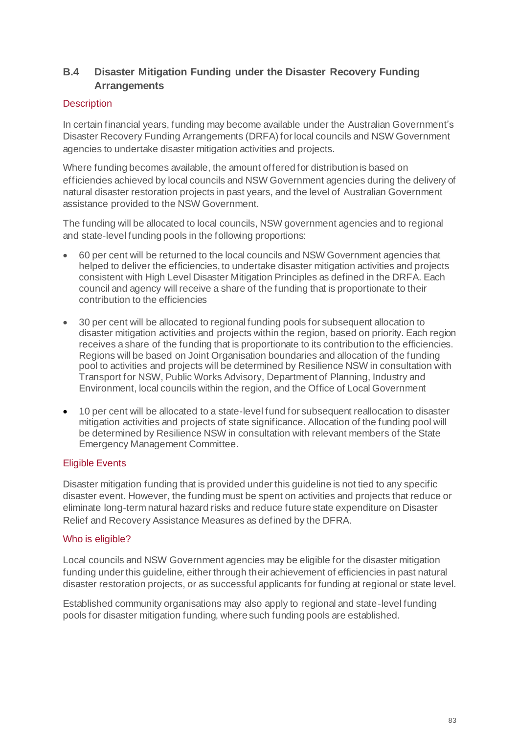## B.4 Disaster Mitigation Funding under the Disaster Recovery Funding Arrangements

### Description

In certain financial years, funding may become available under the Australian Government's Disaster Recovery Funding Arrangements (DRFA) for local councils and NSW Government agencies to undertake disaster mitigation activities and projects.

Where funding becomes available, the amount offered for distribution is based on efficiencies achieved by local councils and NSW Government agencies during the delivery of natural disaster restoration projects in past years, and the level of Australian Government assistance provided to the NSW Government.

The funding will be allocated to local councils, NSW government agencies and to regional and state-level funding pools in the following proportions:

- 60 per cent will be returned to the local councils and NSW Government agencies that helped to deliver the efficiencies, to undertake disaster mitigation activities and projects consistent with High Level Disaster Mitigation Principles as defined in the DRFA. Each council and agency will receive a share of the funding that is proportionate to their contribution to the efficiencies
- 30 per cent will be allocated to regional funding pools for subsequent allocation to disaster mitigation activities and projects within the region, based on priority. Each region receives a share of the funding that is proportionate to its contribution to the efficiencies. Regions will be based on Joint Organisation boundaries and allocation of the funding pool to activities and projects will be determined by Resilience NSW in consultation with Transport for NSW, Public Works Advisory, Department of Planning, Industry and Environment, local councils within the region, and the Office of Local Government
- 10 per cent will be allocated to a state-level fund for subsequent reallocation to disaster mitigation activities and projects of state significance. Allocation of the funding pool will be determined by Resilience NSW in consultation with relevant members of the State Emergency Management Committee.

### Eligible Events

Disaster mitigation funding that is provided under this guideline is not tied to any specific disaster event. However, the funding must be spent on activities and projects that reduce or eliminate long-term natural hazard risks and reduce future state expenditure on Disaster Relief and Recovery Assistance Measures as defined by the DFRA.

### Who is eligible?

Local councils and NSW Government agencies may be eligible for the disaster mitigation funding under this guideline, either through their achievement of efficiencies in past natural disaster restoration projects, or as successful applicants for funding at regional or state level.

Established community organisations may also apply to regional and state-level funding pools for disaster mitigation funding, where such funding pools are established.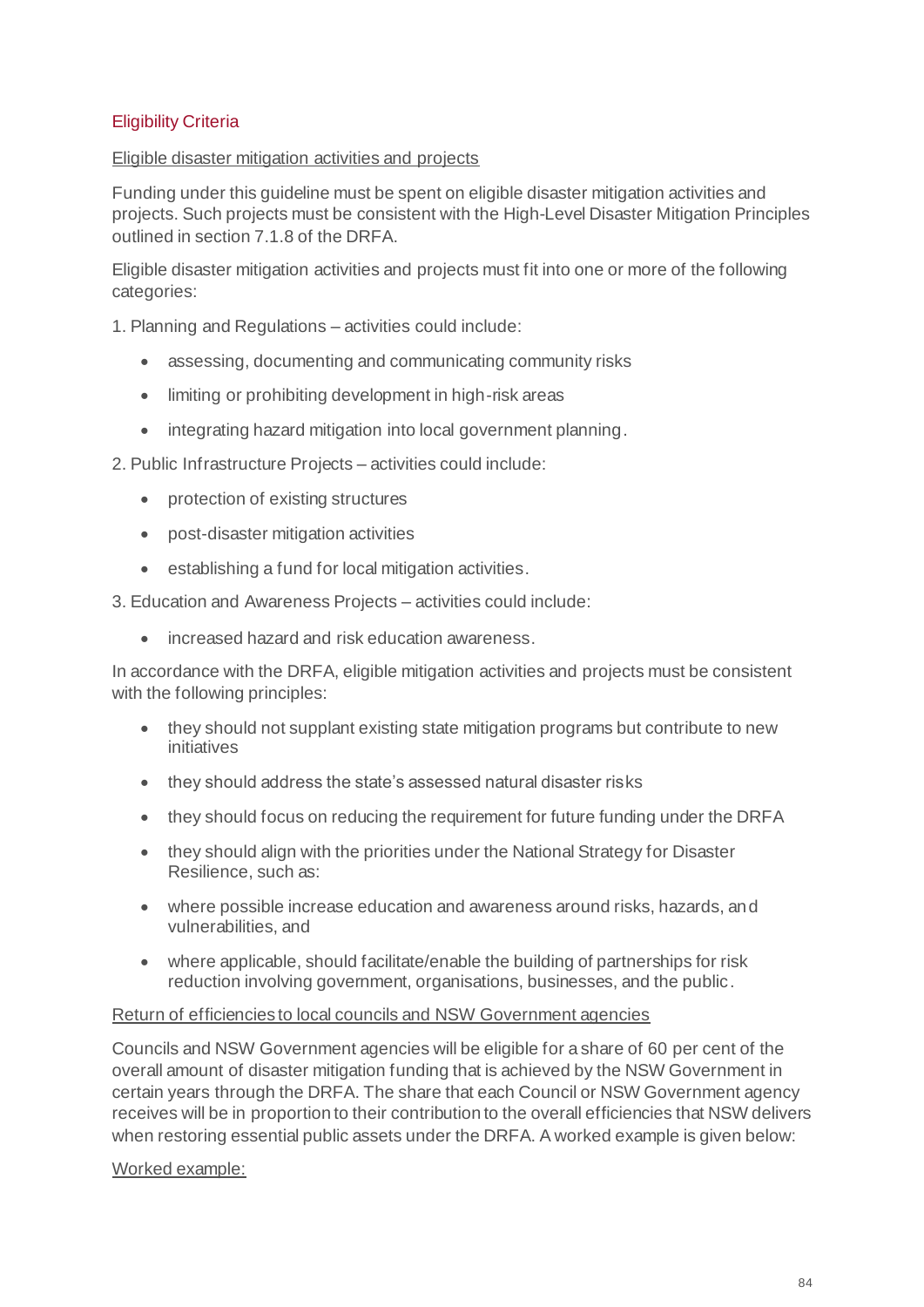## Eligibility Criteria

Eligible disaster mitigation activities and projects

Funding under this guideline must be spent on eligible disaster mitigation activities and projects. Such projects must be consistent with the High-Level Disaster Mitigation Principles outlined in section 7.1.8 of the DRFA.

Eligible disaster mitigation activities and projects must fit into one or more of the following categories:

1. Planning and Regulations – activities could include:
   - assessing, documenting and communicating community risks
   - limiting or prohibiting development in high-risk areas
   - integrating hazard mitigation into local government planning.
2. Public Infrastructure Projects – activities could include:
   - protection of existing structures
   - post-disaster mitigation activities
   - establishing a fund for local mitigation activities.
3. Education and Awareness Projects – activities could include:
   - increased hazard and risk education awareness.

In accordance with the DRFA, eligible mitigation activities and projects must be consistent with the following principles:

- they should not supplant existing state mitigation programs but contribute to new initiatives
- they should address the state's assessed natural disaster risks
- they should focus on reducing the requirement for future funding under the DRFA
- they should align with the priorities under the National Strategy for Disaster Resilience, such as:
- where possible increase education and awareness around risks, hazards, and vulnerabilities, and
- where applicable, should facilitate/enable the building of partnerships for risk reduction involving government, organisations, businesses, and the public.

Return of efficiencies to local councils and NSW Government agencies

Councils and NSW Government agencies will be eligible for a share of 60 per cent of the overall amount of disaster mitigation funding that is achieved by the NSW Government in certain years through the DRFA. The share that each Council or NSW Government agency receives will be in proportion to their contribution to the overall efficiencies that NSW delivers when restoring essential public assets under the DRFA. A worked example is given below:

Worked example: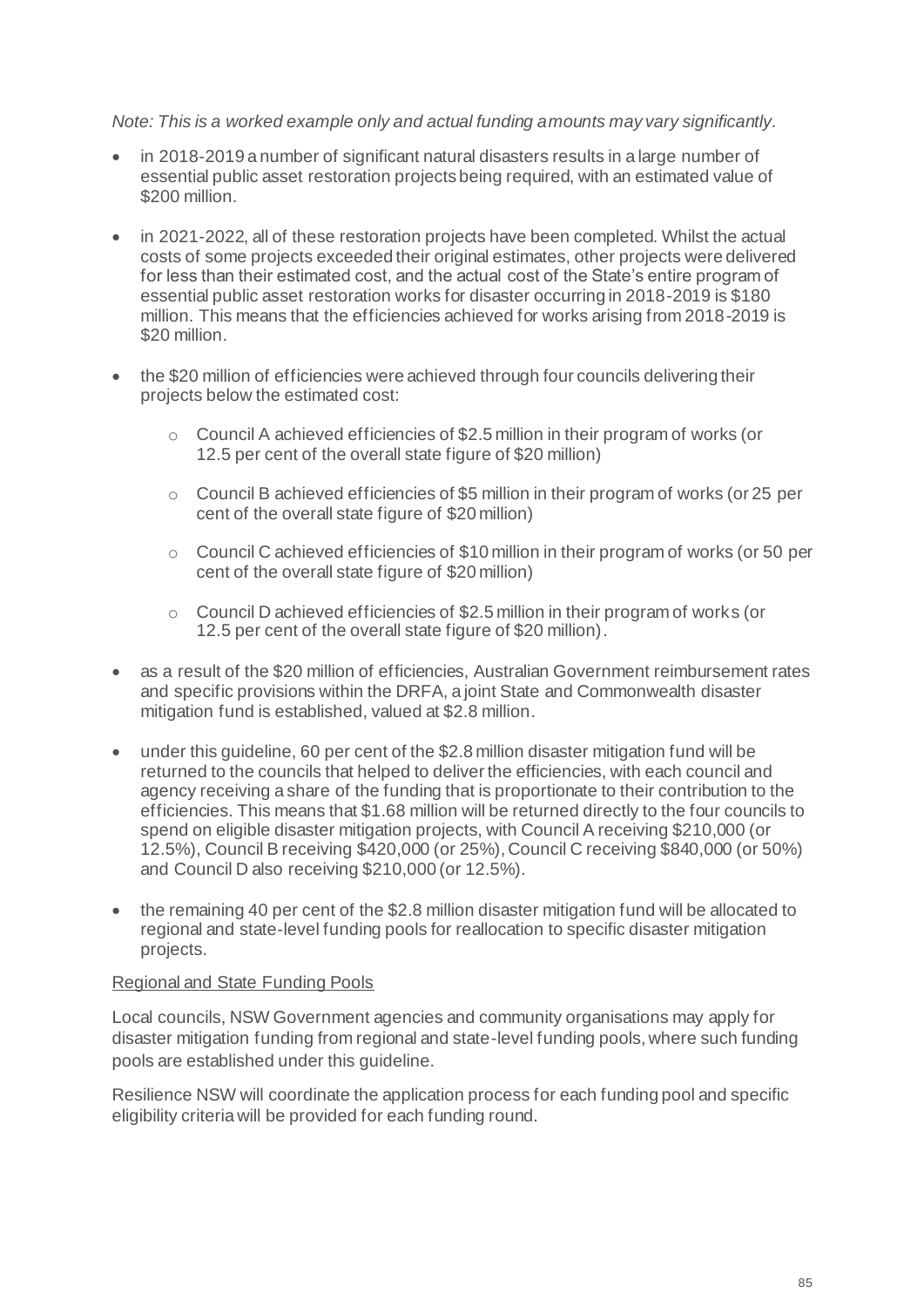*Note: This is a worked example only and actual funding amounts may vary significantly.*

- in 2018-2019 a number of significant natural disasters results in a large number of essential public asset restoration projects being required, with an estimated value of $200 million.
- in 2021-2022, all of these restoration projects have been completed. Whilst the actual costs of some projects exceeded their original estimates, other projects were delivered for less than their estimated cost, and the actual cost of the State's entire program of essential public asset restoration works for disaster occurring in 2018-2019 is $180 million. This means that the efficiencies achieved for works arising from 2018-2019 is $20 million.
- the $20 million of efficiencies were achieved through four councils delivering their projects below the estimated cost:
  - Council A achieved efficiencies of $2.5 million in their program of works (or 12.5 per cent of the overall state figure of $20 million)
  - Council B achieved efficiencies of $5 million in their program of works (or 25 per cent of the overall state figure of $20 million)
  - Council C achieved efficiencies of $10 million in their program of works (or 50 per cent of the overall state figure of $20 million)
  - Council D achieved efficiencies of $2.5 million in their program of works (or 12.5 per cent of the overall state figure of $20 million).
- as a result of the $20 million of efficiencies, Australian Government reimbursement rates and specific provisions within the DRFA, a joint State and Commonwealth disaster mitigation fund is established, valued at $2.8 million.
- under this guideline, 60 per cent of the $2.8 million disaster mitigation fund will be returned to the councils that helped to deliver the efficiencies, with each council and agency receiving a share of the funding that is proportionate to their contribution to the efficiencies. This means that $1.68 million will be returned directly to the four councils to spend on eligible disaster mitigation projects, with Council A receiving $210,000 (or 12.5%), Council B receiving $420,000 (or 25%), Council C receiving $840,000 (or 50%) and Council D also receiving $210,000 (or 12.5%).
- the remaining 40 per cent of the $2.8 million disaster mitigation fund will be allocated to regional and state-level funding pools for reallocation to specific disaster mitigation projects.

<u>Regional and State Funding Pools</u>

Local councils, NSW Government agencies and community organisations may apply for disaster mitigation funding from regional and state-level funding pools, where such funding pools are established under this guideline.

Resilience NSW will coordinate the application process for each funding pool and specific eligibility criteria will be provided for each funding round.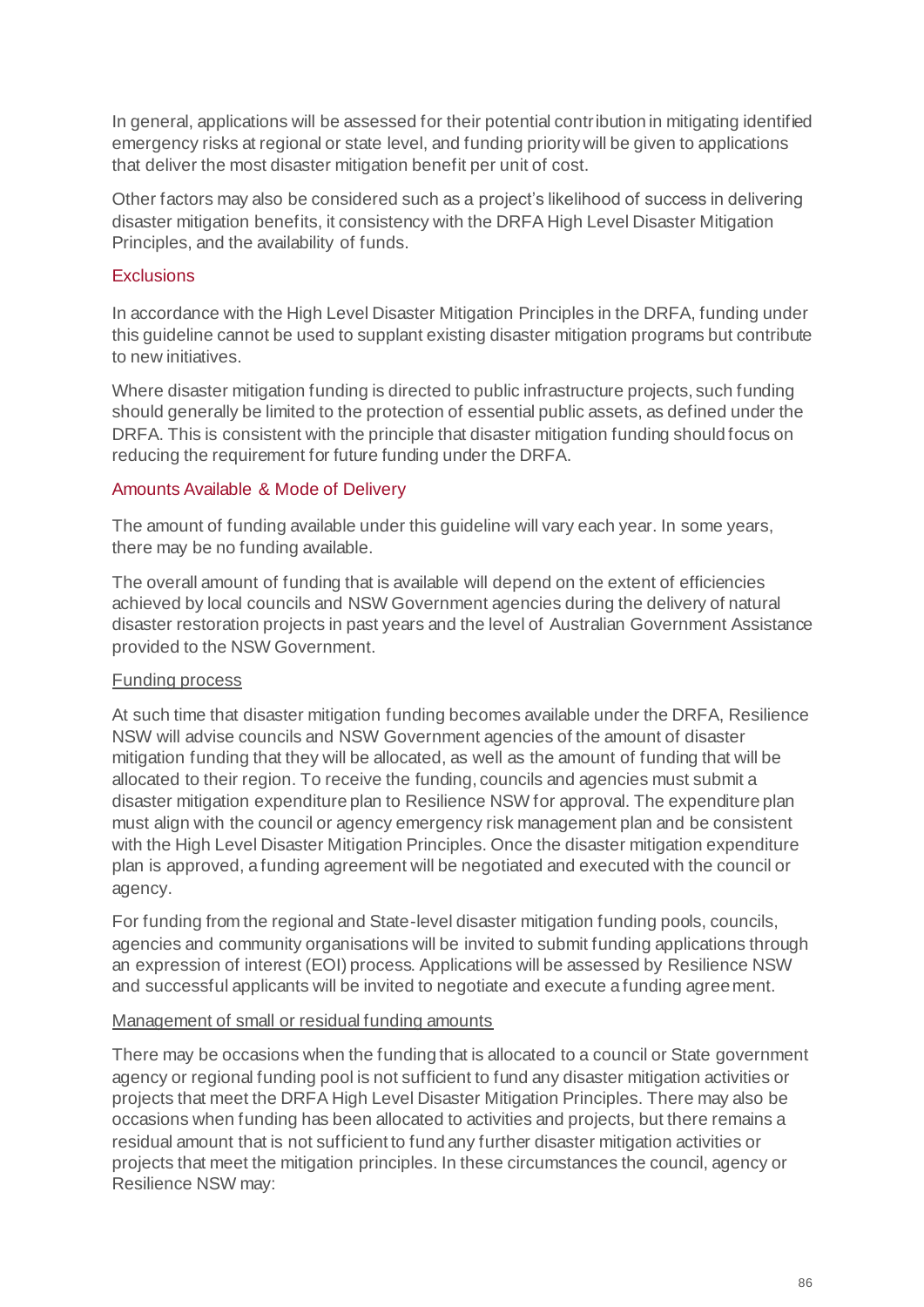In general, applications will be assessed for their potential contribution in mitigating identified emergency risks at regional or state level, and funding priority will be given to applications that deliver the most disaster mitigation benefit per unit of cost.

Other factors may also be considered such as a project's likelihood of success in delivering disaster mitigation benefits, it consistency with the DRFA High Level Disaster Mitigation Principles, and the availability of funds.

### Exclusions

In accordance with the High Level Disaster Mitigation Principles in the DRFA, funding under this guideline cannot be used to supplant existing disaster mitigation programs but contribute to new initiatives.

Where disaster mitigation funding is directed to public infrastructure projects, such funding should generally be limited to the protection of essential public assets, as defined under the DRFA. This is consistent with the principle that disaster mitigation funding should focus on reducing the requirement for future funding under the DRFA.

### Amounts Available & Mode of Delivery

The amount of funding available under this guideline will vary each year. In some years, there may be no funding available.

The overall amount of funding that is available will depend on the extent of efficiencies achieved by local councils and NSW Government agencies during the delivery of natural disaster restoration projects in past years and the level of Australian Government Assistance provided to the NSW Government.

#### Funding process

At such time that disaster mitigation funding becomes available under the DRFA, Resilience NSW will advise councils and NSW Government agencies of the amount of disaster mitigation funding that they will be allocated, as well as the amount of funding that will be allocated to their region. To receive the funding, councils and agencies must submit a disaster mitigation expenditure plan to Resilience NSW for approval. The expenditure plan must align with the council or agency emergency risk management plan and be consistent with the High Level Disaster Mitigation Principles. Once the disaster mitigation expenditure plan is approved, a funding agreement will be negotiated and executed with the council or agency.

For funding from the regional and State-level disaster mitigation funding pools, councils, agencies and community organisations will be invited to submit funding applications through an expression of interest (EOI) process. Applications will be assessed by Resilience NSW and successful applicants will be invited to negotiate and execute a funding agreement.

#### Management of small or residual funding amounts

There may be occasions when the funding that is allocated to a council or State government agency or regional funding pool is not sufficient to fund any disaster mitigation activities or projects that meet the DRFA High Level Disaster Mitigation Principles. There may also be occasions when funding has been allocated to activities and projects, but there remains a residual amount that is not sufficient to fund any further disaster mitigation activities or projects that meet the mitigation principles. In these circumstances the council, agency or Resilience NSW may: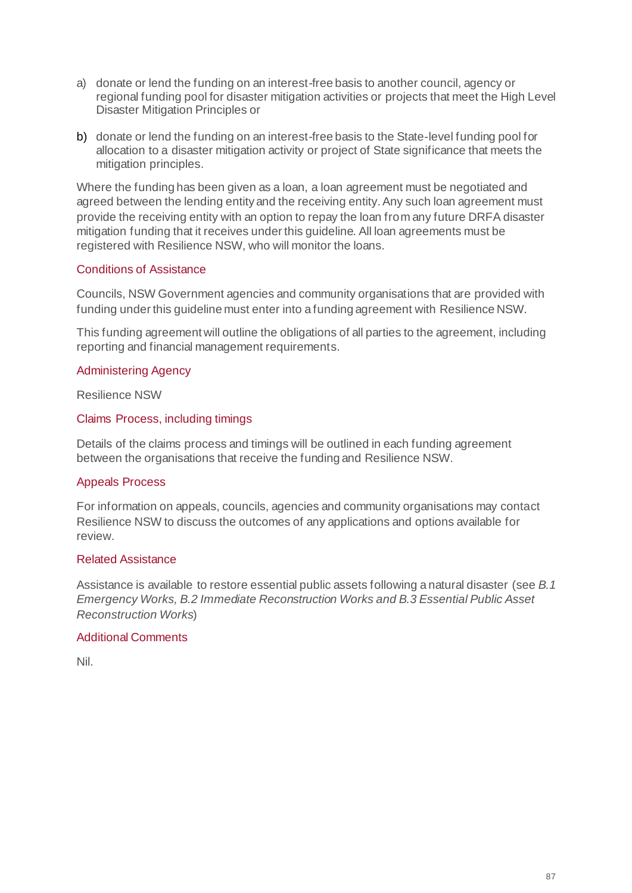a) donate or lend the funding on an interest-free basis to another council, agency or regional funding pool for disaster mitigation activities or projects that meet the High Level Disaster Mitigation Principles or

b) donate or lend the funding on an interest-free basis to the State-level funding pool for allocation to a disaster mitigation activity or project of State significance that meets the mitigation principles.

Where the funding has been given as a loan, a loan agreement must be negotiated and agreed between the lending entity and the receiving entity. Any such loan agreement must provide the receiving entity with an option to repay the loan from any future DRFA disaster mitigation funding that it receives under this guideline. All loan agreements must be registered with Resilience NSW, who will monitor the loans.

### Conditions of Assistance

Councils, NSW Government agencies and community organisations that are provided with funding under this guideline must enter into a funding agreement with Resilience NSW.

This funding agreement will outline the obligations of all parties to the agreement, including reporting and financial management requirements.

### Administering Agency

Resilience NSW

### Claims Process, including timings

Details of the claims process and timings will be outlined in each funding agreement between the organisations that receive the funding and Resilience NSW.

### Appeals Process

For information on appeals, councils, agencies and community organisations may contact Resilience NSW to discuss the outcomes of any applications and options available for review.

### Related Assistance

Assistance is available to restore essential public assets following a natural disaster (see *B.1 Emergency Works, B.2 Immediate Reconstruction Works and B.3 Essential Public Asset Reconstruction Works*)

### Additional Comments

Nil.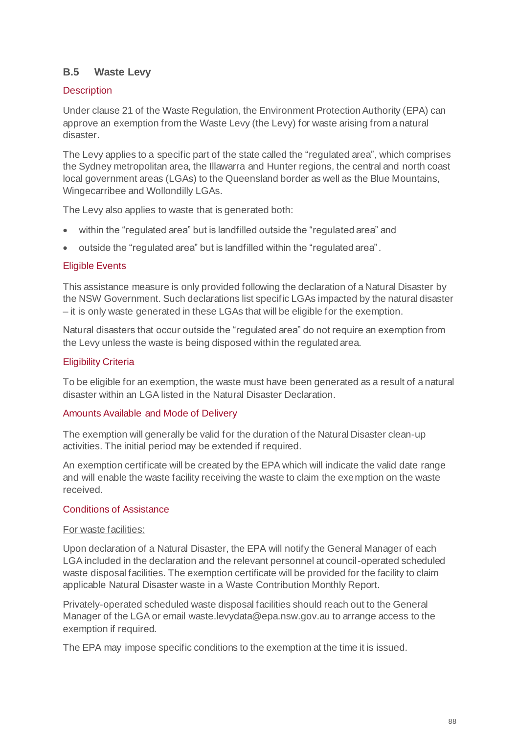## B.5 Waste Levy

### Description

Under clause 21 of the Waste Regulation, the Environment Protection Authority (EPA) can approve an exemption from the Waste Levy (the Levy) for waste arising from a natural disaster.

The Levy applies to a specific part of the state called the "regulated area", which comprises the Sydney metropolitan area, the Illawarra and Hunter regions, the central and north coast local government areas (LGAs) to the Queensland border as well as the Blue Mountains, Wingecarribee and Wollondilly LGAs.

The Levy also applies to waste that is generated both:

- within the "regulated area" but is landfilled outside the "regulated area" and
- outside the "regulated area" but is landfilled within the "regulated area".

### Eligible Events

This assistance measure is only provided following the declaration of a Natural Disaster by the NSW Government. Such declarations list specific LGAs impacted by the natural disaster – it is only waste generated in these LGAs that will be eligible for the exemption.

Natural disasters that occur outside the "regulated area" do not require an exemption from the Levy unless the waste is being disposed within the regulated area.

### Eligibility Criteria

To be eligible for an exemption, the waste must have been generated as a result of a natural disaster within an LGA listed in the Natural Disaster Declaration.

### Amounts Available and Mode of Delivery

The exemption will generally be valid for the duration of the Natural Disaster clean-up activities. The initial period may be extended if required.

An exemption certificate will be created by the EPA which will indicate the valid date range and will enable the waste facility receiving the waste to claim the exemption on the waste received.

### Conditions of Assistance

For waste facilities:

Upon declaration of a Natural Disaster, the EPA will notify the General Manager of each LGA included in the declaration and the relevant personnel at council-operated scheduled waste disposal facilities. The exemption certificate will be provided for the facility to claim applicable Natural Disaster waste in a Waste Contribution Monthly Report.

Privately-operated scheduled waste disposal facilities should reach out to the General Manager of the LGA or email waste.levydata@epa.nsw.gov.au to arrange access to the exemption if required.

The EPA may impose specific conditions to the exemption at the time it is issued.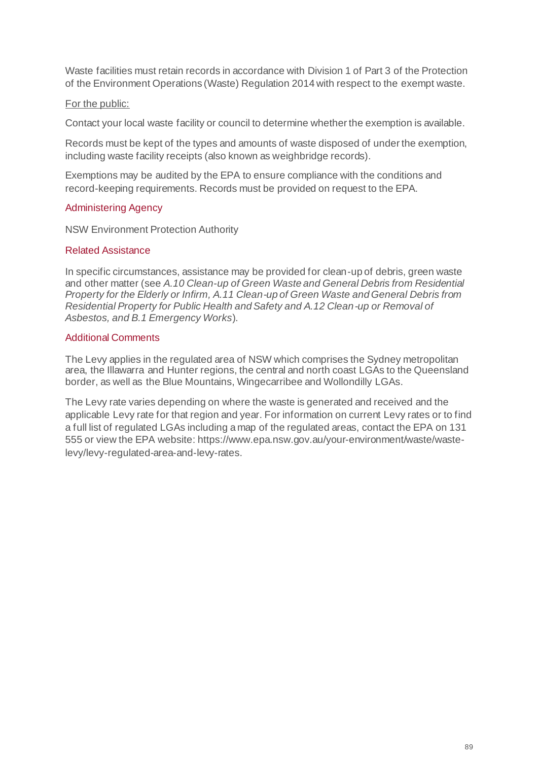Waste facilities must retain records in accordance with Division 1 of Part 3 of the Protection of the Environment Operations (Waste) Regulation 2014 with respect to the exempt waste.

For the public:

Contact your local waste facility or council to determine whether the exemption is available.

Records must be kept of the types and amounts of waste disposed of under the exemption, including waste facility receipts (also known as weighbridge records).

Exemptions may be audited by the EPA to ensure compliance with the conditions and record-keeping requirements. Records must be provided on request to the EPA.

### Administering Agency

NSW Environment Protection Authority

### Related Assistance

In specific circumstances, assistance may be provided for clean-up of debris, green waste and other matter (see *A.10 Clean-up of Green Waste and General Debris from Residential Property for the Elderly or Infirm, A.11 Clean-up of Green Waste and General Debris from Residential Property for Public Health and Safety and A.12 Clean-up or Removal of Asbestos, and B.1 Emergency Works*).

### Additional Comments

The Levy applies in the regulated area of NSW which comprises the Sydney metropolitan area, the Illawarra and Hunter regions, the central and north coast LGAs to the Queensland border, as well as the Blue Mountains, Wingecarribee and Wollondilly LGAs.

The Levy rate varies depending on where the waste is generated and received and the applicable Levy rate for that region and year. For information on current Levy rates or to find a full list of regulated LGAs including a map of the regulated areas, contact the EPA on 131 555 or view the EPA website: https://www.epa.nsw.gov.au/your-environment/waste/waste-levy/levy-regulated-area-and-levy-rates.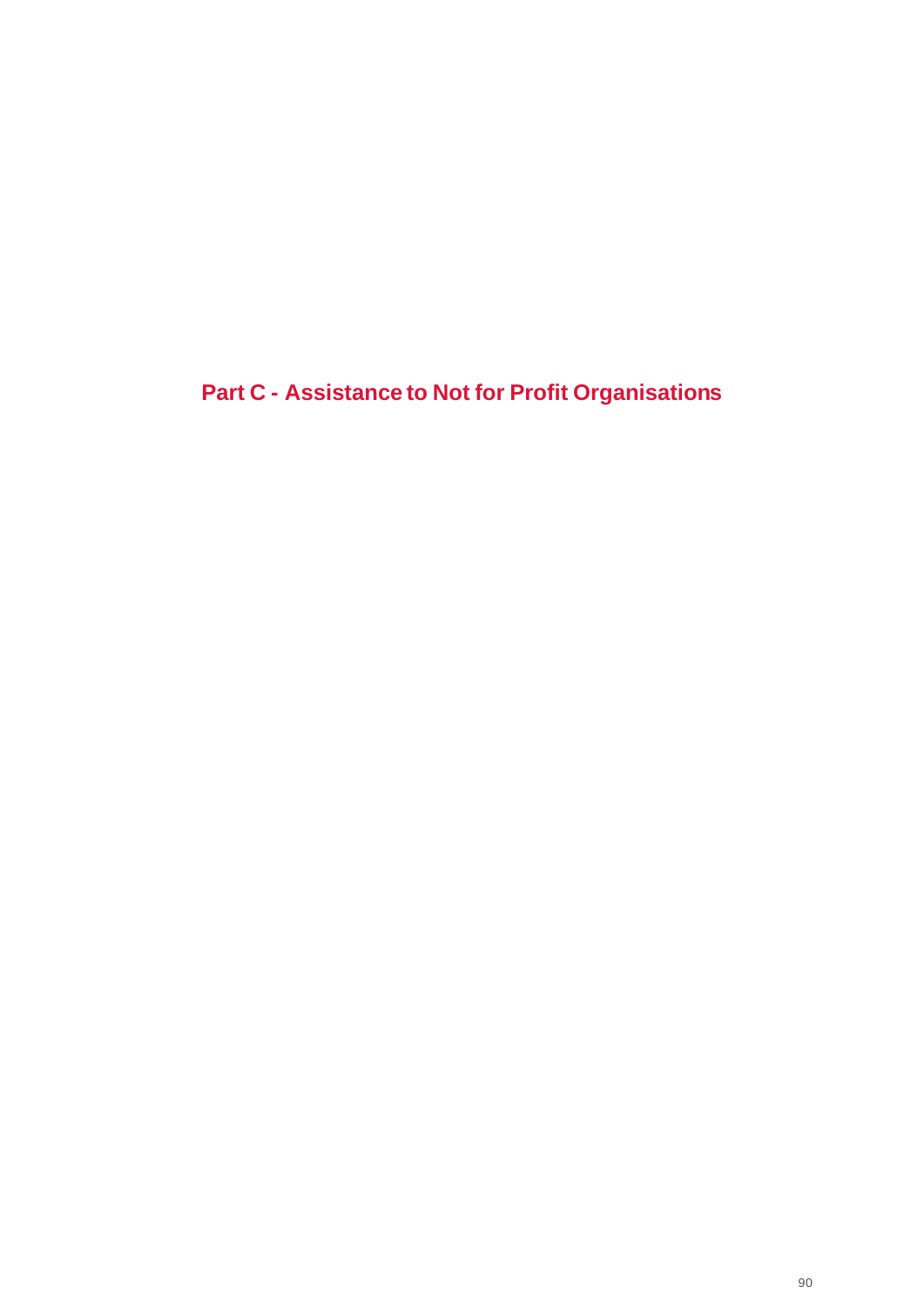# Part C - Assistance to Not for Profit Organisations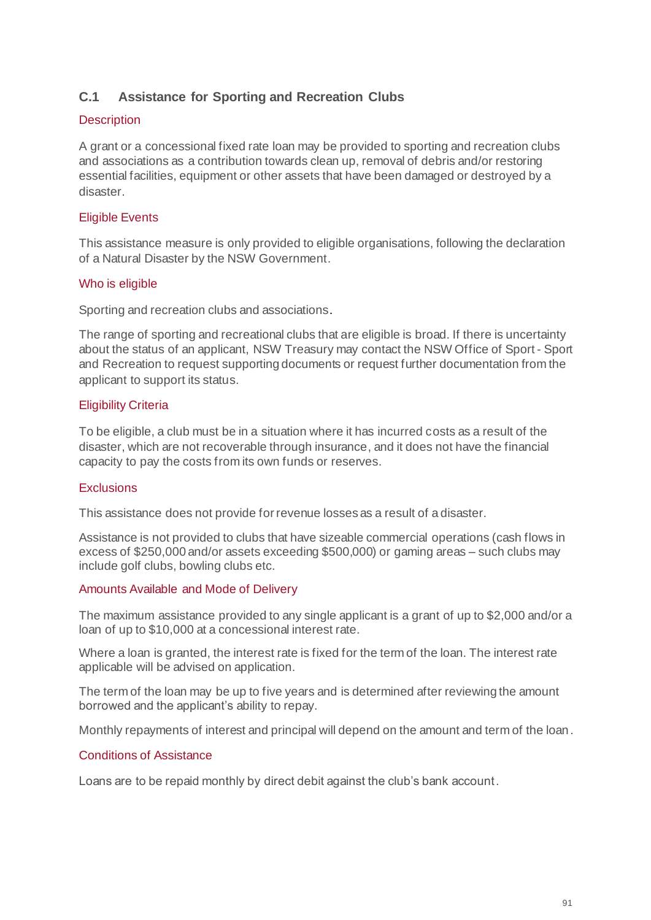## C.1 Assistance for Sporting and Recreation Clubs

### Description

A grant or a concessional fixed rate loan may be provided to sporting and recreation clubs and associations as a contribution towards clean up, removal of debris and/or restoring essential facilities, equipment or other assets that have been damaged or destroyed by a disaster.

### Eligible Events

This assistance measure is only provided to eligible organisations, following the declaration of a Natural Disaster by the NSW Government.

### Who is eligible

Sporting and recreation clubs and associations.

The range of sporting and recreational clubs that are eligible is broad. If there is uncertainty about the status of an applicant, NSW Treasury may contact the NSW Office of Sport - Sport and Recreation to request supporting documents or request further documentation from the applicant to support its status.

### Eligibility Criteria

To be eligible, a club must be in a situation where it has incurred costs as a result of the disaster, which are not recoverable through insurance, and it does not have the financial capacity to pay the costs from its own funds or reserves.

### Exclusions

This assistance does not provide for revenue losses as a result of a disaster.

Assistance is not provided to clubs that have sizeable commercial operations (cash flows in excess of $250,000 and/or assets exceeding $500,000) or gaming areas – such clubs may include golf clubs, bowling clubs etc.

### Amounts Available and Mode of Delivery

The maximum assistance provided to any single applicant is a grant of up to $2,000 and/or a loan of up to $10,000 at a concessional interest rate.

Where a loan is granted, the interest rate is fixed for the term of the loan. The interest rate applicable will be advised on application.

The term of the loan may be up to five years and is determined after reviewing the amount borrowed and the applicant's ability to repay.

Monthly repayments of interest and principal will depend on the amount and term of the loan.

### Conditions of Assistance

Loans are to be repaid monthly by direct debit against the club's bank account.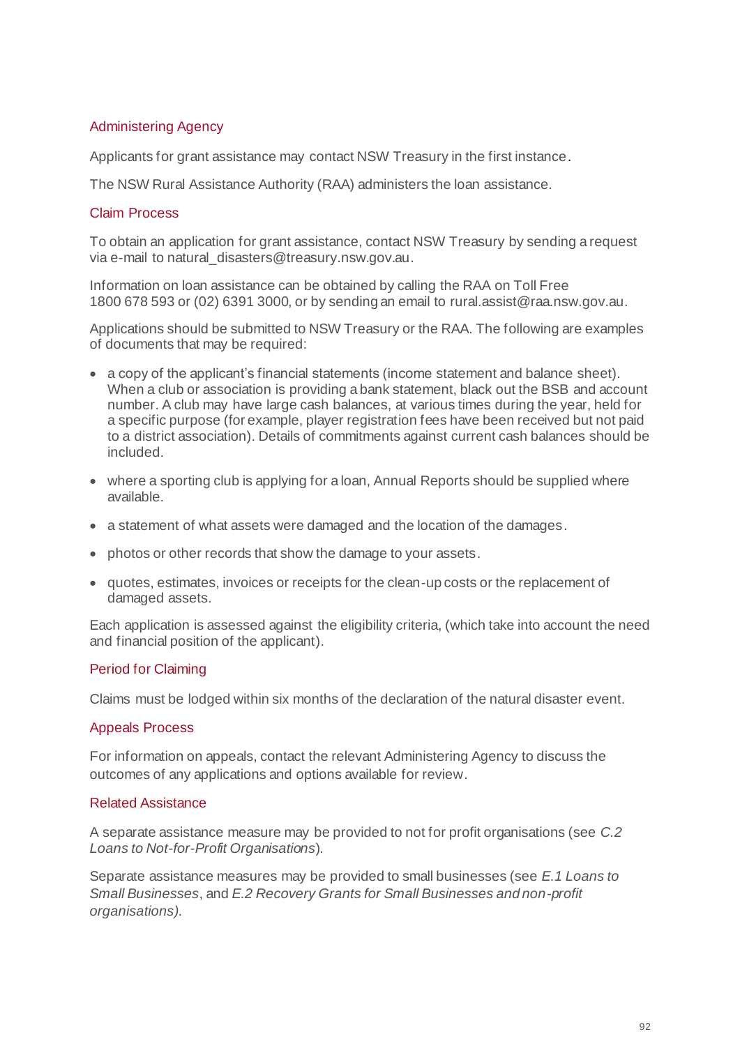### Administering Agency

Applicants for grant assistance may contact NSW Treasury in the first instance.

The NSW Rural Assistance Authority (RAA) administers the loan assistance.

### Claim Process

To obtain an application for grant assistance, contact NSW Treasury by sending a request via e-mail to natural_disasters@treasury.nsw.gov.au.

Information on loan assistance can be obtained by calling the RAA on Toll Free 1800 678 593 or (02) 6391 3000, or by sending an email to rural.assist@raa.nsw.gov.au.

Applications should be submitted to NSW Treasury or the RAA. The following are examples of documents that may be required:

- a copy of the applicant's financial statements (income statement and balance sheet). When a club or association is providing a bank statement, black out the BSB and account number. A club may have large cash balances, at various times during the year, held for a specific purpose (for example, player registration fees have been received but not paid to a district association). Details of commitments against current cash balances should be included.
- where a sporting club is applying for a loan, Annual Reports should be supplied where available.
- a statement of what assets were damaged and the location of the damages.
- photos or other records that show the damage to your assets.
- quotes, estimates, invoices or receipts for the clean-up costs or the replacement of damaged assets.

Each application is assessed against the eligibility criteria, (which take into account the need and financial position of the applicant).

### Period for Claiming

Claims must be lodged within six months of the declaration of the natural disaster event.

### Appeals Process

For information on appeals, contact the relevant Administering Agency to discuss the outcomes of any applications and options available for review.

### Related Assistance

A separate assistance measure may be provided to not for profit organisations (see *C.2 Loans to Not-for-Profit Organisations*).

Separate assistance measures may be provided to small businesses (see *E.1 Loans to Small Businesses*, and *E.2 Recovery Grants for Small Businesses and non-profit organisations)*.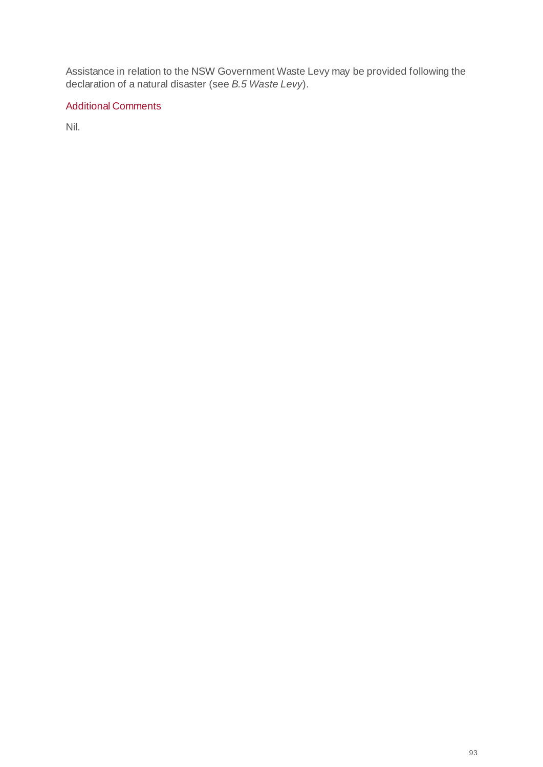Assistance in relation to the NSW Government Waste Levy may be provided following the declaration of a natural disaster (see *B.5 Waste Levy*).

### Additional Comments

Nil.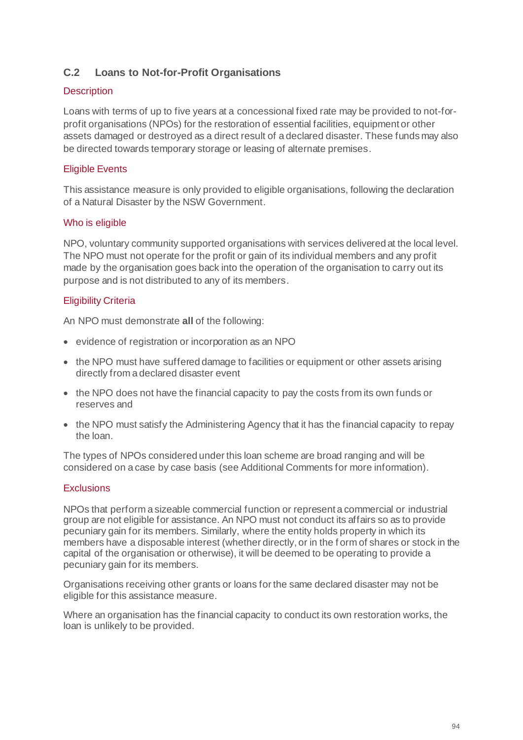## C.2 Loans to Not-for-Profit Organisations

### Description

Loans with terms of up to five years at a concessional fixed rate may be provided to not-for-profit organisations (NPOs) for the restoration of essential facilities, equipment or other assets damaged or destroyed as a direct result of a declared disaster. These funds may also be directed towards temporary storage or leasing of alternate premises.

### Eligible Events

This assistance measure is only provided to eligible organisations, following the declaration of a Natural Disaster by the NSW Government.

### Who is eligible

NPO, voluntary community supported organisations with services delivered at the local level. The NPO must not operate for the profit or gain of its individual members and any profit made by the organisation goes back into the operation of the organisation to carry out its purpose and is not distributed to any of its members.

### Eligibility Criteria

An NPO must demonstrate **all** of the following:

- evidence of registration or incorporation as an NPO
- the NPO must have suffered damage to facilities or equipment or other assets arising directly from a declared disaster event
- the NPO does not have the financial capacity to pay the costs from its own funds or reserves and
- the NPO must satisfy the Administering Agency that it has the financial capacity to repay the loan.

The types of NPOs considered under this loan scheme are broad ranging and will be considered on a case by case basis (see Additional Comments for more information).

### Exclusions

NPOs that perform a sizeable commercial function or represent a commercial or industrial group are not eligible for assistance. An NPO must not conduct its affairs so as to provide pecuniary gain for its members. Similarly, where the entity holds property in which its members have a disposable interest (whether directly, or in the form of shares or stock in the capital of the organisation or otherwise), it will be deemed to be operating to provide a pecuniary gain for its members.

Organisations receiving other grants or loans for the same declared disaster may not be eligible for this assistance measure.

Where an organisation has the financial capacity to conduct its own restoration works, the loan is unlikely to be provided.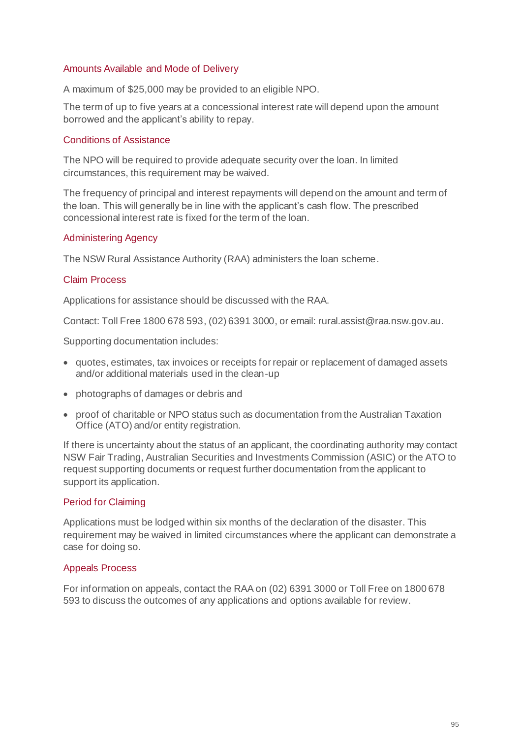### Amounts Available and Mode of Delivery

A maximum of $25,000 may be provided to an eligible NPO.

The term of up to five years at a concessional interest rate will depend upon the amount borrowed and the applicant's ability to repay.

### Conditions of Assistance

The NPO will be required to provide adequate security over the loan. In limited circumstances, this requirement may be waived.

The frequency of principal and interest repayments will depend on the amount and term of the loan. This will generally be in line with the applicant's cash flow. The prescribed concessional interest rate is fixed for the term of the loan.

### Administering Agency

The NSW Rural Assistance Authority (RAA) administers the loan scheme.

### Claim Process

Applications for assistance should be discussed with the RAA.

Contact: Toll Free 1800 678 593, (02) 6391 3000, or email: rural.assist@raa.nsw.gov.au.

Supporting documentation includes:

- quotes, estimates, tax invoices or receipts for repair or replacement of damaged assets and/or additional materials used in the clean-up
- photographs of damages or debris and
- proof of charitable or NPO status such as documentation from the Australian Taxation Office (ATO) and/or entity registration.

If there is uncertainty about the status of an applicant, the coordinating authority may contact NSW Fair Trading, Australian Securities and Investments Commission (ASIC) or the ATO to request supporting documents or request further documentation from the applicant to support its application.

### Period for Claiming

Applications must be lodged within six months of the declaration of the disaster. This requirement may be waived in limited circumstances where the applicant can demonstrate a case for doing so.

### Appeals Process

For information on appeals, contact the RAA on (02) 6391 3000 or Toll Free on 1800 678 593 to discuss the outcomes of any applications and options available for review.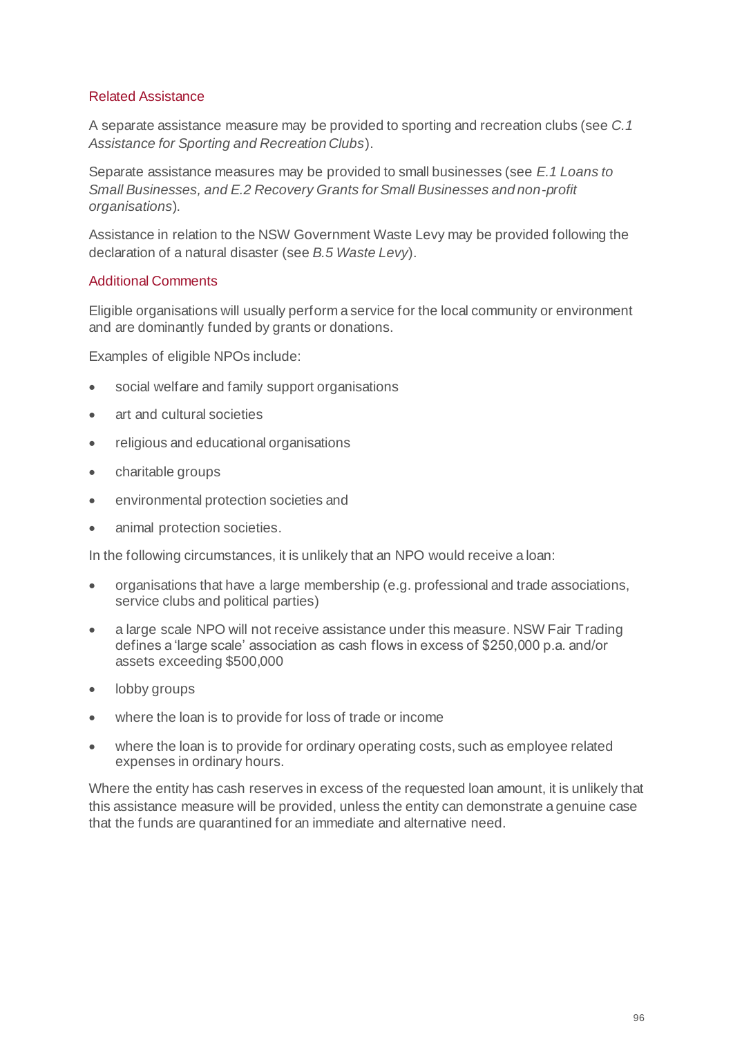### Related Assistance

A separate assistance measure may be provided to sporting and recreation clubs (see *C.1 Assistance for Sporting and Recreation Clubs*).

Separate assistance measures may be provided to small businesses (see *E.1 Loans to Small Businesses, and E.2 Recovery Grants for Small Businesses and non-profit organisations*).

Assistance in relation to the NSW Government Waste Levy may be provided following the declaration of a natural disaster (see *B.5 Waste Levy*).

### Additional Comments

Eligible organisations will usually perform a service for the local community or environment and are dominantly funded by grants or donations.

Examples of eligible NPOs include:

- social welfare and family support organisations
- art and cultural societies
- religious and educational organisations
- charitable groups
- environmental protection societies and
- animal protection societies.

In the following circumstances, it is unlikely that an NPO would receive a loan:

- organisations that have a large membership (e.g. professional and trade associations, service clubs and political parties)
- a large scale NPO will not receive assistance under this measure. NSW Fair Trading defines a 'large scale' association as cash flows in excess of $250,000 p.a. and/or assets exceeding $500,000
- lobby groups
- where the loan is to provide for loss of trade or income
- where the loan is to provide for ordinary operating costs, such as employee related expenses in ordinary hours.

Where the entity has cash reserves in excess of the requested loan amount, it is unlikely that this assistance measure will be provided, unless the entity can demonstrate a genuine case that the funds are quarantined for an immediate and alternative need.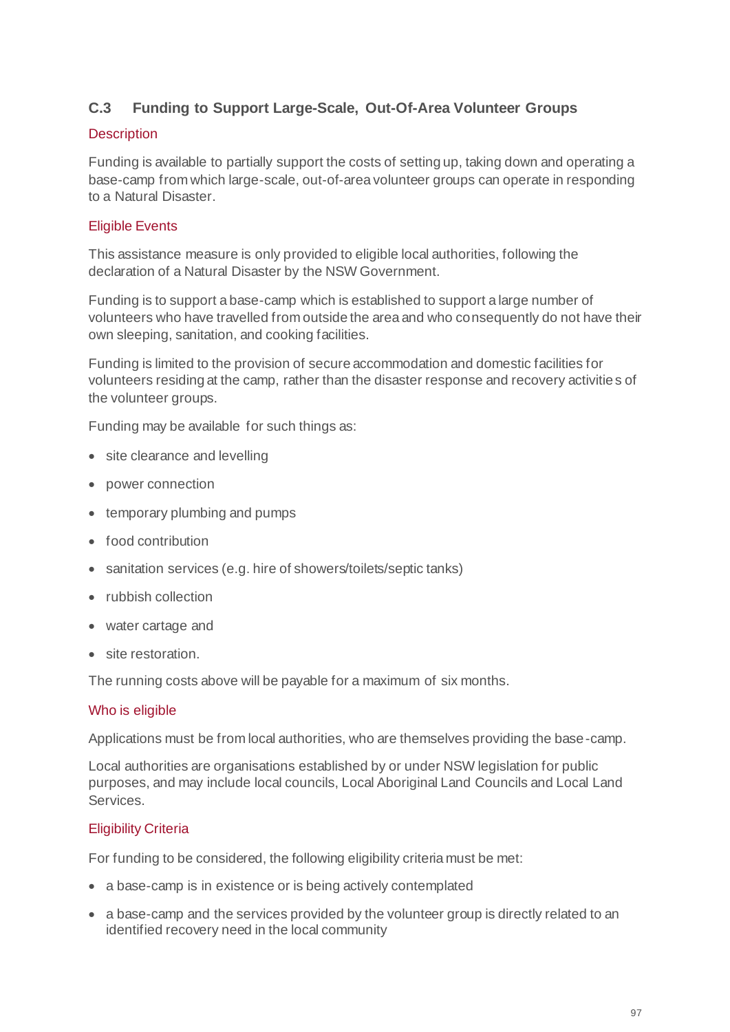## C.3 Funding to Support Large-Scale, Out-Of-Area Volunteer Groups

### Description

Funding is available to partially support the costs of setting up, taking down and operating a base-camp from which large-scale, out-of-area volunteer groups can operate in responding to a Natural Disaster.

### Eligible Events

This assistance measure is only provided to eligible local authorities, following the declaration of a Natural Disaster by the NSW Government.

Funding is to support a base-camp which is established to support a large number of volunteers who have travelled from outside the area and who consequently do not have their own sleeping, sanitation, and cooking facilities.

Funding is limited to the provision of secure accommodation and domestic facilities for volunteers residing at the camp, rather than the disaster response and recovery activities of the volunteer groups.

Funding may be available for such things as:

- site clearance and levelling
- power connection
- temporary plumbing and pumps
- food contribution
- sanitation services (e.g. hire of showers/toilets/septic tanks)
- rubbish collection
- water cartage and
- site restoration.

The running costs above will be payable for a maximum of six months.

### Who is eligible

Applications must be from local authorities, who are themselves providing the base-camp.

Local authorities are organisations established by or under NSW legislation for public purposes, and may include local councils, Local Aboriginal Land Councils and Local Land Services.

### Eligibility Criteria

For funding to be considered, the following eligibility criteria must be met:

- a base-camp is in existence or is being actively contemplated
- a base-camp and the services provided by the volunteer group is directly related to an identified recovery need in the local community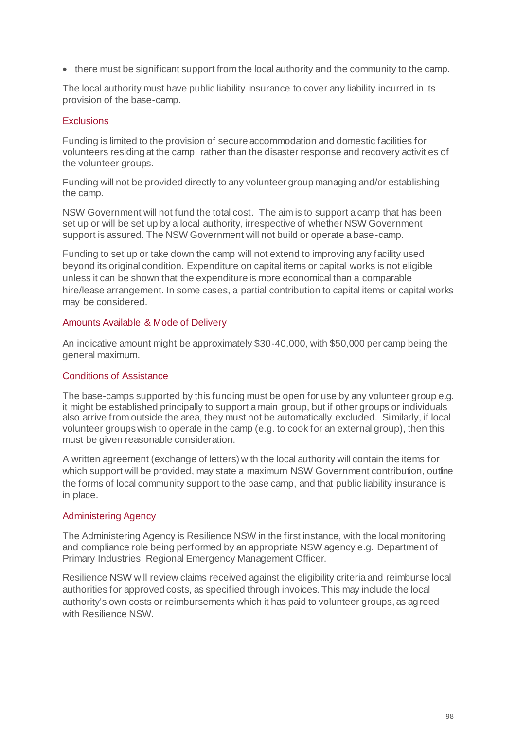- there must be significant support from the local authority and the community to the camp.

The local authority must have public liability insurance to cover any liability incurred in its provision of the base-camp.

### Exclusions

Funding is limited to the provision of secure accommodation and domestic facilities for volunteers residing at the camp, rather than the disaster response and recovery activities of the volunteer groups.

Funding will not be provided directly to any volunteer group managing and/or establishing the camp.

NSW Government will not fund the total cost. The aim is to support a camp that has been set up or will be set up by a local authority, irrespective of whether NSW Government support is assured. The NSW Government will not build or operate a base-camp.

Funding to set up or take down the camp will not extend to improving any facility used beyond its original condition. Expenditure on capital items or capital works is not eligible unless it can be shown that the expenditure is more economical than a comparable hire/lease arrangement. In some cases, a partial contribution to capital items or capital works may be considered.

### Amounts Available & Mode of Delivery

An indicative amount might be approximately $30-40,000, with $50,000 per camp being the general maximum.

### Conditions of Assistance

The base-camps supported by this funding must be open for use by any volunteer group e.g. it might be established principally to support a main group, but if other groups or individuals also arrive from outside the area, they must not be automatically excluded. Similarly, if local volunteer groups wish to operate in the camp (e.g. to cook for an external group), then this must be given reasonable consideration.

A written agreement (exchange of letters) with the local authority will contain the items for which support will be provided, may state a maximum NSW Government contribution, outline the forms of local community support to the base camp, and that public liability insurance is in place.

### Administering Agency

The Administering Agency is Resilience NSW in the first instance, with the local monitoring and compliance role being performed by an appropriate NSW agency e.g. Department of Primary Industries, Regional Emergency Management Officer.

Resilience NSW will review claims received against the eligibility criteria and reimburse local authorities for approved costs, as specified through invoices. This may include the local authority's own costs or reimbursements which it has paid to volunteer groups, as agreed with Resilience NSW.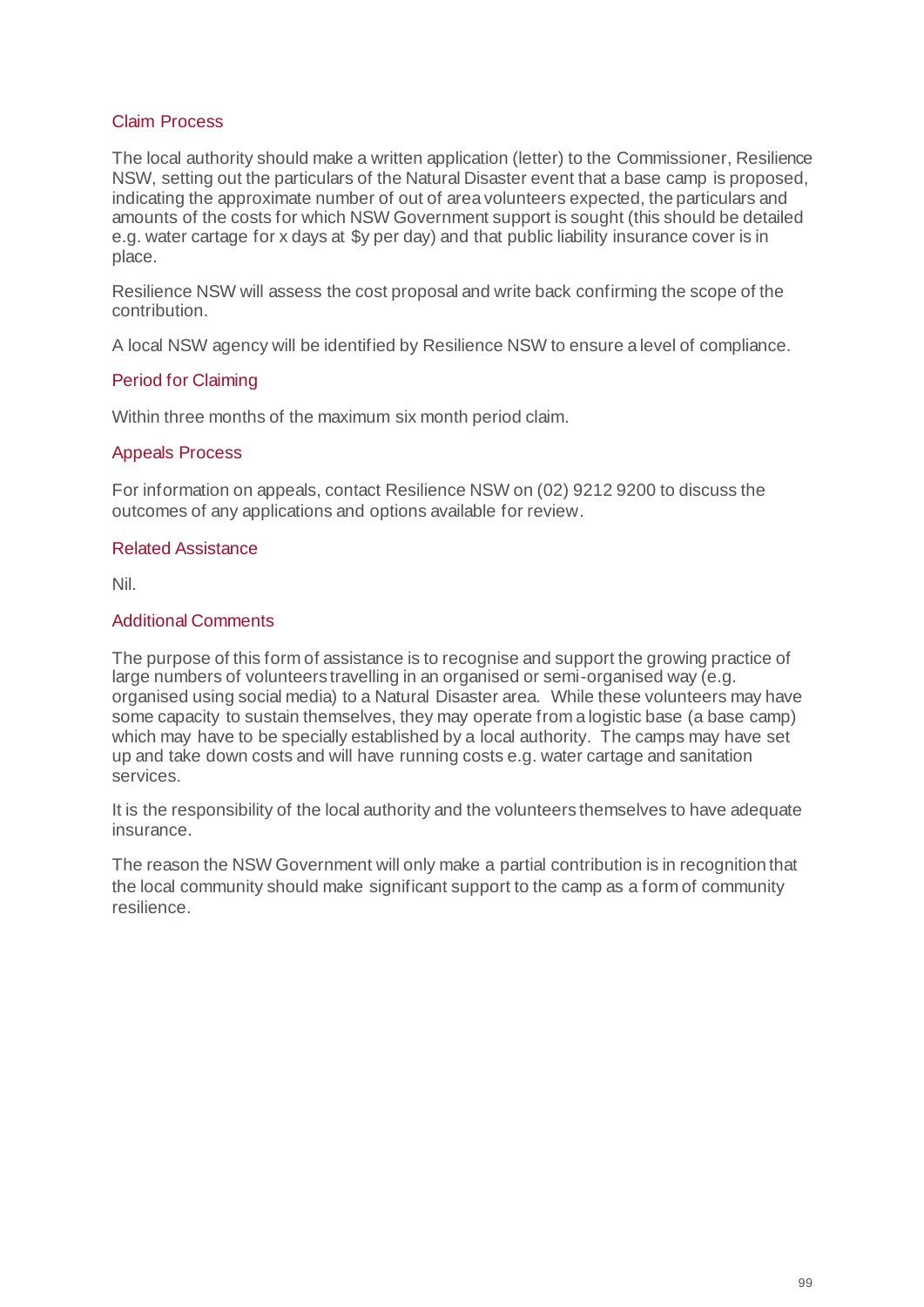### Claim Process

The local authority should make a written application (letter) to the Commissioner, Resilience NSW, setting out the particulars of the Natural Disaster event that a base camp is proposed, indicating the approximate number of out of area volunteers expected, the particulars and amounts of the costs for which NSW Government support is sought (this should be detailed e.g. water cartage for x days at $y per day) and that public liability insurance cover is in place.

Resilience NSW will assess the cost proposal and write back confirming the scope of the contribution.

A local NSW agency will be identified by Resilience NSW to ensure a level of compliance.

### Period for Claiming

Within three months of the maximum six month period claim.

### Appeals Process

For information on appeals, contact Resilience NSW on (02) 9212 9200 to discuss the outcomes of any applications and options available for review.

### Related Assistance

Nil.

### Additional Comments

The purpose of this form of assistance is to recognise and support the growing practice of large numbers of volunteers travelling in an organised or semi-organised way (e.g. organised using social media) to a Natural Disaster area. While these volunteers may have some capacity to sustain themselves, they may operate from a logistic base (a base camp) which may have to be specially established by a local authority. The camps may have set up and take down costs and will have running costs e.g. water cartage and sanitation services.

It is the responsibility of the local authority and the volunteers themselves to have adequate insurance.

The reason the NSW Government will only make a partial contribution is in recognition that the local community should make significant support to the camp as a form of community resilience.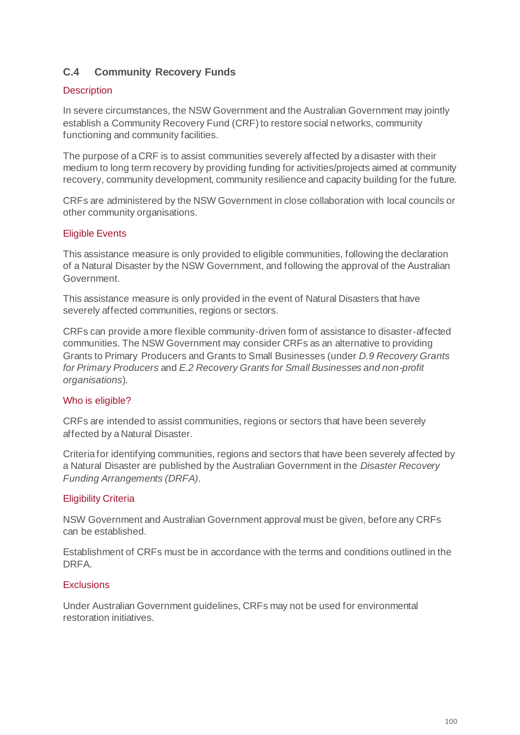### C.4 Community Recovery Funds

#### Description

In severe circumstances, the NSW Government and the Australian Government may jointly establish a Community Recovery Fund (CRF) to restore social networks, community functioning and community facilities.

The purpose of a CRF is to assist communities severely affected by a disaster with their medium to long term recovery by providing funding for activities/projects aimed at community recovery, community development, community resilience and capacity building for the future.

CRFs are administered by the NSW Government in close collaboration with local councils or other community organisations.

#### Eligible Events

This assistance measure is only provided to eligible communities, following the declaration of a Natural Disaster by the NSW Government, and following the approval of the Australian Government.

This assistance measure is only provided in the event of Natural Disasters that have severely affected communities, regions or sectors.

CRFs can provide a more flexible community-driven form of assistance to disaster-affected communities. The NSW Government may consider CRFs as an alternative to providing Grants to Primary Producers and Grants to Small Businesses (under *D.9 Recovery Grants for Primary Producers* and *E.2 Recovery Grants for Small Businesses and non-profit organisations*).

#### Who is eligible?

CRFs are intended to assist communities, regions or sectors that have been severely affected by a Natural Disaster.

Criteria for identifying communities, regions and sectors that have been severely affected by a Natural Disaster are published by the Australian Government in the *Disaster Recovery Funding Arrangements (DRFA)*.

#### Eligibility Criteria

NSW Government and Australian Government approval must be given, before any CRFs can be established.

Establishment of CRFs must be in accordance with the terms and conditions outlined in the DRFA.

#### Exclusions

Under Australian Government guidelines, CRFs may not be used for environmental restoration initiatives.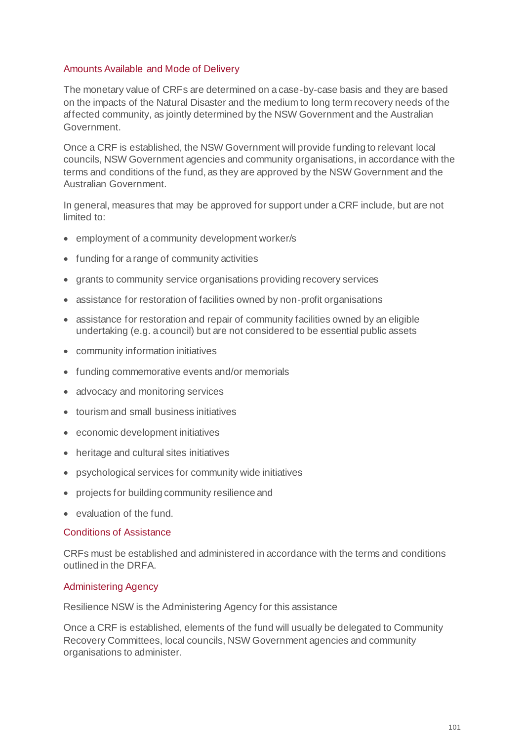### Amounts Available and Mode of Delivery

The monetary value of CRFs are determined on a case-by-case basis and they are based on the impacts of the Natural Disaster and the medium to long term recovery needs of the affected community, as jointly determined by the NSW Government and the Australian Government.

Once a CRF is established, the NSW Government will provide funding to relevant local councils, NSW Government agencies and community organisations, in accordance with the terms and conditions of the fund, as they are approved by the NSW Government and the Australian Government.

In general, measures that may be approved for support under a CRF include, but are not limited to:

- employment of a community development worker/s
- funding for a range of community activities
- grants to community service organisations providing recovery services
- assistance for restoration of facilities owned by non-profit organisations
- assistance for restoration and repair of community facilities owned by an eligible undertaking (e.g. a council) but are not considered to be essential public assets
- community information initiatives
- funding commemorative events and/or memorials
- advocacy and monitoring services
- tourism and small business initiatives
- economic development initiatives
- heritage and cultural sites initiatives
- psychological services for community wide initiatives
- projects for building community resilience and
- evaluation of the fund.

### Conditions of Assistance

CRFs must be established and administered in accordance with the terms and conditions outlined in the DRFA.

### Administering Agency

Resilience NSW is the Administering Agency for this assistance

Once a CRF is established, elements of the fund will usually be delegated to Community Recovery Committees, local councils, NSW Government agencies and community organisations to administer.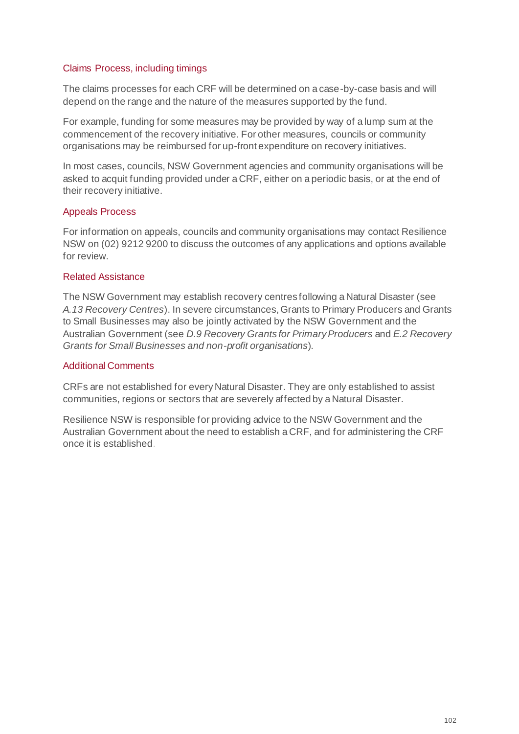### Claims Process, including timings

The claims processes for each CRF will be determined on a case-by-case basis and will depend on the range and the nature of the measures supported by the fund.

For example, funding for some measures may be provided by way of a lump sum at the commencement of the recovery initiative. For other measures, councils or community organisations may be reimbursed for up-front expenditure on recovery initiatives.

In most cases, councils, NSW Government agencies and community organisations will be asked to acquit funding provided under a CRF, either on a periodic basis, or at the end of their recovery initiative.

### Appeals Process

For information on appeals, councils and community organisations may contact Resilience NSW on (02) 9212 9200 to discuss the outcomes of any applications and options available for review.

### Related Assistance

The NSW Government may establish recovery centres following a Natural Disaster (see *A.13 Recovery Centres*). In severe circumstances, Grants to Primary Producers and Grants to Small Businesses may also be jointly activated by the NSW Government and the Australian Government (see *D.9 Recovery Grants for Primary Producers* and *E.2 Recovery Grants for Small Businesses and non-profit organisations*).

### Additional Comments

CRFs are not established for every Natural Disaster. They are only established to assist communities, regions or sectors that are severely affected by a Natural Disaster.

Resilience NSW is responsible for providing advice to the NSW Government and the Australian Government about the need to establish a CRF, and for administering the CRF once it is established.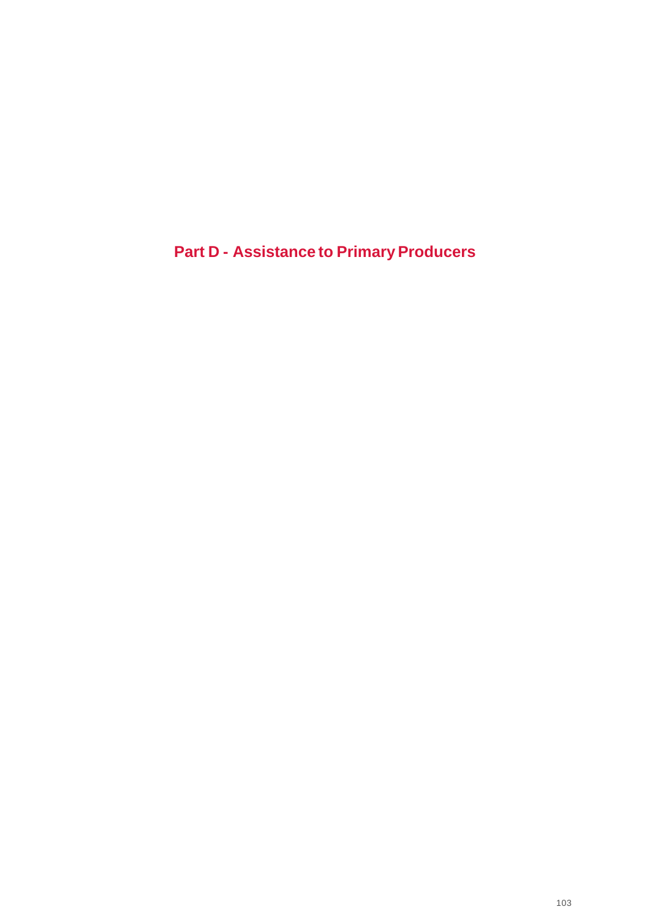# Part D - Assistance to Primary Producers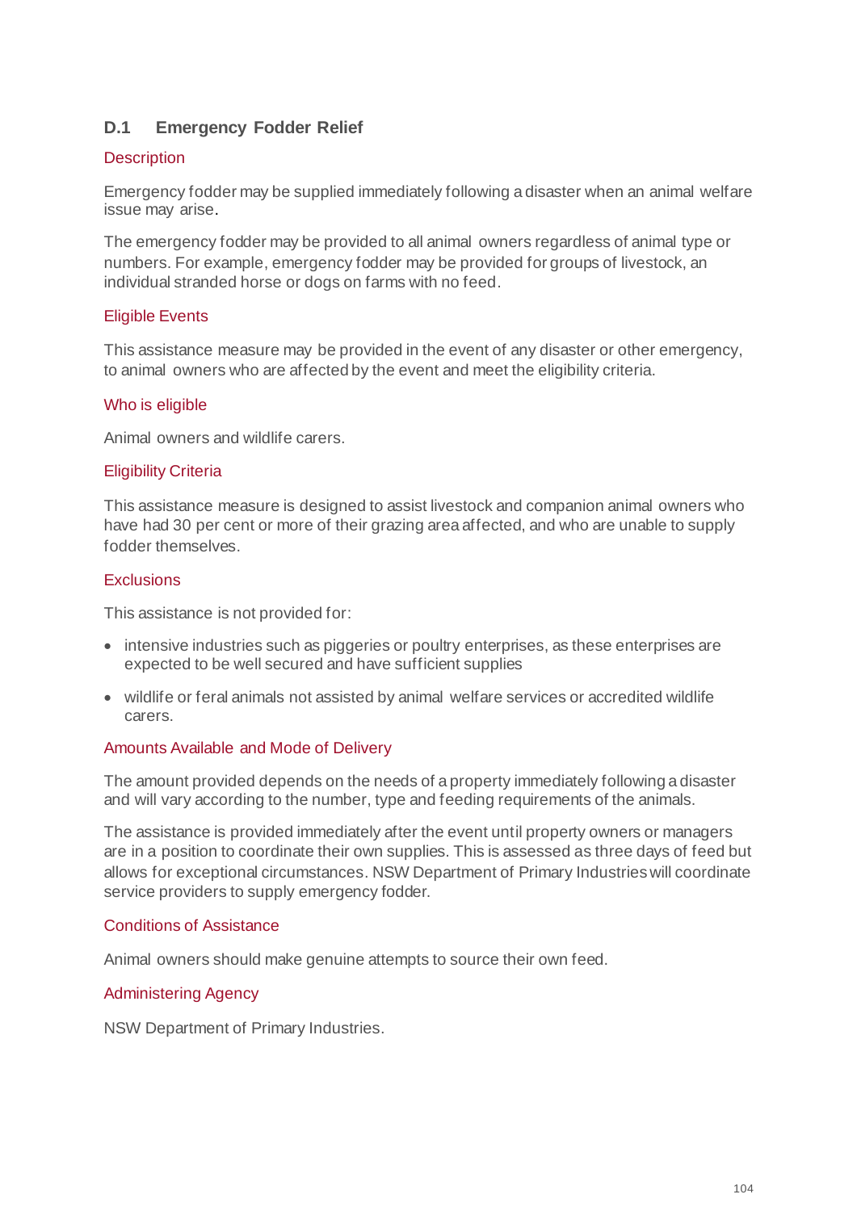## D.1 Emergency Fodder Relief

### Description

Emergency fodder may be supplied immediately following a disaster when an animal welfare issue may arise.

The emergency fodder may be provided to all animal owners regardless of animal type or numbers. For example, emergency fodder may be provided for groups of livestock, an individual stranded horse or dogs on farms with no feed.

### Eligible Events

This assistance measure may be provided in the event of any disaster or other emergency, to animal owners who are affected by the event and meet the eligibility criteria.

### Who is eligible

Animal owners and wildlife carers.

### Eligibility Criteria

This assistance measure is designed to assist livestock and companion animal owners who have had 30 per cent or more of their grazing area affected, and who are unable to supply fodder themselves.

### Exclusions

This assistance is not provided for:

- intensive industries such as piggeries or poultry enterprises, as these enterprises are expected to be well secured and have sufficient supplies
- wildlife or feral animals not assisted by animal welfare services or accredited wildlife carers.

### Amounts Available and Mode of Delivery

The amount provided depends on the needs of a property immediately following a disaster and will vary according to the number, type and feeding requirements of the animals.

The assistance is provided immediately after the event until property owners or managers are in a position to coordinate their own supplies. This is assessed as three days of feed but allows for exceptional circumstances. NSW Department of Primary Industries will coordinate service providers to supply emergency fodder.

### Conditions of Assistance

Animal owners should make genuine attempts to source their own feed.

### Administering Agency

NSW Department of Primary Industries.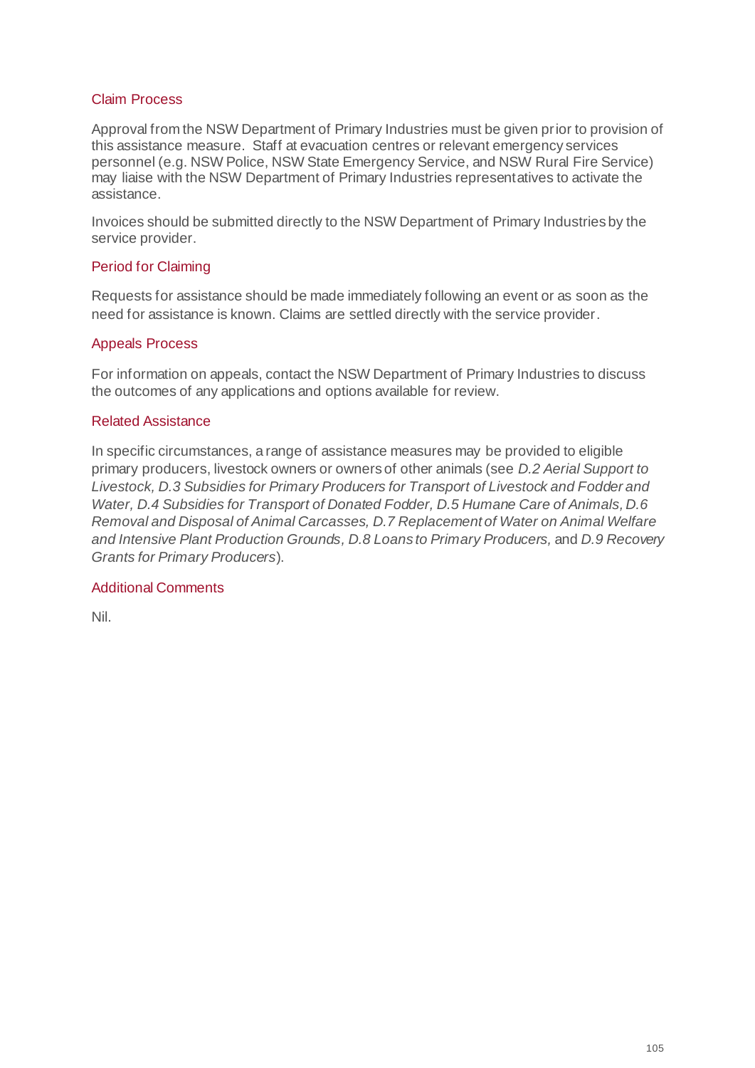### Claim Process

Approval from the NSW Department of Primary Industries must be given prior to provision of this assistance measure. Staff at evacuation centres or relevant emergency services personnel (e.g. NSW Police, NSW State Emergency Service, and NSW Rural Fire Service) may liaise with the NSW Department of Primary Industries representatives to activate the assistance.

Invoices should be submitted directly to the NSW Department of Primary Industries by the service provider.

### Period for Claiming

Requests for assistance should be made immediately following an event or as soon as the need for assistance is known. Claims are settled directly with the service provider.

### Appeals Process

For information on appeals, contact the NSW Department of Primary Industries to discuss the outcomes of any applications and options available for review.

### Related Assistance

In specific circumstances, a range of assistance measures may be provided to eligible primary producers, livestock owners or owners of other animals (see *D.2 Aerial Support to Livestock, D.3 Subsidies for Primary Producers for Transport of Livestock and Fodder and Water, D.4 Subsidies for Transport of Donated Fodder, D.5 Humane Care of Animals, D.6 Removal and Disposal of Animal Carcasses, D.7 Replacement of Water on Animal Welfare and Intensive Plant Production Grounds, D.8 Loans to Primary Producers,* and *D.9 Recovery Grants for Primary Producers*).

### Additional Comments

Nil.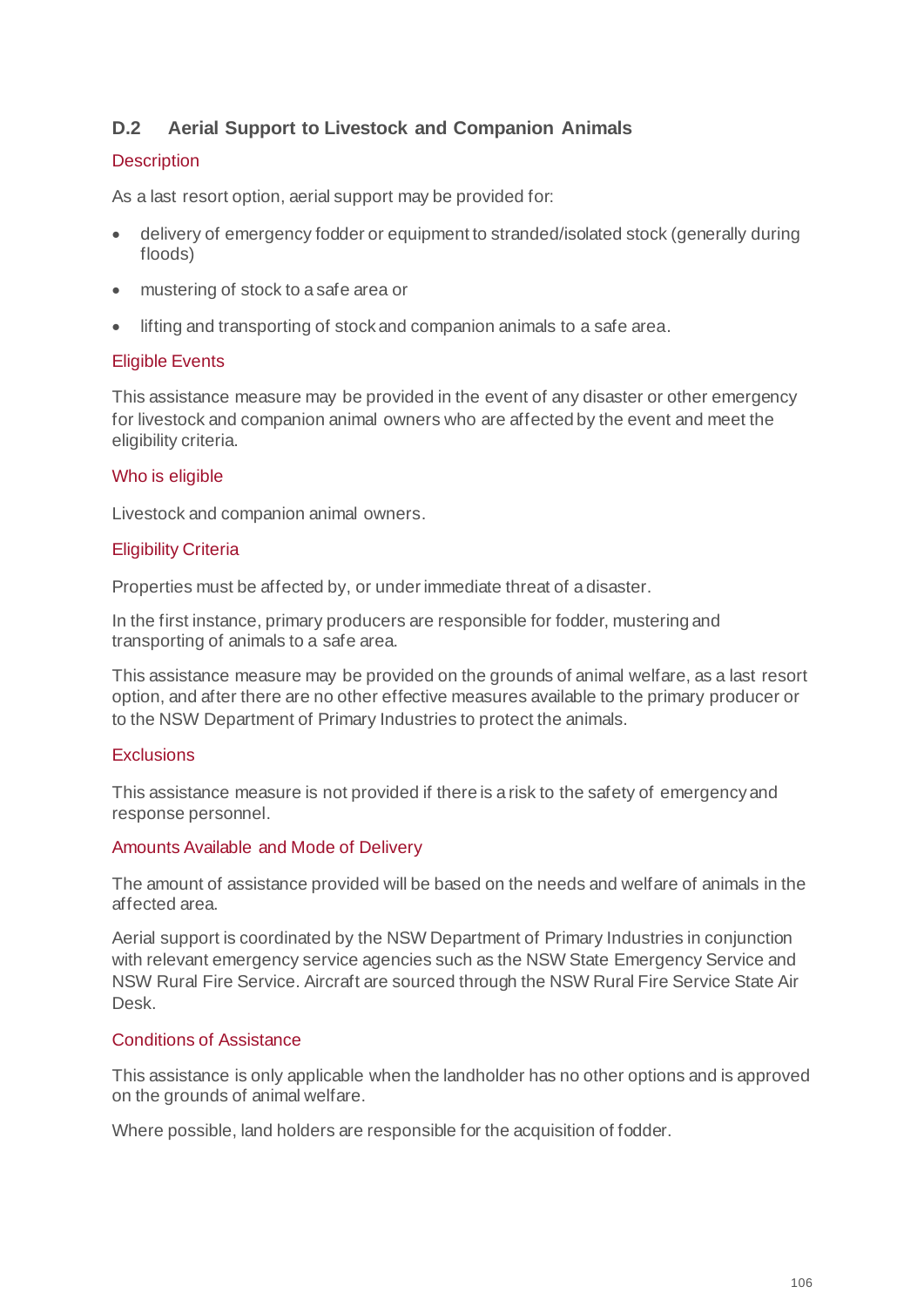## D.2 Aerial Support to Livestock and Companion Animals

### Description

As a last resort option, aerial support may be provided for:

- delivery of emergency fodder or equipment to stranded/isolated stock (generally during floods)
- mustering of stock to a safe area or
- lifting and transporting of stock and companion animals to a safe area.

### Eligible Events

This assistance measure may be provided in the event of any disaster or other emergency for livestock and companion animal owners who are affected by the event and meet the eligibility criteria.

### Who is eligible

Livestock and companion animal owners.

### Eligibility Criteria

Properties must be affected by, or under immediate threat of a disaster.

In the first instance, primary producers are responsible for fodder, mustering and transporting of animals to a safe area.

This assistance measure may be provided on the grounds of animal welfare, as a last resort option, and after there are no other effective measures available to the primary producer or to the NSW Department of Primary Industries to protect the animals.

### Exclusions

This assistance measure is not provided if there is a risk to the safety of emergency and response personnel.

### Amounts Available and Mode of Delivery

The amount of assistance provided will be based on the needs and welfare of animals in the affected area.

Aerial support is coordinated by the NSW Department of Primary Industries in conjunction with relevant emergency service agencies such as the NSW State Emergency Service and NSW Rural Fire Service. Aircraft are sourced through the NSW Rural Fire Service State Air Desk.

### Conditions of Assistance

This assistance is only applicable when the landholder has no other options and is approved on the grounds of animal welfare.

Where possible, land holders are responsible for the acquisition of fodder.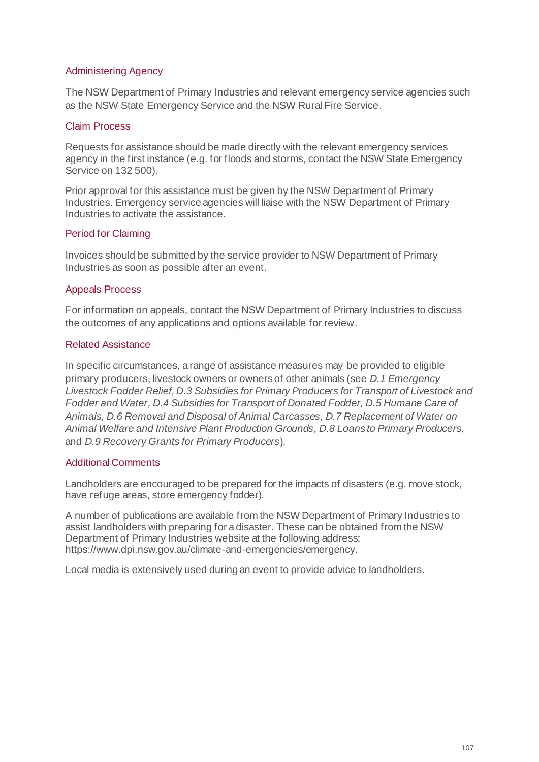### Administering Agency

The NSW Department of Primary Industries and relevant emergency service agencies such as the NSW State Emergency Service and the NSW Rural Fire Service.

### Claim Process

Requests for assistance should be made directly with the relevant emergency services agency in the first instance (e.g. for floods and storms, contact the NSW State Emergency Service on 132 500).

Prior approval for this assistance must be given by the NSW Department of Primary Industries. Emergency service agencies will liaise with the NSW Department of Primary Industries to activate the assistance.

### Period for Claiming

Invoices should be submitted by the service provider to NSW Department of Primary Industries as soon as possible after an event.

### Appeals Process

For information on appeals, contact the NSW Department of Primary Industries to discuss the outcomes of any applications and options available for review.

### Related Assistance

In specific circumstances, a range of assistance measures may be provided to eligible primary producers, livestock owners or owners of other animals (see *D.1 Emergency Livestock Fodder Relief, D.3 Subsidies for Primary Producers for Transport of Livestock and Fodder and Water, D.4 Subsidies for Transport of Donated Fodder, D.5 Humane Care of Animals, D.6 Removal and Disposal of Animal Carcasses, D.7 Replacement of Water on Animal Welfare and Intensive Plant Production Grounds, D.8 Loans to Primary Producers,* and *D.9 Recovery Grants for Primary Producers*).

### Additional Comments

Landholders are encouraged to be prepared for the impacts of disasters (e.g. move stock, have refuge areas, store emergency fodder).

A number of publications are available from the NSW Department of Primary Industries to assist landholders with preparing for a disaster. These can be obtained from the NSW Department of Primary Industries website at the following address: https://www.dpi.nsw.gov.au/climate-and-emergencies/emergency.

Local media is extensively used during an event to provide advice to landholders.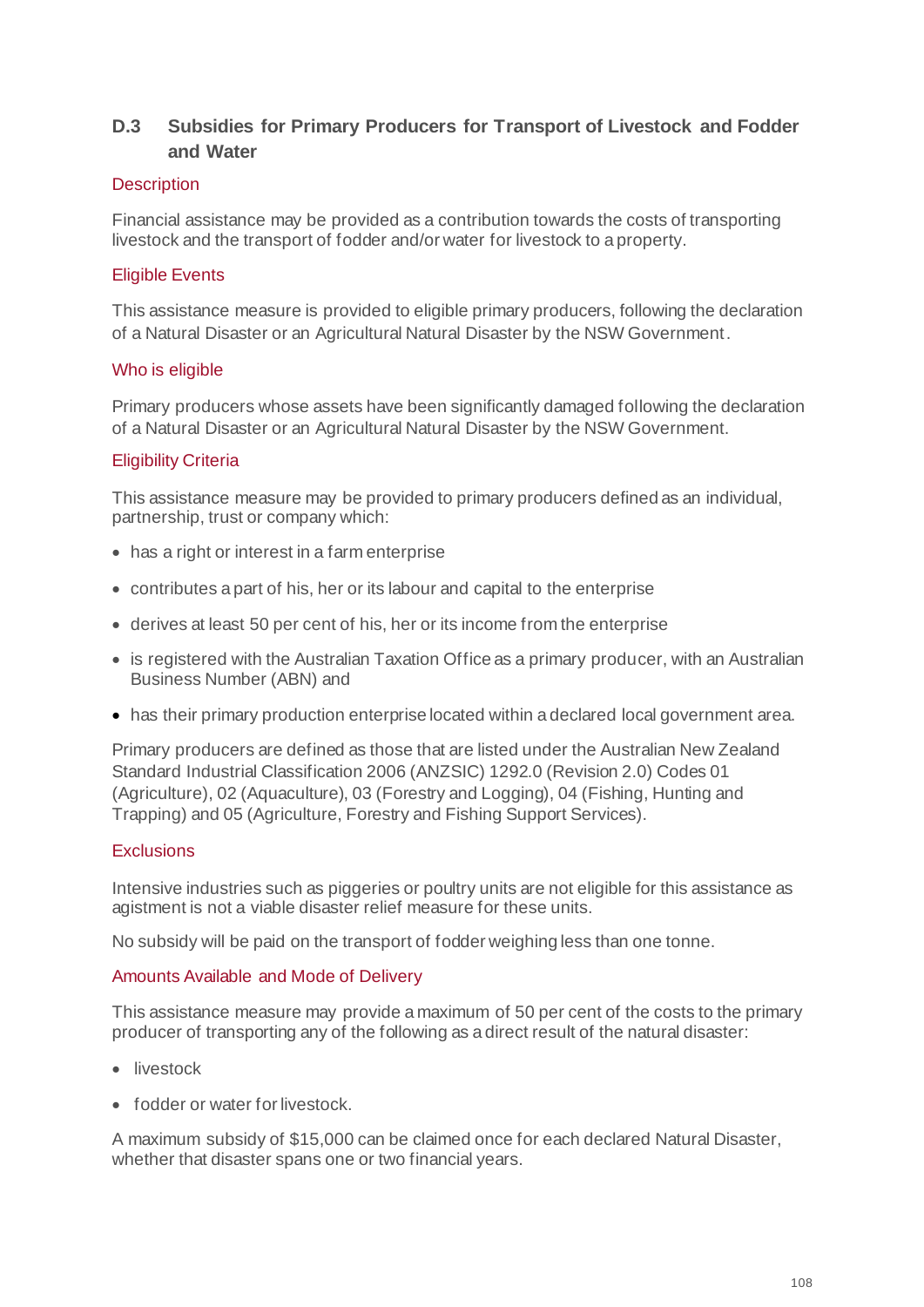## D.3 Subsidies for Primary Producers for Transport of Livestock and Fodder and Water

### Description

Financial assistance may be provided as a contribution towards the costs of transporting livestock and the transport of fodder and/or water for livestock to a property.

### Eligible Events

This assistance measure is provided to eligible primary producers, following the declaration of a Natural Disaster or an Agricultural Natural Disaster by the NSW Government.

### Who is eligible

Primary producers whose assets have been significantly damaged following the declaration of a Natural Disaster or an Agricultural Natural Disaster by the NSW Government.

### Eligibility Criteria

This assistance measure may be provided to primary producers defined as an individual, partnership, trust or company which:

- has a right or interest in a farm enterprise
- contributes a part of his, her or its labour and capital to the enterprise
- derives at least 50 per cent of his, her or its income from the enterprise
- is registered with the Australian Taxation Office as a primary producer, with an Australian Business Number (ABN) and
- has their primary production enterprise located within a declared local government area.

Primary producers are defined as those that are listed under the Australian New Zealand Standard Industrial Classification 2006 (ANZSIC) 1292.0 (Revision 2.0) Codes 01 (Agriculture), 02 (Aquaculture), 03 (Forestry and Logging), 04 (Fishing, Hunting and Trapping) and 05 (Agriculture, Forestry and Fishing Support Services).

### Exclusions

Intensive industries such as piggeries or poultry units are not eligible for this assistance as agistment is not a viable disaster relief measure for these units.

No subsidy will be paid on the transport of fodder weighing less than one tonne.

### Amounts Available and Mode of Delivery

This assistance measure may provide a maximum of 50 per cent of the costs to the primary producer of transporting any of the following as a direct result of the natural disaster:

- livestock
- fodder or water for livestock.

A maximum subsidy of $15,000 can be claimed once for each declared Natural Disaster, whether that disaster spans one or two financial years.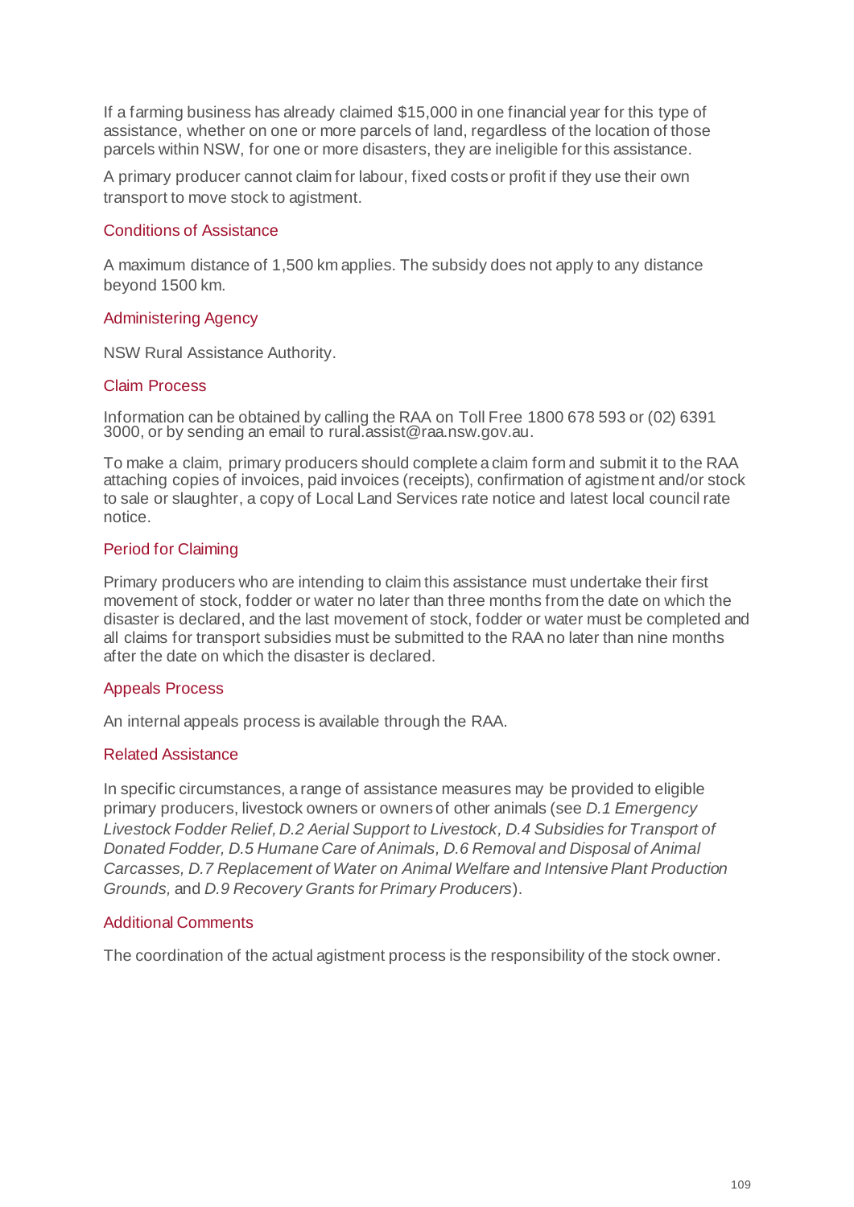If a farming business has already claimed $15,000 in one financial year for this type of assistance, whether on one or more parcels of land, regardless of the location of those parcels within NSW, for one or more disasters, they are ineligible for this assistance.

A primary producer cannot claim for labour, fixed costs or profit if they use their own transport to move stock to agistment.

### Conditions of Assistance

A maximum distance of 1,500 km applies. The subsidy does not apply to any distance beyond 1500 km.

### Administering Agency

NSW Rural Assistance Authority.

### Claim Process

Information can be obtained by calling the RAA on Toll Free 1800 678 593 or (02) 6391 3000, or by sending an email to rural.assist@raa.nsw.gov.au.

To make a claim, primary producers should complete a claim form and submit it to the RAA attaching copies of invoices, paid invoices (receipts), confirmation of agistment and/or stock to sale or slaughter, a copy of Local Land Services rate notice and latest local council rate notice.

### Period for Claiming

Primary producers who are intending to claim this assistance must undertake their first movement of stock, fodder or water no later than three months from the date on which the disaster is declared, and the last movement of stock, fodder or water must be completed and all claims for transport subsidies must be submitted to the RAA no later than nine months after the date on which the disaster is declared.

### Appeals Process

An internal appeals process is available through the RAA.

### Related Assistance

In specific circumstances, a range of assistance measures may be provided to eligible primary producers, livestock owners or owners of other animals (see *D.1 Emergency Livestock Fodder Relief, D.2 Aerial Support to Livestock, D.4 Subsidies for Transport of Donated Fodder, D.5 Humane Care of Animals, D.6 Removal and Disposal of Animal Carcasses, D.7 Replacement of Water on Animal Welfare and Intensive Plant Production Grounds,* and *D.9 Recovery Grants for Primary Producers*).

### Additional Comments

The coordination of the actual agistment process is the responsibility of the stock owner.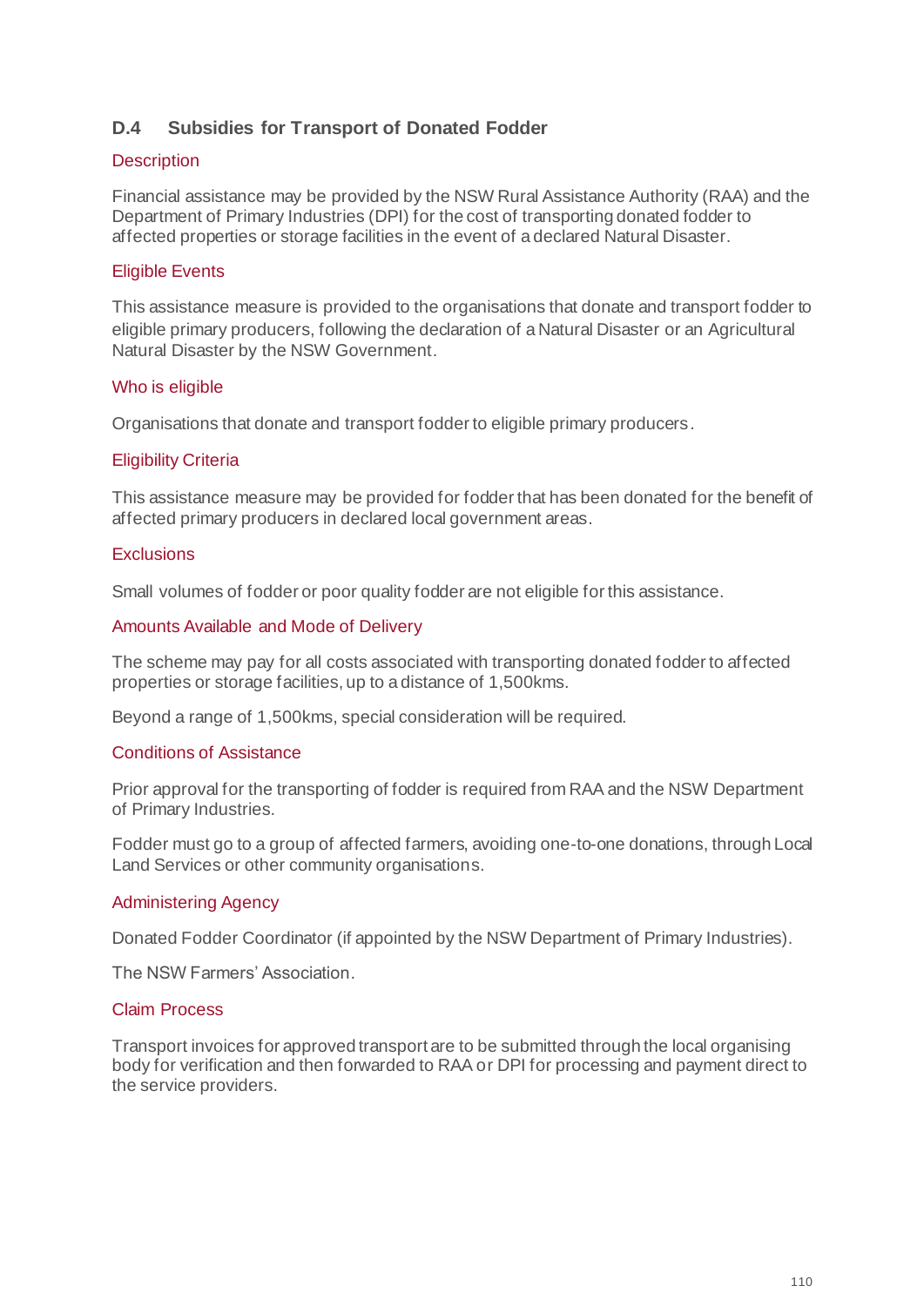## D.4 Subsidies for Transport of Donated Fodder

### Description

Financial assistance may be provided by the NSW Rural Assistance Authority (RAA) and the Department of Primary Industries (DPI) for the cost of transporting donated fodder to affected properties or storage facilities in the event of a declared Natural Disaster.

### Eligible Events

This assistance measure is provided to the organisations that donate and transport fodder to eligible primary producers, following the declaration of a Natural Disaster or an Agricultural Natural Disaster by the NSW Government.

### Who is eligible

Organisations that donate and transport fodder to eligible primary producers.

### Eligibility Criteria

This assistance measure may be provided for fodder that has been donated for the benefit of affected primary producers in declared local government areas.

### Exclusions

Small volumes of fodder or poor quality fodder are not eligible for this assistance.

### Amounts Available and Mode of Delivery

The scheme may pay for all costs associated with transporting donated fodder to affected properties or storage facilities, up to a distance of 1,500kms.

Beyond a range of 1,500kms, special consideration will be required.

### Conditions of Assistance

Prior approval for the transporting of fodder is required from RAA and the NSW Department of Primary Industries.

Fodder must go to a group of affected farmers, avoiding one-to-one donations, through Local Land Services or other community organisations.

### Administering Agency

Donated Fodder Coordinator (if appointed by the NSW Department of Primary Industries).

The NSW Farmers' Association.

### Claim Process

Transport invoices for approved transport are to be submitted through the local organising body for verification and then forwarded to RAA or DPI for processing and payment direct to the service providers.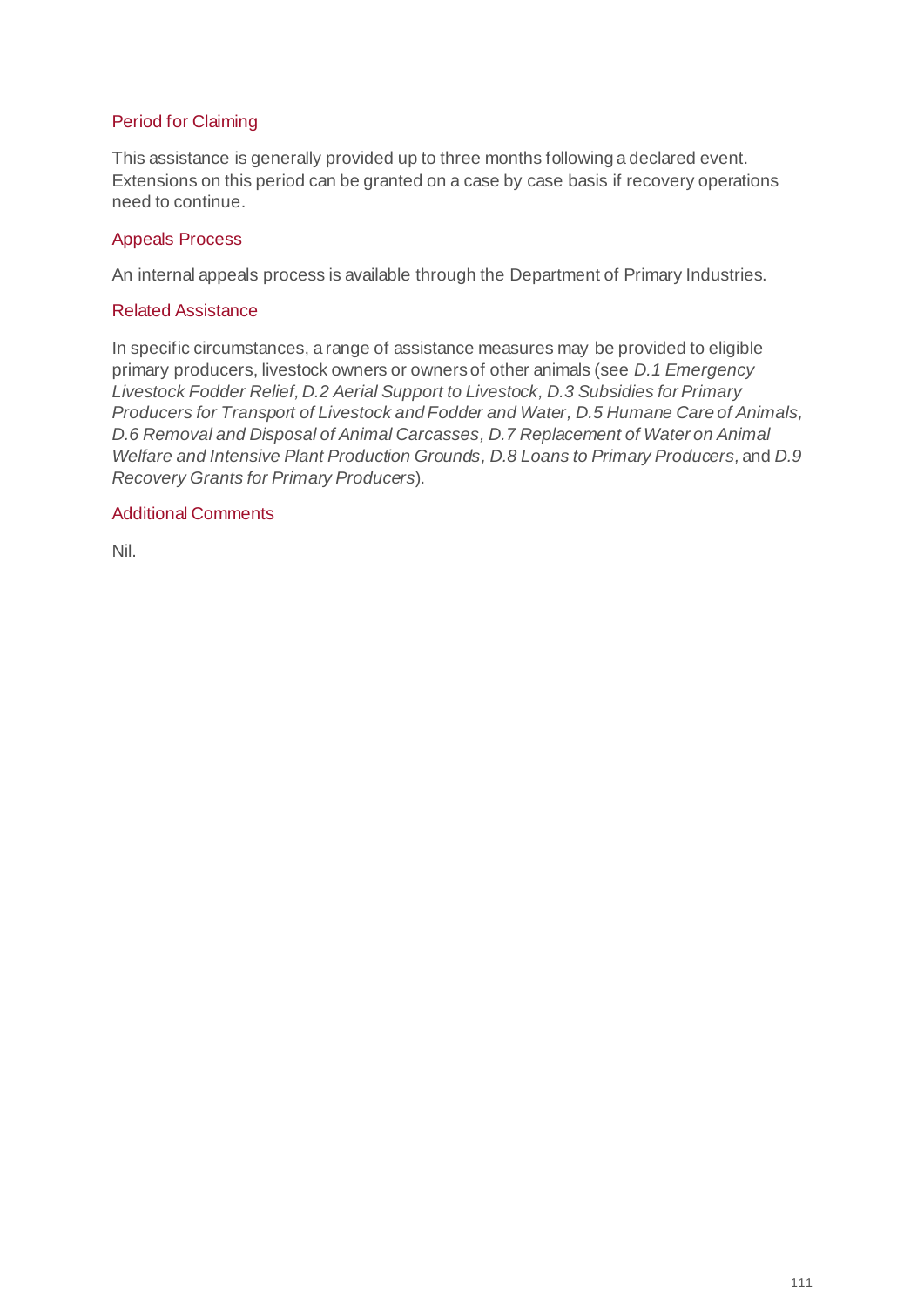### Period for Claiming

This assistance is generally provided up to three months following a declared event. Extensions on this period can be granted on a case by case basis if recovery operations need to continue.

### Appeals Process

An internal appeals process is available through the Department of Primary Industries.

### Related Assistance

In specific circumstances, a range of assistance measures may be provided to eligible primary producers, livestock owners or owners of other animals (see *D.1 Emergency Livestock Fodder Relief, D.2 Aerial Support to Livestock, D.3 Subsidies for Primary Producers for Transport of Livestock and Fodder and Water, D.5 Humane Care of Animals, D.6 Removal and Disposal of Animal Carcasses, D.7 Replacement of Water on Animal Welfare and Intensive Plant Production Grounds, D.8 Loans to Primary Producers,* and *D.9 Recovery Grants for Primary Producers*).

### Additional Comments

Nil.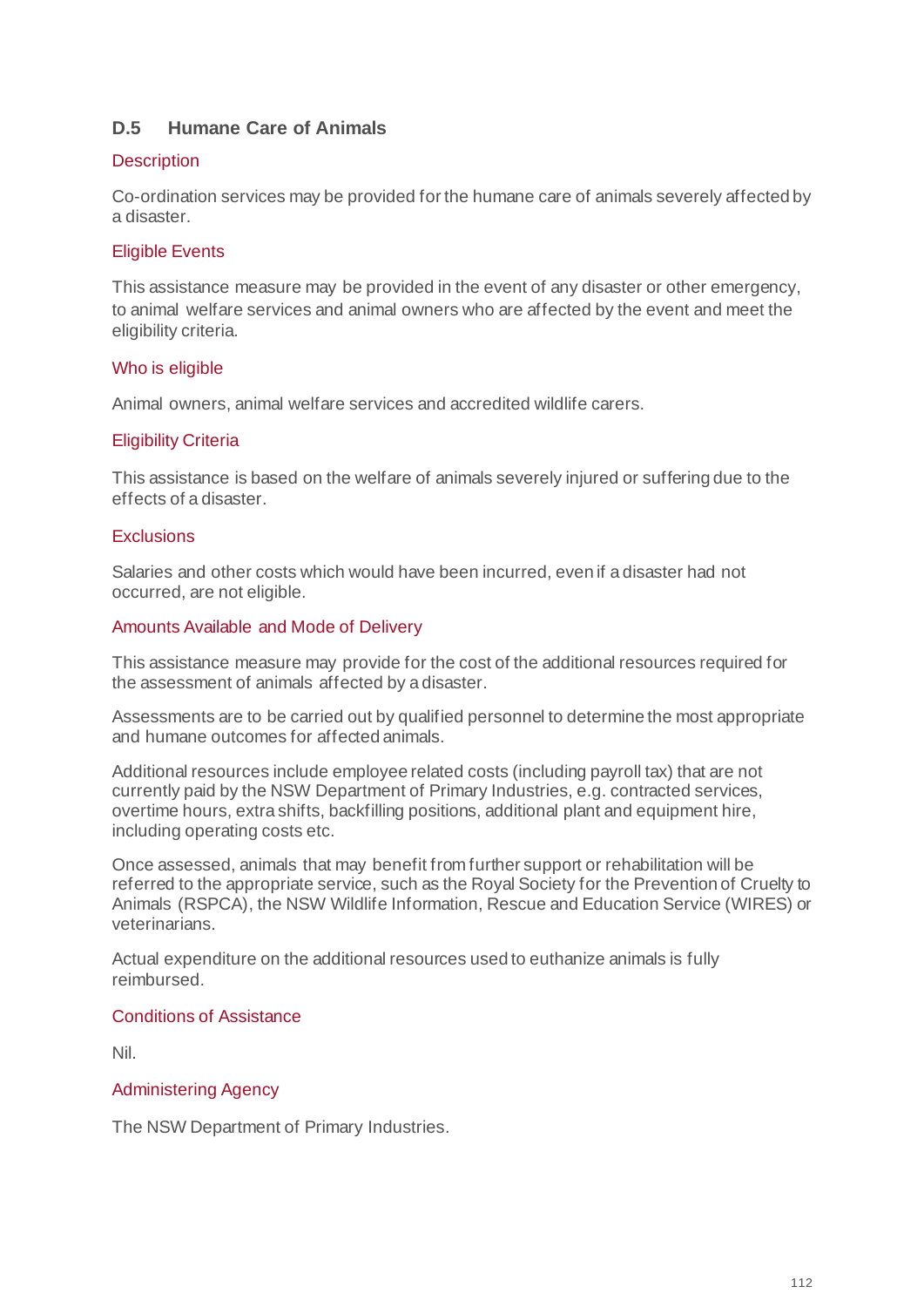## D.5 Humane Care of Animals

### Description

Co-ordination services may be provided for the humane care of animals severely affected by a disaster.

### Eligible Events

This assistance measure may be provided in the event of any disaster or other emergency, to animal welfare services and animal owners who are affected by the event and meet the eligibility criteria.

### Who is eligible

Animal owners, animal welfare services and accredited wildlife carers.

### Eligibility Criteria

This assistance is based on the welfare of animals severely injured or suffering due to the effects of a disaster.

### Exclusions

Salaries and other costs which would have been incurred, even if a disaster had not occurred, are not eligible.

### Amounts Available and Mode of Delivery

This assistance measure may provide for the cost of the additional resources required for the assessment of animals affected by a disaster.

Assessments are to be carried out by qualified personnel to determine the most appropriate and humane outcomes for affected animals.

Additional resources include employee related costs (including payroll tax) that are not currently paid by the NSW Department of Primary Industries, e.g. contracted services, overtime hours, extra shifts, backfilling positions, additional plant and equipment hire, including operating costs etc.

Once assessed, animals that may benefit from further support or rehabilitation will be referred to the appropriate service, such as the Royal Society for the Prevention of Cruelty to Animals (RSPCA), the NSW Wildlife Information, Rescue and Education Service (WIRES) or veterinarians.

Actual expenditure on the additional resources used to euthanize animals is fully reimbursed.

### Conditions of Assistance

Nil.

### Administering Agency

The NSW Department of Primary Industries.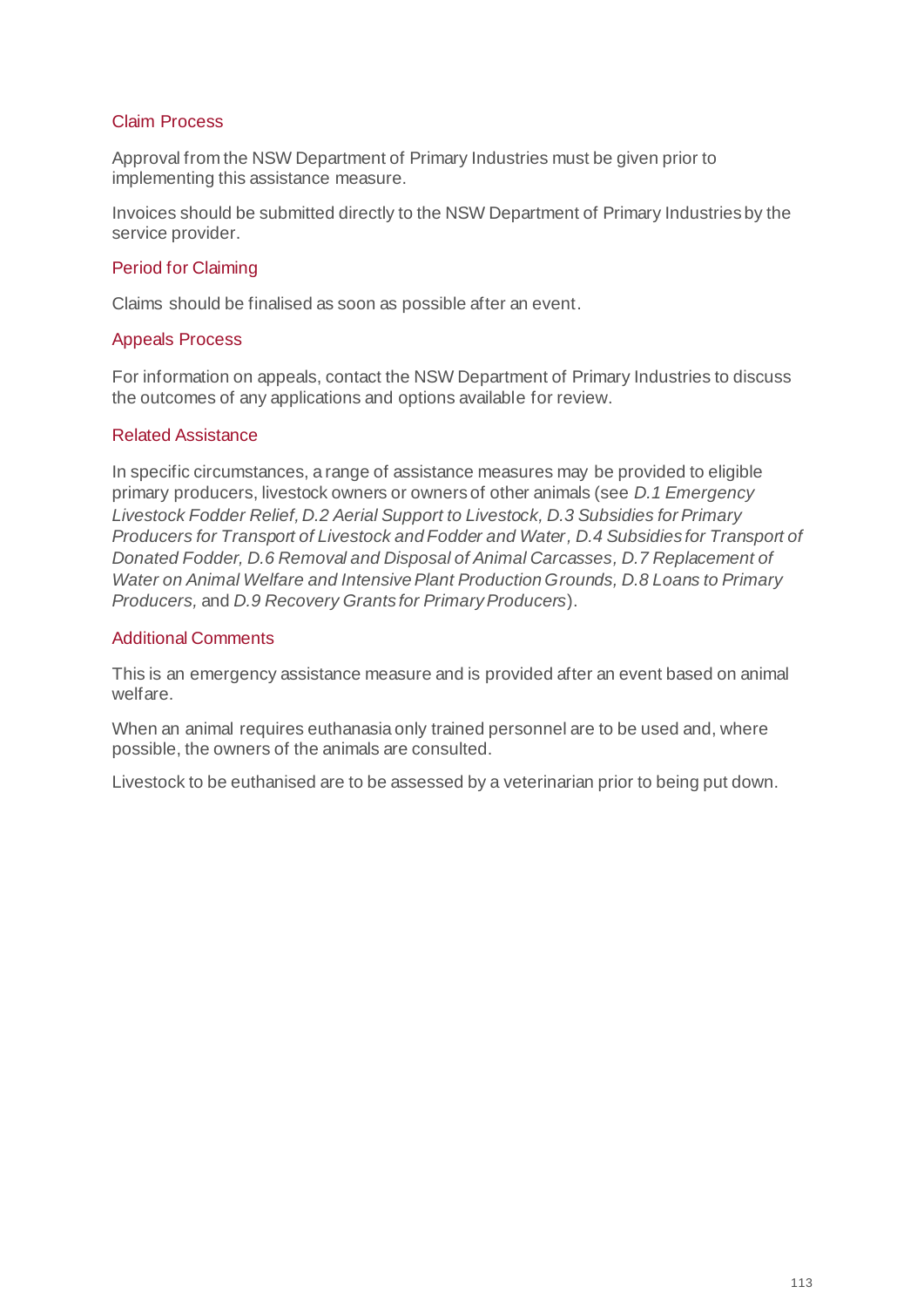### Claim Process

Approval from the NSW Department of Primary Industries must be given prior to implementing this assistance measure.

Invoices should be submitted directly to the NSW Department of Primary Industries by the service provider.

### Period for Claiming

Claims should be finalised as soon as possible after an event.

### Appeals Process

For information on appeals, contact the NSW Department of Primary Industries to discuss the outcomes of any applications and options available for review.

### Related Assistance

In specific circumstances, a range of assistance measures may be provided to eligible primary producers, livestock owners or owners of other animals (see *D.1 Emergency Livestock Fodder Relief, D.2 Aerial Support to Livestock, D.3 Subsidies for Primary Producers for Transport of Livestock and Fodder and Water, D.4 Subsidies for Transport of Donated Fodder, D.6 Removal and Disposal of Animal Carcasses, D.7 Replacement of Water on Animal Welfare and Intensive Plant Production Grounds, D.8 Loans to Primary Producers,* and *D.9 Recovery Grants for Primary Producers*).

### Additional Comments

This is an emergency assistance measure and is provided after an event based on animal welfare.

When an animal requires euthanasia only trained personnel are to be used and, where possible, the owners of the animals are consulted.

Livestock to be euthanised are to be assessed by a veterinarian prior to being put down.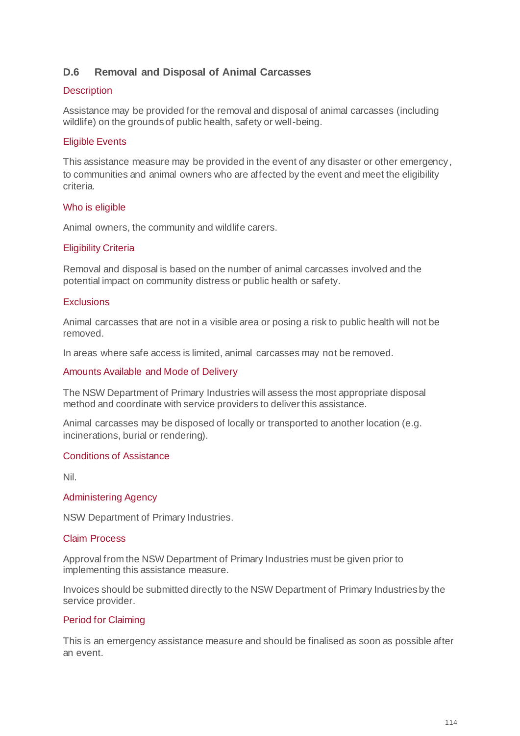## D.6 Removal and Disposal of Animal Carcasses

### Description

Assistance may be provided for the removal and disposal of animal carcasses (including wildlife) on the grounds of public health, safety or well-being.

### Eligible Events

This assistance measure may be provided in the event of any disaster or other emergency, to communities and animal owners who are affected by the event and meet the eligibility criteria.

### Who is eligible

Animal owners, the community and wildlife carers.

### Eligibility Criteria

Removal and disposal is based on the number of animal carcasses involved and the potential impact on community distress or public health or safety.

### Exclusions

Animal carcasses that are not in a visible area or posing a risk to public health will not be removed.

In areas where safe access is limited, animal carcasses may not be removed.

### Amounts Available and Mode of Delivery

The NSW Department of Primary Industries will assess the most appropriate disposal method and coordinate with service providers to deliver this assistance.

Animal carcasses may be disposed of locally or transported to another location (e.g. incinerations, burial or rendering).

### Conditions of Assistance

Nil.

### Administering Agency

NSW Department of Primary Industries.

### Claim Process

Approval from the NSW Department of Primary Industries must be given prior to implementing this assistance measure.

Invoices should be submitted directly to the NSW Department of Primary Industries by the service provider.

### Period for Claiming

This is an emergency assistance measure and should be finalised as soon as possible after an event.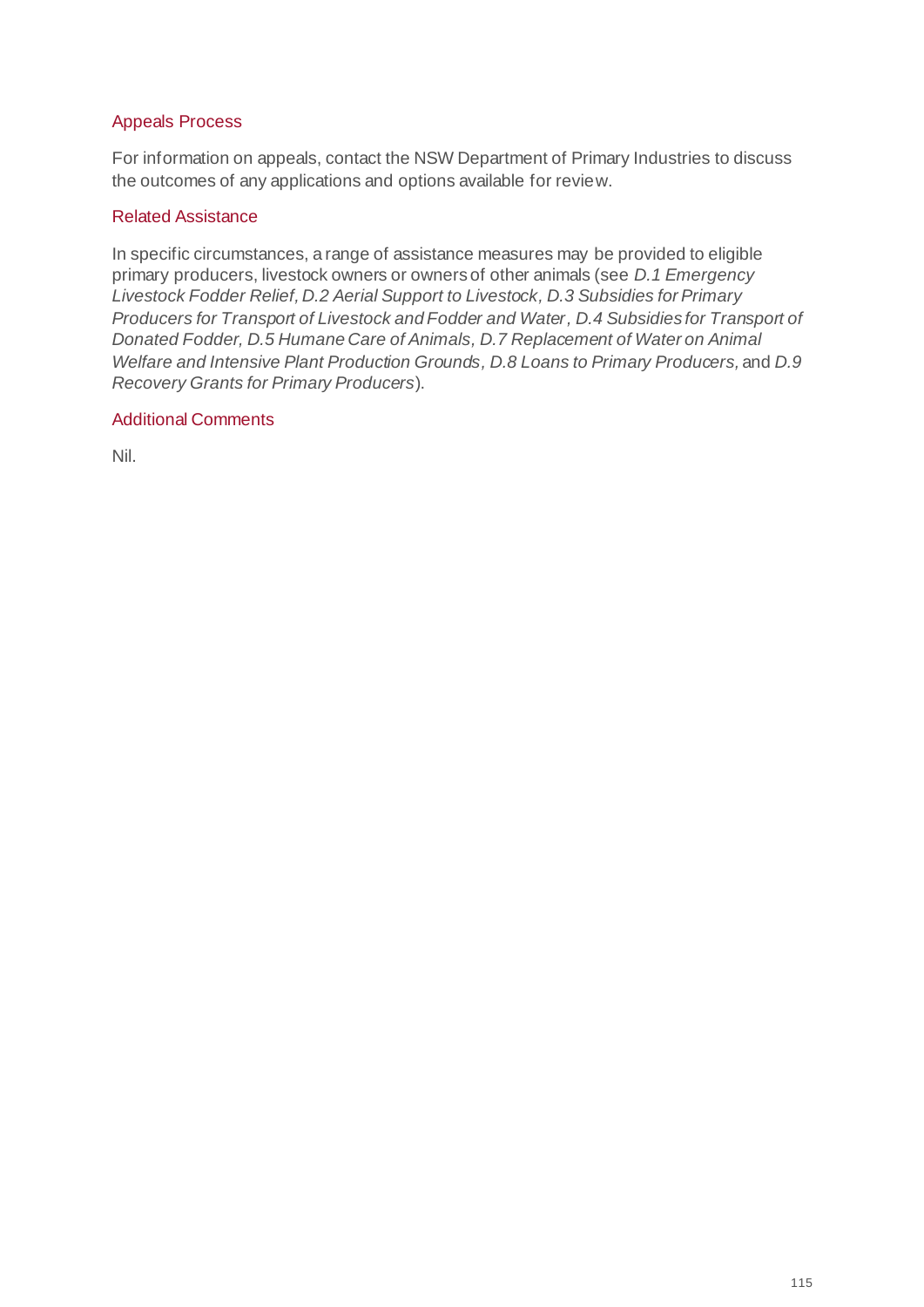#### Appeals Process

For information on appeals, contact the NSW Department of Primary Industries to discuss the outcomes of any applications and options available for review.

#### Related Assistance

In specific circumstances, a range of assistance measures may be provided to eligible primary producers, livestock owners or owners of other animals (see *D.1 Emergency Livestock Fodder Relief, D.2 Aerial Support to Livestock, D.3 Subsidies for Primary Producers for Transport of Livestock and Fodder and Water, D.4 Subsidies for Transport of Donated Fodder, D.5 Humane Care of Animals, D.7 Replacement of Water on Animal Welfare and Intensive Plant Production Grounds, D.8 Loans to Primary Producers,* and *D.9 Recovery Grants for Primary Producers*).

#### Additional Comments

Nil.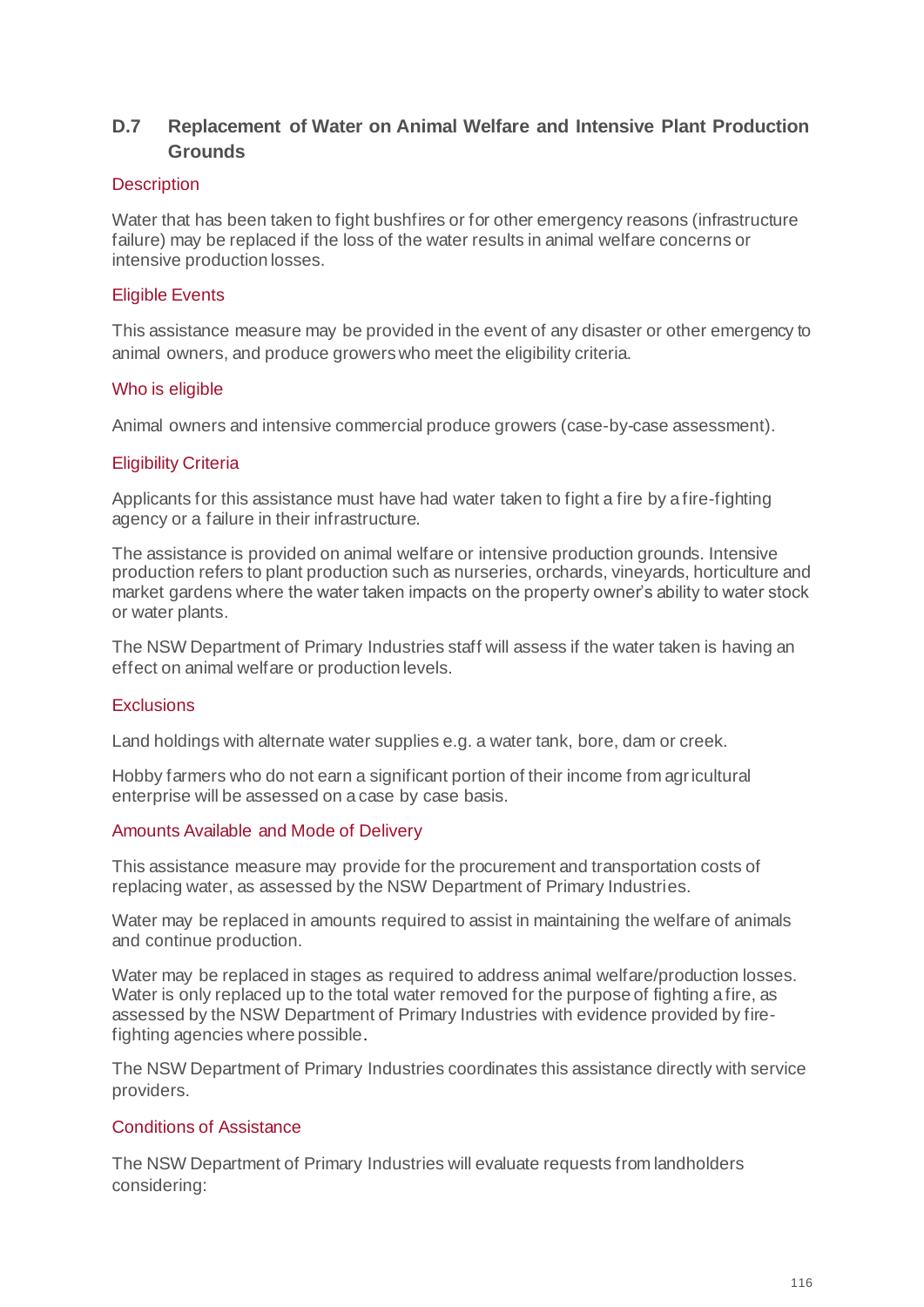## D.7 Replacement of Water on Animal Welfare and Intensive Plant Production Grounds

### Description

Water that has been taken to fight bushfires or for other emergency reasons (infrastructure failure) may be replaced if the loss of the water results in animal welfare concerns or intensive production losses.

### Eligible Events

This assistance measure may be provided in the event of any disaster or other emergency to animal owners, and produce growers who meet the eligibility criteria.

### Who is eligible

Animal owners and intensive commercial produce growers (case-by-case assessment).

### Eligibility Criteria

Applicants for this assistance must have had water taken to fight a fire by a fire-fighting agency or a failure in their infrastructure.

The assistance is provided on animal welfare or intensive production grounds. Intensive production refers to plant production such as nurseries, orchards, vineyards, horticulture and market gardens where the water taken impacts on the property owner's ability to water stock or water plants.

The NSW Department of Primary Industries staff will assess if the water taken is having an effect on animal welfare or production levels.

### Exclusions

Land holdings with alternate water supplies e.g. a water tank, bore, dam or creek.

Hobby farmers who do not earn a significant portion of their income from agricultural enterprise will be assessed on a case by case basis.

### Amounts Available and Mode of Delivery

This assistance measure may provide for the procurement and transportation costs of replacing water, as assessed by the NSW Department of Primary Industries.

Water may be replaced in amounts required to assist in maintaining the welfare of animals and continue production.

Water may be replaced in stages as required to address animal welfare/production losses. Water is only replaced up to the total water removed for the purpose of fighting a fire, as assessed by the NSW Department of Primary Industries with evidence provided by fire-fighting agencies where possible.

The NSW Department of Primary Industries coordinates this assistance directly with service providers.

### Conditions of Assistance

The NSW Department of Primary Industries will evaluate requests from landholders considering: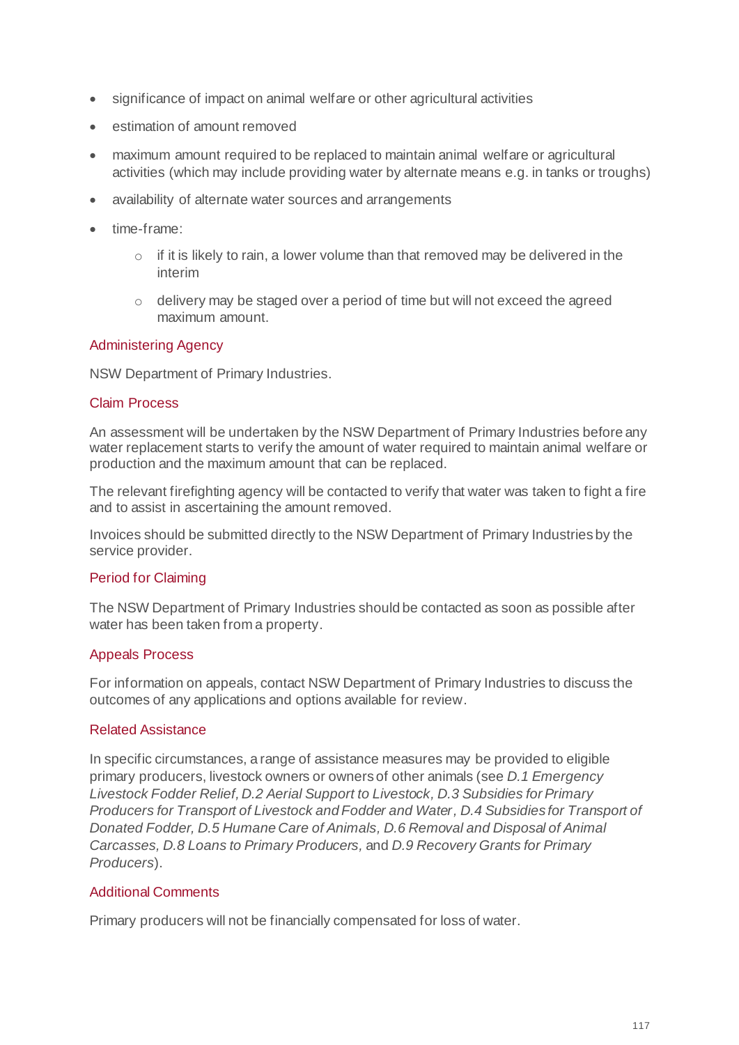- significance of impact on animal welfare or other agricultural activities
- estimation of amount removed
- maximum amount required to be replaced to maintain animal welfare or agricultural activities (which may include providing water by alternate means e.g. in tanks or troughs)
- availability of alternate water sources and arrangements
- time-frame:
  - if it is likely to rain, a lower volume than that removed may be delivered in the interim
  - delivery may be staged over a period of time but will not exceed the agreed maximum amount.

### Administering Agency

NSW Department of Primary Industries.

### Claim Process

An assessment will be undertaken by the NSW Department of Primary Industries before any water replacement starts to verify the amount of water required to maintain animal welfare or production and the maximum amount that can be replaced.

The relevant firefighting agency will be contacted to verify that water was taken to fight a fire and to assist in ascertaining the amount removed.

Invoices should be submitted directly to the NSW Department of Primary Industries by the service provider.

### Period for Claiming

The NSW Department of Primary Industries should be contacted as soon as possible after water has been taken from a property.

### Appeals Process

For information on appeals, contact NSW Department of Primary Industries to discuss the outcomes of any applications and options available for review.

### Related Assistance

In specific circumstances, a range of assistance measures may be provided to eligible primary producers, livestock owners or owners of other animals (see *D.1 Emergency Livestock Fodder Relief, D.2 Aerial Support to Livestock, D.3 Subsidies for Primary Producers for Transport of Livestock and Fodder and Water, D.4 Subsidies for Transport of Donated Fodder, D.5 Humane Care of Animals, D.6 Removal and Disposal of Animal Carcasses, D.8 Loans to Primary Producers,* and *D.9 Recovery Grants for Primary Producers*).

### Additional Comments

Primary producers will not be financially compensated for loss of water.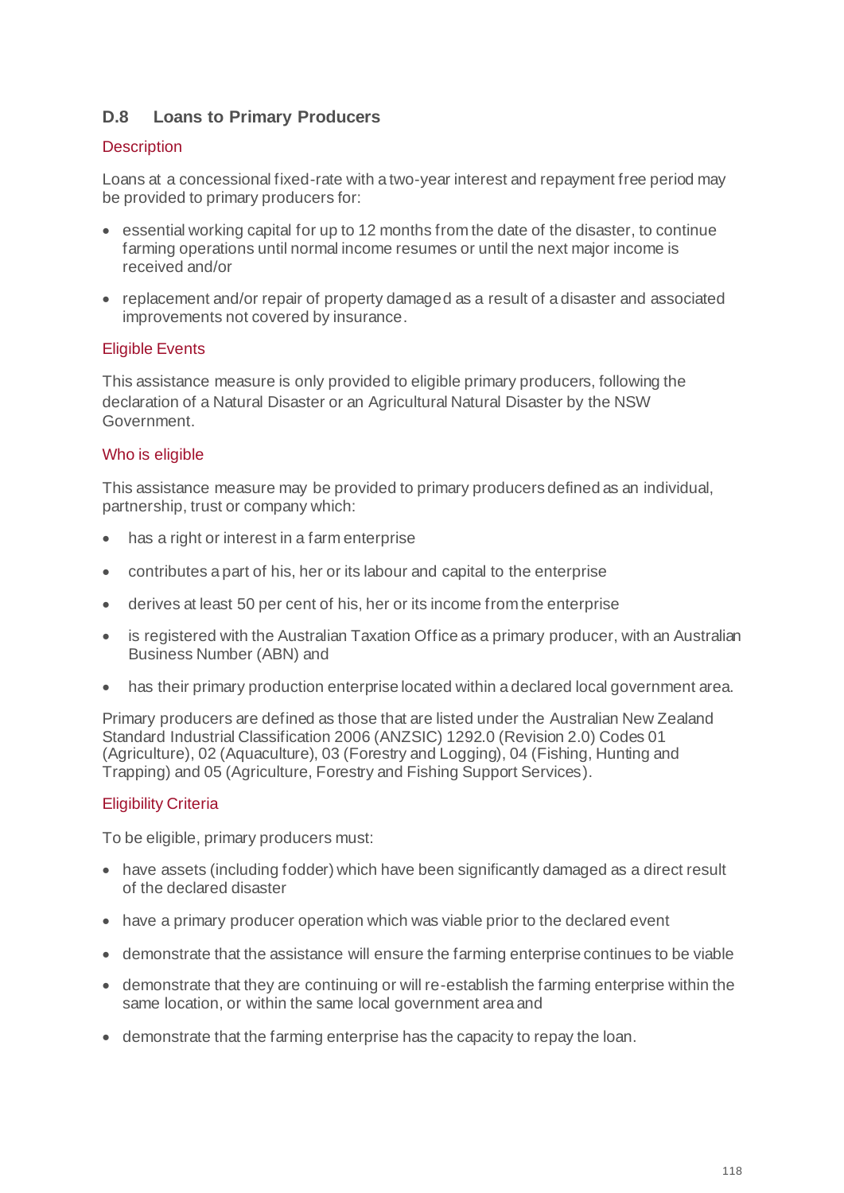### D.8 Loans to Primary Producers

#### Description

Loans at a concessional fixed-rate with a two-year interest and repayment free period may be provided to primary producers for:

- essential working capital for up to 12 months from the date of the disaster, to continue farming operations until normal income resumes or until the next major income is received and/or
- replacement and/or repair of property damaged as a result of a disaster and associated improvements not covered by insurance.

#### Eligible Events

This assistance measure is only provided to eligible primary producers, following the declaration of a Natural Disaster or an Agricultural Natural Disaster by the NSW Government.

#### Who is eligible

This assistance measure may be provided to primary producers defined as an individual, partnership, trust or company which:

- has a right or interest in a farm enterprise
- contributes a part of his, her or its labour and capital to the enterprise
- derives at least 50 per cent of his, her or its income from the enterprise
- is registered with the Australian Taxation Office as a primary producer, with an Australian Business Number (ABN) and
- has their primary production enterprise located within a declared local government area.

Primary producers are defined as those that are listed under the Australian New Zealand Standard Industrial Classification 2006 (ANZSIC) 1292.0 (Revision 2.0) Codes 01 (Agriculture), 02 (Aquaculture), 03 (Forestry and Logging), 04 (Fishing, Hunting and Trapping) and 05 (Agriculture, Forestry and Fishing Support Services).

#### Eligibility Criteria

To be eligible, primary producers must:

- have assets (including fodder) which have been significantly damaged as a direct result of the declared disaster
- have a primary producer operation which was viable prior to the declared event
- demonstrate that the assistance will ensure the farming enterprise continues to be viable
- demonstrate that they are continuing or will re-establish the farming enterprise within the same location, or within the same local government area and
- demonstrate that the farming enterprise has the capacity to repay the loan.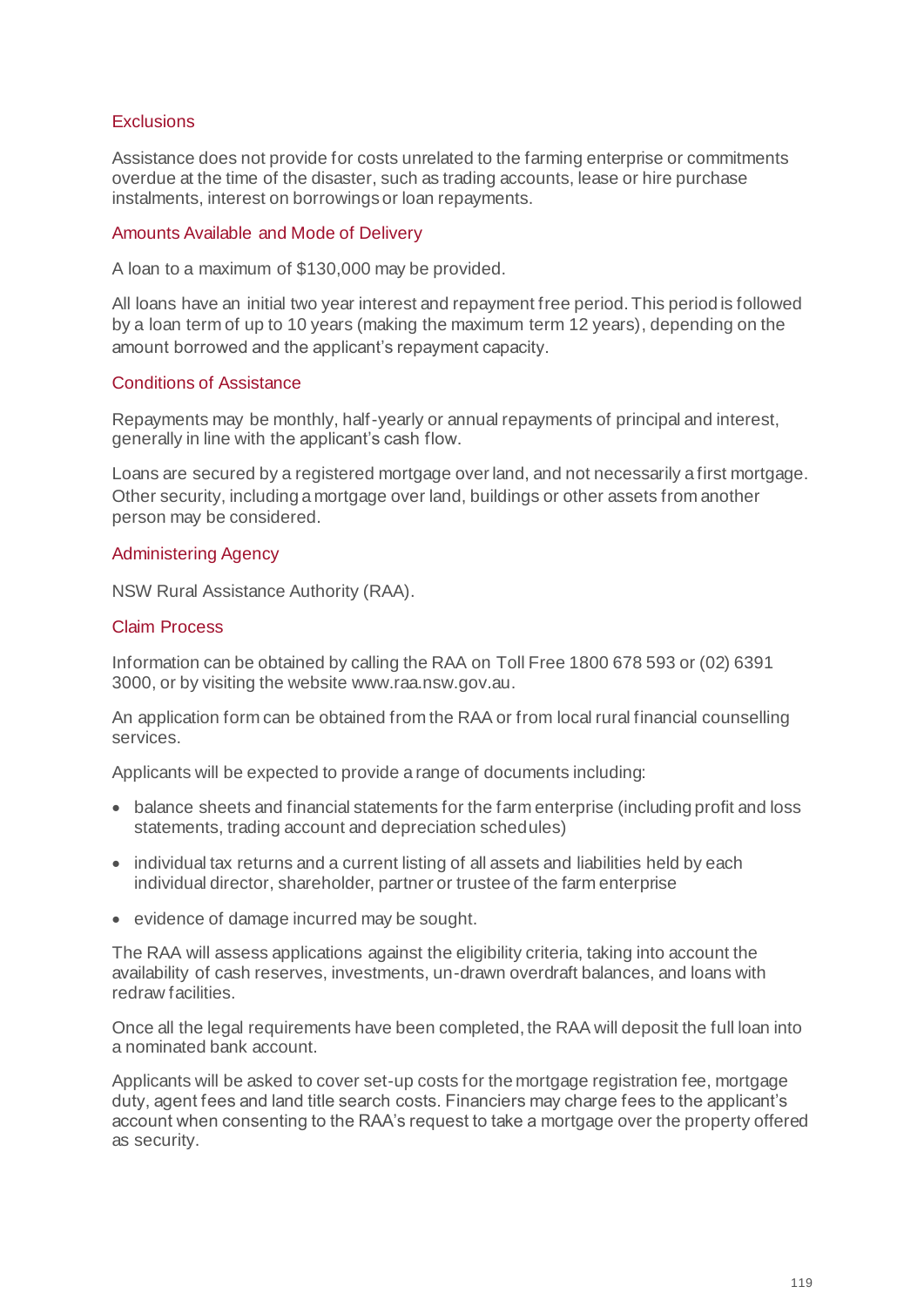### Exclusions

Assistance does not provide for costs unrelated to the farming enterprise or commitments overdue at the time of the disaster, such as trading accounts, lease or hire purchase instalments, interest on borrowings or loan repayments.

### Amounts Available and Mode of Delivery

A loan to a maximum of $130,000 may be provided.

All loans have an initial two year interest and repayment free period. This period is followed by a loan term of up to 10 years (making the maximum term 12 years), depending on the amount borrowed and the applicant's repayment capacity.

### Conditions of Assistance

Repayments may be monthly, half-yearly or annual repayments of principal and interest, generally in line with the applicant's cash flow.

Loans are secured by a registered mortgage over land, and not necessarily a first mortgage. Other security, including a mortgage over land, buildings or other assets from another person may be considered.

### Administering Agency

NSW Rural Assistance Authority (RAA).

### Claim Process

Information can be obtained by calling the RAA on Toll Free 1800 678 593 or (02) 6391 3000, or by visiting the website www.raa.nsw.gov.au.

An application form can be obtained from the RAA or from local rural financial counselling services.

Applicants will be expected to provide a range of documents including:

- balance sheets and financial statements for the farm enterprise (including profit and loss statements, trading account and depreciation schedules)
- individual tax returns and a current listing of all assets and liabilities held by each individual director, shareholder, partner or trustee of the farm enterprise
- evidence of damage incurred may be sought.

The RAA will assess applications against the eligibility criteria, taking into account the availability of cash reserves, investments, un-drawn overdraft balances, and loans with redraw facilities.

Once all the legal requirements have been completed, the RAA will deposit the full loan into a nominated bank account.

Applicants will be asked to cover set-up costs for the mortgage registration fee, mortgage duty, agent fees and land title search costs. Financiers may charge fees to the applicant's account when consenting to the RAA's request to take a mortgage over the property offered as security.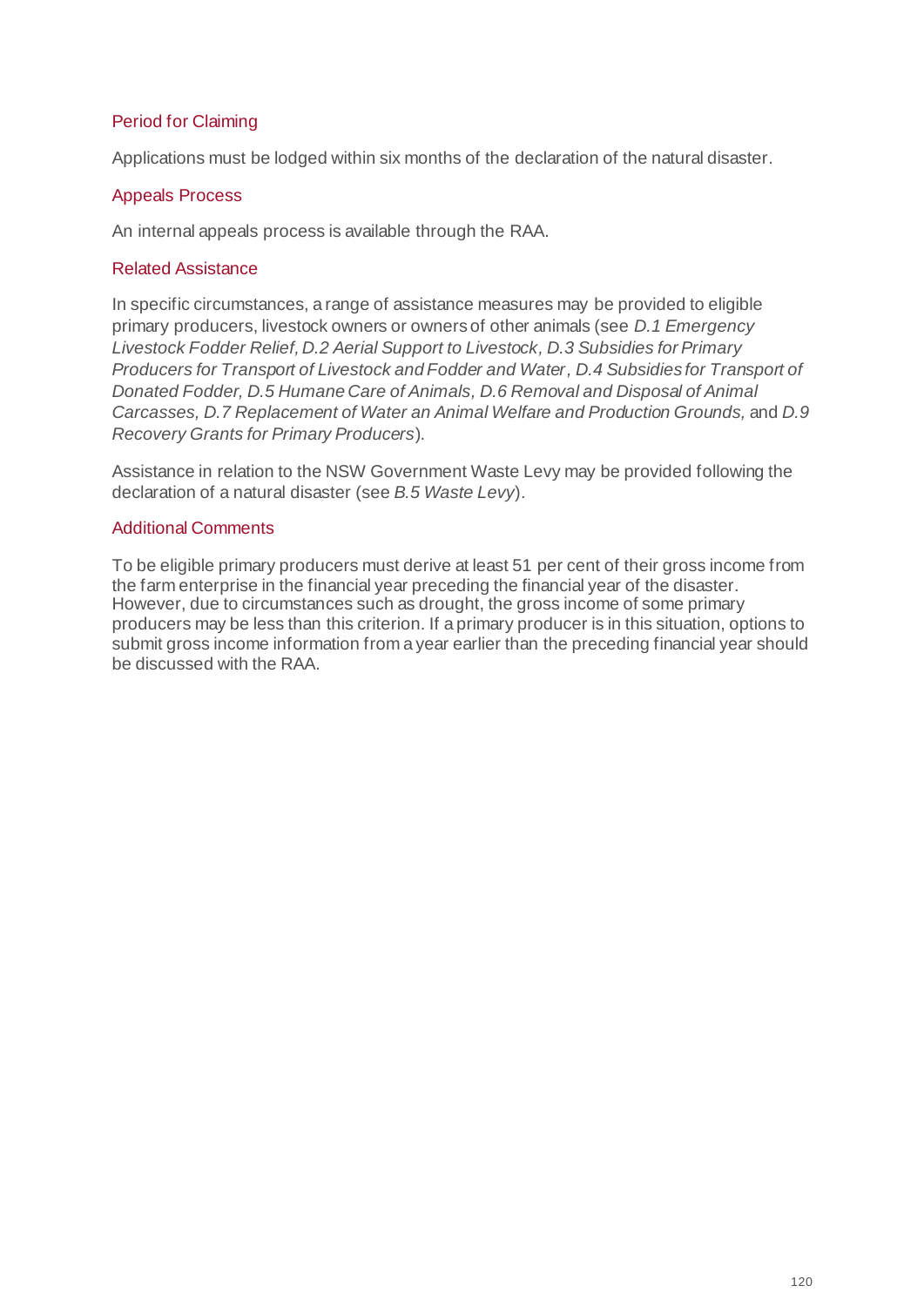### Period for Claiming

Applications must be lodged within six months of the declaration of the natural disaster.

### Appeals Process

An internal appeals process is available through the RAA.

### Related Assistance

In specific circumstances, a range of assistance measures may be provided to eligible primary producers, livestock owners or owners of other animals (see *D.1 Emergency Livestock Fodder Relief, D.2 Aerial Support to Livestock, D.3 Subsidies for Primary Producers for Transport of Livestock and Fodder and Water, D.4 Subsidies for Transport of Donated Fodder, D.5 Humane Care of Animals, D.6 Removal and Disposal of Animal Carcasses, D.7 Replacement of Water an Animal Welfare and Production Grounds,* and *D.9 Recovery Grants for Primary Producers*).

Assistance in relation to the NSW Government Waste Levy may be provided following the declaration of a natural disaster (see *B.5 Waste Levy*).

### Additional Comments

To be eligible primary producers must derive at least 51 per cent of their gross income from the farm enterprise in the financial year preceding the financial year of the disaster. However, due to circumstances such as drought, the gross income of some primary producers may be less than this criterion. If a primary producer is in this situation, options to submit gross income information from a year earlier than the preceding financial year should be discussed with the RAA.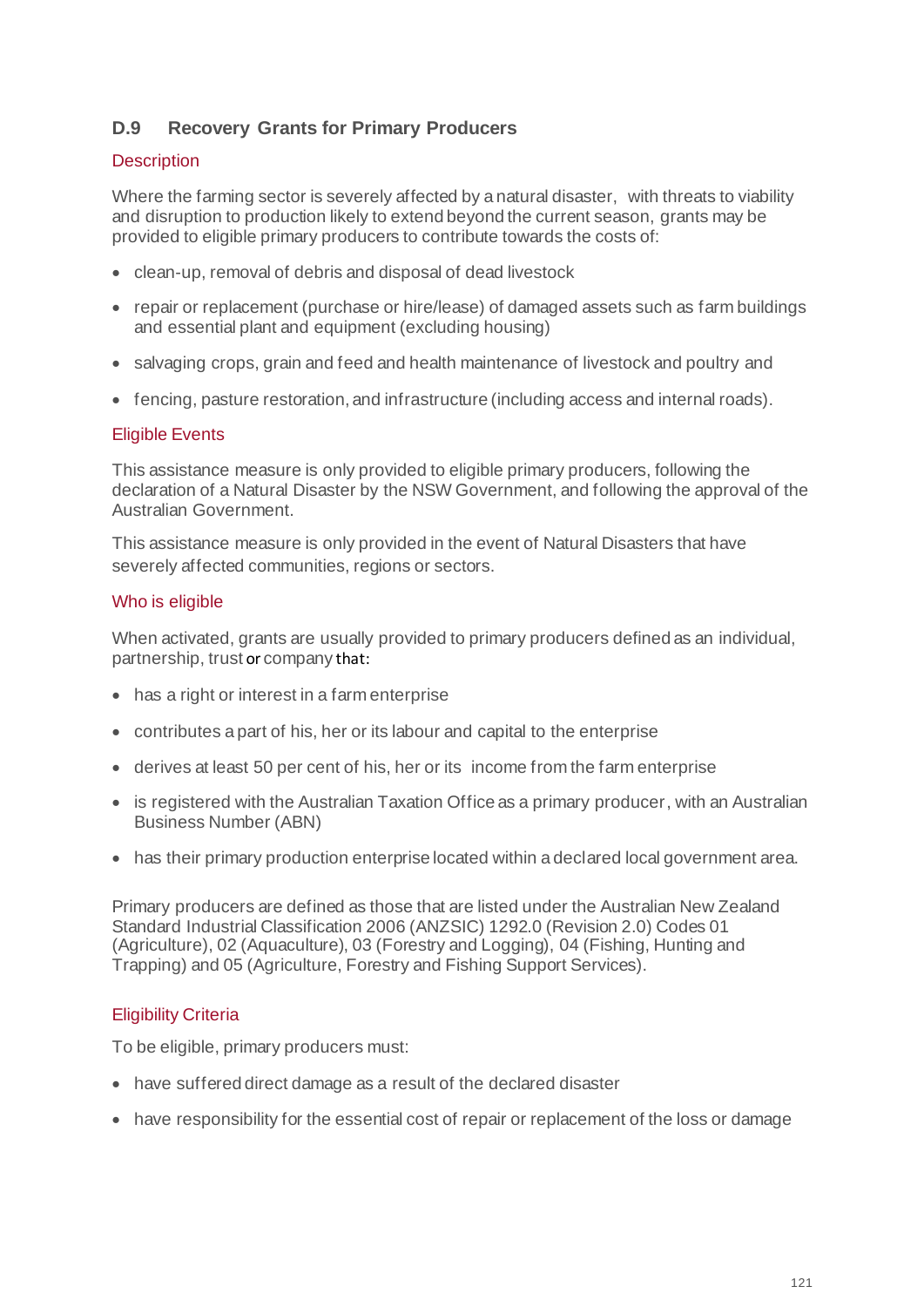## D.9 Recovery Grants for Primary Producers

### Description

Where the farming sector is severely affected by a natural disaster, with threats to viability and disruption to production likely to extend beyond the current season, grants may be provided to eligible primary producers to contribute towards the costs of:

- clean-up, removal of debris and disposal of dead livestock
- repair or replacement (purchase or hire/lease) of damaged assets such as farm buildings and essential plant and equipment (excluding housing)
- salvaging crops, grain and feed and health maintenance of livestock and poultry and
- fencing, pasture restoration, and infrastructure (including access and internal roads).

### Eligible Events

This assistance measure is only provided to eligible primary producers, following the declaration of a Natural Disaster by the NSW Government, and following the approval of the Australian Government.

This assistance measure is only provided in the event of Natural Disasters that have severely affected communities, regions or sectors.

### Who is eligible

When activated, grants are usually provided to primary producers defined as an individual, partnership, trust or company that:

- has a right or interest in a farm enterprise
- contributes a part of his, her or its labour and capital to the enterprise
- derives at least 50 per cent of his, her or its income from the farm enterprise
- is registered with the Australian Taxation Office as a primary producer, with an Australian Business Number (ABN)
- has their primary production enterprise located within a declared local government area.

Primary producers are defined as those that are listed under the Australian New Zealand Standard Industrial Classification 2006 (ANZSIC) 1292.0 (Revision 2.0) Codes 01 (Agriculture), 02 (Aquaculture), 03 (Forestry and Logging), 04 (Fishing, Hunting and Trapping) and 05 (Agriculture, Forestry and Fishing Support Services).

### Eligibility Criteria

To be eligible, primary producers must:

- have suffered direct damage as a result of the declared disaster
- have responsibility for the essential cost of repair or replacement of the loss or damage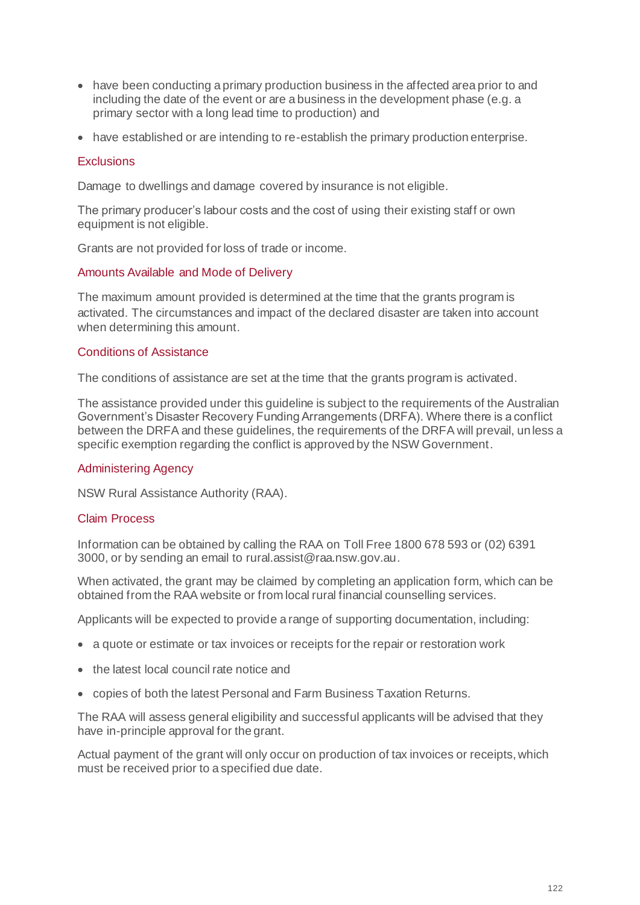- have been conducting a primary production business in the affected area prior to and including the date of the event or are a business in the development phase (e.g. a primary sector with a long lead time to production) and
- have established or are intending to re-establish the primary production enterprise.

### Exclusions

Damage to dwellings and damage covered by insurance is not eligible.

The primary producer's labour costs and the cost of using their existing staff or own equipment is not eligible.

Grants are not provided for loss of trade or income.

### Amounts Available and Mode of Delivery

The maximum amount provided is determined at the time that the grants program is activated. The circumstances and impact of the declared disaster are taken into account when determining this amount.

### Conditions of Assistance

The conditions of assistance are set at the time that the grants program is activated.

The assistance provided under this guideline is subject to the requirements of the Australian Government's Disaster Recovery Funding Arrangements (DRFA). Where there is a conflict between the DRFA and these guidelines, the requirements of the DRFA will prevail, unless a specific exemption regarding the conflict is approved by the NSW Government.

### Administering Agency

NSW Rural Assistance Authority (RAA).

### Claim Process

Information can be obtained by calling the RAA on Toll Free 1800 678 593 or (02) 6391 3000, or by sending an email to rural.assist@raa.nsw.gov.au.

When activated, the grant may be claimed by completing an application form, which can be obtained from the RAA website or from local rural financial counselling services.

Applicants will be expected to provide a range of supporting documentation, including:

- a quote or estimate or tax invoices or receipts for the repair or restoration work
- the latest local council rate notice and
- copies of both the latest Personal and Farm Business Taxation Returns.

The RAA will assess general eligibility and successful applicants will be advised that they have in-principle approval for the grant.

Actual payment of the grant will only occur on production of tax invoices or receipts, which must be received prior to a specified due date.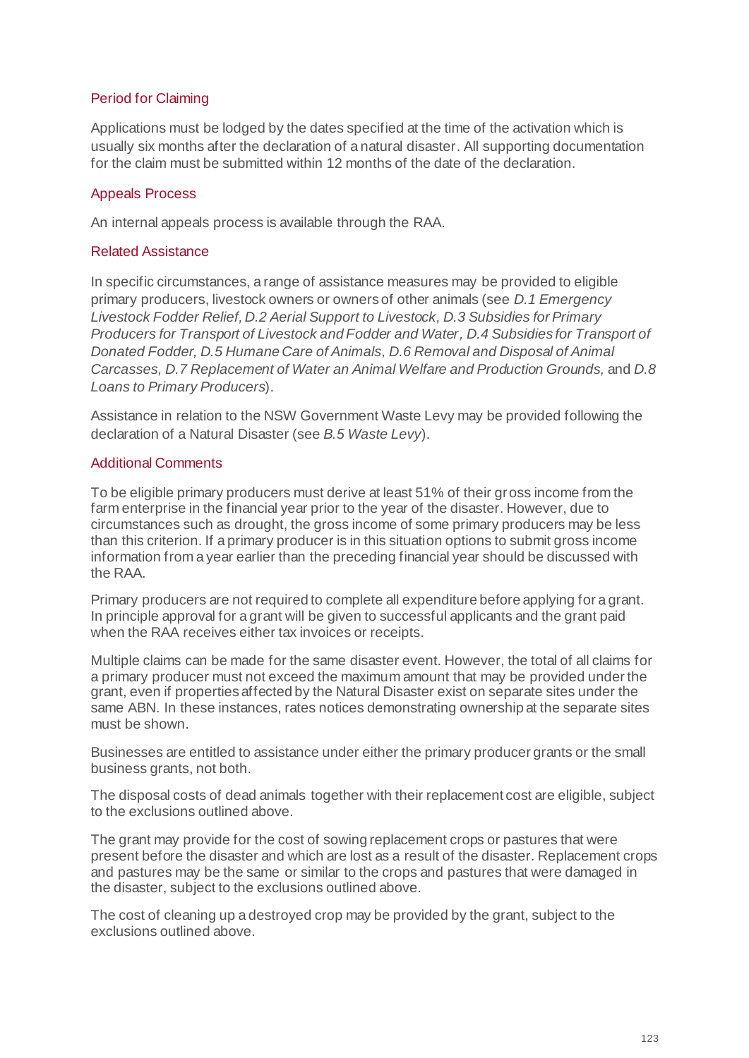### Period for Claiming

Applications must be lodged by the dates specified at the time of the activation which is usually six months after the declaration of a natural disaster. All supporting documentation for the claim must be submitted within 12 months of the date of the declaration.

### Appeals Process

An internal appeals process is available through the RAA.

### Related Assistance

In specific circumstances, a range of assistance measures may be provided to eligible primary producers, livestock owners or owners of other animals (see *D.1 Emergency Livestock Fodder Relief, D.2 Aerial Support to Livestock, D.3 Subsidies for Primary Producers for Transport of Livestock and Fodder and Water, D.4 Subsidies for Transport of Donated Fodder, D.5 Humane Care of Animals, D.6 Removal and Disposal of Animal Carcasses, D.7 Replacement of Water an Animal Welfare and Production Grounds,* and *D.8 Loans to Primary Producers*).

Assistance in relation to the NSW Government Waste Levy may be provided following the declaration of a Natural Disaster (see *B.5 Waste Levy*).

### Additional Comments

To be eligible primary producers must derive at least 51% of their gross income from the farm enterprise in the financial year prior to the year of the disaster. However, due to circumstances such as drought, the gross income of some primary producers may be less than this criterion. If a primary producer is in this situation options to submit gross income information from a year earlier than the preceding financial year should be discussed with the RAA.

Primary producers are not required to complete all expenditure before applying for a grant. In principle approval for a grant will be given to successful applicants and the grant paid when the RAA receives either tax invoices or receipts.

Multiple claims can be made for the same disaster event. However, the total of all claims for a primary producer must not exceed the maximum amount that may be provided under the grant, even if properties affected by the Natural Disaster exist on separate sites under the same ABN. In these instances, rates notices demonstrating ownership at the separate sites must be shown.

Businesses are entitled to assistance under either the primary producer grants or the small business grants, not both.

The disposal costs of dead animals together with their replacement cost are eligible, subject to the exclusions outlined above.

The grant may provide for the cost of sowing replacement crops or pastures that were present before the disaster and which are lost as a result of the disaster. Replacement crops and pastures may be the same or similar to the crops and pastures that were damaged in the disaster, subject to the exclusions outlined above.

The cost of cleaning up a destroyed crop may be provided by the grant, subject to the exclusions outlined above.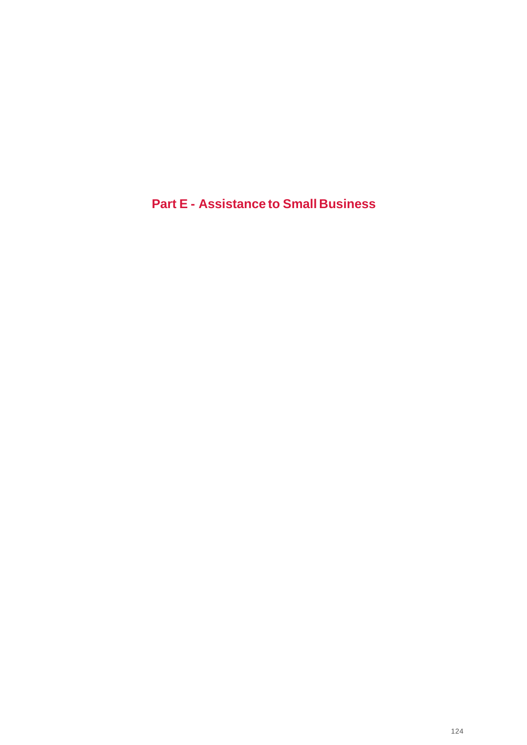# Part E - Assistance to Small Business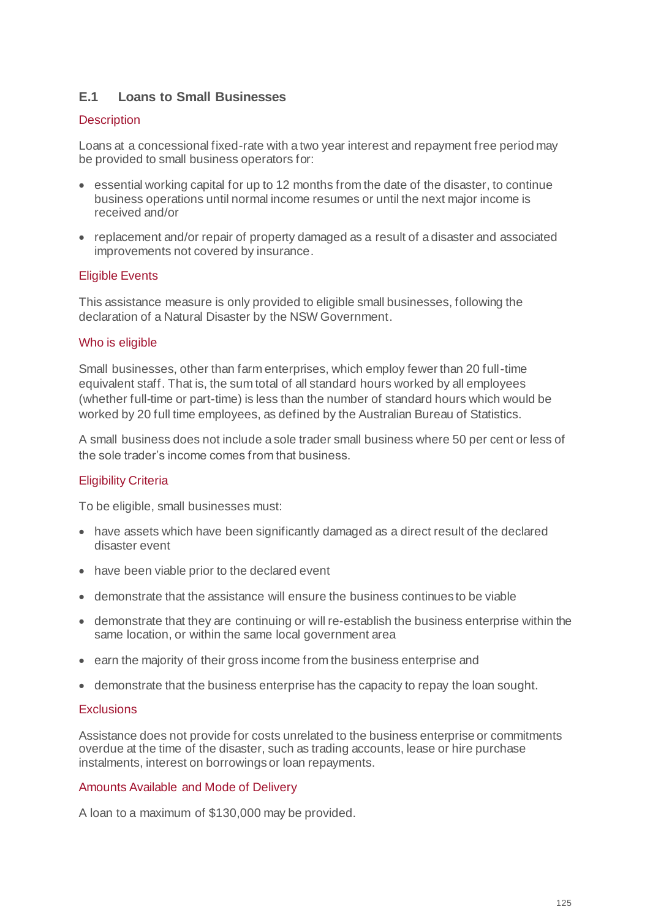## E.1 Loans to Small Businesses

### Description

Loans at a concessional fixed-rate with a two year interest and repayment free period may be provided to small business operators for:

- essential working capital for up to 12 months from the date of the disaster, to continue business operations until normal income resumes or until the next major income is received and/or
- replacement and/or repair of property damaged as a result of a disaster and associated improvements not covered by insurance.

### Eligible Events

This assistance measure is only provided to eligible small businesses, following the declaration of a Natural Disaster by the NSW Government.

### Who is eligible

Small businesses, other than farm enterprises, which employ fewer than 20 full-time equivalent staff. That is, the sum total of all standard hours worked by all employees (whether full-time or part-time) is less than the number of standard hours which would be worked by 20 full time employees, as defined by the Australian Bureau of Statistics.

A small business does not include a sole trader small business where 50 per cent or less of the sole trader's income comes from that business.

### Eligibility Criteria

To be eligible, small businesses must:

- have assets which have been significantly damaged as a direct result of the declared disaster event
- have been viable prior to the declared event
- demonstrate that the assistance will ensure the business continues to be viable
- demonstrate that they are continuing or will re-establish the business enterprise within the same location, or within the same local government area
- earn the majority of their gross income from the business enterprise and
- demonstrate that the business enterprise has the capacity to repay the loan sought.

### Exclusions

Assistance does not provide for costs unrelated to the business enterprise or commitments overdue at the time of the disaster, such as trading accounts, lease or hire purchase instalments, interest on borrowings or loan repayments.

### Amounts Available and Mode of Delivery

A loan to a maximum of $130,000 may be provided.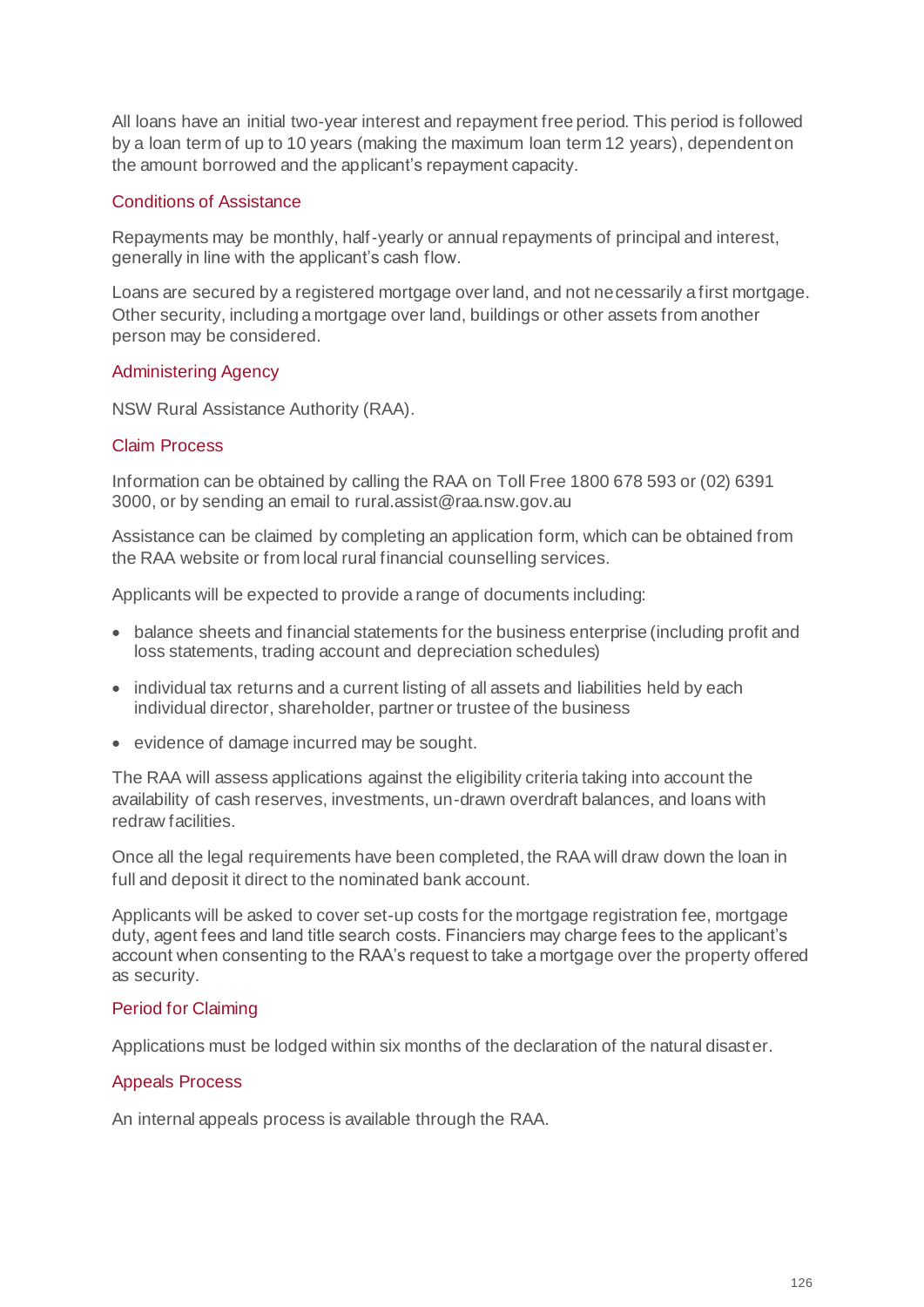All loans have an initial two-year interest and repayment free period. This period is followed by a loan term of up to 10 years (making the maximum loan term 12 years), dependent on the amount borrowed and the applicant's repayment capacity.

### Conditions of Assistance

Repayments may be monthly, half-yearly or annual repayments of principal and interest, generally in line with the applicant's cash flow.

Loans are secured by a registered mortgage over land, and not necessarily a first mortgage. Other security, including a mortgage over land, buildings or other assets from another person may be considered.

### Administering Agency

NSW Rural Assistance Authority (RAA).

### Claim Process

Information can be obtained by calling the RAA on Toll Free 1800 678 593 or (02) 6391 3000, or by sending an email to rural.assist@raa.nsw.gov.au

Assistance can be claimed by completing an application form, which can be obtained from the RAA website or from local rural financial counselling services.

Applicants will be expected to provide a range of documents including:

- balance sheets and financial statements for the business enterprise (including profit and loss statements, trading account and depreciation schedules)
- individual tax returns and a current listing of all assets and liabilities held by each individual director, shareholder, partner or trustee of the business
- evidence of damage incurred may be sought.

The RAA will assess applications against the eligibility criteria taking into account the availability of cash reserves, investments, un-drawn overdraft balances, and loans with redraw facilities.

Once all the legal requirements have been completed, the RAA will draw down the loan in full and deposit it direct to the nominated bank account.

Applicants will be asked to cover set-up costs for the mortgage registration fee, mortgage duty, agent fees and land title search costs. Financiers may charge fees to the applicant's account when consenting to the RAA's request to take a mortgage over the property offered as security.

### Period for Claiming

Applications must be lodged within six months of the declaration of the natural disaster.

### Appeals Process

An internal appeals process is available through the RAA.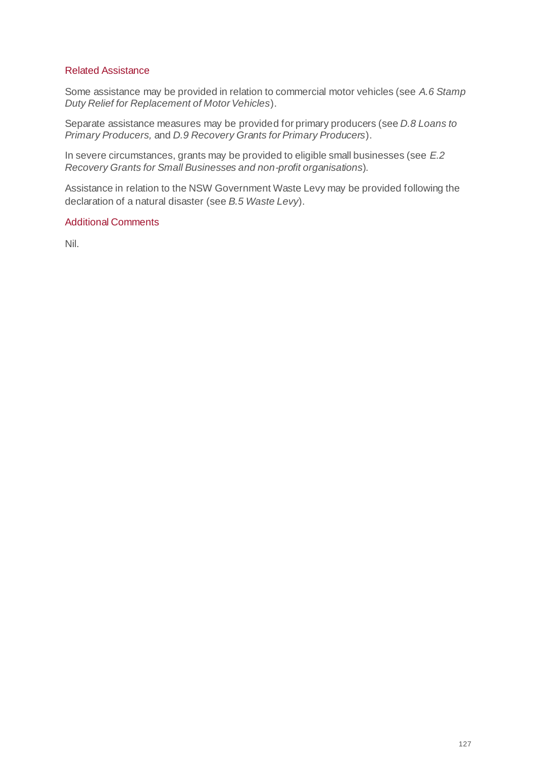### Related Assistance

Some assistance may be provided in relation to commercial motor vehicles (see *A.6 Stamp Duty Relief for Replacement of Motor Vehicles*).

Separate assistance measures may be provided for primary producers (see *D.8 Loans to Primary Producers,* and *D.9 Recovery Grants for Primary Producers*).

In severe circumstances, grants may be provided to eligible small businesses (see *E.2 Recovery Grants for Small Businesses and non-profit organisations*).

Assistance in relation to the NSW Government Waste Levy may be provided following the declaration of a natural disaster (see *B.5 Waste Levy*).

### Additional Comments

Nil.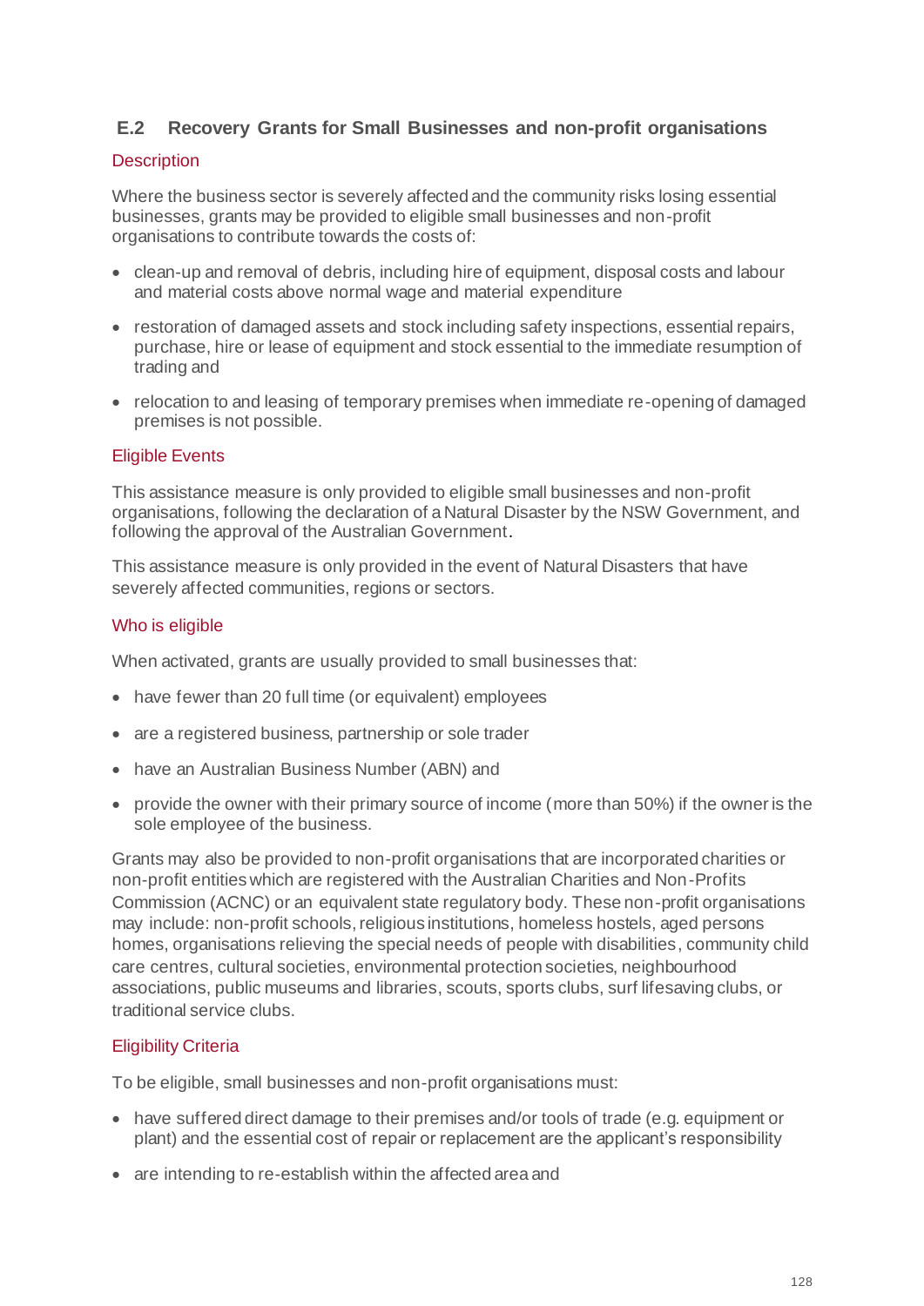## E.2 Recovery Grants for Small Businesses and non-profit organisations

### Description

Where the business sector is severely affected and the community risks losing essential businesses, grants may be provided to eligible small businesses and non-profit organisations to contribute towards the costs of:

- clean-up and removal of debris, including hire of equipment, disposal costs and labour and material costs above normal wage and material expenditure
- restoration of damaged assets and stock including safety inspections, essential repairs, purchase, hire or lease of equipment and stock essential to the immediate resumption of trading and
- relocation to and leasing of temporary premises when immediate re-opening of damaged premises is not possible.

### Eligible Events

This assistance measure is only provided to eligible small businesses and non-profit organisations, following the declaration of a Natural Disaster by the NSW Government, and following the approval of the Australian Government.

This assistance measure is only provided in the event of Natural Disasters that have severely affected communities, regions or sectors.

### Who is eligible

When activated, grants are usually provided to small businesses that:

- have fewer than 20 full time (or equivalent) employees
- are a registered business, partnership or sole trader
- have an Australian Business Number (ABN) and
- provide the owner with their primary source of income (more than 50%) if the owner is the sole employee of the business.

Grants may also be provided to non-profit organisations that are incorporated charities or non-profit entities which are registered with the Australian Charities and Non-Profits Commission (ACNC) or an equivalent state regulatory body. These non-profit organisations may include: non-profit schools, religious institutions, homeless hostels, aged persons homes, organisations relieving the special needs of people with disabilities, community child care centres, cultural societies, environmental protection societies, neighbourhood associations, public museums and libraries, scouts, sports clubs, surf lifesaving clubs, or traditional service clubs.

### Eligibility Criteria

To be eligible, small businesses and non-profit organisations must:

- have suffered direct damage to their premises and/or tools of trade (e.g. equipment or plant) and the essential cost of repair or replacement are the applicant's responsibility
- are intending to re-establish within the affected area and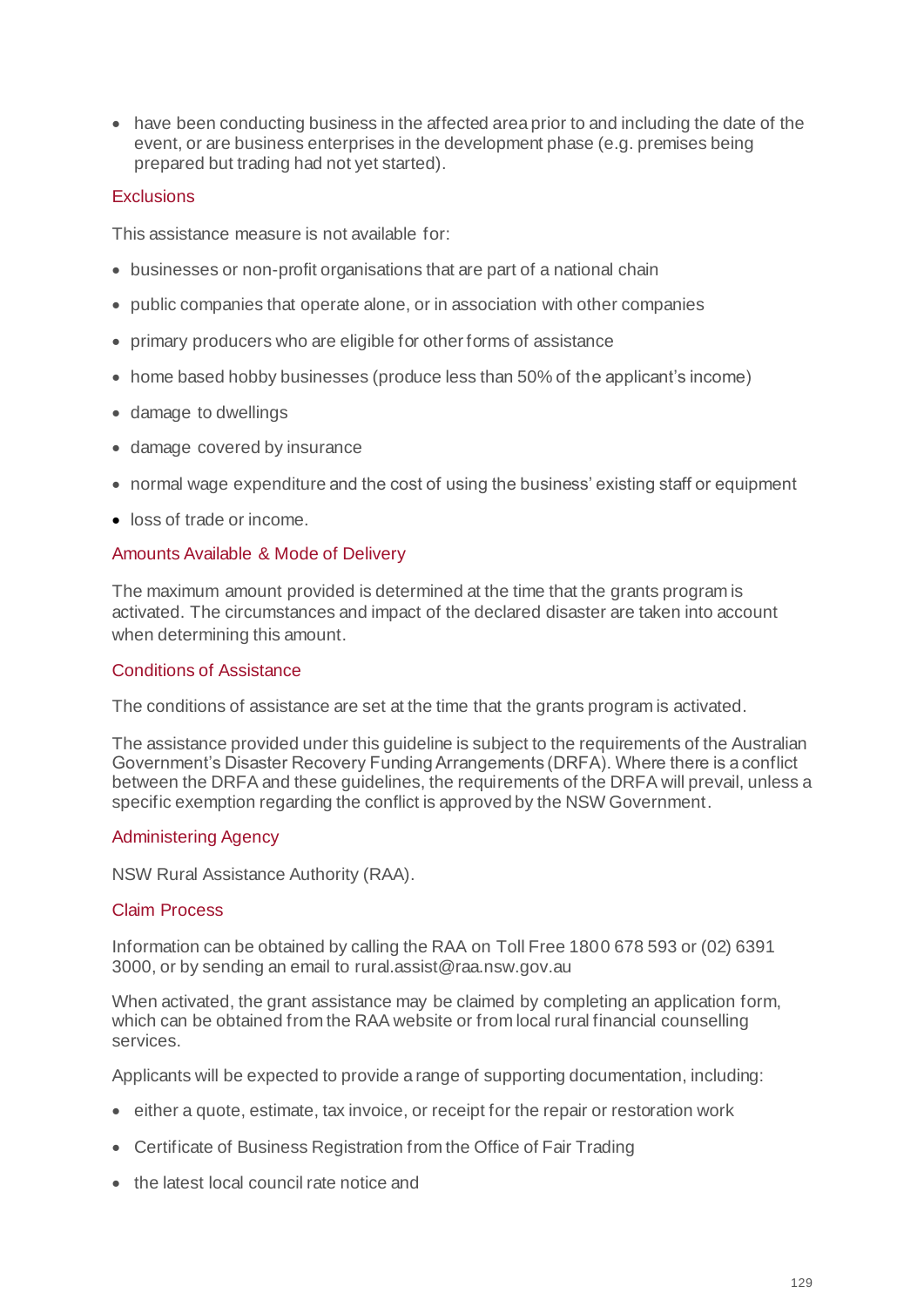- have been conducting business in the affected area prior to and including the date of the event, or are business enterprises in the development phase (e.g. premises being prepared but trading had not yet started).

### Exclusions

This assistance measure is not available for:

- businesses or non-profit organisations that are part of a national chain
- public companies that operate alone, or in association with other companies
- primary producers who are eligible for other forms of assistance
- home based hobby businesses (produce less than 50% of the applicant's income)
- damage to dwellings
- damage covered by insurance
- normal wage expenditure and the cost of using the business' existing staff or equipment
- loss of trade or income.

### Amounts Available & Mode of Delivery

The maximum amount provided is determined at the time that the grants program is activated. The circumstances and impact of the declared disaster are taken into account when determining this amount.

### Conditions of Assistance

The conditions of assistance are set at the time that the grants program is activated.

The assistance provided under this guideline is subject to the requirements of the Australian Government's Disaster Recovery Funding Arrangements (DRFA). Where there is a conflict between the DRFA and these guidelines, the requirements of the DRFA will prevail, unless a specific exemption regarding the conflict is approved by the NSW Government.

### Administering Agency

NSW Rural Assistance Authority (RAA).

### Claim Process

Information can be obtained by calling the RAA on Toll Free 1800 678 593 or (02) 6391 3000, or by sending an email to rural.assist@raa.nsw.gov.au

When activated, the grant assistance may be claimed by completing an application form, which can be obtained from the RAA website or from local rural financial counselling services.

Applicants will be expected to provide a range of supporting documentation, including:

- either a quote, estimate, tax invoice, or receipt for the repair or restoration work
- Certificate of Business Registration from the Office of Fair Trading
- the latest local council rate notice and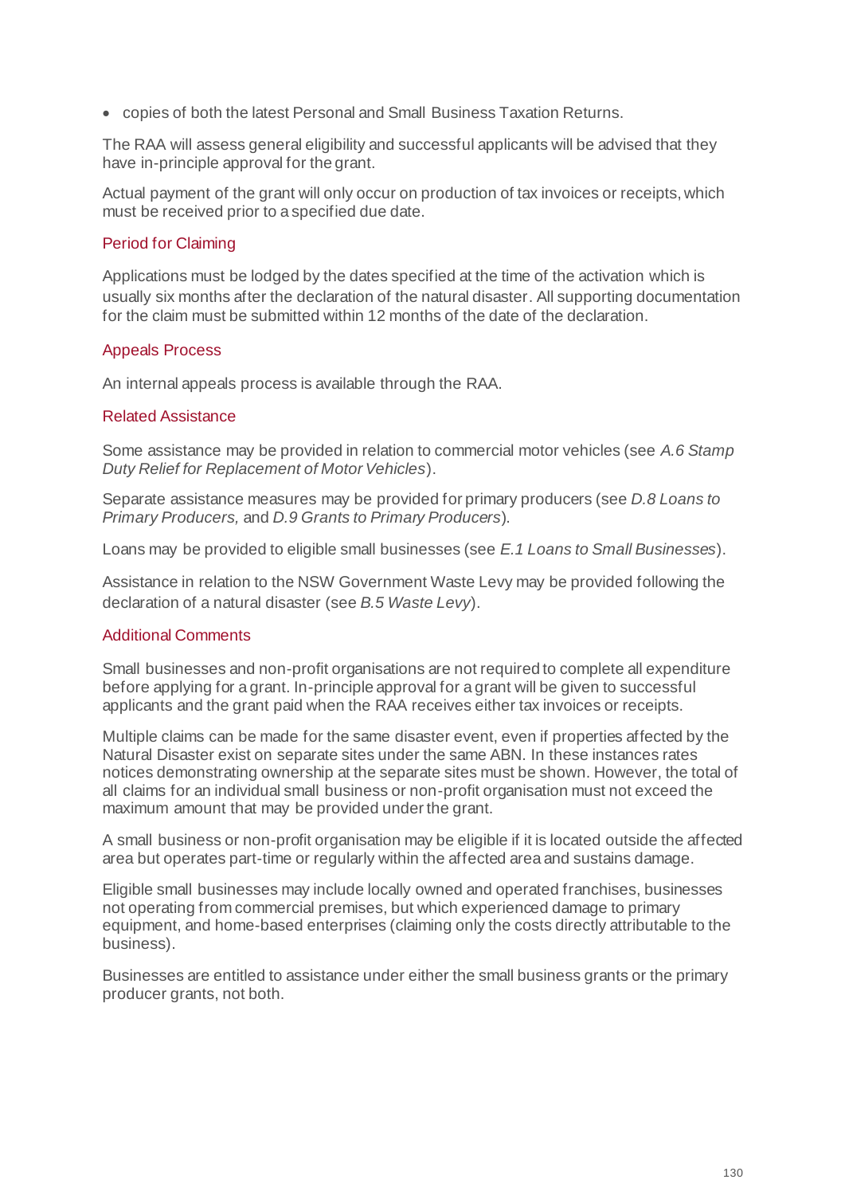- copies of both the latest Personal and Small Business Taxation Returns.

The RAA will assess general eligibility and successful applicants will be advised that they have in-principle approval for the grant.

Actual payment of the grant will only occur on production of tax invoices or receipts, which must be received prior to a specified due date.

### Period for Claiming

Applications must be lodged by the dates specified at the time of the activation which is usually six months after the declaration of the natural disaster. All supporting documentation for the claim must be submitted within 12 months of the date of the declaration.

### Appeals Process

An internal appeals process is available through the RAA.

### Related Assistance

Some assistance may be provided in relation to commercial motor vehicles (see *A.6 Stamp Duty Relief for Replacement of Motor Vehicles*).

Separate assistance measures may be provided for primary producers (see *D.8 Loans to Primary Producers,* and *D.9 Grants to Primary Producers*).

Loans may be provided to eligible small businesses (see *E.1 Loans to Small Businesses*).

Assistance in relation to the NSW Government Waste Levy may be provided following the declaration of a natural disaster (see *B.5 Waste Levy*).

### Additional Comments

Small businesses and non-profit organisations are not required to complete all expenditure before applying for a grant. In-principle approval for a grant will be given to successful applicants and the grant paid when the RAA receives either tax invoices or receipts.

Multiple claims can be made for the same disaster event, even if properties affected by the Natural Disaster exist on separate sites under the same ABN. In these instances rates notices demonstrating ownership at the separate sites must be shown. However, the total of all claims for an individual small business or non-profit organisation must not exceed the maximum amount that may be provided under the grant.

A small business or non-profit organisation may be eligible if it is located outside the affected area but operates part-time or regularly within the affected area and sustains damage.

Eligible small businesses may include locally owned and operated franchises, businesses not operating from commercial premises, but which experienced damage to primary equipment, and home-based enterprises (claiming only the costs directly attributable to the business).

Businesses are entitled to assistance under either the small business grants or the primary producer grants, not both.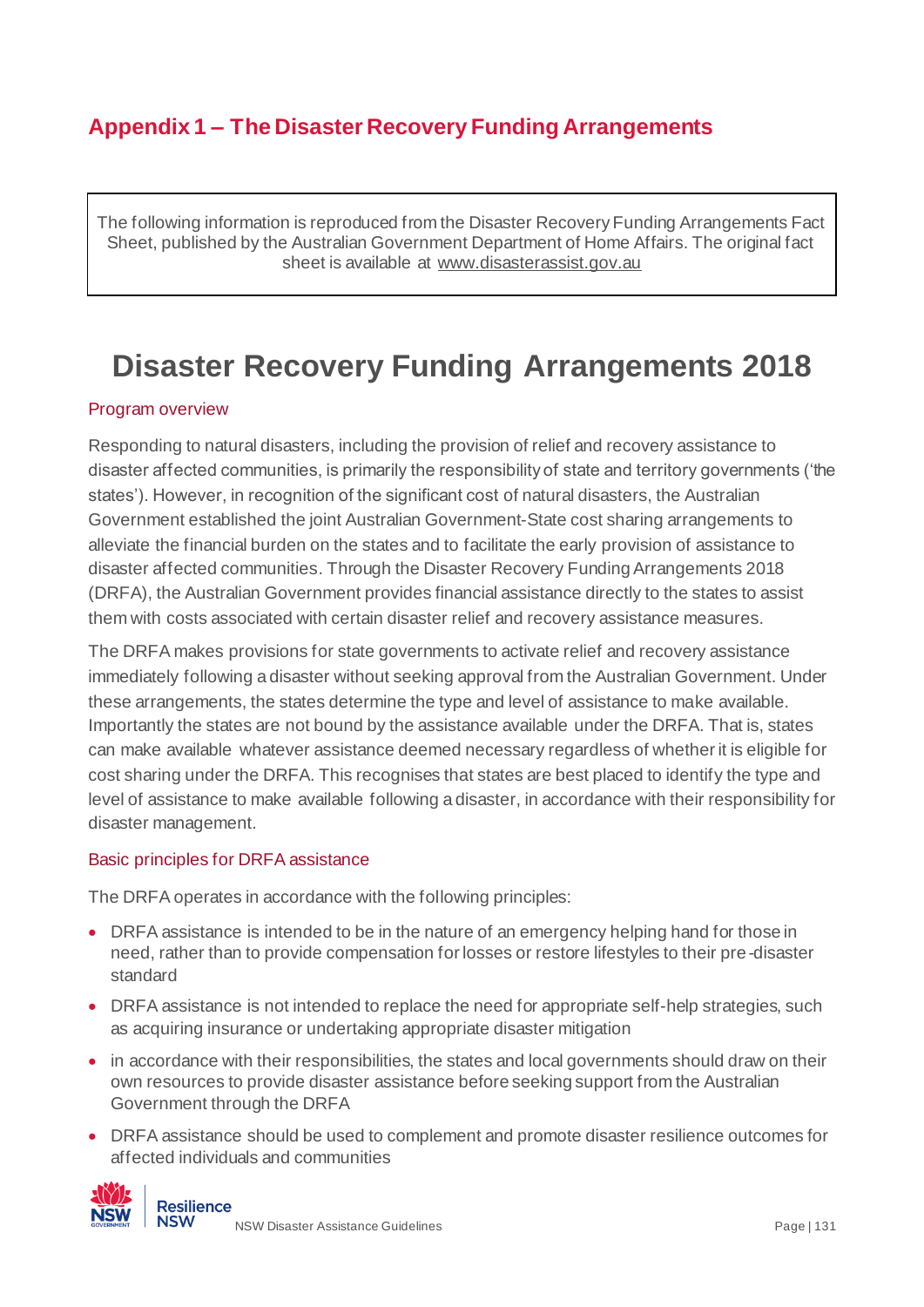## Appendix 1 – The Disaster Recovery Funding Arrangements

The following information is reproduced from the Disaster Recovery Funding Arrangements Fact Sheet, published by the Australian Government Department of Home Affairs. The original fact sheet is available at www.disasterassist.gov.au

# Disaster Recovery Funding Arrangements 2018

### Program overview

Responding to natural disasters, including the provision of relief and recovery assistance to disaster affected communities, is primarily the responsibility of state and territory governments ('the states'). However, in recognition of the significant cost of natural disasters, the Australian Government established the joint Australian Government-State cost sharing arrangements to alleviate the financial burden on the states and to facilitate the early provision of assistance to disaster affected communities. Through the Disaster Recovery Funding Arrangements 2018 (DRFA), the Australian Government provides financial assistance directly to the states to assist them with costs associated with certain disaster relief and recovery assistance measures.

The DRFA makes provisions for state governments to activate relief and recovery assistance immediately following a disaster without seeking approval from the Australian Government. Under these arrangements, the states determine the type and level of assistance to make available. Importantly the states are not bound by the assistance available under the DRFA. That is, states can make available whatever assistance deemed necessary regardless of whether it is eligible for cost sharing under the DRFA. This recognises that states are best placed to identify the type and level of assistance to make available following a disaster, in accordance with their responsibility for disaster management.

### Basic principles for DRFA assistance

The DRFA operates in accordance with the following principles:

- DRFA assistance is intended to be in the nature of an emergency helping hand for those in need, rather than to provide compensation for losses or restore lifestyles to their pre-disaster standard
- DRFA assistance is not intended to replace the need for appropriate self-help strategies, such as acquiring insurance or undertaking appropriate disaster mitigation
- in accordance with their responsibilities, the states and local governments should draw on their own resources to provide disaster assistance before seeking support from the Australian Government through the DRFA
- DRFA assistance should be used to complement and promote disaster resilience outcomes for affected individuals and communities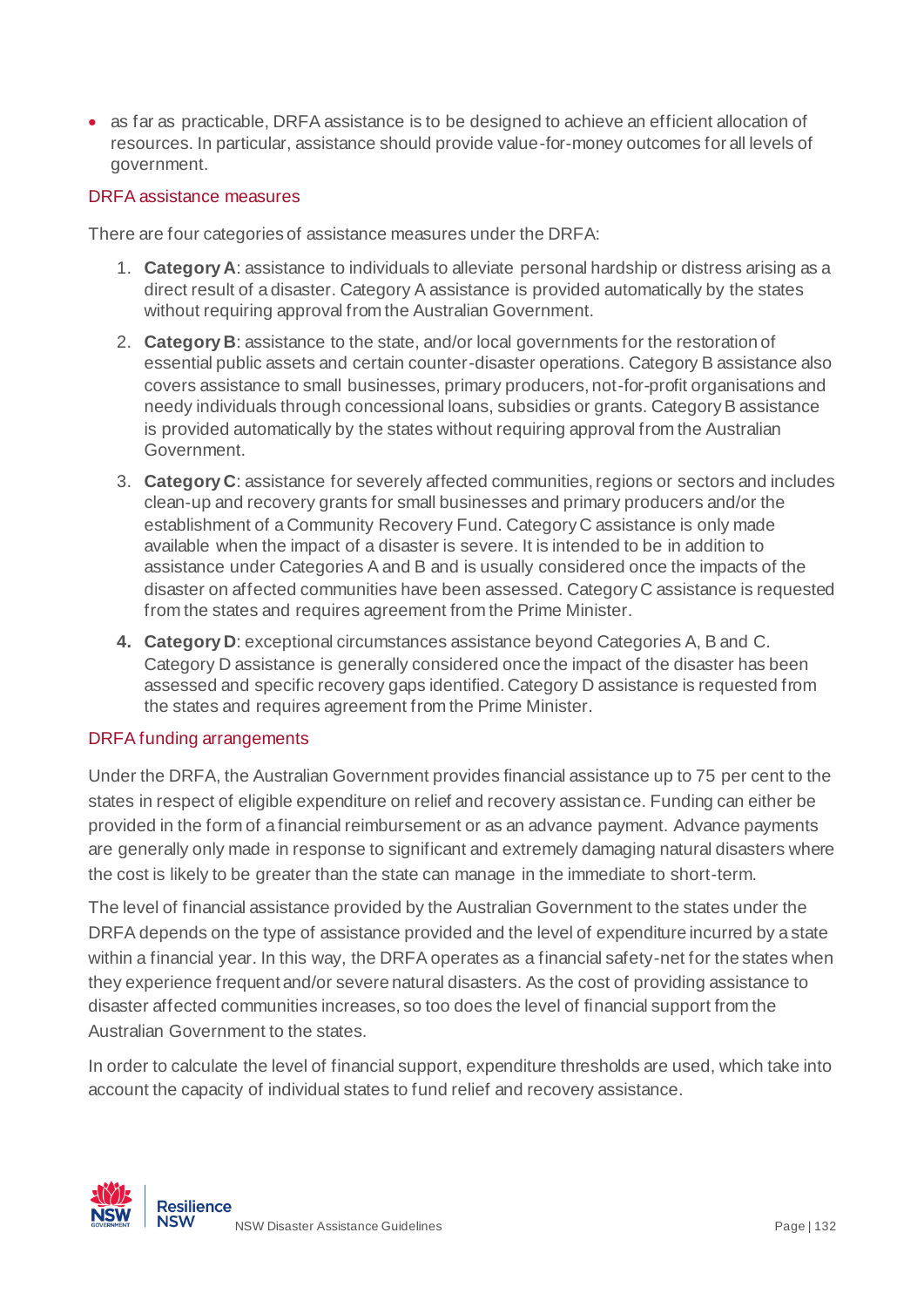- as far as practicable, DRFA assistance is to be designed to achieve an efficient allocation of resources. In particular, assistance should provide value-for-money outcomes for all levels of government.

### DRFA assistance measures

There are four categories of assistance measures under the DRFA:

1. **Category A**: assistance to individuals to alleviate personal hardship or distress arising as a direct result of a disaster. Category A assistance is provided automatically by the states without requiring approval from the Australian Government.
2. **Category B**: assistance to the state, and/or local governments for the restoration of essential public assets and certain counter-disaster operations. Category B assistance also covers assistance to small businesses, primary producers, not-for-profit organisations and needy individuals through concessional loans, subsidies or grants. Category B assistance is provided automatically by the states without requiring approval from the Australian Government.
3. **Category C**: assistance for severely affected communities, regions or sectors and includes clean-up and recovery grants for small businesses and primary producers and/or the establishment of a Community Recovery Fund. Category C assistance is only made available when the impact of a disaster is severe. It is intended to be in addition to assistance under Categories A and B and is usually considered once the impacts of the disaster on affected communities have been assessed. Category C assistance is requested from the states and requires agreement from the Prime Minister.
4. **Category D**: exceptional circumstances assistance beyond Categories A, B and C. Category D assistance is generally considered once the impact of the disaster has been assessed and specific recovery gaps identified. Category D assistance is requested from the states and requires agreement from the Prime Minister.

### DRFA funding arrangements

Under the DRFA, the Australian Government provides financial assistance up to 75 per cent to the states in respect of eligible expenditure on relief and recovery assistance. Funding can either be provided in the form of a financial reimbursement or as an advance payment. Advance payments are generally only made in response to significant and extremely damaging natural disasters where the cost is likely to be greater than the state can manage in the immediate to short-term.

The level of financial assistance provided by the Australian Government to the states under the DRFA depends on the type of assistance provided and the level of expenditure incurred by a state within a financial year. In this way, the DRFA operates as a financial safety-net for the states when they experience frequent and/or severe natural disasters. As the cost of providing assistance to disaster affected communities increases, so too does the level of financial support from the Australian Government to the states.

In order to calculate the level of financial support, expenditure thresholds are used, which take into account the capacity of individual states to fund relief and recovery assistance.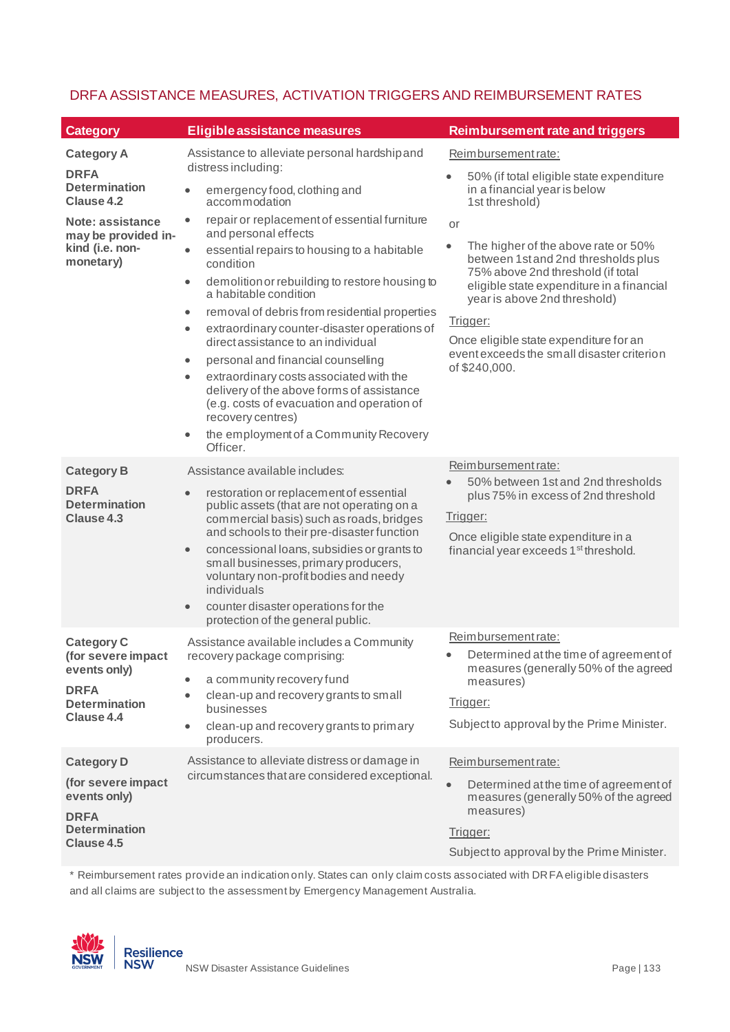## DRFA ASSISTANCE MEASURES, ACTIVATION TRIGGERS AND REIMBURSEMENT RATES

| Category | Eligible assistance measures | Reimbursement rate and triggers |
|---|---|---|
| **Category A**<br><br>**DRFA Determination Clause 4.2**<br><br>**Note: assistance may be provided in-kind (i.e. non-monetary)** | Assistance to alleviate personal hardship and distress including:<br>• emergency food, clothing and accommodation<br>• repair or replacement of essential furniture and personal effects<br>• essential repairs to housing to a habitable condition<br>• demolition or rebuilding to restore housing to a habitable condition<br>• removal of debris from residential properties<br>• extraordinary counter-disaster operations of direct assistance to an individual<br>• personal and financial counselling<br>• extraordinary costs associated with the delivery of the above forms of assistance (e.g. costs of evacuation and operation of recovery centres)<br>• the employment of a Community Recovery Officer. | Reimbursement rate:<br>• 50% (if total eligible state expenditure in a financial year is below 1st threshold)<br><br>or<br><br>• The higher of the above rate or 50% between 1st and 2nd thresholds plus 75% above 2nd threshold (if total eligible state expenditure in a financial year is above 2nd threshold)<br><br>Trigger:<br>Once eligible state expenditure for an event exceeds the small disaster criterion of $240,000. |
| **Category B**<br><br>**DRFA Determination Clause 4.3** | Assistance available includes:<br>• restoration or replacement of essential public assets (that are not operating on a commercial basis) such as roads, bridges and schools to their pre-disaster function<br>• concessional loans, subsidies or grants to small businesses, primary producers, voluntary non-profit bodies and needy individuals<br>• counter disaster operations for the protection of the general public. | Reimbursement rate:<br>• 50% between 1st and 2nd thresholds plus 75% in excess of 2nd threshold<br><br>Trigger:<br>Once eligible state expenditure in a financial year exceeds 1st threshold. |
| **Category C (for severe impact events only)**<br><br>**DRFA Determination Clause 4.4** | Assistance available includes a Community recovery package comprising:<br>• a community recovery fund<br>• clean-up and recovery grants to small businesses<br>• clean-up and recovery grants to primary producers. | Reimbursement rate:<br>• Determined at the time of agreement of measures (generally 50% of the agreed measures)<br><br>Trigger:<br>Subject to approval by the Prime Minister. |
| **Category D**<br><br>**(for severe impact events only)**<br><br>**DRFA Determination Clause 4.5** | Assistance to alleviate distress or damage in circumstances that are considered exceptional. | Reimbursement rate:<br>• Determined at the time of agreement of measures (generally 50% of the agreed measures)<br><br>Trigger:<br>Subject to approval by the Prime Minister. |

* Reimbursement rates provide an indication only. States can only claim costs associated with DRFA eligible disasters and all claims are subject to the assessment by Emergency Management Australia.